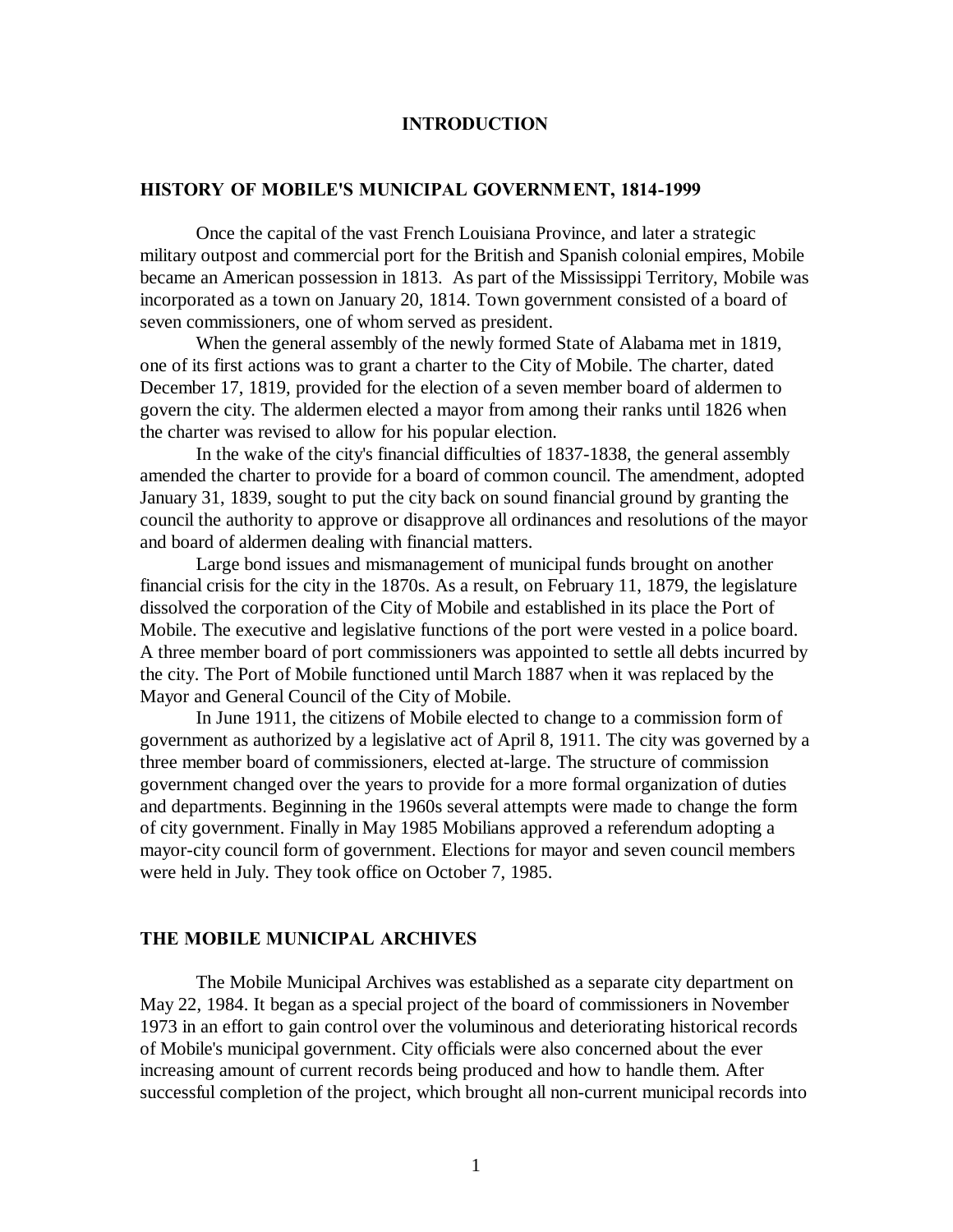# INTRODUCTION

## HISTORY OF MOBILE'S MUNICIPAL GOVERNMENT, 1814-1999

Once the capital of the vast French Louisiana Province, and later a strategic military outpost and commercial port for the British and Spanish colonial empires, Mobile became an American possession in 1813. As part of the Mississippi Territory, Mobile was incorporated as a town on January 20, 1814. Town government consisted of a board of seven commissioners, one of whom served as president.

When the general assembly of the newly formed State of Alabama met in 1819, one of its first actions was to grant a charter to the City of Mobile. The charter, dated December 17, 1819, provided for the election of a seven member board of aldermen to govern the city. The aldermen elected a mayor from among their ranks until 1826 when the charter was revised to allow for his popular election.

In the wake of the city's financial difficulties of 1837-1838, the general assembly amended the charter to provide for a board of common council. The amendment, adopted January 31, 1839, sought to put the city back on sound financial ground by granting the council the authority to approve or disapprove all ordinances and resolutions of the mayor and board of aldermen dealing with financial matters.

Large bond issues and mismanagement of municipal funds brought on another financial crisis for the city in the 1870s. As a result, on February 11, 1879, the legislature dissolved the corporation of the City of Mobile and established in its place the Port of Mobile. The executive and legislative functions of the port were vested in a police board. A three member board of port commissioners was appointed to settle all debts incurred by the city. The Port of Mobile functioned until March 1887 when it was replaced by the Mayor and General Council of the City of Mobile.

In June 1911, the citizens of Mobile elected to change to a commission form of government as authorized by a legislative act of April 8, 1911. The city was governed by a three member board of commissioners, elected at-large. The structure of commission government changed over the years to provide for a more formal organization of duties and departments. Beginning in the 1960s several attempts were made to change the form of city government. Finally in May 1985 Mobilians approved a referendum adopting a mayor-city council form of government. Elections for mayor and seven council members were held in July. They took office on October 7, 1985.

## THE MOBILE MUNICIPAL ARCHIVES

The Mobile Municipal Archives was established as a separate city department on May 22, 1984. It began as a special project of the board of commissioners in November 1973 in an effort to gain control over the voluminous and deteriorating historical records of Mobile's municipal government. City officials were also concerned about the ever increasing amount of current records being produced and how to handle them. After successful completion of the project, which brought all non-current municipal records into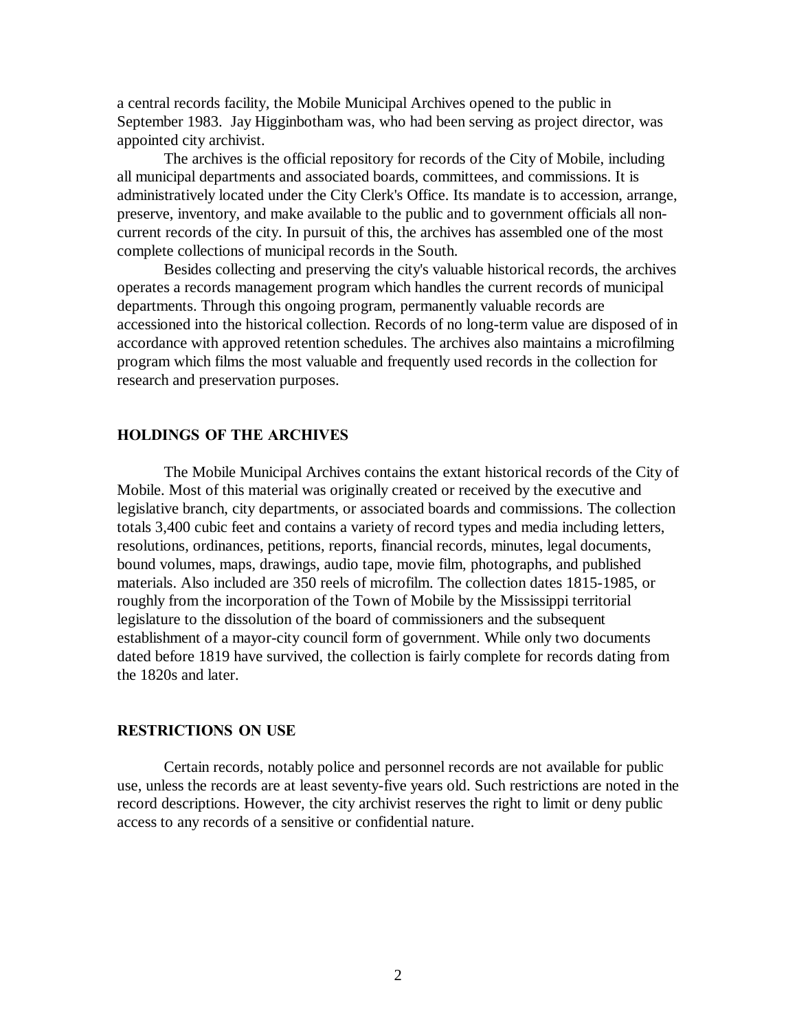a central records facility, the Mobile Municipal Archives opened to the public in September 1983. Jay Higginbotham was, who had been serving as project director, was appointed city archivist.

The archives is the official repository for records of the City of Mobile, including all municipal departments and associated boards, committees, and commissions. It is administratively located under the City Clerk's Office. Its mandate is to accession, arrange, preserve, inventory, and make available to the public and to government officials all non-current records of the city. In pursuit of this, the archives has assembled one of the most complete collections of municipal records in the South.

Besides collecting and preserving the city's valuable historical records, the archives operates a records management program which handles the current records of municipal departments. Through this ongoing program, permanently valuable records are accessioned into the historical collection. Records of no long-term value are disposed of in accordance with approved retention schedules. The archives also maintains a microfilming program which films the most valuable and frequently used records in the collection for research and preservation purposes.

## HOLDINGS OF THE ARCHIVES

The Mobile Municipal Archives contains the extant historical records of the City of Mobile. Most of this material was originally created or received by the executive and legislative branch, city departments, or associated boards and commissions. The collection totals 3,400 cubic feet and contains a variety of record types and media including letters, resolutions, ordinances, petitions, reports, financial records, minutes, legal documents, bound volumes, maps, drawings, audio tape, movie film, photographs, and published materials. Also included are 350 reels of microfilm. The collection dates 1815-1985, or roughly from the incorporation of the Town of Mobile by the Mississippi territorial legislature to the dissolution of the board of commissioners and the subsequent establishment of a mayor-city council form of government. While only two documents dated before 1819 have survived, the collection is fairly complete for records dating from the 1820s and later.

## RESTRICTIONS ON USE

Certain records, notably police and personnel records are not available for public use, unless the records are at least seventy-five years old. Such restrictions are noted in the record descriptions. However, the city archivist reserves the right to limit or deny public access to any records of a sensitive or confidential nature.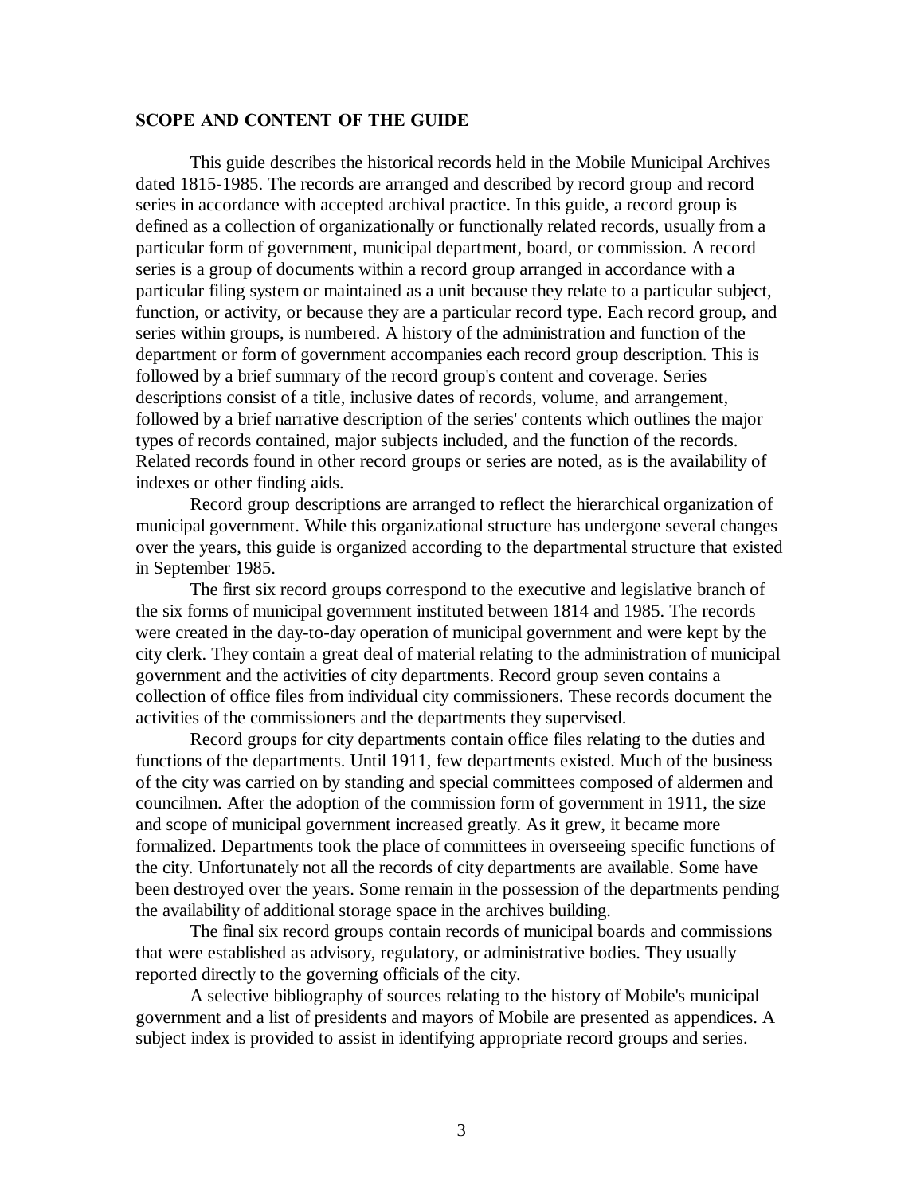## SCOPE AND CONTENT OF THE GUIDE

This guide describes the historical records held in the Mobile Municipal Archives dated 1815-1985. The records are arranged and described by record group and record series in accordance with accepted archival practice. In this guide, a record group is defined as a collection of organizationally or functionally related records, usually from a particular form of government, municipal department, board, or commission. A record series is a group of documents within a record group arranged in accordance with a particular filing system or maintained as a unit because they relate to a particular subject, function, or activity, or because they are a particular record type. Each record group, and series within groups, is numbered. A history of the administration and function of the department or form of government accompanies each record group description. This is followed by a brief summary of the record group's content and coverage. Series descriptions consist of a title, inclusive dates of records, volume, and arrangement, followed by a brief narrative description of the series' contents which outlines the major types of records contained, major subjects included, and the function of the records. Related records found in other record groups or series are noted, as is the availability of indexes or other finding aids.

Record group descriptions are arranged to reflect the hierarchical organization of municipal government. While this organizational structure has undergone several changes over the years, this guide is organized according to the departmental structure that existed in September 1985.

The first six record groups correspond to the executive and legislative branch of the six forms of municipal government instituted between 1814 and 1985. The records were created in the day-to-day operation of municipal government and were kept by the city clerk. They contain a great deal of material relating to the administration of municipal government and the activities of city departments. Record group seven contains a collection of office files from individual city commissioners. These records document the activities of the commissioners and the departments they supervised.

Record groups for city departments contain office files relating to the duties and functions of the departments. Until 1911, few departments existed. Much of the business of the city was carried on by standing and special committees composed of aldermen and councilmen. After the adoption of the commission form of government in 1911, the size and scope of municipal government increased greatly. As it grew, it became more formalized. Departments took the place of committees in overseeing specific functions of the city. Unfortunately not all the records of city departments are available. Some have been destroyed over the years. Some remain in the possession of the departments pending the availability of additional storage space in the archives building.

The final six record groups contain records of municipal boards and commissions that were established as advisory, regulatory, or administrative bodies. They usually reported directly to the governing officials of the city.

A selective bibliography of sources relating to the history of Mobile's municipal government and a list of presidents and mayors of Mobile are presented as appendices. A subject index is provided to assist in identifying appropriate record groups and series.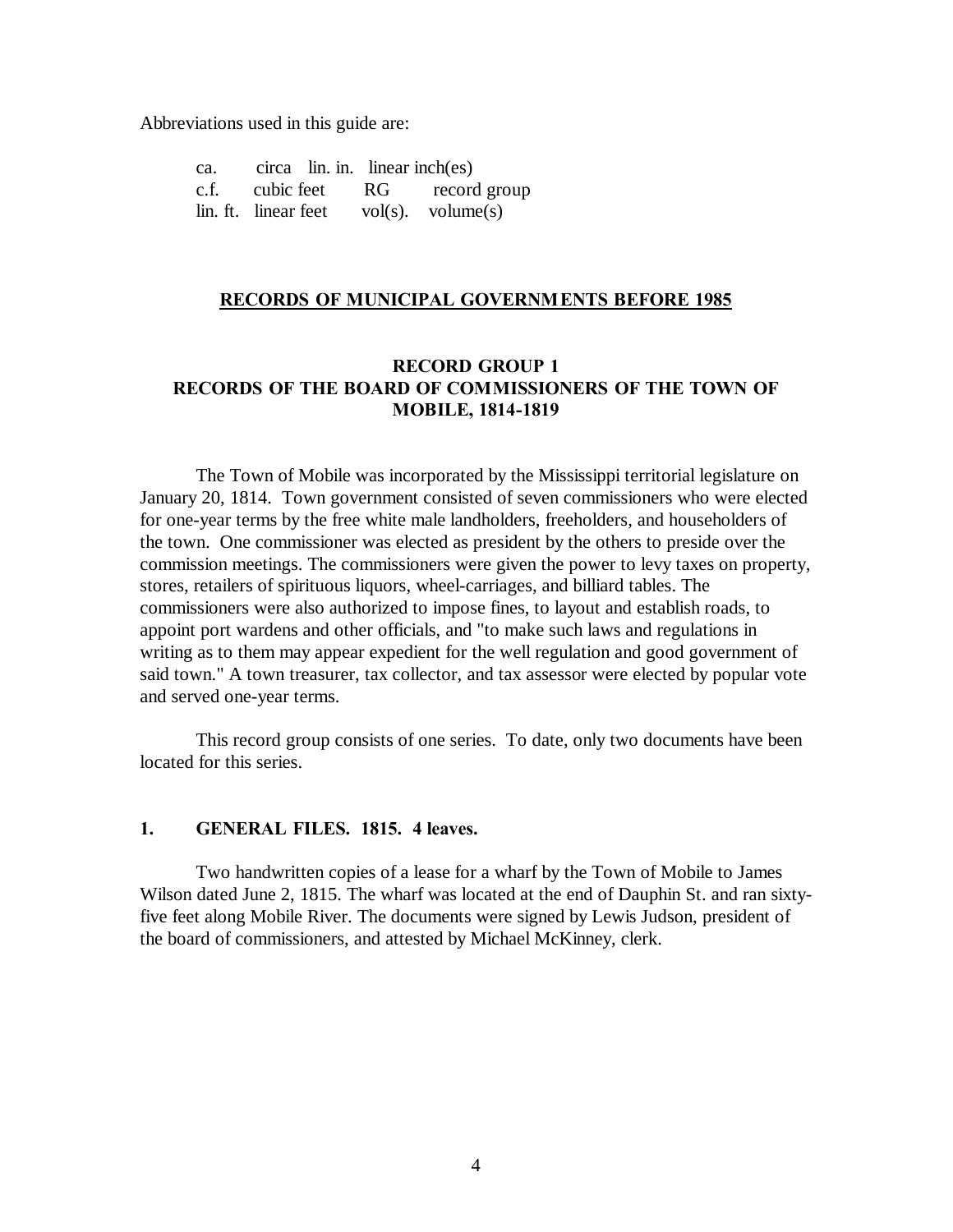Abbreviations used in this guide are:

| | | | |
|---|---|---|---|
| ca. | circa | lin. in. | linear inch(es) |
| c.f. | cubic feet | RG | record group |
| lin. ft. | linear feet | vol(s). | volume(s) |

## RECORDS OF MUNICIPAL GOVERNMENTS BEFORE 1985

### RECORD GROUP 1
### RECORDS OF THE BOARD OF COMMISSIONERS OF THE TOWN OF MOBILE, 1814-1819

The Town of Mobile was incorporated by the Mississippi territorial legislature on January 20, 1814. Town government consisted of seven commissioners who were elected for one-year terms by the free white male landholders, freeholders, and householders of the town. One commissioner was elected as president by the others to preside over the commission meetings. The commissioners were given the power to levy taxes on property, stores, retailers of spirituous liquors, wheel-carriages, and billiard tables. The commissioners were also authorized to impose fines, to layout and establish roads, to appoint port wardens and other officials, and "to make such laws and regulations in writing as to them may appear expedient for the well regulation and good government of said town." A town treasurer, tax collector, and tax assessor were elected by popular vote and served one-year terms.

This record group consists of one series. To date, only two documents have been located for this series.

**1. GENERAL FILES. 1815. 4 leaves.**

Two handwritten copies of a lease for a wharf by the Town of Mobile to James Wilson dated June 2, 1815. The wharf was located at the end of Dauphin St. and ran sixty-five feet along Mobile River. The documents were signed by Lewis Judson, president of the board of commissioners, and attested by Michael McKinney, clerk.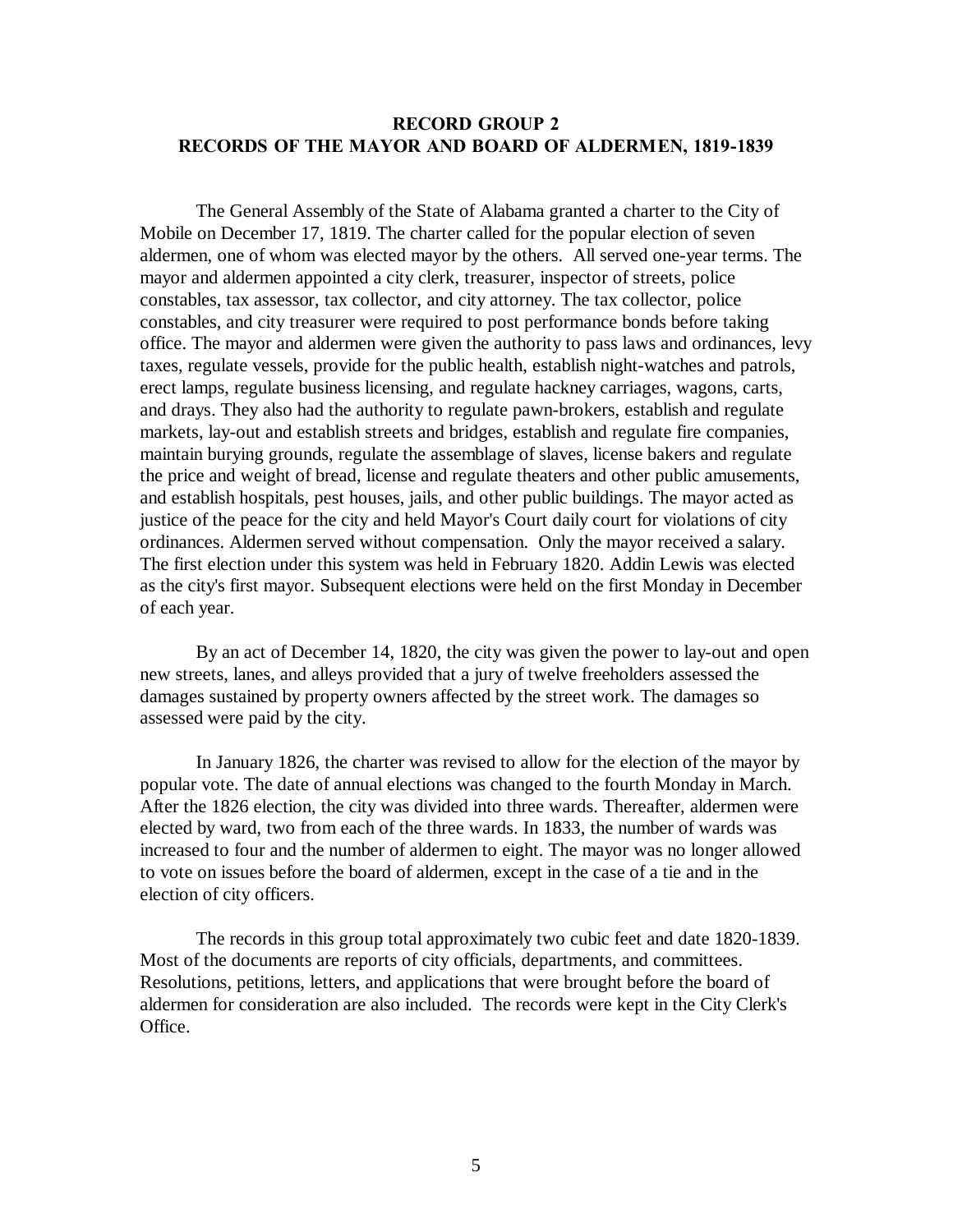## RECORD GROUP 2
## RECORDS OF THE MAYOR AND BOARD OF ALDERMEN, 1819-1839

The General Assembly of the State of Alabama granted a charter to the City of Mobile on December 17, 1819. The charter called for the popular election of seven aldermen, one of whom was elected mayor by the others. All served one-year terms. The mayor and aldermen appointed a city clerk, treasurer, inspector of streets, police constables, tax assessor, tax collector, and city attorney. The tax collector, police constables, and city treasurer were required to post performance bonds before taking office. The mayor and aldermen were given the authority to pass laws and ordinances, levy taxes, regulate vessels, provide for the public health, establish night-watches and patrols, erect lamps, regulate business licensing, and regulate hackney carriages, wagons, carts, and drays. They also had the authority to regulate pawn-brokers, establish and regulate markets, lay-out and establish streets and bridges, establish and regulate fire companies, maintain burying grounds, regulate the assemblage of slaves, license bakers and regulate the price and weight of bread, license and regulate theaters and other public amusements, and establish hospitals, pest houses, jails, and other public buildings. The mayor acted as justice of the peace for the city and held Mayor's Court daily court for violations of city ordinances. Aldermen served without compensation. Only the mayor received a salary. The first election under this system was held in February 1820. Addin Lewis was elected as the city's first mayor. Subsequent elections were held on the first Monday in December of each year.

By an act of December 14, 1820, the city was given the power to lay-out and open new streets, lanes, and alleys provided that a jury of twelve freeholders assessed the damages sustained by property owners affected by the street work. The damages so assessed were paid by the city.

In January 1826, the charter was revised to allow for the election of the mayor by popular vote. The date of annual elections was changed to the fourth Monday in March. After the 1826 election, the city was divided into three wards. Thereafter, aldermen were elected by ward, two from each of the three wards. In 1833, the number of wards was increased to four and the number of aldermen to eight. The mayor was no longer allowed to vote on issues before the board of aldermen, except in the case of a tie and in the election of city officers.

The records in this group total approximately two cubic feet and date 1820-1839. Most of the documents are reports of city officials, departments, and committees. Resolutions, petitions, letters, and applications that were brought before the board of aldermen for consideration are also included. The records were kept in the City Clerk's Office.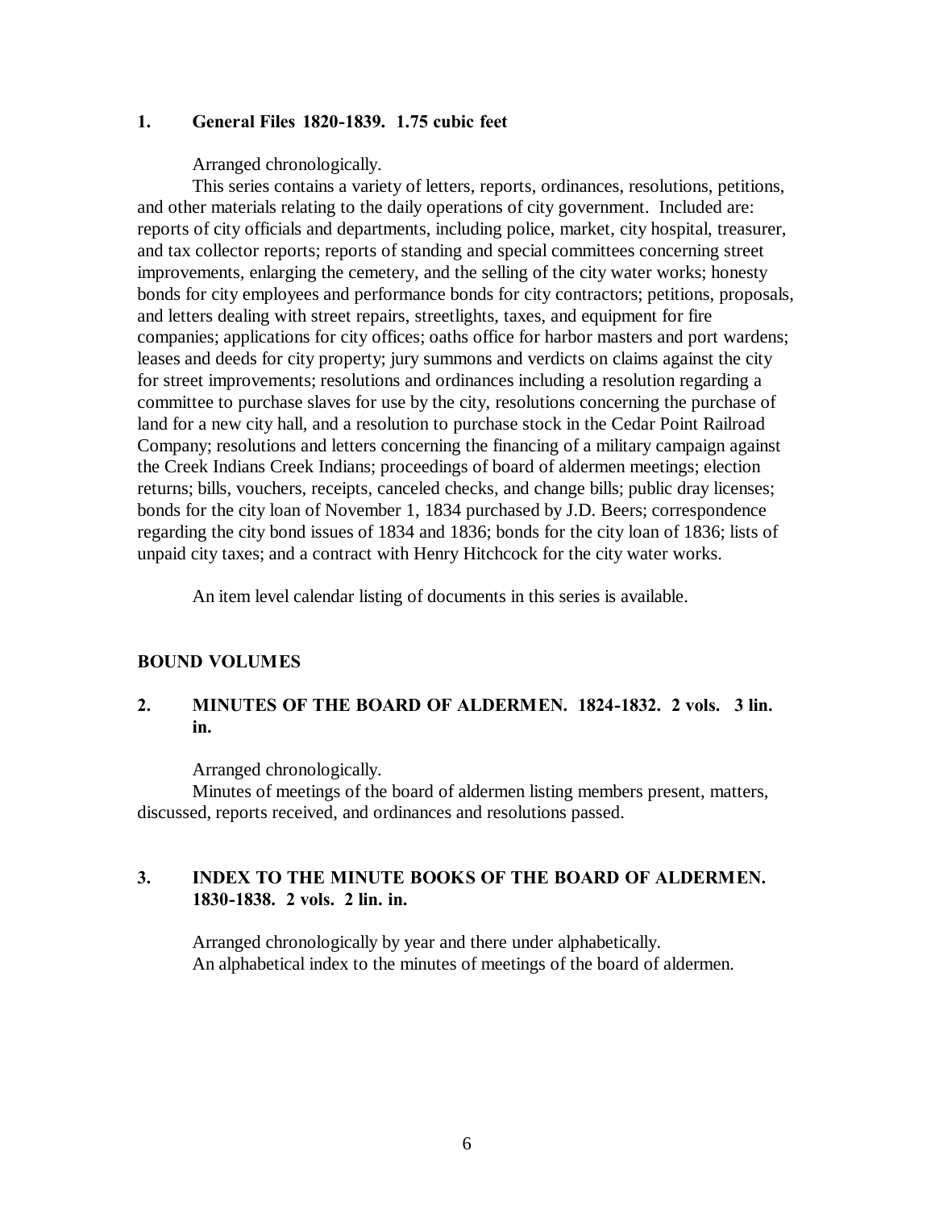### 1. General Files 1820-1839. 1.75 cubic feet

Arranged chronologically.

This series contains a variety of letters, reports, ordinances, resolutions, petitions, and other materials relating to the daily operations of city government. Included are: reports of city officials and departments, including police, market, city hospital, treasurer, and tax collector reports; reports of standing and special committees concerning street improvements, enlarging the cemetery, and the selling of the city water works; honesty bonds for city employees and performance bonds for city contractors; petitions, proposals, and letters dealing with street repairs, streetlights, taxes, and equipment for fire companies; applications for city offices; oaths office for harbor masters and port wardens; leases and deeds for city property; jury summons and verdicts on claims against the city for street improvements; resolutions and ordinances including a resolution regarding a committee to purchase slaves for use by the city, resolutions concerning the purchase of land for a new city hall, and a resolution to purchase stock in the Cedar Point Railroad Company; resolutions and letters concerning the financing of a military campaign against the Creek Indians Creek Indians; proceedings of board of aldermen meetings; election returns; bills, vouchers, receipts, canceled checks, and change bills; public dray licenses; bonds for the city loan of November 1, 1834 purchased by J.D. Beers; correspondence regarding the city bond issues of 1834 and 1836; bonds for the city loan of 1836; lists of unpaid city taxes; and a contract with Henry Hitchcock for the city water works.

An item level calendar listing of documents in this series is available.

## BOUND VOLUMES

### 2. MINUTES OF THE BOARD OF ALDERMEN. 1824-1832. 2 vols. 3 lin. in.

Arranged chronologically.

Minutes of meetings of the board of aldermen listing members present, matters, discussed, reports received, and ordinances and resolutions passed.

### 3. INDEX TO THE MINUTE BOOKS OF THE BOARD OF ALDERMEN. 1830-1838. 2 vols. 2 lin. in.

Arranged chronologically by year and there under alphabetically.

An alphabetical index to the minutes of meetings of the board of aldermen.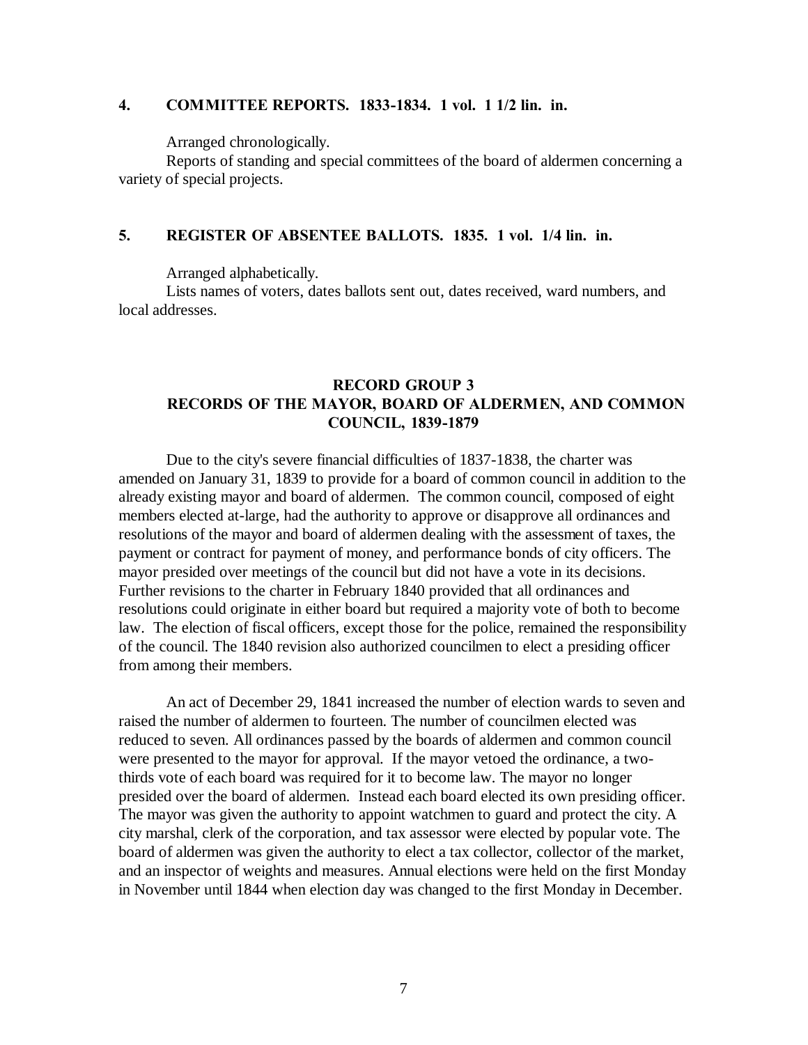**4. COMMITTEE REPORTS. 1833-1834. 1 vol. 1 1/2 lin. in.**

Arranged chronologically.

Reports of standing and special committees of the board of aldermen concerning a variety of special projects.

**5. REGISTER OF ABSENTEE BALLOTS. 1835. 1 vol. 1/4 lin. in.**

Arranged alphabetically.

Lists names of voters, dates ballots sent out, dates received, ward numbers, and local addresses.

## RECORD GROUP 3
## RECORDS OF THE MAYOR, BOARD OF ALDERMEN, AND COMMON COUNCIL, 1839-1879

Due to the city's severe financial difficulties of 1837-1838, the charter was amended on January 31, 1839 to provide for a board of common council in addition to the already existing mayor and board of aldermen. The common council, composed of eight members elected at-large, had the authority to approve or disapprove all ordinances and resolutions of the mayor and board of aldermen dealing with the assessment of taxes, the payment or contract for payment of money, and performance bonds of city officers. The mayor presided over meetings of the council but did not have a vote in its decisions. Further revisions to the charter in February 1840 provided that all ordinances and resolutions could originate in either board but required a majority vote of both to become law. The election of fiscal officers, except those for the police, remained the responsibility of the council. The 1840 revision also authorized councilmen to elect a presiding officer from among their members.

An act of December 29, 1841 increased the number of election wards to seven and raised the number of aldermen to fourteen. The number of councilmen elected was reduced to seven. All ordinances passed by the boards of aldermen and common council were presented to the mayor for approval. If the mayor vetoed the ordinance, a two-thirds vote of each board was required for it to become law. The mayor no longer presided over the board of aldermen. Instead each board elected its own presiding officer. The mayor was given the authority to appoint watchmen to guard and protect the city. A city marshal, clerk of the corporation, and tax assessor were elected by popular vote. The board of aldermen was given the authority to elect a tax collector, collector of the market, and an inspector of weights and measures. Annual elections were held on the first Monday in November until 1844 when election day was changed to the first Monday in December.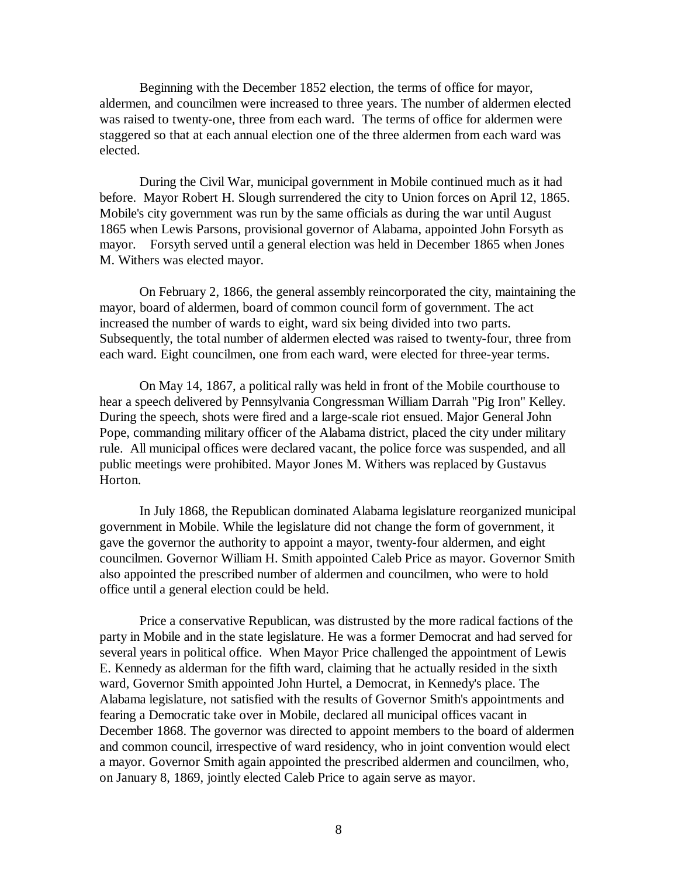Beginning with the December 1852 election, the terms of office for mayor, aldermen, and councilmen were increased to three years. The number of aldermen elected was raised to twenty-one, three from each ward. The terms of office for aldermen were staggered so that at each annual election one of the three aldermen from each ward was elected.

During the Civil War, municipal government in Mobile continued much as it had before. Mayor Robert H. Slough surrendered the city to Union forces on April 12, 1865. Mobile's city government was run by the same officials as during the war until August 1865 when Lewis Parsons, provisional governor of Alabama, appointed John Forsyth as mayor. Forsyth served until a general election was held in December 1865 when Jones M. Withers was elected mayor.

On February 2, 1866, the general assembly reincorporated the city, maintaining the mayor, board of aldermen, board of common council form of government. The act increased the number of wards to eight, ward six being divided into two parts. Subsequently, the total number of aldermen elected was raised to twenty-four, three from each ward. Eight councilmen, one from each ward, were elected for three-year terms.

On May 14, 1867, a political rally was held in front of the Mobile courthouse to hear a speech delivered by Pennsylvania Congressman William Darrah "Pig Iron" Kelley. During the speech, shots were fired and a large-scale riot ensued. Major General John Pope, commanding military officer of the Alabama district, placed the city under military rule. All municipal offices were declared vacant, the police force was suspended, and all public meetings were prohibited. Mayor Jones M. Withers was replaced by Gustavus Horton.

In July 1868, the Republican dominated Alabama legislature reorganized municipal government in Mobile. While the legislature did not change the form of government, it gave the governor the authority to appoint a mayor, twenty-four aldermen, and eight councilmen. Governor William H. Smith appointed Caleb Price as mayor. Governor Smith also appointed the prescribed number of aldermen and councilmen, who were to hold office until a general election could be held.

Price a conservative Republican, was distrusted by the more radical factions of the party in Mobile and in the state legislature. He was a former Democrat and had served for several years in political office. When Mayor Price challenged the appointment of Lewis E. Kennedy as alderman for the fifth ward, claiming that he actually resided in the sixth ward, Governor Smith appointed John Hurtel, a Democrat, in Kennedy's place. The Alabama legislature, not satisfied with the results of Governor Smith's appointments and fearing a Democratic take over in Mobile, declared all municipal offices vacant in December 1868. The governor was directed to appoint members to the board of aldermen and common council, irrespective of ward residency, who in joint convention would elect a mayor. Governor Smith again appointed the prescribed aldermen and councilmen, who, on January 8, 1869, jointly elected Caleb Price to again serve as mayor.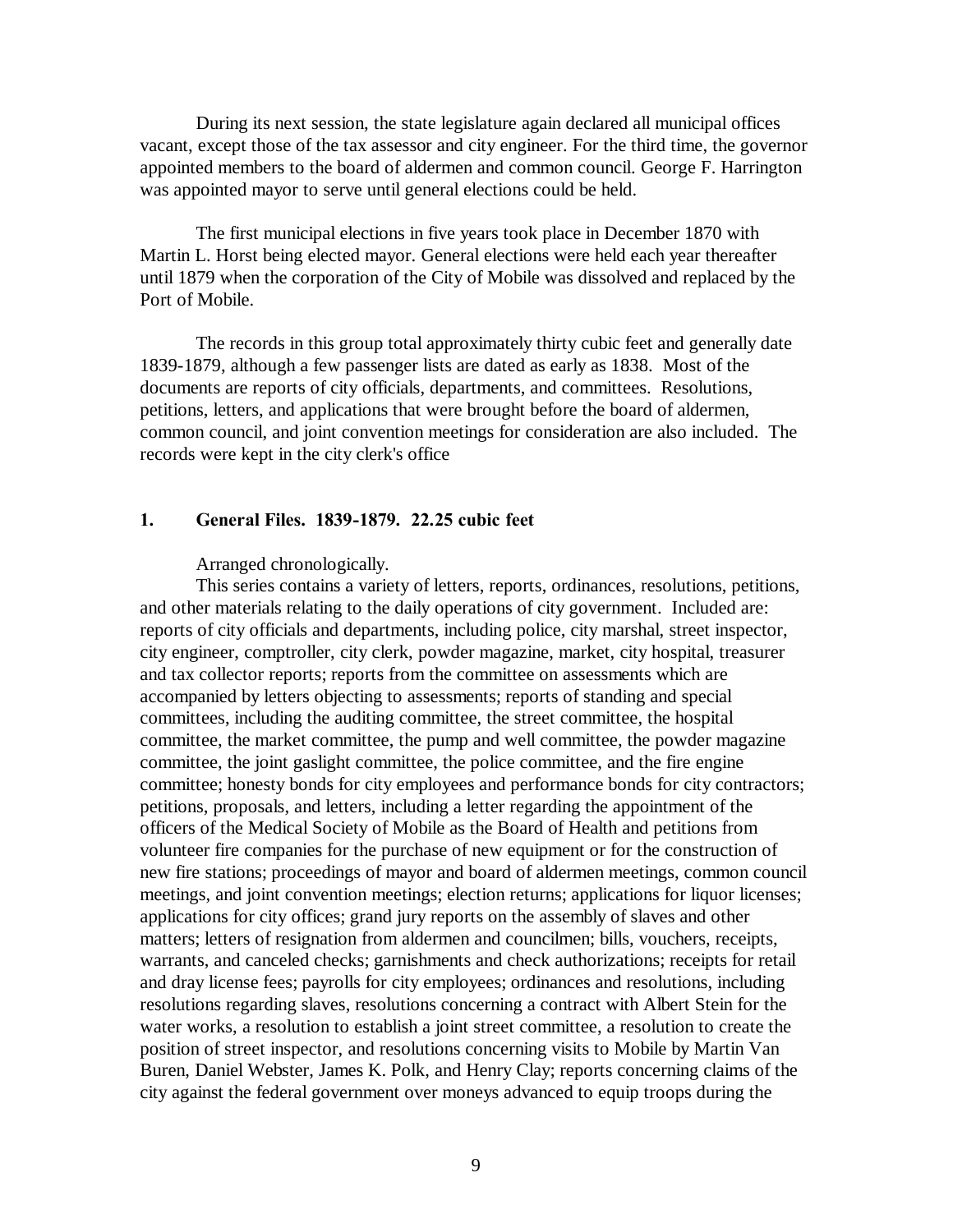During its next session, the state legislature again declared all municipal offices vacant, except those of the tax assessor and city engineer. For the third time, the governor appointed members to the board of aldermen and common council. George F. Harrington was appointed mayor to serve until general elections could be held.

The first municipal elections in five years took place in December 1870 with Martin L. Horst being elected mayor. General elections were held each year thereafter until 1879 when the corporation of the City of Mobile was dissolved and replaced by the Port of Mobile.

The records in this group total approximately thirty cubic feet and generally date 1839-1879, although a few passenger lists are dated as early as 1838. Most of the documents are reports of city officials, departments, and committees. Resolutions, petitions, letters, and applications that were brought before the board of aldermen, common council, and joint convention meetings for consideration are also included. The records were kept in the city clerk's office

**1. General Files. 1839-1879. 22.25 cubic feet**

Arranged chronologically.

This series contains a variety of letters, reports, ordinances, resolutions, petitions, and other materials relating to the daily operations of city government. Included are: reports of city officials and departments, including police, city marshal, street inspector, city engineer, comptroller, city clerk, powder magazine, market, city hospital, treasurer and tax collector reports; reports from the committee on assessments which are accompanied by letters objecting to assessments; reports of standing and special committees, including the auditing committee, the street committee, the hospital committee, the market committee, the pump and well committee, the powder magazine committee, the joint gaslight committee, the police committee, and the fire engine committee; honesty bonds for city employees and performance bonds for city contractors; petitions, proposals, and letters, including a letter regarding the appointment of the officers of the Medical Society of Mobile as the Board of Health and petitions from volunteer fire companies for the purchase of new equipment or for the construction of new fire stations; proceedings of mayor and board of aldermen meetings, common council meetings, and joint convention meetings; election returns; applications for liquor licenses; applications for city offices; grand jury reports on the assembly of slaves and other matters; letters of resignation from aldermen and councilmen; bills, vouchers, receipts, warrants, and canceled checks; garnishments and check authorizations; receipts for retail and dray license fees; payrolls for city employees; ordinances and resolutions, including resolutions regarding slaves, resolutions concerning a contract with Albert Stein for the water works, a resolution to establish a joint street committee, a resolution to create the position of street inspector, and resolutions concerning visits to Mobile by Martin Van Buren, Daniel Webster, James K. Polk, and Henry Clay; reports concerning claims of the city against the federal government over moneys advanced to equip troops during the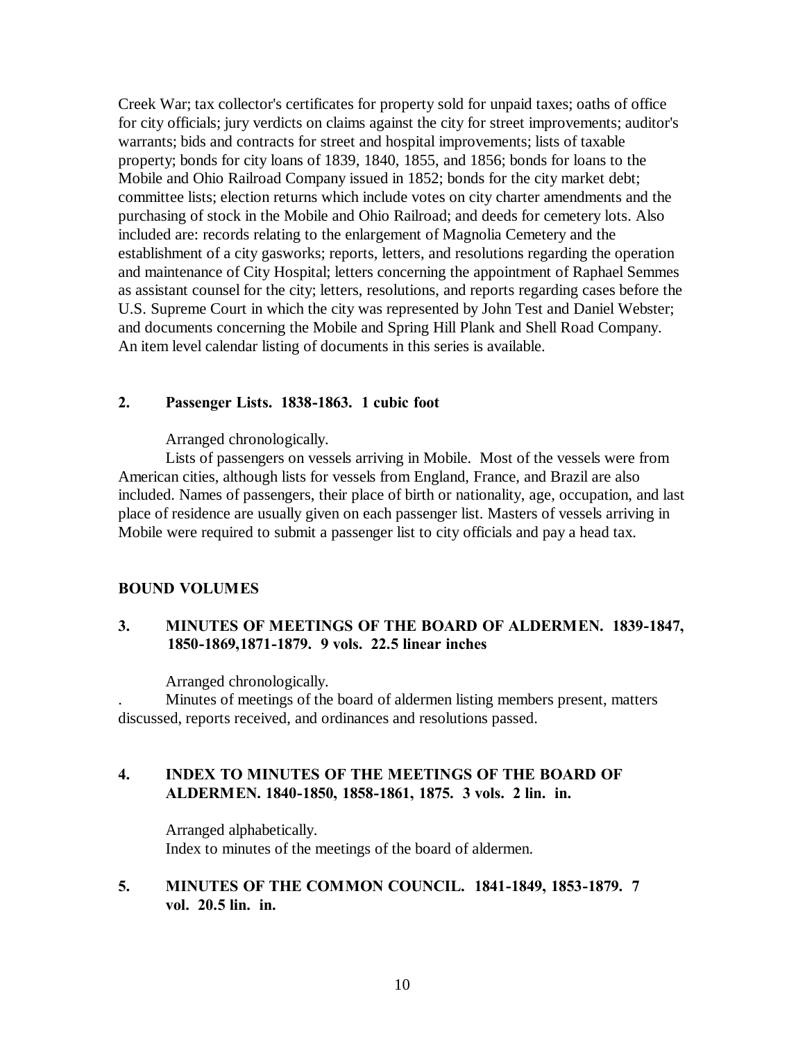Creek War; tax collector's certificates for property sold for unpaid taxes; oaths of office for city officials; jury verdicts on claims against the city for street improvements; auditor's warrants; bids and contracts for street and hospital improvements; lists of taxable property; bonds for city loans of 1839, 1840, 1855, and 1856; bonds for loans to the Mobile and Ohio Railroad Company issued in 1852; bonds for the city market debt; committee lists; election returns which include votes on city charter amendments and the purchasing of stock in the Mobile and Ohio Railroad; and deeds for cemetery lots. Also included are: records relating to the enlargement of Magnolia Cemetery and the establishment of a city gasworks; reports, letters, and resolutions regarding the operation and maintenance of City Hospital; letters concerning the appointment of Raphael Semmes as assistant counsel for the city; letters, resolutions, and reports regarding cases before the U.S. Supreme Court in which the city was represented by John Test and Daniel Webster; and documents concerning the Mobile and Spring Hill Plank and Shell Road Company. An item level calendar listing of documents in this series is available.

**2. Passenger Lists. 1838-1863. 1 cubic foot**

Arranged chronologically.

Lists of passengers on vessels arriving in Mobile. Most of the vessels were from American cities, although lists for vessels from England, France, and Brazil are also included. Names of passengers, their place of birth or nationality, age, occupation, and last place of residence are usually given on each passenger list. Masters of vessels arriving in Mobile were required to submit a passenger list to city officials and pay a head tax.

**BOUND VOLUMES**

**3. MINUTES OF MEETINGS OF THE BOARD OF ALDERMEN. 1839-1847, 1850-1869,1871-1879. 9 vols. 22.5 linear inches**

Arranged chronologically.

. Minutes of meetings of the board of aldermen listing members present, matters discussed, reports received, and ordinances and resolutions passed.

**4. INDEX TO MINUTES OF THE MEETINGS OF THE BOARD OF ALDERMEN. 1840-1850, 1858-1861, 1875. 3 vols. 2 lin. in.**

Arranged alphabetically.

Index to minutes of the meetings of the board of aldermen.

**5. MINUTES OF THE COMMON COUNCIL. 1841-1849, 1853-1879. 7 vol. 20.5 lin. in.**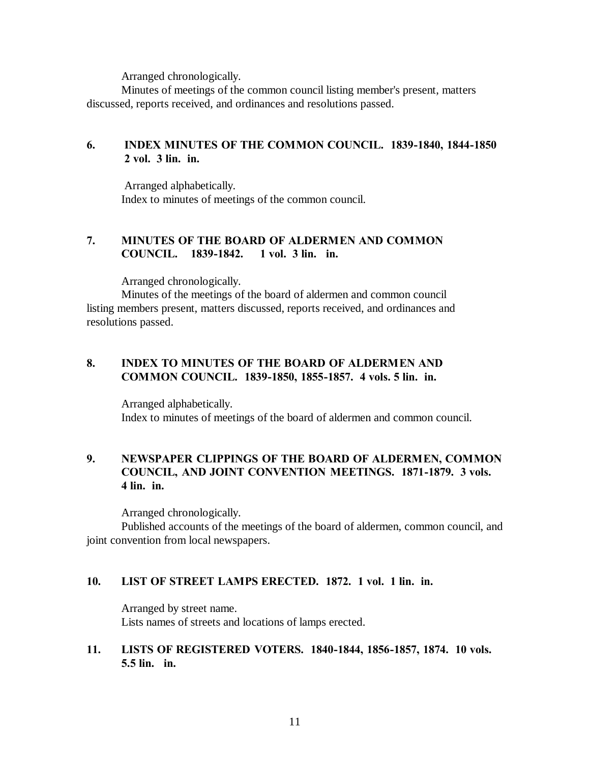Arranged chronologically.

Minutes of meetings of the common council listing member's present, matters discussed, reports received, and ordinances and resolutions passed.

**6. INDEX MINUTES OF THE COMMON COUNCIL. 1839-1840, 1844-1850 2 vol. 3 lin. in.**

Arranged alphabetically.

Index to minutes of meetings of the common council.

**7. MINUTES OF THE BOARD OF ALDERMEN AND COMMON COUNCIL. 1839-1842. 1 vol. 3 lin. in.**

Arranged chronologically.

Minutes of the meetings of the board of aldermen and common council listing members present, matters discussed, reports received, and ordinances and resolutions passed.

**8. INDEX TO MINUTES OF THE BOARD OF ALDERMEN AND COMMON COUNCIL. 1839-1850, 1855-1857. 4 vols. 5 lin. in.**

Arranged alphabetically.

Index to minutes of meetings of the board of aldermen and common council.

**9. NEWSPAPER CLIPPINGS OF THE BOARD OF ALDERMEN, COMMON COUNCIL, AND JOINT CONVENTION MEETINGS. 1871-1879. 3 vols. 4 lin. in.**

Arranged chronologically.

Published accounts of the meetings of the board of aldermen, common council, and joint convention from local newspapers.

**10. LIST OF STREET LAMPS ERECTED. 1872. 1 vol. 1 lin. in.**

Arranged by street name.

Lists names of streets and locations of lamps erected.

**11. LISTS OF REGISTERED VOTERS. 1840-1844, 1856-1857, 1874. 10 vols. 5.5 lin. in.**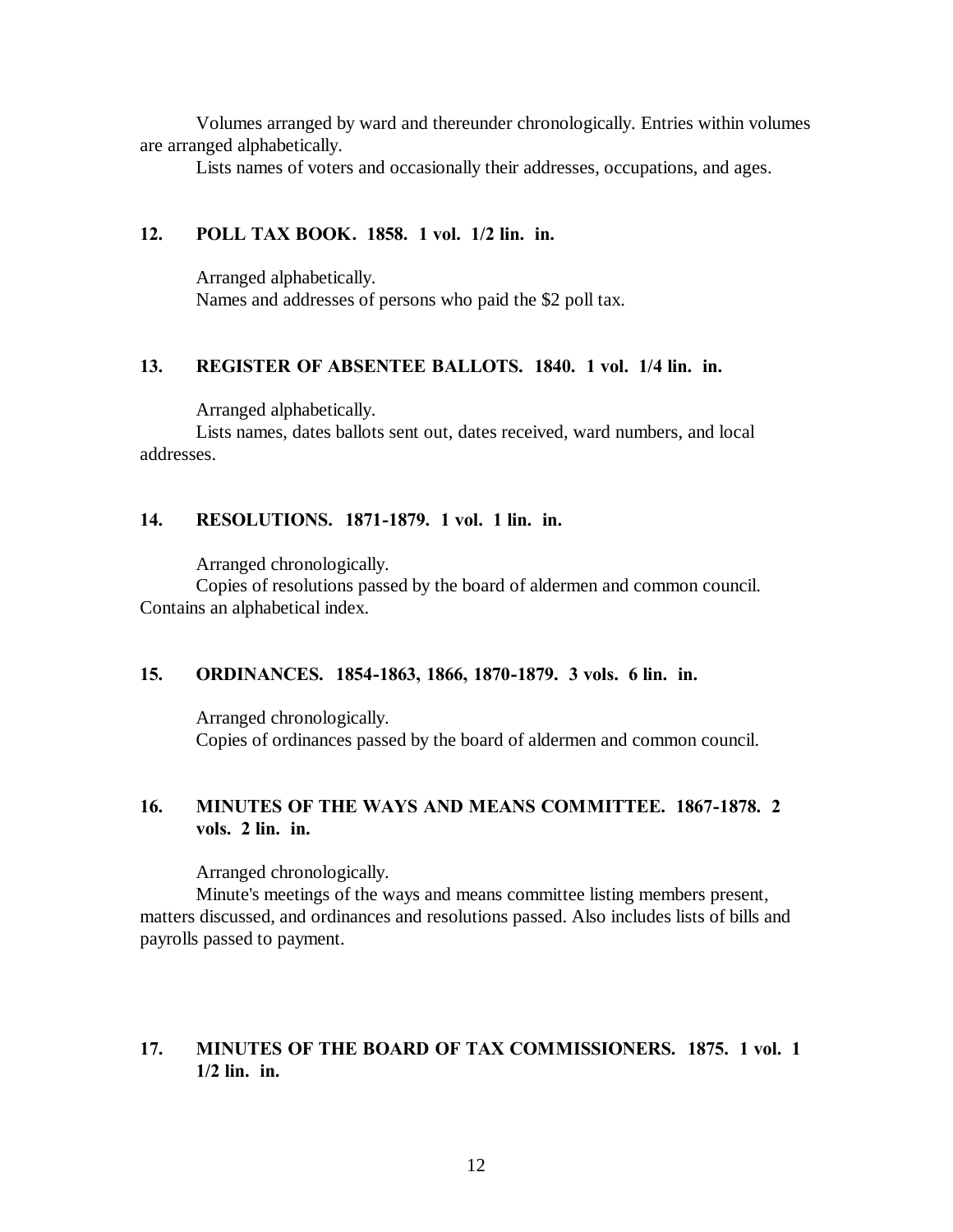Volumes arranged by ward and thereunder chronologically. Entries within volumes are arranged alphabetically.

Lists names of voters and occasionally their addresses, occupations, and ages.

**12. POLL TAX BOOK. 1858. 1 vol. 1/2 lin. in.**

Arranged alphabetically.

Names and addresses of persons who paid the $2 poll tax.

**13. REGISTER OF ABSENTEE BALLOTS. 1840. 1 vol. 1/4 lin. in.**

Arranged alphabetically.

Lists names, dates ballots sent out, dates received, ward numbers, and local addresses.

**14. RESOLUTIONS. 1871-1879. 1 vol. 1 lin. in.**

Arranged chronologically.

Copies of resolutions passed by the board of aldermen and common council. Contains an alphabetical index.

**15. ORDINANCES. 1854-1863, 1866, 1870-1879. 3 vols. 6 lin. in.**

Arranged chronologically.

Copies of ordinances passed by the board of aldermen and common council.

**16. MINUTES OF THE WAYS AND MEANS COMMITTEE. 1867-1878. 2 vols. 2 lin. in.**

Arranged chronologically.

Minute's meetings of the ways and means committee listing members present, matters discussed, and ordinances and resolutions passed. Also includes lists of bills and payrolls passed to payment.

**17. MINUTES OF THE BOARD OF TAX COMMISSIONERS. 1875. 1 vol. 1 1/2 lin. in.**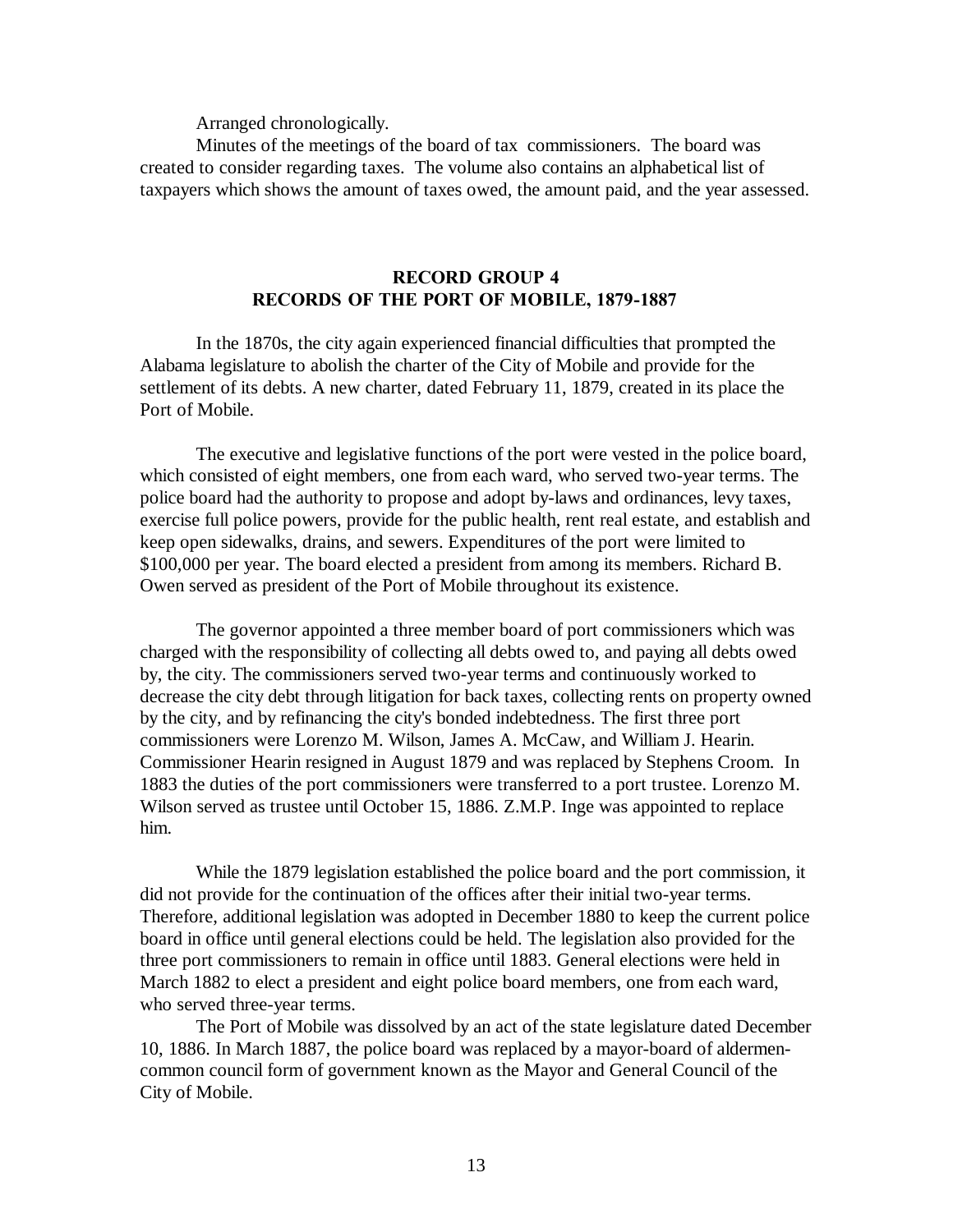Arranged chronologically.

Minutes of the meetings of the board of tax commissioners. The board was created to consider regarding taxes. The volume also contains an alphabetical list of taxpayers which shows the amount of taxes owed, the amount paid, and the year assessed.

## RECORD GROUP 4
## RECORDS OF THE PORT OF MOBILE, 1879-1887

In the 1870s, the city again experienced financial difficulties that prompted the Alabama legislature to abolish the charter of the City of Mobile and provide for the settlement of its debts. A new charter, dated February 11, 1879, created in its place the Port of Mobile.

The executive and legislative functions of the port were vested in the police board, which consisted of eight members, one from each ward, who served two-year terms. The police board had the authority to propose and adopt by-laws and ordinances, levy taxes, exercise full police powers, provide for the public health, rent real estate, and establish and keep open sidewalks, drains, and sewers. Expenditures of the port were limited to $100,000 per year. The board elected a president from among its members. Richard B. Owen served as president of the Port of Mobile throughout its existence.

The governor appointed a three member board of port commissioners which was charged with the responsibility of collecting all debts owed to, and paying all debts owed by, the city. The commissioners served two-year terms and continuously worked to decrease the city debt through litigation for back taxes, collecting rents on property owned by the city, and by refinancing the city's bonded indebtedness. The first three port commissioners were Lorenzo M. Wilson, James A. McCaw, and William J. Hearin. Commissioner Hearin resigned in August 1879 and was replaced by Stephens Croom. In 1883 the duties of the port commissioners were transferred to a port trustee. Lorenzo M. Wilson served as trustee until October 15, 1886. Z.M.P. Inge was appointed to replace him.

While the 1879 legislation established the police board and the port commission, it did not provide for the continuation of the offices after their initial two-year terms. Therefore, additional legislation was adopted in December 1880 to keep the current police board in office until general elections could be held. The legislation also provided for the three port commissioners to remain in office until 1883. General elections were held in March 1882 to elect a president and eight police board members, one from each ward, who served three-year terms.

The Port of Mobile was dissolved by an act of the state legislature dated December 10, 1886. In March 1887, the police board was replaced by a mayor-board of aldermen-common council form of government known as the Mayor and General Council of the City of Mobile.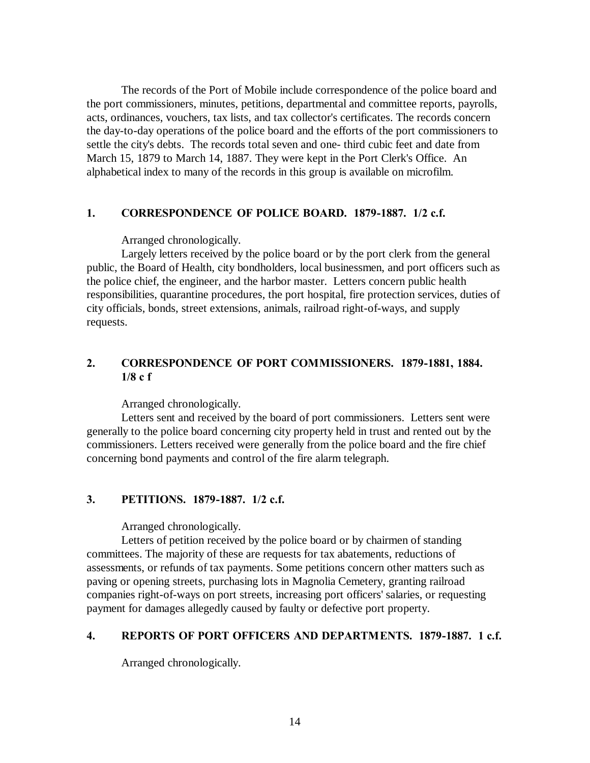The records of the Port of Mobile include correspondence of the police board and the port commissioners, minutes, petitions, departmental and committee reports, payrolls, acts, ordinances, vouchers, tax lists, and tax collector's certificates. The records concern the day-to-day operations of the police board and the efforts of the port commissioners to settle the city's debts. The records total seven and one- third cubic feet and date from March 15, 1879 to March 14, 1887. They were kept in the Port Clerk's Office. An alphabetical index to many of the records in this group is available on microfilm.

### 1. CORRESPONDENCE OF POLICE BOARD. 1879-1887. 1/2 c.f.

Arranged chronologically.

Largely letters received by the police board or by the port clerk from the general public, the Board of Health, city bondholders, local businessmen, and port officers such as the police chief, the engineer, and the harbor master. Letters concern public health responsibilities, quarantine procedures, the port hospital, fire protection services, duties of city officials, bonds, street extensions, animals, railroad right-of-ways, and supply requests.

### 2. CORRESPONDENCE OF PORT COMMISSIONERS. 1879-1881, 1884. 1/8 c f

Arranged chronologically.

Letters sent and received by the board of port commissioners. Letters sent were generally to the police board concerning city property held in trust and rented out by the commissioners. Letters received were generally from the police board and the fire chief concerning bond payments and control of the fire alarm telegraph.

### 3. PETITIONS. 1879-1887. 1/2 c.f.

Arranged chronologically.

Letters of petition received by the police board or by chairmen of standing committees. The majority of these are requests for tax abatements, reductions of assessments, or refunds of tax payments. Some petitions concern other matters such as paving or opening streets, purchasing lots in Magnolia Cemetery, granting railroad companies right-of-ways on port streets, increasing port officers' salaries, or requesting payment for damages allegedly caused by faulty or defective port property.

### 4. REPORTS OF PORT OFFICERS AND DEPARTMENTS. 1879-1887. 1 c.f.

Arranged chronologically.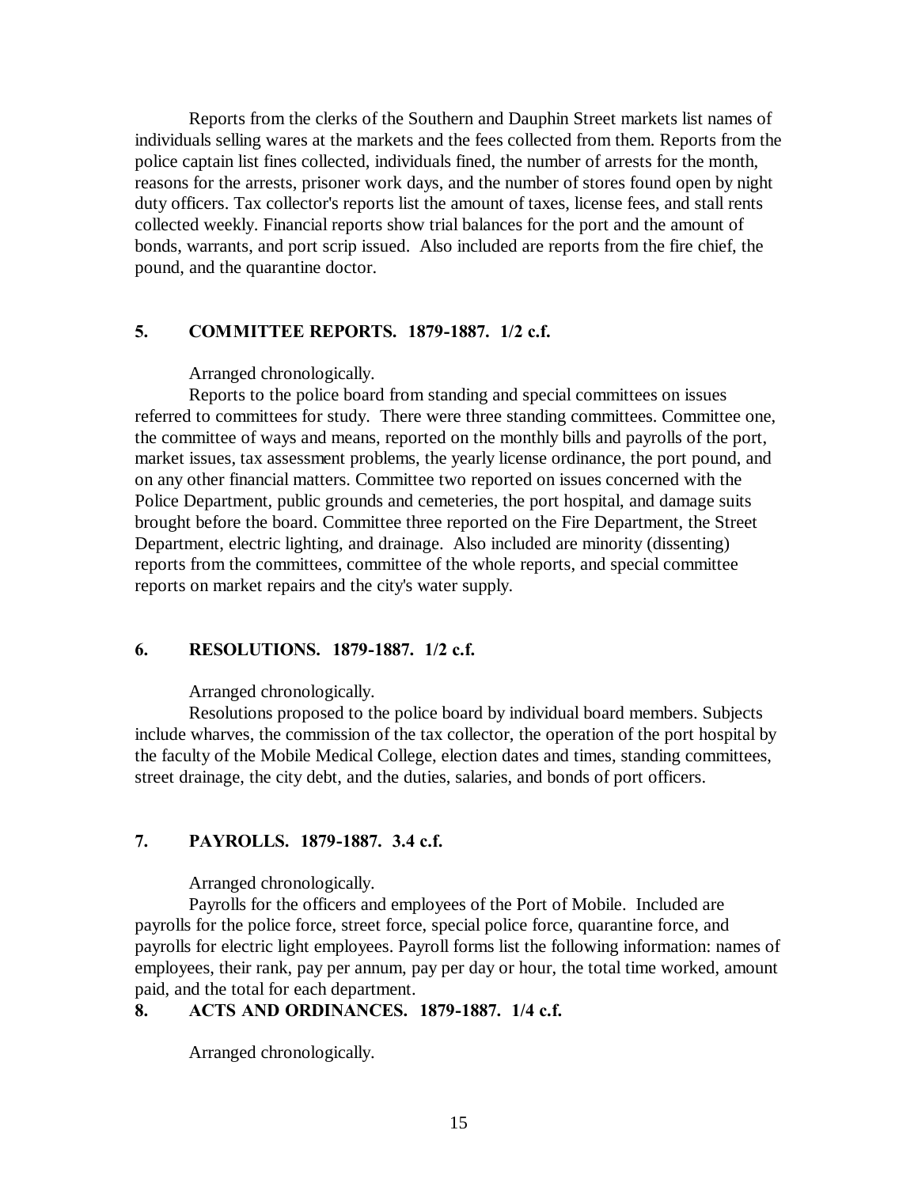Reports from the clerks of the Southern and Dauphin Street markets list names of individuals selling wares at the markets and the fees collected from them. Reports from the police captain list fines collected, individuals fined, the number of arrests for the month, reasons for the arrests, prisoner work days, and the number of stores found open by night duty officers. Tax collector's reports list the amount of taxes, license fees, and stall rents collected weekly. Financial reports show trial balances for the port and the amount of bonds, warrants, and port scrip issued. Also included are reports from the fire chief, the pound, and the quarantine doctor.

### 5. COMMITTEE REPORTS. 1879-1887. 1/2 c.f.

Arranged chronologically.

Reports to the police board from standing and special committees on issues referred to committees for study. There were three standing committees. Committee one, the committee of ways and means, reported on the monthly bills and payrolls of the port, market issues, tax assessment problems, the yearly license ordinance, the port pound, and on any other financial matters. Committee two reported on issues concerned with the Police Department, public grounds and cemeteries, the port hospital, and damage suits brought before the board. Committee three reported on the Fire Department, the Street Department, electric lighting, and drainage. Also included are minority (dissenting) reports from the committees, committee of the whole reports, and special committee reports on market repairs and the city's water supply.

### 6. RESOLUTIONS. 1879-1887. 1/2 c.f.

Arranged chronologically.

Resolutions proposed to the police board by individual board members. Subjects include wharves, the commission of the tax collector, the operation of the port hospital by the faculty of the Mobile Medical College, election dates and times, standing committees, street drainage, the city debt, and the duties, salaries, and bonds of port officers.

### 7. PAYROLLS. 1879-1887. 3.4 c.f.

Arranged chronologically.

Payrolls for the officers and employees of the Port of Mobile. Included are payrolls for the police force, street force, special police force, quarantine force, and payrolls for electric light employees. Payroll forms list the following information: names of employees, their rank, pay per annum, pay per day or hour, the total time worked, amount paid, and the total for each department.

### 8. ACTS AND ORDINANCES. 1879-1887. 1/4 c.f.

Arranged chronologically.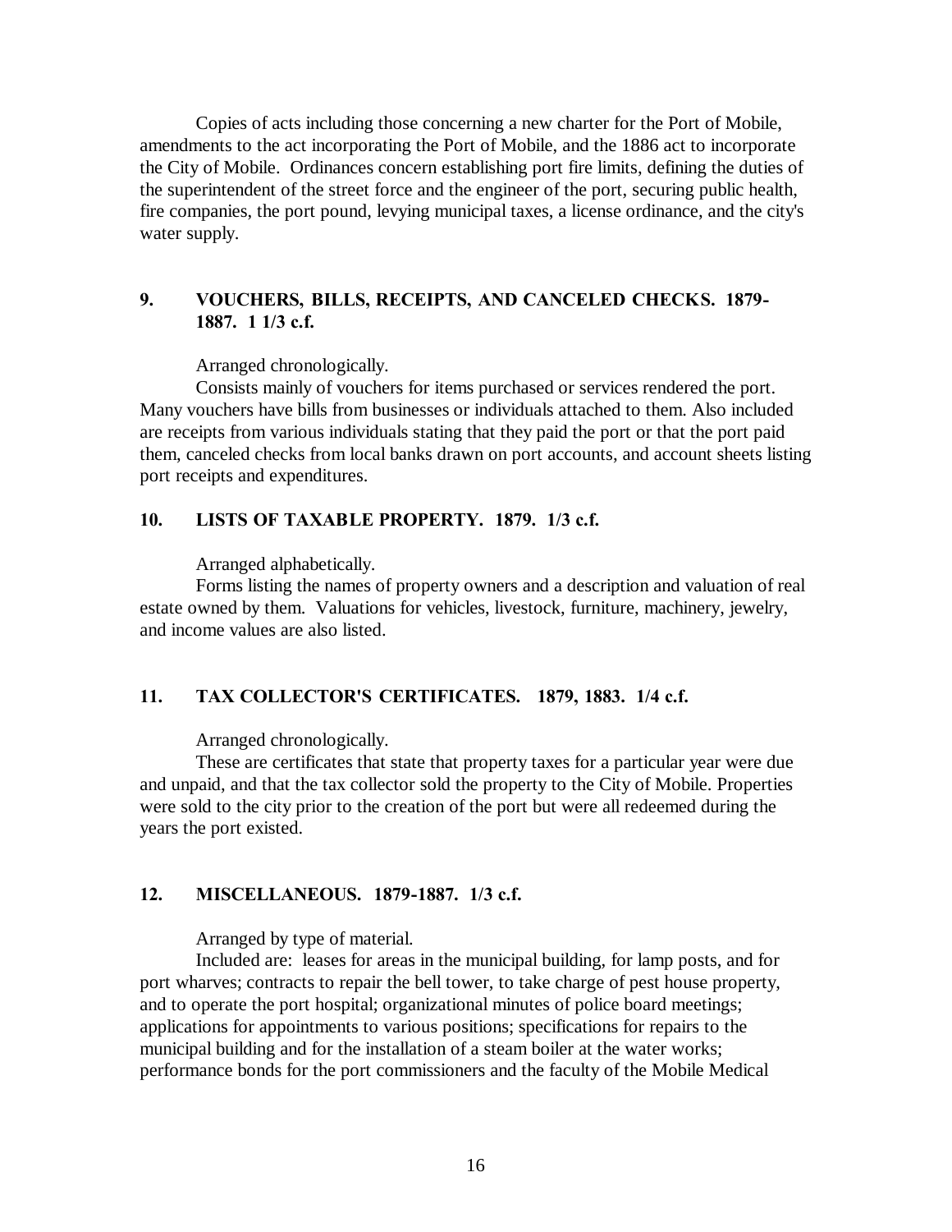Copies of acts including those concerning a new charter for the Port of Mobile, amendments to the act incorporating the Port of Mobile, and the 1886 act to incorporate the City of Mobile. Ordinances concern establishing port fire limits, defining the duties of the superintendent of the street force and the engineer of the port, securing public health, fire companies, the port pound, levying municipal taxes, a license ordinance, and the city's water supply.

### 9. VOUCHERS, BILLS, RECEIPTS, AND CANCELED CHECKS. 1879-1887. 1 1/3 c.f.

Arranged chronologically.

Consists mainly of vouchers for items purchased or services rendered the port. Many vouchers have bills from businesses or individuals attached to them. Also included are receipts from various individuals stating that they paid the port or that the port paid them, canceled checks from local banks drawn on port accounts, and account sheets listing port receipts and expenditures.

### 10. LISTS OF TAXABLE PROPERTY. 1879. 1/3 c.f.

Arranged alphabetically.

Forms listing the names of property owners and a description and valuation of real estate owned by them. Valuations for vehicles, livestock, furniture, machinery, jewelry, and income values are also listed.

### 11. TAX COLLECTOR'S CERTIFICATES. 1879, 1883. 1/4 c.f.

Arranged chronologically.

These are certificates that state that property taxes for a particular year were due and unpaid, and that the tax collector sold the property to the City of Mobile. Properties were sold to the city prior to the creation of the port but were all redeemed during the years the port existed.

### 12. MISCELLANEOUS. 1879-1887. 1/3 c.f.

Arranged by type of material.

Included are: leases for areas in the municipal building, for lamp posts, and for port wharves; contracts to repair the bell tower, to take charge of pest house property, and to operate the port hospital; organizational minutes of police board meetings; applications for appointments to various positions; specifications for repairs to the municipal building and for the installation of a steam boiler at the water works; performance bonds for the port commissioners and the faculty of the Mobile Medical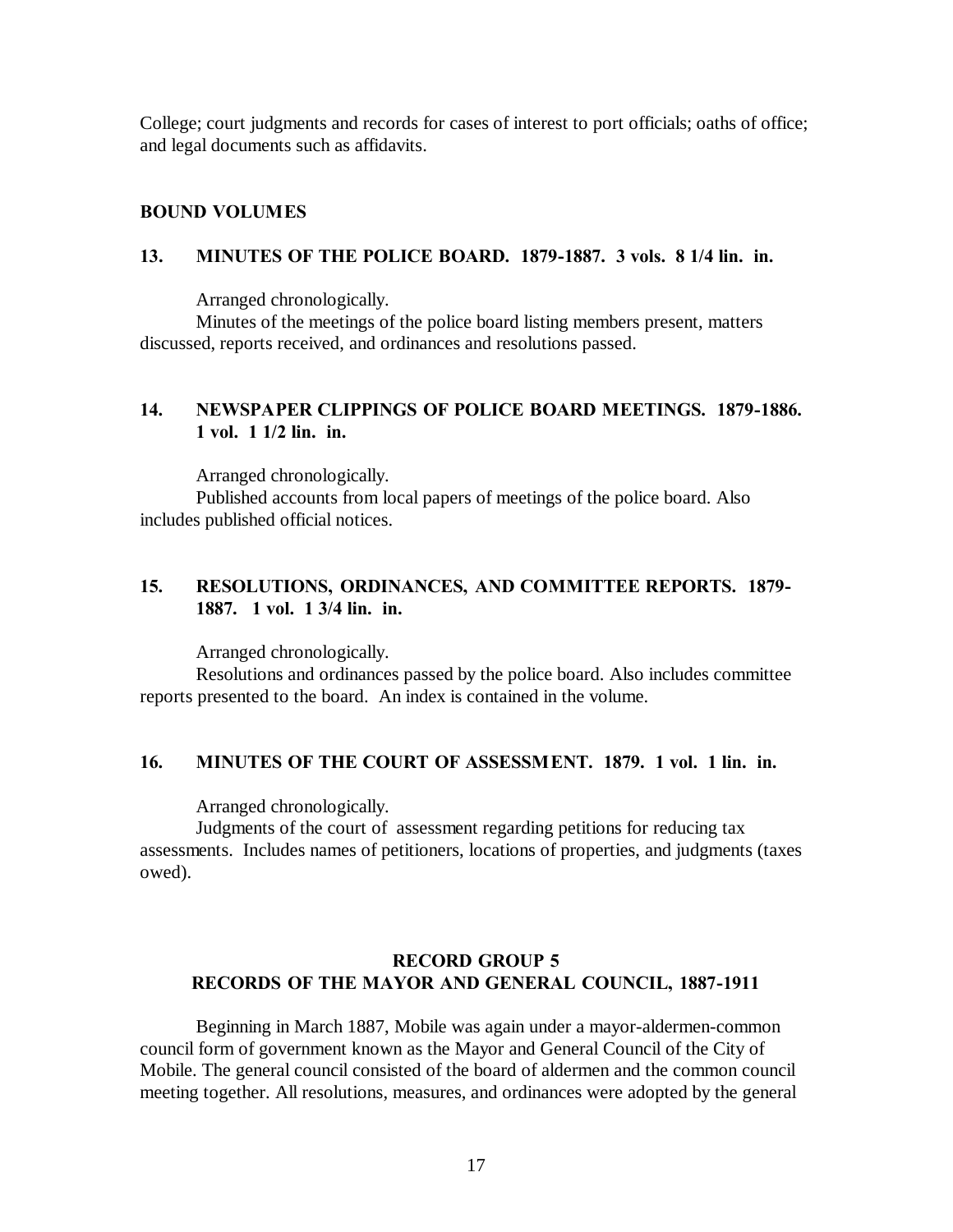College; court judgments and records for cases of interest to port officials; oaths of office; and legal documents such as affidavits.

### BOUND VOLUMES

#### 13. MINUTES OF THE POLICE BOARD. 1879-1887. 3 vols. 8 1/4 lin. in.

Arranged chronologically.

Minutes of the meetings of the police board listing members present, matters discussed, reports received, and ordinances and resolutions passed.

#### 14. NEWSPAPER CLIPPINGS OF POLICE BOARD MEETINGS. 1879-1886. 1 vol. 1 1/2 lin. in.

Arranged chronologically.

Published accounts from local papers of meetings of the police board. Also includes published official notices.

#### 15. RESOLUTIONS, ORDINANCES, AND COMMITTEE REPORTS. 1879-1887. 1 vol. 1 3/4 lin. in.

Arranged chronologically.

Resolutions and ordinances passed by the police board. Also includes committee reports presented to the board. An index is contained in the volume.

#### 16. MINUTES OF THE COURT OF ASSESSMENT. 1879. 1 vol. 1 lin. in.

Arranged chronologically.

Judgments of the court of assessment regarding petitions for reducing tax assessments. Includes names of petitioners, locations of properties, and judgments (taxes owed).

## RECORD GROUP 5
## RECORDS OF THE MAYOR AND GENERAL COUNCIL, 1887-1911

Beginning in March 1887, Mobile was again under a mayor-aldermen-common council form of government known as the Mayor and General Council of the City of Mobile. The general council consisted of the board of aldermen and the common council meeting together. All resolutions, measures, and ordinances were adopted by the general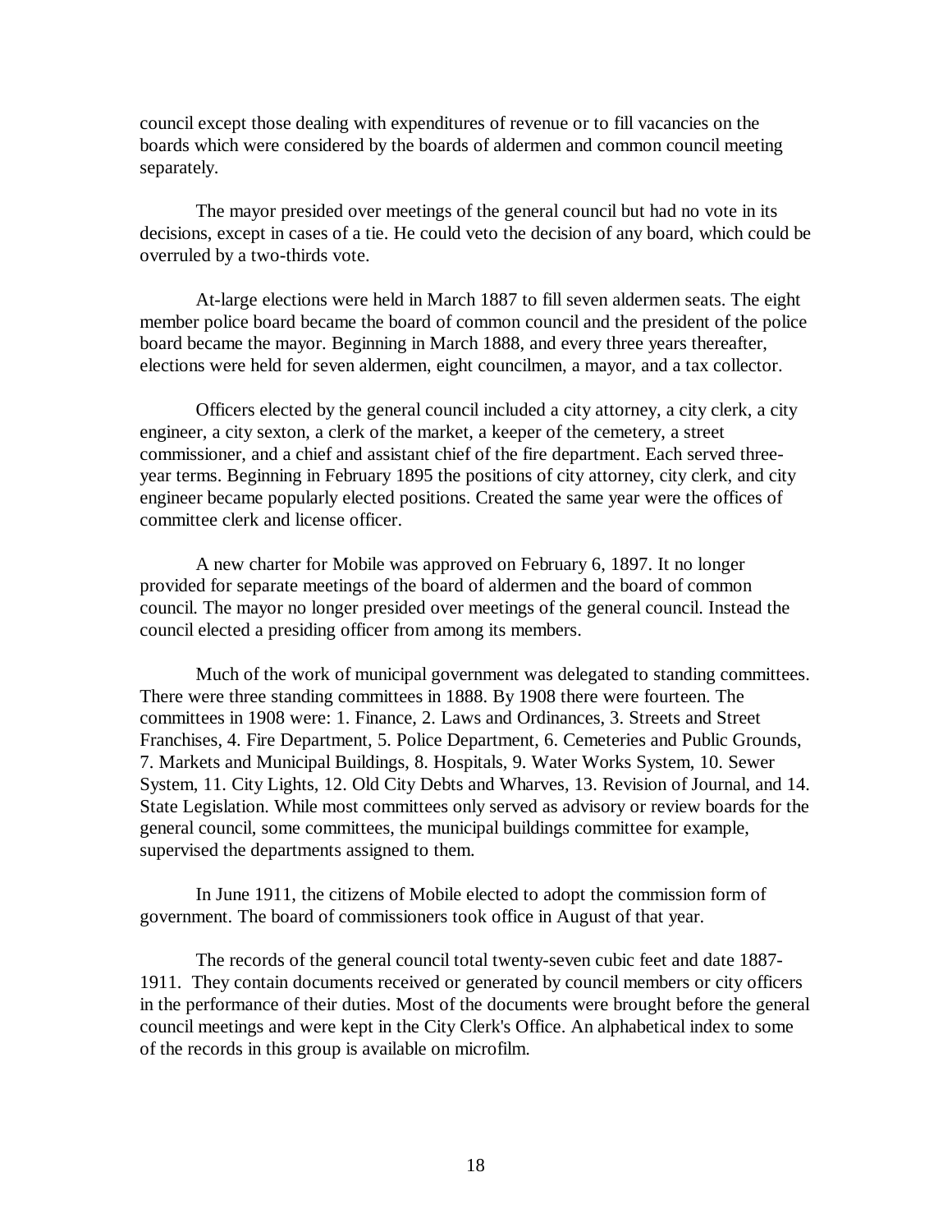council except those dealing with expenditures of revenue or to fill vacancies on the boards which were considered by the boards of aldermen and common council meeting separately.

The mayor presided over meetings of the general council but had no vote in its decisions, except in cases of a tie. He could veto the decision of any board, which could be overruled by a two-thirds vote.

At-large elections were held in March 1887 to fill seven aldermen seats. The eight member police board became the board of common council and the president of the police board became the mayor. Beginning in March 1888, and every three years thereafter, elections were held for seven aldermen, eight councilmen, a mayor, and a tax collector.

Officers elected by the general council included a city attorney, a city clerk, a city engineer, a city sexton, a clerk of the market, a keeper of the cemetery, a street commissioner, and a chief and assistant chief of the fire department. Each served three-year terms. Beginning in February 1895 the positions of city attorney, city clerk, and city engineer became popularly elected positions. Created the same year were the offices of committee clerk and license officer.

A new charter for Mobile was approved on February 6, 1897. It no longer provided for separate meetings of the board of aldermen and the board of common council. The mayor no longer presided over meetings of the general council. Instead the council elected a presiding officer from among its members.

Much of the work of municipal government was delegated to standing committees. There were three standing committees in 1888. By 1908 there were fourteen. The committees in 1908 were: 1. Finance, 2. Laws and Ordinances, 3. Streets and Street Franchises, 4. Fire Department, 5. Police Department, 6. Cemeteries and Public Grounds, 7. Markets and Municipal Buildings, 8. Hospitals, 9. Water Works System, 10. Sewer System, 11. City Lights, 12. Old City Debts and Wharves, 13. Revision of Journal, and 14. State Legislation. While most committees only served as advisory or review boards for the general council, some committees, the municipal buildings committee for example, supervised the departments assigned to them.

In June 1911, the citizens of Mobile elected to adopt the commission form of government. The board of commissioners took office in August of that year.

The records of the general council total twenty-seven cubic feet and date 1887-1911. They contain documents received or generated by council members or city officers in the performance of their duties. Most of the documents were brought before the general council meetings and were kept in the City Clerk's Office. An alphabetical index to some of the records in this group is available on microfilm.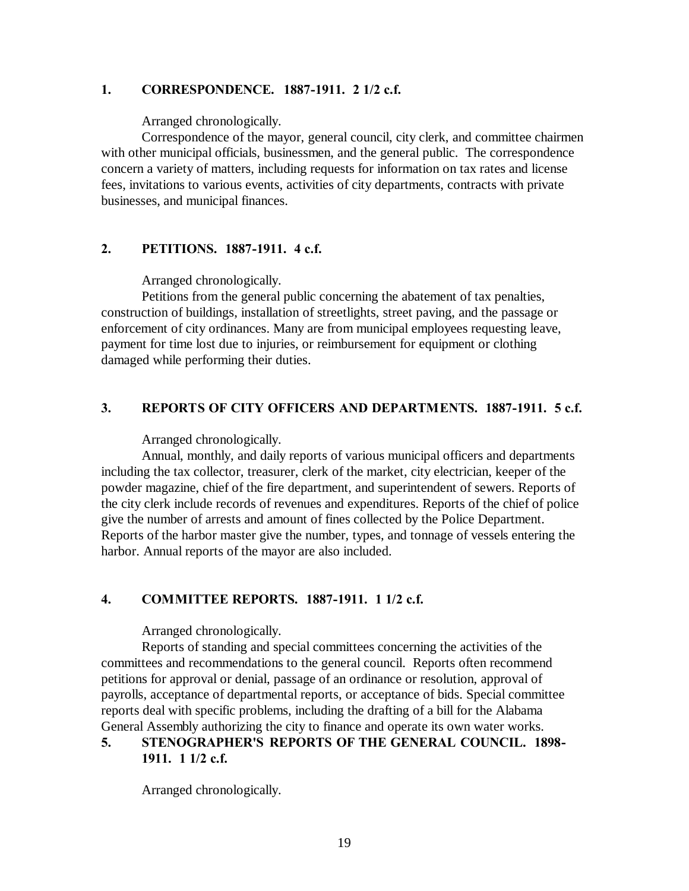**1. CORRESPONDENCE. 1887-1911. 2 1/2 c.f.**

Arranged chronologically.

Correspondence of the mayor, general council, city clerk, and committee chairmen with other municipal officials, businessmen, and the general public. The correspondence concern a variety of matters, including requests for information on tax rates and license fees, invitations to various events, activities of city departments, contracts with private businesses, and municipal finances.

**2. PETITIONS. 1887-1911. 4 c.f.**

Arranged chronologically.

Petitions from the general public concerning the abatement of tax penalties, construction of buildings, installation of streetlights, street paving, and the passage or enforcement of city ordinances. Many are from municipal employees requesting leave, payment for time lost due to injuries, or reimbursement for equipment or clothing damaged while performing their duties.

**3. REPORTS OF CITY OFFICERS AND DEPARTMENTS. 1887-1911. 5 c.f.**

Arranged chronologically.

Annual, monthly, and daily reports of various municipal officers and departments including the tax collector, treasurer, clerk of the market, city electrician, keeper of the powder magazine, chief of the fire department, and superintendent of sewers. Reports of the city clerk include records of revenues and expenditures. Reports of the chief of police give the number of arrests and amount of fines collected by the Police Department. Reports of the harbor master give the number, types, and tonnage of vessels entering the harbor. Annual reports of the mayor are also included.

**4. COMMITTEE REPORTS. 1887-1911. 1 1/2 c.f.**

Arranged chronologically.

Reports of standing and special committees concerning the activities of the committees and recommendations to the general council. Reports often recommend petitions for approval or denial, passage of an ordinance or resolution, approval of payrolls, acceptance of departmental reports, or acceptance of bids. Special committee reports deal with specific problems, including the drafting of a bill for the Alabama General Assembly authorizing the city to finance and operate its own water works.

**5. STENOGRAPHER'S REPORTS OF THE GENERAL COUNCIL. 1898-1911. 1 1/2 c.f.**

Arranged chronologically.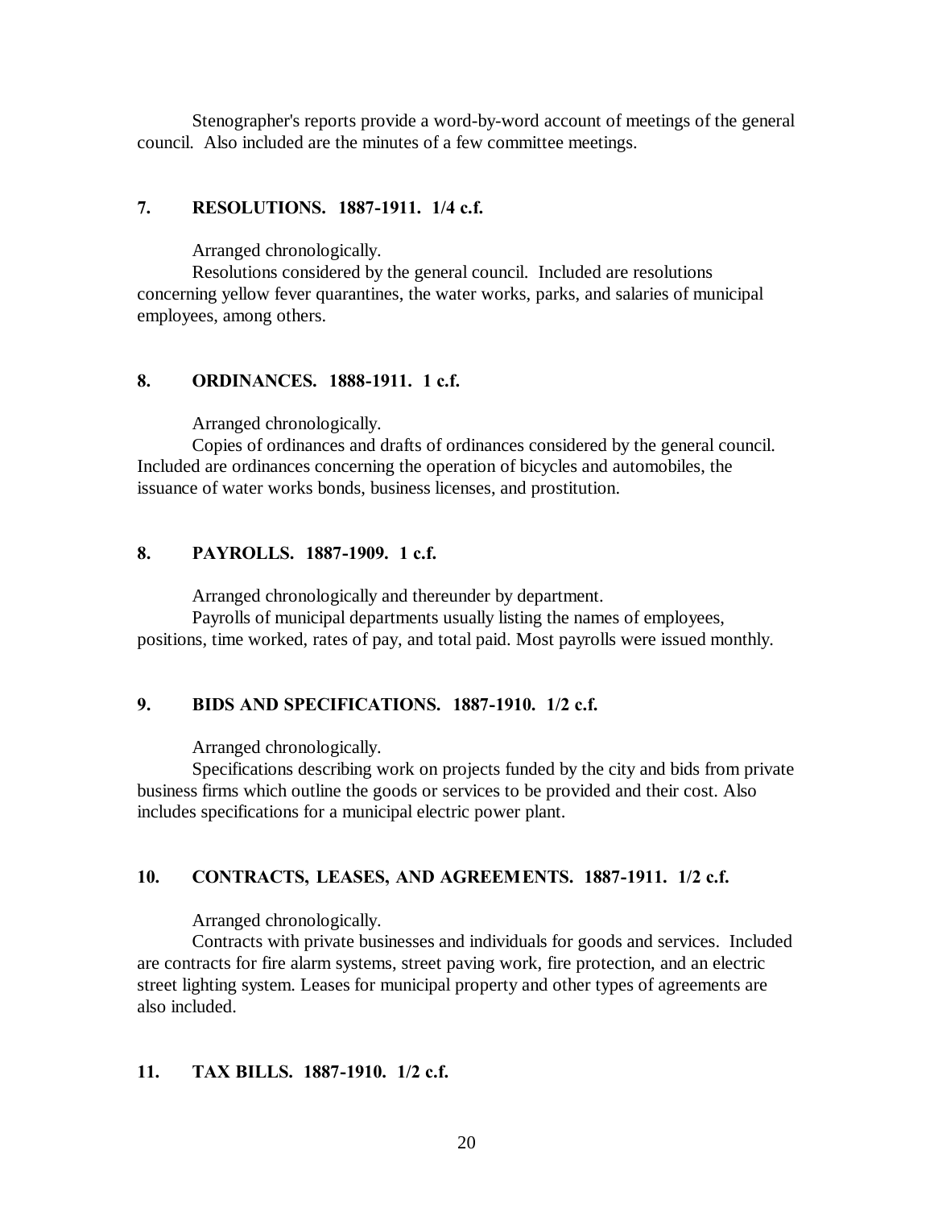Stenographer's reports provide a word-by-word account of meetings of the general council. Also included are the minutes of a few committee meetings.

### 7. RESOLUTIONS. 1887-1911. 1/4 c.f.

Arranged chronologically.

Resolutions considered by the general council. Included are resolutions concerning yellow fever quarantines, the water works, parks, and salaries of municipal employees, among others.

### 8. ORDINANCES. 1888-1911. 1 c.f.

Arranged chronologically.

Copies of ordinances and drafts of ordinances considered by the general council. Included are ordinances concerning the operation of bicycles and automobiles, the issuance of water works bonds, business licenses, and prostitution.

### 8. PAYROLLS. 1887-1909. 1 c.f.

Arranged chronologically and thereunder by department.

Payrolls of municipal departments usually listing the names of employees, positions, time worked, rates of pay, and total paid. Most payrolls were issued monthly.

### 9. BIDS AND SPECIFICATIONS. 1887-1910. 1/2 c.f.

Arranged chronologically.

Specifications describing work on projects funded by the city and bids from private business firms which outline the goods or services to be provided and their cost. Also includes specifications for a municipal electric power plant.

### 10. CONTRACTS, LEASES, AND AGREEMENTS. 1887-1911. 1/2 c.f.

Arranged chronologically.

Contracts with private businesses and individuals for goods and services. Included are contracts for fire alarm systems, street paving work, fire protection, and an electric street lighting system. Leases for municipal property and other types of agreements are also included.

### 11. TAX BILLS. 1887-1910. 1/2 c.f.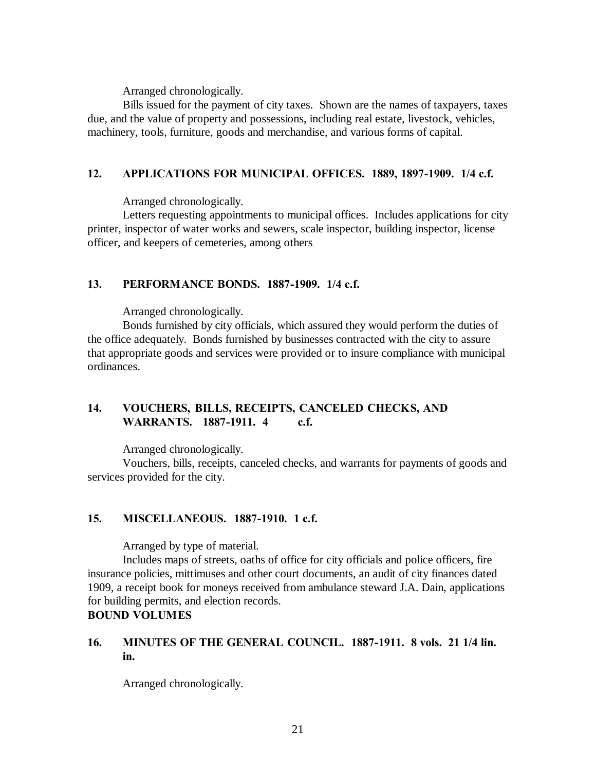Arranged chronologically.

Bills issued for the payment of city taxes. Shown are the names of taxpayers, taxes due, and the value of property and possessions, including real estate, livestock, vehicles, machinery, tools, furniture, goods and merchandise, and various forms of capital.

**12. APPLICATIONS FOR MUNICIPAL OFFICES. 1889, 1897-1909. 1/4 c.f.**

Arranged chronologically.

Letters requesting appointments to municipal offices. Includes applications for city printer, inspector of water works and sewers, scale inspector, building inspector, license officer, and keepers of cemeteries, among others

**13. PERFORMANCE BONDS. 1887-1909. 1/4 c.f.**

Arranged chronologically.

Bonds furnished by city officials, which assured they would perform the duties of the office adequately. Bonds furnished by businesses contracted with the city to assure that appropriate goods and services were provided or to insure compliance with municipal ordinances.

**14. VOUCHERS, BILLS, RECEIPTS, CANCELED CHECKS, AND WARRANTS. 1887-1911. 4 c.f.**

Arranged chronologically.

Vouchers, bills, receipts, canceled checks, and warrants for payments of goods and services provided for the city.

**15. MISCELLANEOUS. 1887-1910. 1 c.f.**

Arranged by type of material.

Includes maps of streets, oaths of office for city officials and police officers, fire insurance policies, mittimuses and other court documents, an audit of city finances dated 1909, a receipt book for moneys received from ambulance steward J.A. Dain, applications for building permits, and election records.

**BOUND VOLUMES**

**16. MINUTES OF THE GENERAL COUNCIL. 1887-1911. 8 vols. 21 1/4 lin. in.**

Arranged chronologically.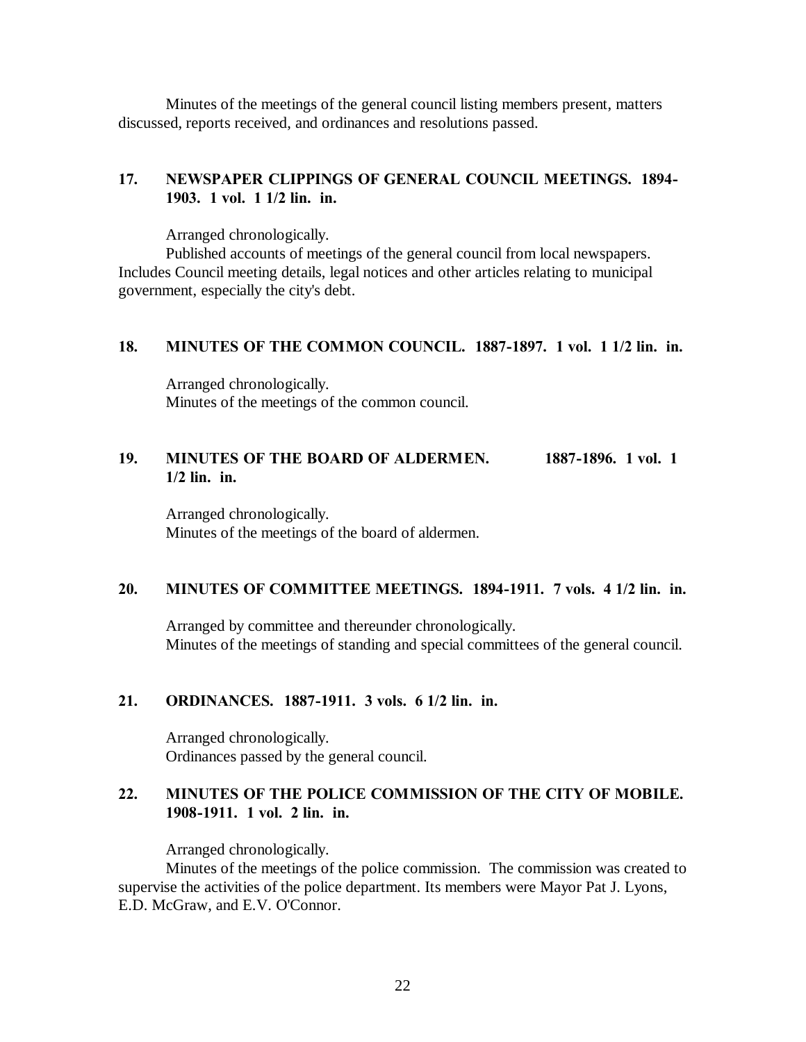Minutes of the meetings of the general council listing members present, matters discussed, reports received, and ordinances and resolutions passed.

### 17. NEWSPAPER CLIPPINGS OF GENERAL COUNCIL MEETINGS. 1894-1903. 1 vol. 1 1/2 lin. in.

Arranged chronologically.

Published accounts of meetings of the general council from local newspapers. Includes Council meeting details, legal notices and other articles relating to municipal government, especially the city's debt.

### 18. MINUTES OF THE COMMON COUNCIL. 1887-1897. 1 vol. 1 1/2 lin. in.

Arranged chronologically.

Minutes of the meetings of the common council.

### 19. MINUTES OF THE BOARD OF ALDERMEN. 1887-1896. 1 vol. 1 1/2 lin. in.

Arranged chronologically.

Minutes of the meetings of the board of aldermen.

### 20. MINUTES OF COMMITTEE MEETINGS. 1894-1911. 7 vols. 4 1/2 lin. in.

Arranged by committee and thereunder chronologically.

Minutes of the meetings of standing and special committees of the general council.

### 21. ORDINANCES. 1887-1911. 3 vols. 6 1/2 lin. in.

Arranged chronologically.

Ordinances passed by the general council.

### 22. MINUTES OF THE POLICE COMMISSION OF THE CITY OF MOBILE. 1908-1911. 1 vol. 2 lin. in.

Arranged chronologically.

Minutes of the meetings of the police commission. The commission was created to supervise the activities of the police department. Its members were Mayor Pat J. Lyons, E.D. McGraw, and E.V. O'Connor.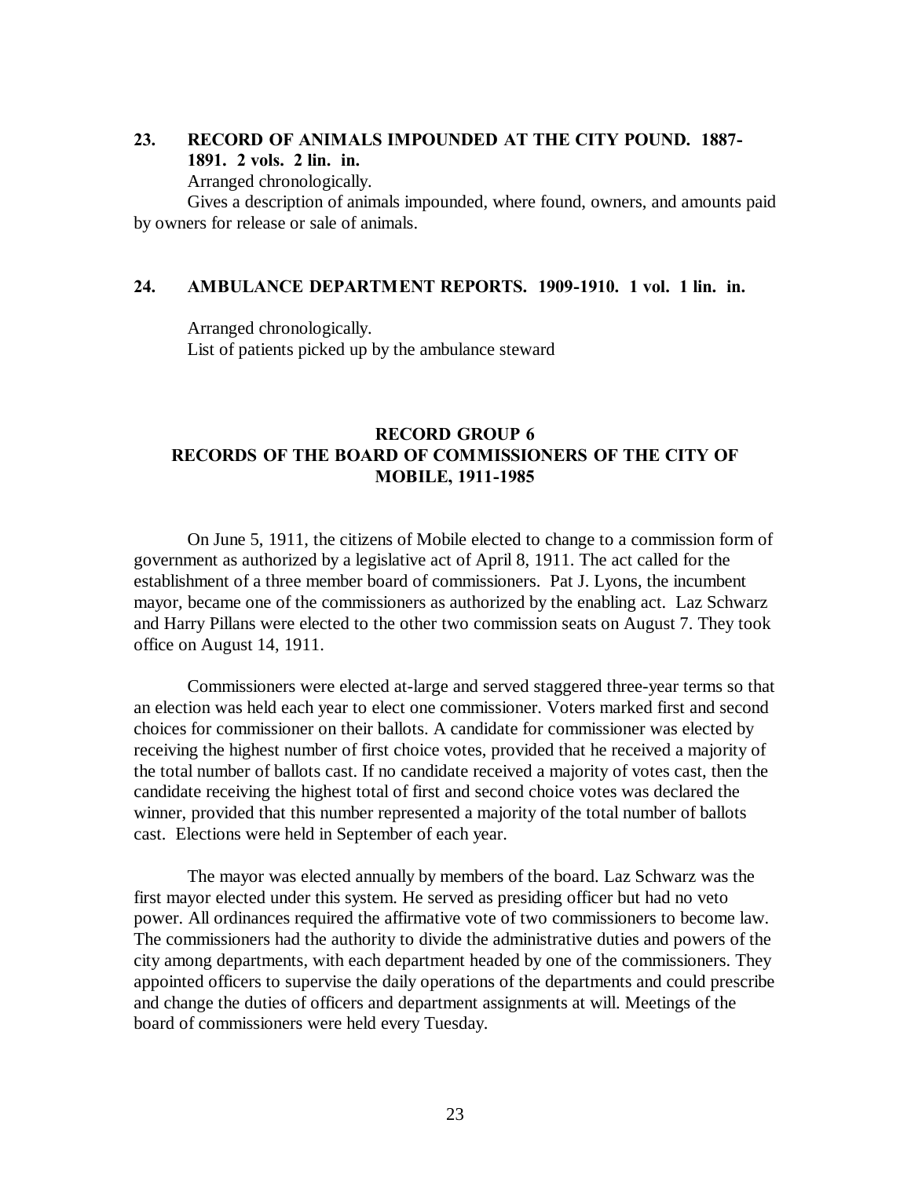**23. RECORD OF ANIMALS IMPOUNDED AT THE CITY POUND. 1887-1891. 2 vols. 2 lin. in.**

Arranged chronologically.

Gives a description of animals impounded, where found, owners, and amounts paid by owners for release or sale of animals.

**24. AMBULANCE DEPARTMENT REPORTS. 1909-1910. 1 vol. 1 lin. in.**

Arranged chronologically.

List of patients picked up by the ambulance steward

## RECORD GROUP 6
## RECORDS OF THE BOARD OF COMMISSIONERS OF THE CITY OF MOBILE, 1911-1985

On June 5, 1911, the citizens of Mobile elected to change to a commission form of government as authorized by a legislative act of April 8, 1911. The act called for the establishment of a three member board of commissioners. Pat J. Lyons, the incumbent mayor, became one of the commissioners as authorized by the enabling act. Laz Schwarz and Harry Pillans were elected to the other two commission seats on August 7. They took office on August 14, 1911.

Commissioners were elected at-large and served staggered three-year terms so that an election was held each year to elect one commissioner. Voters marked first and second choices for commissioner on their ballots. A candidate for commissioner was elected by receiving the highest number of first choice votes, provided that he received a majority of the total number of ballots cast. If no candidate received a majority of votes cast, then the candidate receiving the highest total of first and second choice votes was declared the winner, provided that this number represented a majority of the total number of ballots cast. Elections were held in September of each year.

The mayor was elected annually by members of the board. Laz Schwarz was the first mayor elected under this system. He served as presiding officer but had no veto power. All ordinances required the affirmative vote of two commissioners to become law. The commissioners had the authority to divide the administrative duties and powers of the city among departments, with each department headed by one of the commissioners. They appointed officers to supervise the daily operations of the departments and could prescribe and change the duties of officers and department assignments at will. Meetings of the board of commissioners were held every Tuesday.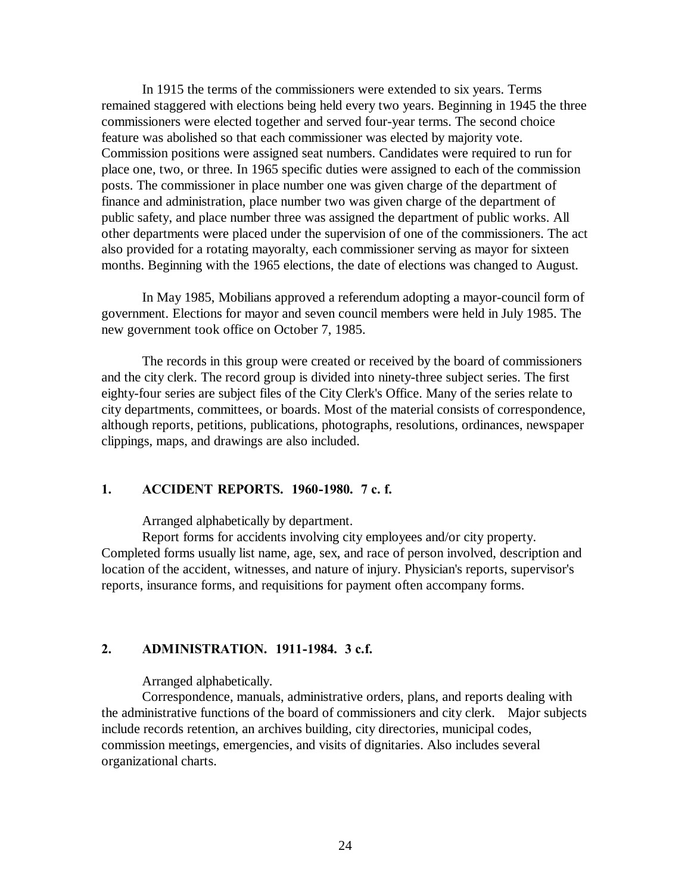In 1915 the terms of the commissioners were extended to six years. Terms remained staggered with elections being held every two years. Beginning in 1945 the three commissioners were elected together and served four-year terms. The second choice feature was abolished so that each commissioner was elected by majority vote. Commission positions were assigned seat numbers. Candidates were required to run for place one, two, or three. In 1965 specific duties were assigned to each of the commission posts. The commissioner in place number one was given charge of the department of finance and administration, place number two was given charge of the department of public safety, and place number three was assigned the department of public works. All other departments were placed under the supervision of one of the commissioners. The act also provided for a rotating mayoralty, each commissioner serving as mayor for sixteen months. Beginning with the 1965 elections, the date of elections was changed to August.

In May 1985, Mobilians approved a referendum adopting a mayor-council form of government. Elections for mayor and seven council members were held in July 1985. The new government took office on October 7, 1985.

The records in this group were created or received by the board of commissioners and the city clerk. The record group is divided into ninety-three subject series. The first eighty-four series are subject files of the City Clerk's Office. Many of the series relate to city departments, committees, or boards. Most of the material consists of correspondence, although reports, petitions, publications, photographs, resolutions, ordinances, newspaper clippings, maps, and drawings are also included.

### 1. ACCIDENT REPORTS. 1960-1980. 7 c. f.

Arranged alphabetically by department.

Report forms for accidents involving city employees and/or city property. Completed forms usually list name, age, sex, and race of person involved, description and location of the accident, witnesses, and nature of injury. Physician's reports, supervisor's reports, insurance forms, and requisitions for payment often accompany forms.

### 2. ADMINISTRATION. 1911-1984. 3 c.f.

Arranged alphabetically.

Correspondence, manuals, administrative orders, plans, and reports dealing with the administrative functions of the board of commissioners and city clerk. Major subjects include records retention, an archives building, city directories, municipal codes, commission meetings, emergencies, and visits of dignitaries. Also includes several organizational charts.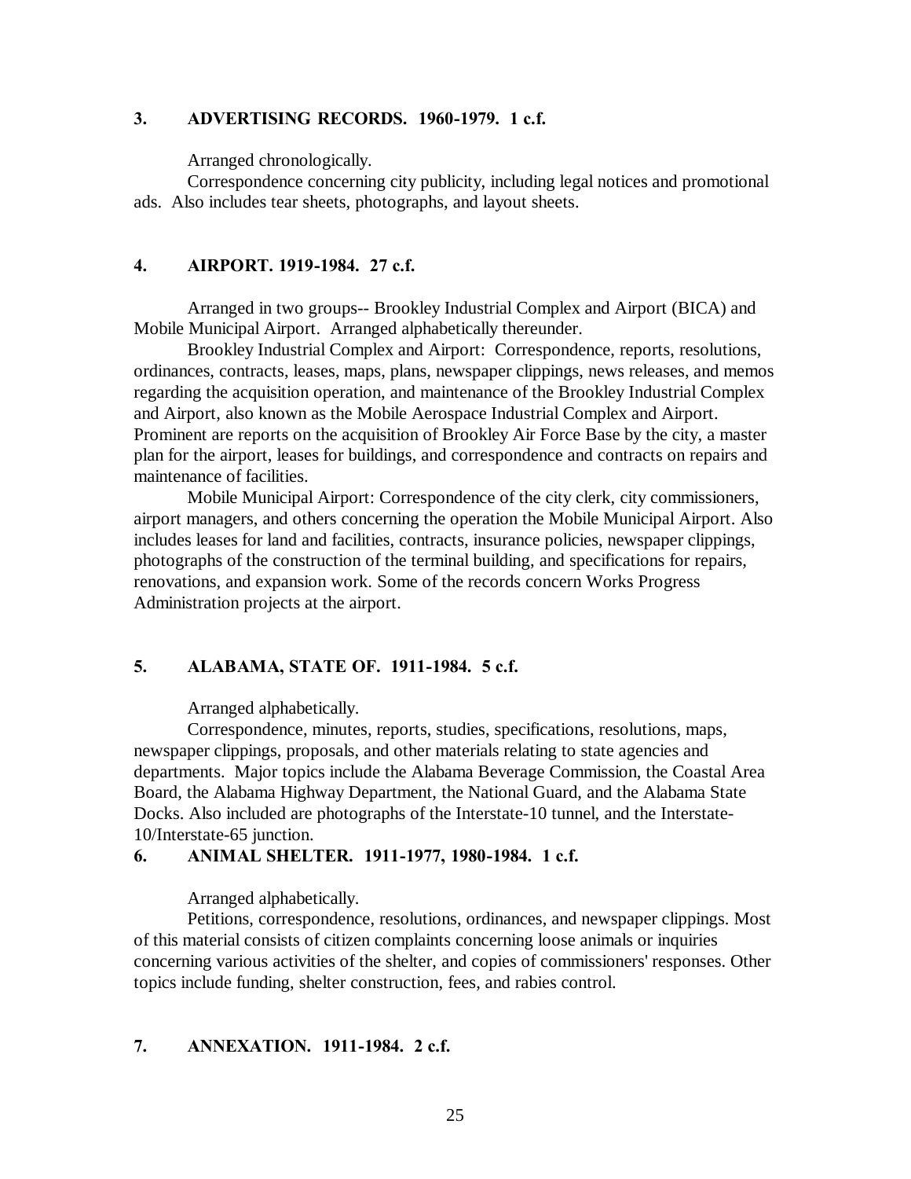### 3. ADVERTISING RECORDS. 1960-1979. 1 c.f.

Arranged chronologically.

Correspondence concerning city publicity, including legal notices and promotional ads. Also includes tear sheets, photographs, and layout sheets.

### 4. AIRPORT. 1919-1984. 27 c.f.

Arranged in two groups-- Brookley Industrial Complex and Airport (BICA) and Mobile Municipal Airport. Arranged alphabetically thereunder.

Brookley Industrial Complex and Airport: Correspondence, reports, resolutions, ordinances, contracts, leases, maps, plans, newspaper clippings, news releases, and memos regarding the acquisition operation, and maintenance of the Brookley Industrial Complex and Airport, also known as the Mobile Aerospace Industrial Complex and Airport. Prominent are reports on the acquisition of Brookley Air Force Base by the city, a master plan for the airport, leases for buildings, and correspondence and contracts on repairs and maintenance of facilities.

Mobile Municipal Airport: Correspondence of the city clerk, city commissioners, airport managers, and others concerning the operation the Mobile Municipal Airport. Also includes leases for land and facilities, contracts, insurance policies, newspaper clippings, photographs of the construction of the terminal building, and specifications for repairs, renovations, and expansion work. Some of the records concern Works Progress Administration projects at the airport.

### 5. ALABAMA, STATE OF. 1911-1984. 5 c.f.

Arranged alphabetically.

Correspondence, minutes, reports, studies, specifications, resolutions, maps, newspaper clippings, proposals, and other materials relating to state agencies and departments. Major topics include the Alabama Beverage Commission, the Coastal Area Board, the Alabama Highway Department, the National Guard, and the Alabama State Docks. Also included are photographs of the Interstate-10 tunnel, and the Interstate-10/Interstate-65 junction.

### 6. ANIMAL SHELTER. 1911-1977, 1980-1984. 1 c.f.

Arranged alphabetically.

Petitions, correspondence, resolutions, ordinances, and newspaper clippings. Most of this material consists of citizen complaints concerning loose animals or inquiries concerning various activities of the shelter, and copies of commissioners' responses. Other topics include funding, shelter construction, fees, and rabies control.

### 7. ANNEXATION. 1911-1984. 2 c.f.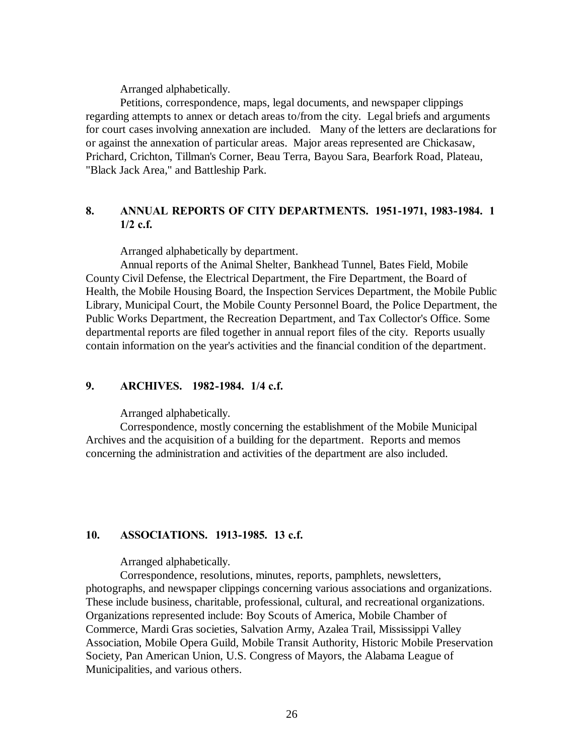Arranged alphabetically.

Petitions, correspondence, maps, legal documents, and newspaper clippings regarding attempts to annex or detach areas to/from the city. Legal briefs and arguments for court cases involving annexation are included. Many of the letters are declarations for or against the annexation of particular areas. Major areas represented are Chickasaw, Prichard, Crichton, Tillman's Corner, Beau Terra, Bayou Sara, Bearfork Road, Plateau, "Black Jack Area," and Battleship Park.

### 8. ANNUAL REPORTS OF CITY DEPARTMENTS. 1951-1971, 1983-1984. 1 1/2 c.f.

Arranged alphabetically by department.

Annual reports of the Animal Shelter, Bankhead Tunnel, Bates Field, Mobile County Civil Defense, the Electrical Department, the Fire Department, the Board of Health, the Mobile Housing Board, the Inspection Services Department, the Mobile Public Library, Municipal Court, the Mobile County Personnel Board, the Police Department, the Public Works Department, the Recreation Department, and Tax Collector's Office. Some departmental reports are filed together in annual report files of the city. Reports usually contain information on the year's activities and the financial condition of the department.

### 9. ARCHIVES. 1982-1984. 1/4 c.f.

Arranged alphabetically.

Correspondence, mostly concerning the establishment of the Mobile Municipal Archives and the acquisition of a building for the department. Reports and memos concerning the administration and activities of the department are also included.

### 10. ASSOCIATIONS. 1913-1985. 13 c.f.

Arranged alphabetically.

Correspondence, resolutions, minutes, reports, pamphlets, newsletters, photographs, and newspaper clippings concerning various associations and organizations. These include business, charitable, professional, cultural, and recreational organizations. Organizations represented include: Boy Scouts of America, Mobile Chamber of Commerce, Mardi Gras societies, Salvation Army, Azalea Trail, Mississippi Valley Association, Mobile Opera Guild, Mobile Transit Authority, Historic Mobile Preservation Society, Pan American Union, U.S. Congress of Mayors, the Alabama League of Municipalities, and various others.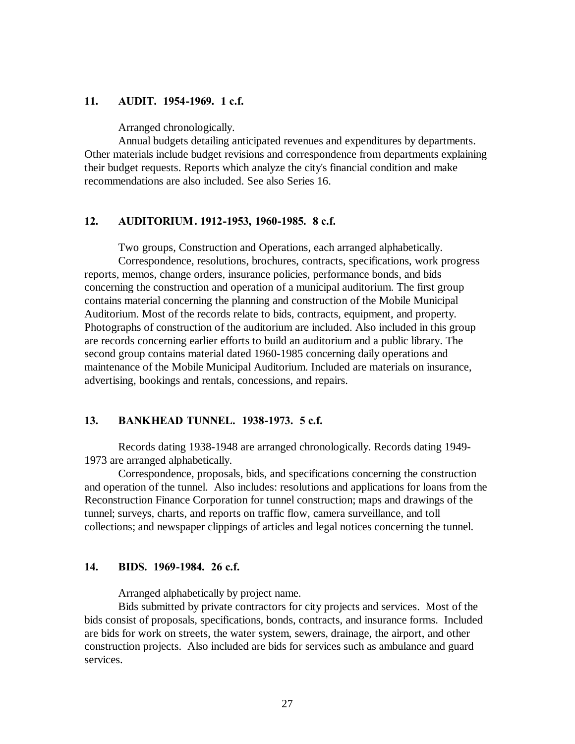**11. AUDIT. 1954-1969. 1 c.f.**

Arranged chronologically.

Annual budgets detailing anticipated revenues and expenditures by departments. Other materials include budget revisions and correspondence from departments explaining their budget requests. Reports which analyze the city's financial condition and make recommendations are also included. See also Series 16.

**12. AUDITORIUM. 1912-1953, 1960-1985. 8 c.f.**

Two groups, Construction and Operations, each arranged alphabetically.

Correspondence, resolutions, brochures, contracts, specifications, work progress reports, memos, change orders, insurance policies, performance bonds, and bids concerning the construction and operation of a municipal auditorium. The first group contains material concerning the planning and construction of the Mobile Municipal Auditorium. Most of the records relate to bids, contracts, equipment, and property. Photographs of construction of the auditorium are included. Also included in this group are records concerning earlier efforts to build an auditorium and a public library. The second group contains material dated 1960-1985 concerning daily operations and maintenance of the Mobile Municipal Auditorium. Included are materials on insurance, advertising, bookings and rentals, concessions, and repairs.

**13. BANKHEAD TUNNEL. 1938-1973. 5 c.f.**

Records dating 1938-1948 are arranged chronologically. Records dating 1949-1973 are arranged alphabetically.

Correspondence, proposals, bids, and specifications concerning the construction and operation of the tunnel. Also includes: resolutions and applications for loans from the Reconstruction Finance Corporation for tunnel construction; maps and drawings of the tunnel; surveys, charts, and reports on traffic flow, camera surveillance, and toll collections; and newspaper clippings of articles and legal notices concerning the tunnel.

**14. BIDS. 1969-1984. 26 c.f.**

Arranged alphabetically by project name.

Bids submitted by private contractors for city projects and services. Most of the bids consist of proposals, specifications, bonds, contracts, and insurance forms. Included are bids for work on streets, the water system, sewers, drainage, the airport, and other construction projects. Also included are bids for services such as ambulance and guard services.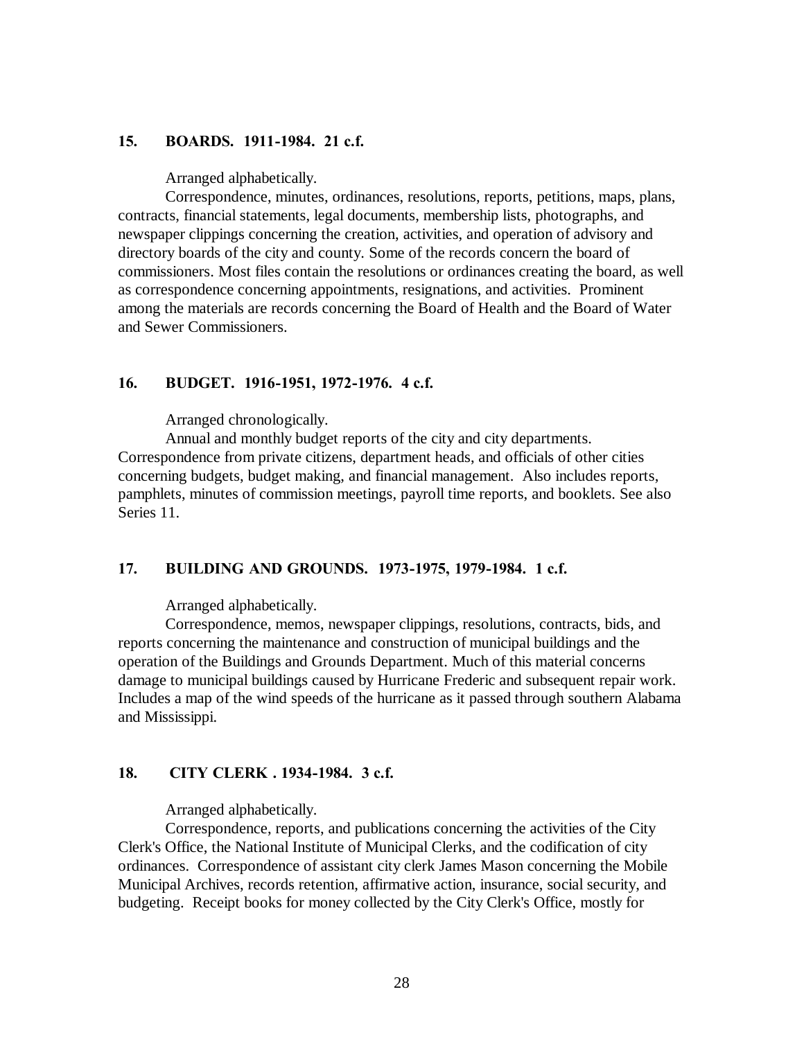### 15. BOARDS. 1911-1984. 21 c.f.

Arranged alphabetically.

Correspondence, minutes, ordinances, resolutions, reports, petitions, maps, plans, contracts, financial statements, legal documents, membership lists, photographs, and newspaper clippings concerning the creation, activities, and operation of advisory and directory boards of the city and county. Some of the records concern the board of commissioners. Most files contain the resolutions or ordinances creating the board, as well as correspondence concerning appointments, resignations, and activities. Prominent among the materials are records concerning the Board of Health and the Board of Water and Sewer Commissioners.

### 16. BUDGET. 1916-1951, 1972-1976. 4 c.f.

Arranged chronologically.

Annual and monthly budget reports of the city and city departments. Correspondence from private citizens, department heads, and officials of other cities concerning budgets, budget making, and financial management. Also includes reports, pamphlets, minutes of commission meetings, payroll time reports, and booklets. See also Series 11.

### 17. BUILDING AND GROUNDS. 1973-1975, 1979-1984. 1 c.f.

Arranged alphabetically.

Correspondence, memos, newspaper clippings, resolutions, contracts, bids, and reports concerning the maintenance and construction of municipal buildings and the operation of the Buildings and Grounds Department. Much of this material concerns damage to municipal buildings caused by Hurricane Frederic and subsequent repair work. Includes a map of the wind speeds of the hurricane as it passed through southern Alabama and Mississippi.

### 18. CITY CLERK . 1934-1984. 3 c.f.

Arranged alphabetically.

Correspondence, reports, and publications concerning the activities of the City Clerk's Office, the National Institute of Municipal Clerks, and the codification of city ordinances. Correspondence of assistant city clerk James Mason concerning the Mobile Municipal Archives, records retention, affirmative action, insurance, social security, and budgeting. Receipt books for money collected by the City Clerk's Office, mostly for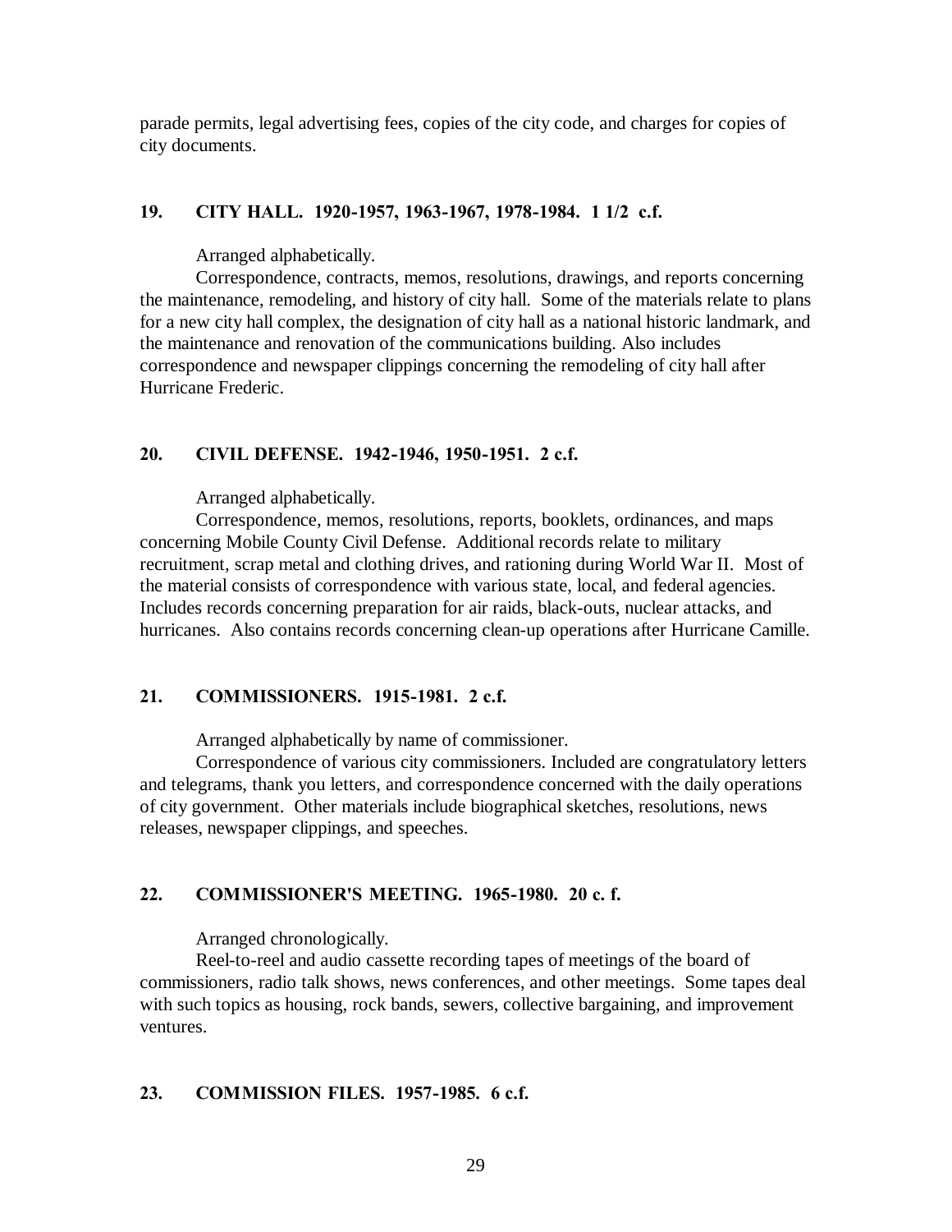parade permits, legal advertising fees, copies of the city code, and charges for copies of city documents.

### 19. CITY HALL. 1920-1957, 1963-1967, 1978-1984. 1 1/2 c.f.

Arranged alphabetically.

Correspondence, contracts, memos, resolutions, drawings, and reports concerning the maintenance, remodeling, and history of city hall. Some of the materials relate to plans for a new city hall complex, the designation of city hall as a national historic landmark, and the maintenance and renovation of the communications building. Also includes correspondence and newspaper clippings concerning the remodeling of city hall after Hurricane Frederic.

### 20. CIVIL DEFENSE. 1942-1946, 1950-1951. 2 c.f.

Arranged alphabetically.

Correspondence, memos, resolutions, reports, booklets, ordinances, and maps concerning Mobile County Civil Defense. Additional records relate to military recruitment, scrap metal and clothing drives, and rationing during World War II. Most of the material consists of correspondence with various state, local, and federal agencies. Includes records concerning preparation for air raids, black-outs, nuclear attacks, and hurricanes. Also contains records concerning clean-up operations after Hurricane Camille.

### 21. COMMISSIONERS. 1915-1981. 2 c.f.

Arranged alphabetically by name of commissioner.

Correspondence of various city commissioners. Included are congratulatory letters and telegrams, thank you letters, and correspondence concerned with the daily operations of city government. Other materials include biographical sketches, resolutions, news releases, newspaper clippings, and speeches.

### 22. COMMISSIONER'S MEETING. 1965-1980. 20 c. f.

Arranged chronologically.

Reel-to-reel and audio cassette recording tapes of meetings of the board of commissioners, radio talk shows, news conferences, and other meetings. Some tapes deal with such topics as housing, rock bands, sewers, collective bargaining, and improvement ventures.

### 23. COMMISSION FILES. 1957-1985. 6 c.f.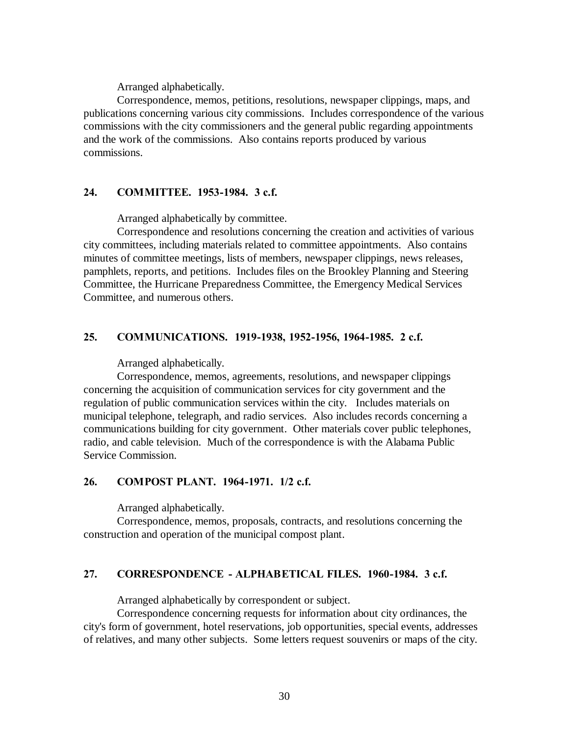Arranged alphabetically.

Correspondence, memos, petitions, resolutions, newspaper clippings, maps, and publications concerning various city commissions. Includes correspondence of the various commissions with the city commissioners and the general public regarding appointments and the work of the commissions. Also contains reports produced by various commissions.

**24. COMMITTEE. 1953-1984. 3 c.f.**

Arranged alphabetically by committee.

Correspondence and resolutions concerning the creation and activities of various city committees, including materials related to committee appointments. Also contains minutes of committee meetings, lists of members, newspaper clippings, news releases, pamphlets, reports, and petitions. Includes files on the Brookley Planning and Steering Committee, the Hurricane Preparedness Committee, the Emergency Medical Services Committee, and numerous others.

**25. COMMUNICATIONS. 1919-1938, 1952-1956, 1964-1985. 2 c.f.**

Arranged alphabetically.

Correspondence, memos, agreements, resolutions, and newspaper clippings concerning the acquisition of communication services for city government and the regulation of public communication services within the city. Includes materials on municipal telephone, telegraph, and radio services. Also includes records concerning a communications building for city government. Other materials cover public telephones, radio, and cable television. Much of the correspondence is with the Alabama Public Service Commission.

**26. COMPOST PLANT. 1964-1971. 1/2 c.f.**

Arranged alphabetically.

Correspondence, memos, proposals, contracts, and resolutions concerning the construction and operation of the municipal compost plant.

**27. CORRESPONDENCE - ALPHABETICAL FILES. 1960-1984. 3 c.f.**

Arranged alphabetically by correspondent or subject.

Correspondence concerning requests for information about city ordinances, the city's form of government, hotel reservations, job opportunities, special events, addresses of relatives, and many other subjects. Some letters request souvenirs or maps of the city.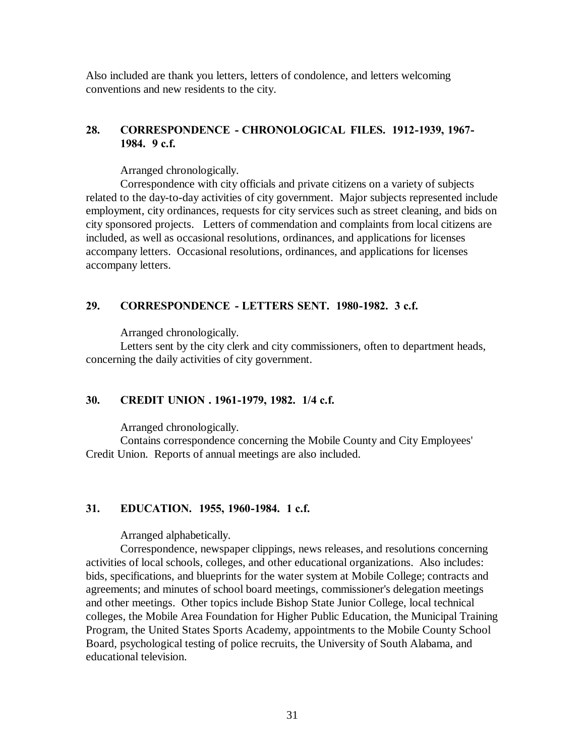Also included are thank you letters, letters of condolence, and letters welcoming conventions and new residents to the city.

### 28. CORRESPONDENCE - CHRONOLOGICAL FILES. 1912-1939, 1967-1984. 9 c.f.

Arranged chronologically.

Correspondence with city officials and private citizens on a variety of subjects related to the day-to-day activities of city government. Major subjects represented include employment, city ordinances, requests for city services such as street cleaning, and bids on city sponsored projects. Letters of commendation and complaints from local citizens are included, as well as occasional resolutions, ordinances, and applications for licenses accompany letters. Occasional resolutions, ordinances, and applications for licenses accompany letters.

### 29. CORRESPONDENCE - LETTERS SENT. 1980-1982. 3 c.f.

Arranged chronologically.

Letters sent by the city clerk and city commissioners, often to department heads, concerning the daily activities of city government.

### 30. CREDIT UNION . 1961-1979, 1982. 1/4 c.f.

Arranged chronologically.

Contains correspondence concerning the Mobile County and City Employees' Credit Union. Reports of annual meetings are also included.

### 31. EDUCATION. 1955, 1960-1984. 1 c.f.

Arranged alphabetically.

Correspondence, newspaper clippings, news releases, and resolutions concerning activities of local schools, colleges, and other educational organizations. Also includes: bids, specifications, and blueprints for the water system at Mobile College; contracts and agreements; and minutes of school board meetings, commissioner's delegation meetings and other meetings. Other topics include Bishop State Junior College, local technical colleges, the Mobile Area Foundation for Higher Public Education, the Municipal Training Program, the United States Sports Academy, appointments to the Mobile County School Board, psychological testing of police recruits, the University of South Alabama, and educational television.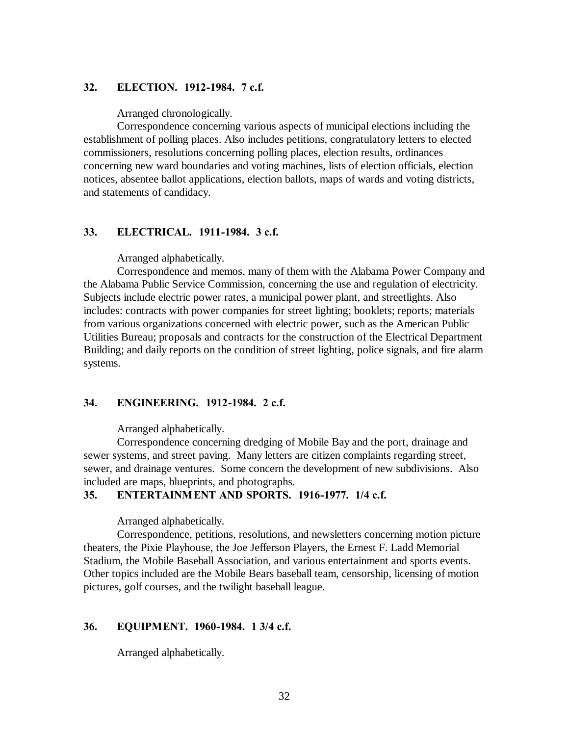**32. ELECTION. 1912-1984. 7 c.f.**

Arranged chronologically.

Correspondence concerning various aspects of municipal elections including the establishment of polling places. Also includes petitions, congratulatory letters to elected commissioners, resolutions concerning polling places, election results, ordinances concerning new ward boundaries and voting machines, lists of election officials, election notices, absentee ballot applications, election ballots, maps of wards and voting districts, and statements of candidacy.

**33. ELECTRICAL. 1911-1984. 3 c.f.**

Arranged alphabetically.

Correspondence and memos, many of them with the Alabama Power Company and the Alabama Public Service Commission, concerning the use and regulation of electricity. Subjects include electric power rates, a municipal power plant, and streetlights. Also includes: contracts with power companies for street lighting; booklets; reports; materials from various organizations concerned with electric power, such as the American Public Utilities Bureau; proposals and contracts for the construction of the Electrical Department Building; and daily reports on the condition of street lighting, police signals, and fire alarm systems.

**34. ENGINEERING. 1912-1984. 2 c.f.**

Arranged alphabetically.

Correspondence concerning dredging of Mobile Bay and the port, drainage and sewer systems, and street paving. Many letters are citizen complaints regarding street, sewer, and drainage ventures. Some concern the development of new subdivisions. Also included are maps, blueprints, and photographs.

**35. ENTERTAINMENT AND SPORTS. 1916-1977. 1/4 c.f.**

Arranged alphabetically.

Correspondence, petitions, resolutions, and newsletters concerning motion picture theaters, the Pixie Playhouse, the Joe Jefferson Players, the Ernest F. Ladd Memorial Stadium, the Mobile Baseball Association, and various entertainment and sports events. Other topics included are the Mobile Bears baseball team, censorship, licensing of motion pictures, golf courses, and the twilight baseball league.

**36. EQUIPMENT. 1960-1984. 1 3/4 c.f.**

Arranged alphabetically.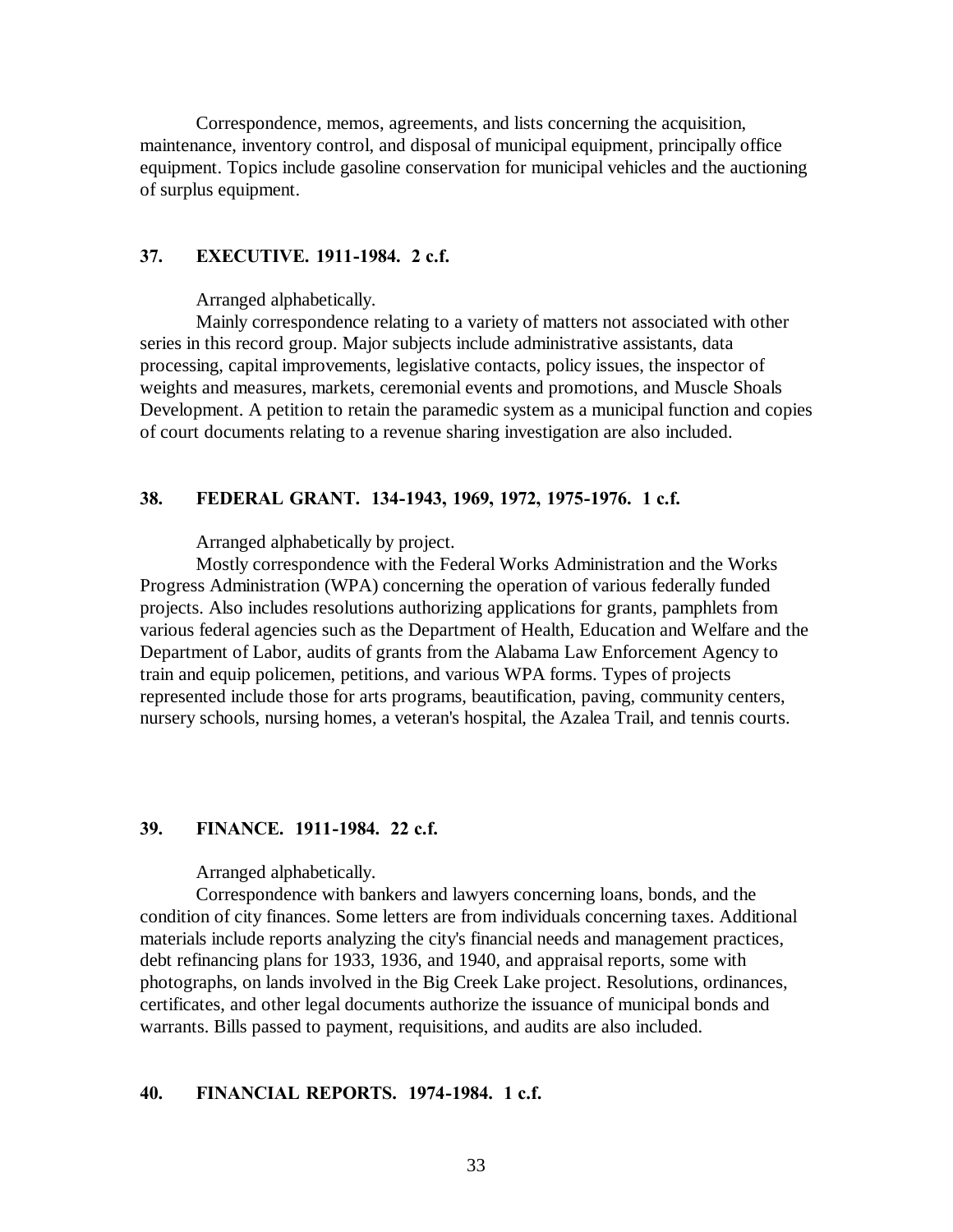Correspondence, memos, agreements, and lists concerning the acquisition, maintenance, inventory control, and disposal of municipal equipment, principally office equipment. Topics include gasoline conservation for municipal vehicles and the auctioning of surplus equipment.

### 37. EXECUTIVE. 1911-1984. 2 c.f.

Arranged alphabetically.

Mainly correspondence relating to a variety of matters not associated with other series in this record group. Major subjects include administrative assistants, data processing, capital improvements, legislative contacts, policy issues, the inspector of weights and measures, markets, ceremonial events and promotions, and Muscle Shoals Development. A petition to retain the paramedic system as a municipal function and copies of court documents relating to a revenue sharing investigation are also included.

### 38. FEDERAL GRANT. 134-1943, 1969, 1972, 1975-1976. 1 c.f.

Arranged alphabetically by project.

Mostly correspondence with the Federal Works Administration and the Works Progress Administration (WPA) concerning the operation of various federally funded projects. Also includes resolutions authorizing applications for grants, pamphlets from various federal agencies such as the Department of Health, Education and Welfare and the Department of Labor, audits of grants from the Alabama Law Enforcement Agency to train and equip policemen, petitions, and various WPA forms. Types of projects represented include those for arts programs, beautification, paving, community centers, nursery schools, nursing homes, a veteran's hospital, the Azalea Trail, and tennis courts.

### 39. FINANCE. 1911-1984. 22 c.f.

Arranged alphabetically.

Correspondence with bankers and lawyers concerning loans, bonds, and the condition of city finances. Some letters are from individuals concerning taxes. Additional materials include reports analyzing the city's financial needs and management practices, debt refinancing plans for 1933, 1936, and 1940, and appraisal reports, some with photographs, on lands involved in the Big Creek Lake project. Resolutions, ordinances, certificates, and other legal documents authorize the issuance of municipal bonds and warrants. Bills passed to payment, requisitions, and audits are also included.

### 40. FINANCIAL REPORTS. 1974-1984. 1 c.f.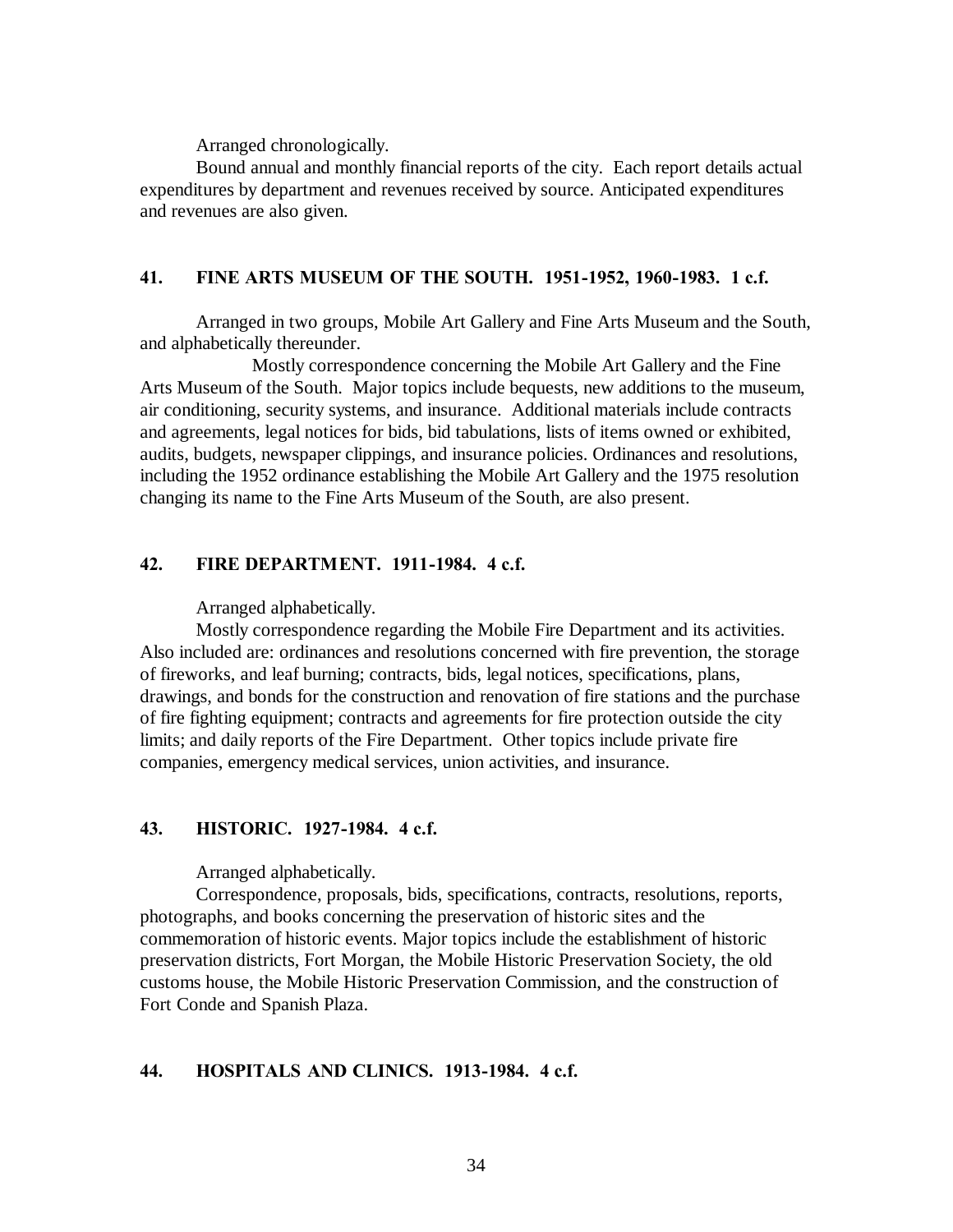Arranged chronologically.

Bound annual and monthly financial reports of the city. Each report details actual expenditures by department and revenues received by source. Anticipated expenditures and revenues are also given.

### 41. FINE ARTS MUSEUM OF THE SOUTH. 1951-1952, 1960-1983. 1 c.f.

Arranged in two groups, Mobile Art Gallery and Fine Arts Museum and the South, and alphabetically thereunder.

Mostly correspondence concerning the Mobile Art Gallery and the Fine Arts Museum of the South. Major topics include bequests, new additions to the museum, air conditioning, security systems, and insurance. Additional materials include contracts and agreements, legal notices for bids, bid tabulations, lists of items owned or exhibited, audits, budgets, newspaper clippings, and insurance policies. Ordinances and resolutions, including the 1952 ordinance establishing the Mobile Art Gallery and the 1975 resolution changing its name to the Fine Arts Museum of the South, are also present.

### 42. FIRE DEPARTMENT. 1911-1984. 4 c.f.

Arranged alphabetically.

Mostly correspondence regarding the Mobile Fire Department and its activities. Also included are: ordinances and resolutions concerned with fire prevention, the storage of fireworks, and leaf burning; contracts, bids, legal notices, specifications, plans, drawings, and bonds for the construction and renovation of fire stations and the purchase of fire fighting equipment; contracts and agreements for fire protection outside the city limits; and daily reports of the Fire Department. Other topics include private fire companies, emergency medical services, union activities, and insurance.

### 43. HISTORIC. 1927-1984. 4 c.f.

Arranged alphabetically.

Correspondence, proposals, bids, specifications, contracts, resolutions, reports, photographs, and books concerning the preservation of historic sites and the commemoration of historic events. Major topics include the establishment of historic preservation districts, Fort Morgan, the Mobile Historic Preservation Society, the old customs house, the Mobile Historic Preservation Commission, and the construction of Fort Conde and Spanish Plaza.

### 44. HOSPITALS AND CLINICS. 1913-1984. 4 c.f.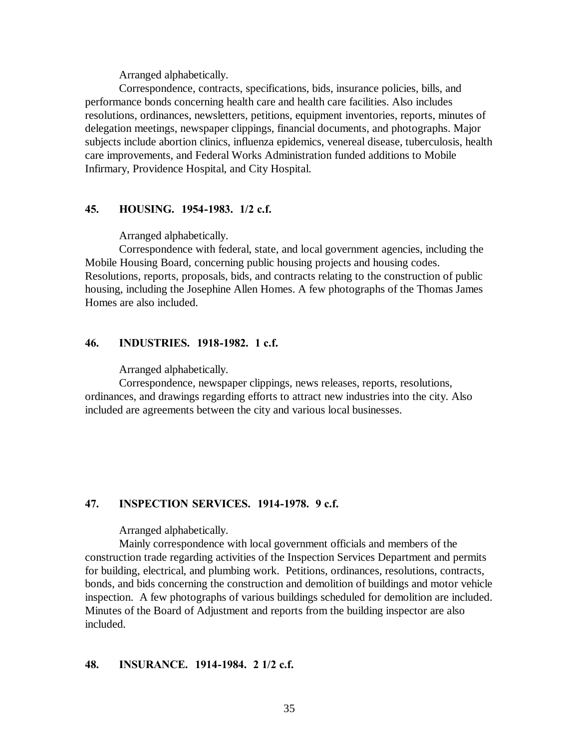Arranged alphabetically.

Correspondence, contracts, specifications, bids, insurance policies, bills, and performance bonds concerning health care and health care facilities. Also includes resolutions, ordinances, newsletters, petitions, equipment inventories, reports, minutes of delegation meetings, newspaper clippings, financial documents, and photographs. Major subjects include abortion clinics, influenza epidemics, venereal disease, tuberculosis, health care improvements, and Federal Works Administration funded additions to Mobile Infirmary, Providence Hospital, and City Hospital.

### 45. HOUSING. 1954-1983. 1/2 c.f.

Arranged alphabetically.

Correspondence with federal, state, and local government agencies, including the Mobile Housing Board, concerning public housing projects and housing codes. Resolutions, reports, proposals, bids, and contracts relating to the construction of public housing, including the Josephine Allen Homes. A few photographs of the Thomas James Homes are also included.

### 46. INDUSTRIES. 1918-1982. 1 c.f.

Arranged alphabetically.

Correspondence, newspaper clippings, news releases, reports, resolutions, ordinances, and drawings regarding efforts to attract new industries into the city. Also included are agreements between the city and various local businesses.

### 47. INSPECTION SERVICES. 1914-1978. 9 c.f.

Arranged alphabetically.

Mainly correspondence with local government officials and members of the construction trade regarding activities of the Inspection Services Department and permits for building, electrical, and plumbing work. Petitions, ordinances, resolutions, contracts, bonds, and bids concerning the construction and demolition of buildings and motor vehicle inspection. A few photographs of various buildings scheduled for demolition are included. Minutes of the Board of Adjustment and reports from the building inspector are also included.

### 48. INSURANCE. 1914-1984. 2 1/2 c.f.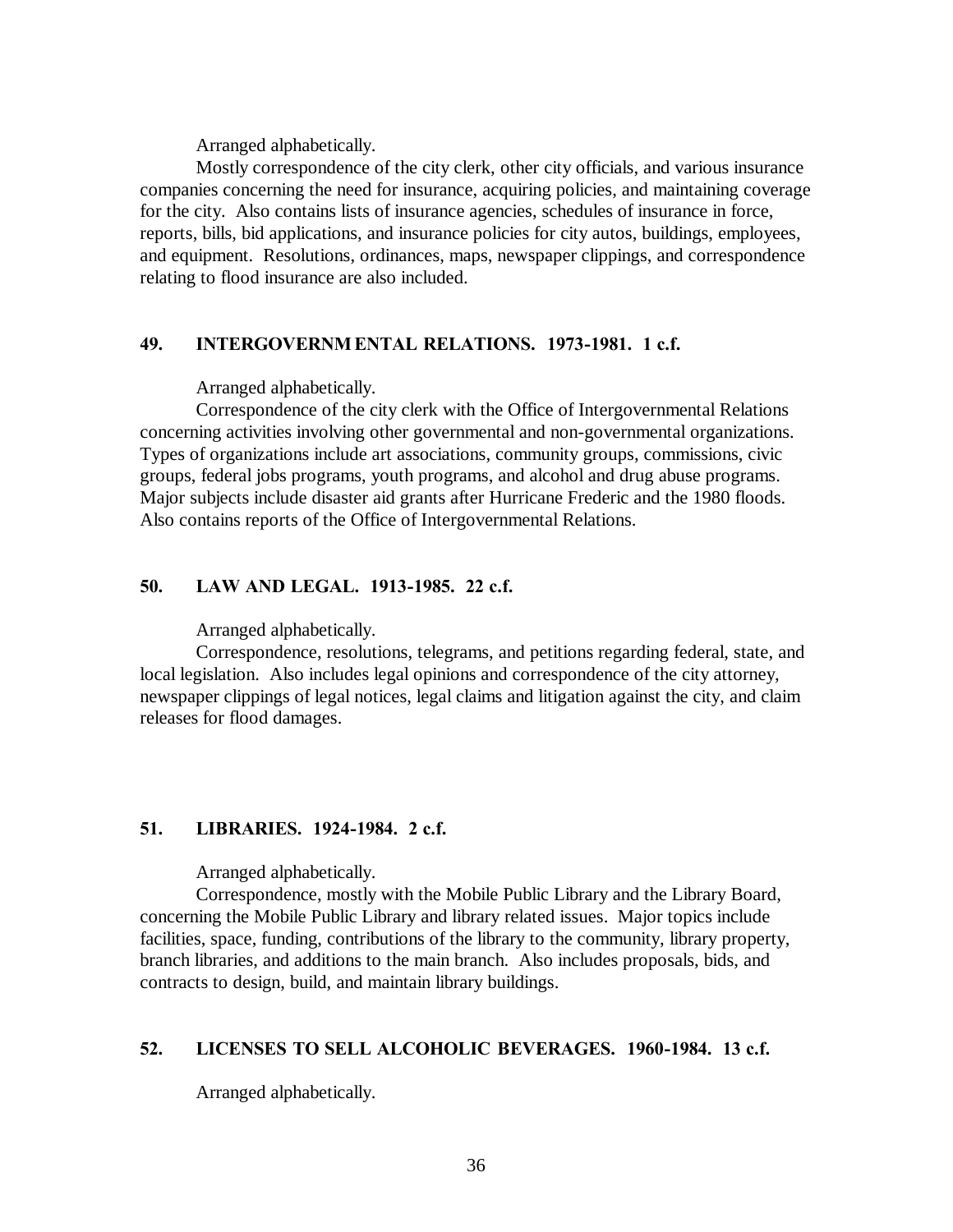Arranged alphabetically.

Mostly correspondence of the city clerk, other city officials, and various insurance companies concerning the need for insurance, acquiring policies, and maintaining coverage for the city. Also contains lists of insurance agencies, schedules of insurance in force, reports, bills, bid applications, and insurance policies for city autos, buildings, employees, and equipment. Resolutions, ordinances, maps, newspaper clippings, and correspondence relating to flood insurance are also included.

### 49. INTERGOVERNMENTAL RELATIONS. 1973-1981. 1 c.f.

Arranged alphabetically.

Correspondence of the city clerk with the Office of Intergovernmental Relations concerning activities involving other governmental and non-governmental organizations. Types of organizations include art associations, community groups, commissions, civic groups, federal jobs programs, youth programs, and alcohol and drug abuse programs. Major subjects include disaster aid grants after Hurricane Frederic and the 1980 floods. Also contains reports of the Office of Intergovernmental Relations.

### 50. LAW AND LEGAL. 1913-1985. 22 c.f.

Arranged alphabetically.

Correspondence, resolutions, telegrams, and petitions regarding federal, state, and local legislation. Also includes legal opinions and correspondence of the city attorney, newspaper clippings of legal notices, legal claims and litigation against the city, and claim releases for flood damages.

### 51. LIBRARIES. 1924-1984. 2 c.f.

Arranged alphabetically.

Correspondence, mostly with the Mobile Public Library and the Library Board, concerning the Mobile Public Library and library related issues. Major topics include facilities, space, funding, contributions of the library to the community, library property, branch libraries, and additions to the main branch. Also includes proposals, bids, and contracts to design, build, and maintain library buildings.

### 52. LICENSES TO SELL ALCOHOLIC BEVERAGES. 1960-1984. 13 c.f.

Arranged alphabetically.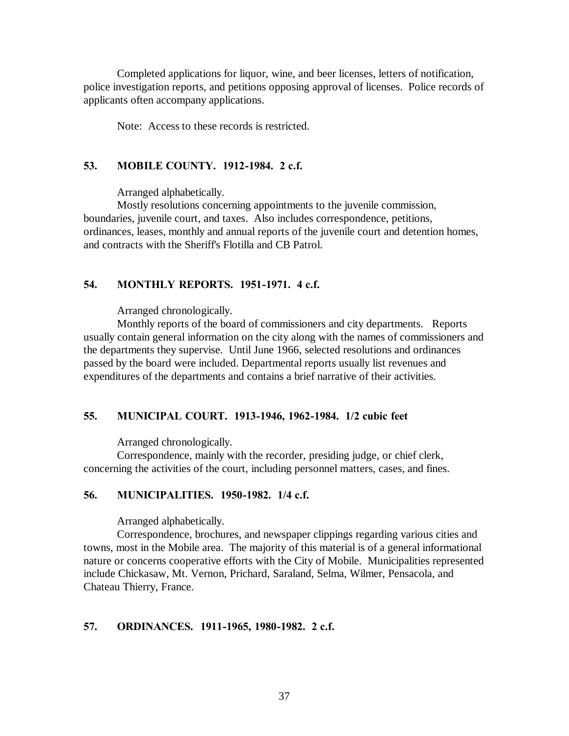Completed applications for liquor, wine, and beer licenses, letters of notification, police investigation reports, and petitions opposing approval of licenses. Police records of applicants often accompany applications.

Note: Access to these records is restricted.

### 53. MOBILE COUNTY. 1912-1984. 2 c.f.

Arranged alphabetically.

Mostly resolutions concerning appointments to the juvenile commission, boundaries, juvenile court, and taxes. Also includes correspondence, petitions, ordinances, leases, monthly and annual reports of the juvenile court and detention homes, and contracts with the Sheriff's Flotilla and CB Patrol.

### 54. MONTHLY REPORTS. 1951-1971. 4 c.f.

Arranged chronologically.

Monthly reports of the board of commissioners and city departments. Reports usually contain general information on the city along with the names of commissioners and the departments they supervise. Until June 1966, selected resolutions and ordinances passed by the board were included. Departmental reports usually list revenues and expenditures of the departments and contains a brief narrative of their activities.

### 55. MUNICIPAL COURT. 1913-1946, 1962-1984. 1/2 cubic feet

Arranged chronologically.

Correspondence, mainly with the recorder, presiding judge, or chief clerk, concerning the activities of the court, including personnel matters, cases, and fines.

### 56. MUNICIPALITIES. 1950-1982. 1/4 c.f.

Arranged alphabetically.

Correspondence, brochures, and newspaper clippings regarding various cities and towns, most in the Mobile area. The majority of this material is of a general informational nature or concerns cooperative efforts with the City of Mobile. Municipalities represented include Chickasaw, Mt. Vernon, Prichard, Saraland, Selma, Wilmer, Pensacola, and Chateau Thierry, France.

### 57. ORDINANCES. 1911-1965, 1980-1982. 2 c.f.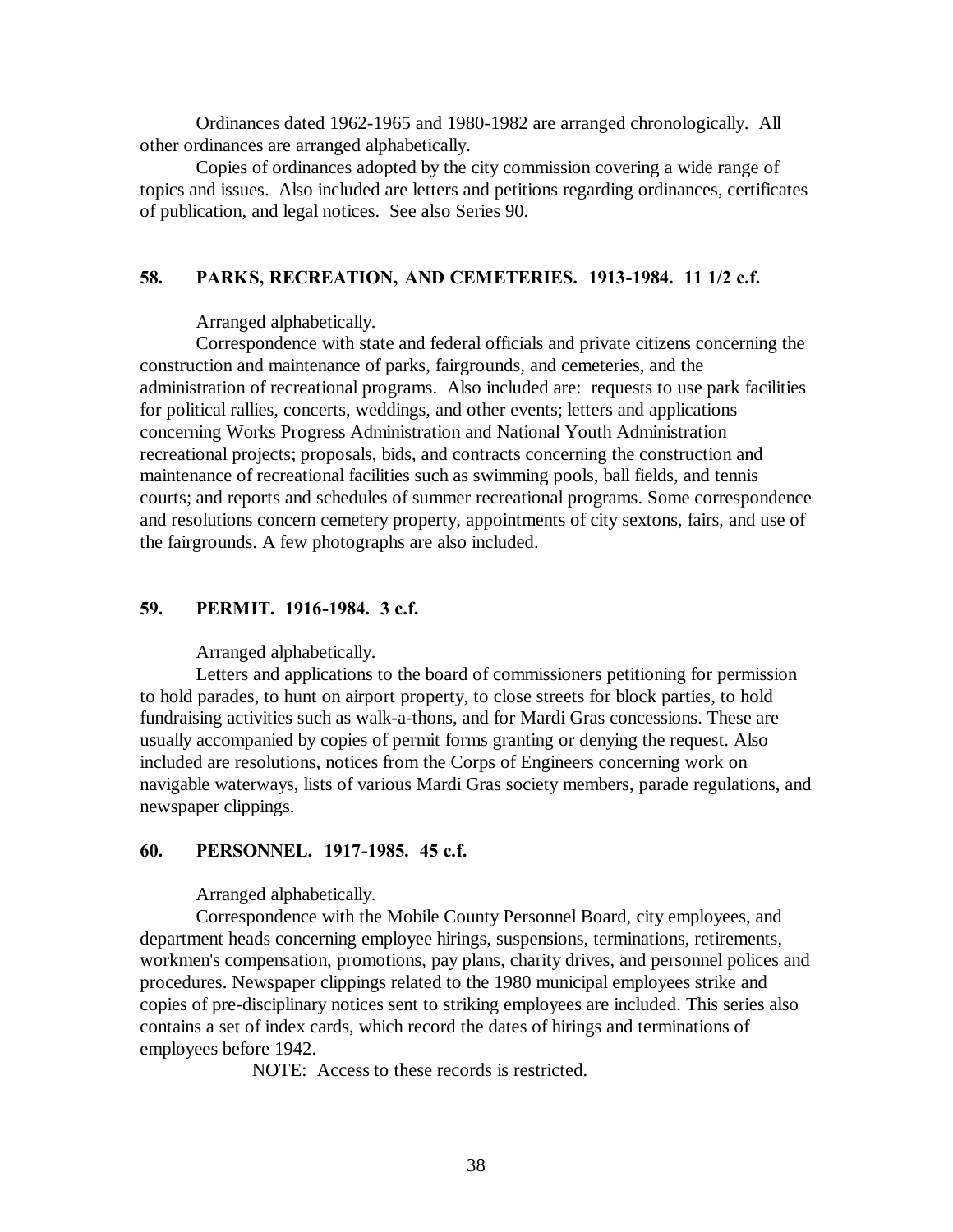Ordinances dated 1962-1965 and 1980-1982 are arranged chronologically. All other ordinances are arranged alphabetically.

Copies of ordinances adopted by the city commission covering a wide range of topics and issues. Also included are letters and petitions regarding ordinances, certificates of publication, and legal notices. See also Series 90.

### 58. PARKS, RECREATION, AND CEMETERIES. 1913-1984. 11 1/2 c.f.

Arranged alphabetically.

Correspondence with state and federal officials and private citizens concerning the construction and maintenance of parks, fairgrounds, and cemeteries, and the administration of recreational programs. Also included are: requests to use park facilities for political rallies, concerts, weddings, and other events; letters and applications concerning Works Progress Administration and National Youth Administration recreational projects; proposals, bids, and contracts concerning the construction and maintenance of recreational facilities such as swimming pools, ball fields, and tennis courts; and reports and schedules of summer recreational programs. Some correspondence and resolutions concern cemetery property, appointments of city sextons, fairs, and use of the fairgrounds. A few photographs are also included.

### 59. PERMIT. 1916-1984. 3 c.f.

Arranged alphabetically.

Letters and applications to the board of commissioners petitioning for permission to hold parades, to hunt on airport property, to close streets for block parties, to hold fundraising activities such as walk-a-thons, and for Mardi Gras concessions. These are usually accompanied by copies of permit forms granting or denying the request. Also included are resolutions, notices from the Corps of Engineers concerning work on navigable waterways, lists of various Mardi Gras society members, parade regulations, and newspaper clippings.

### 60. PERSONNEL. 1917-1985. 45 c.f.

Arranged alphabetically.

Correspondence with the Mobile County Personnel Board, city employees, and department heads concerning employee hirings, suspensions, terminations, retirements, workmen's compensation, promotions, pay plans, charity drives, and personnel polices and procedures. Newspaper clippings related to the 1980 municipal employees strike and copies of pre-disciplinary notices sent to striking employees are included. This series also contains a set of index cards, which record the dates of hirings and terminations of employees before 1942.

NOTE: Access to these records is restricted.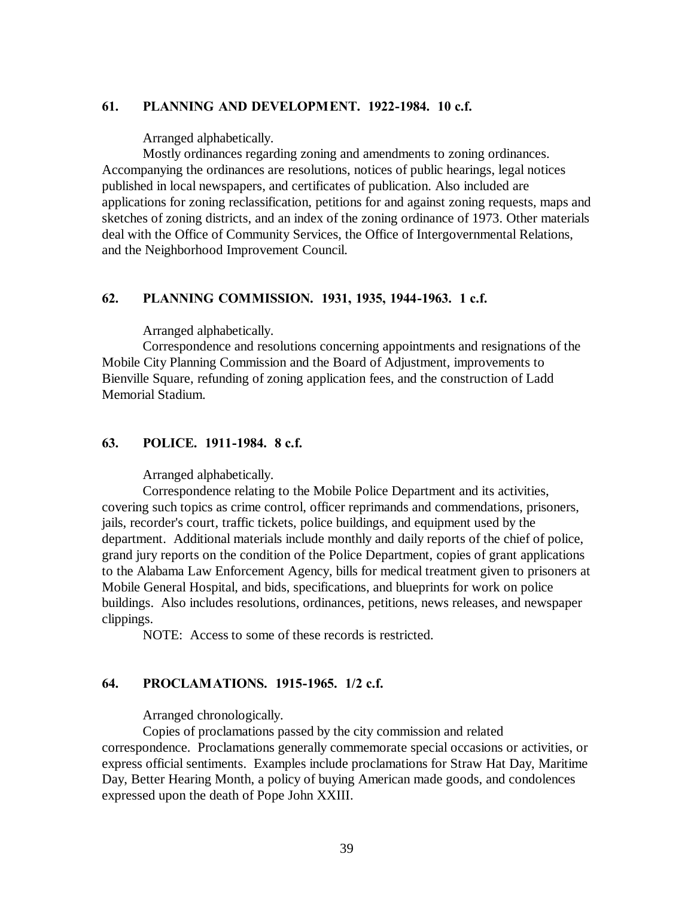**61. PLANNING AND DEVELOPMENT. 1922-1984. 10 c.f.**

Arranged alphabetically.

Mostly ordinances regarding zoning and amendments to zoning ordinances. Accompanying the ordinances are resolutions, notices of public hearings, legal notices published in local newspapers, and certificates of publication. Also included are applications for zoning reclassification, petitions for and against zoning requests, maps and sketches of zoning districts, and an index of the zoning ordinance of 1973. Other materials deal with the Office of Community Services, the Office of Intergovernmental Relations, and the Neighborhood Improvement Council.

**62. PLANNING COMMISSION. 1931, 1935, 1944-1963. 1 c.f.**

Arranged alphabetically.

Correspondence and resolutions concerning appointments and resignations of the Mobile City Planning Commission and the Board of Adjustment, improvements to Bienville Square, refunding of zoning application fees, and the construction of Ladd Memorial Stadium.

**63. POLICE. 1911-1984. 8 c.f.**

Arranged alphabetically.

Correspondence relating to the Mobile Police Department and its activities, covering such topics as crime control, officer reprimands and commendations, prisoners, jails, recorder's court, traffic tickets, police buildings, and equipment used by the department. Additional materials include monthly and daily reports of the chief of police, grand jury reports on the condition of the Police Department, copies of grant applications to the Alabama Law Enforcement Agency, bills for medical treatment given to prisoners at Mobile General Hospital, and bids, specifications, and blueprints for work on police buildings. Also includes resolutions, ordinances, petitions, news releases, and newspaper clippings.

NOTE: Access to some of these records is restricted.

**64. PROCLAMATIONS. 1915-1965. 1/2 c.f.**

Arranged chronologically.

Copies of proclamations passed by the city commission and related correspondence. Proclamations generally commemorate special occasions or activities, or express official sentiments. Examples include proclamations for Straw Hat Day, Maritime Day, Better Hearing Month, a policy of buying American made goods, and condolences expressed upon the death of Pope John XXIII.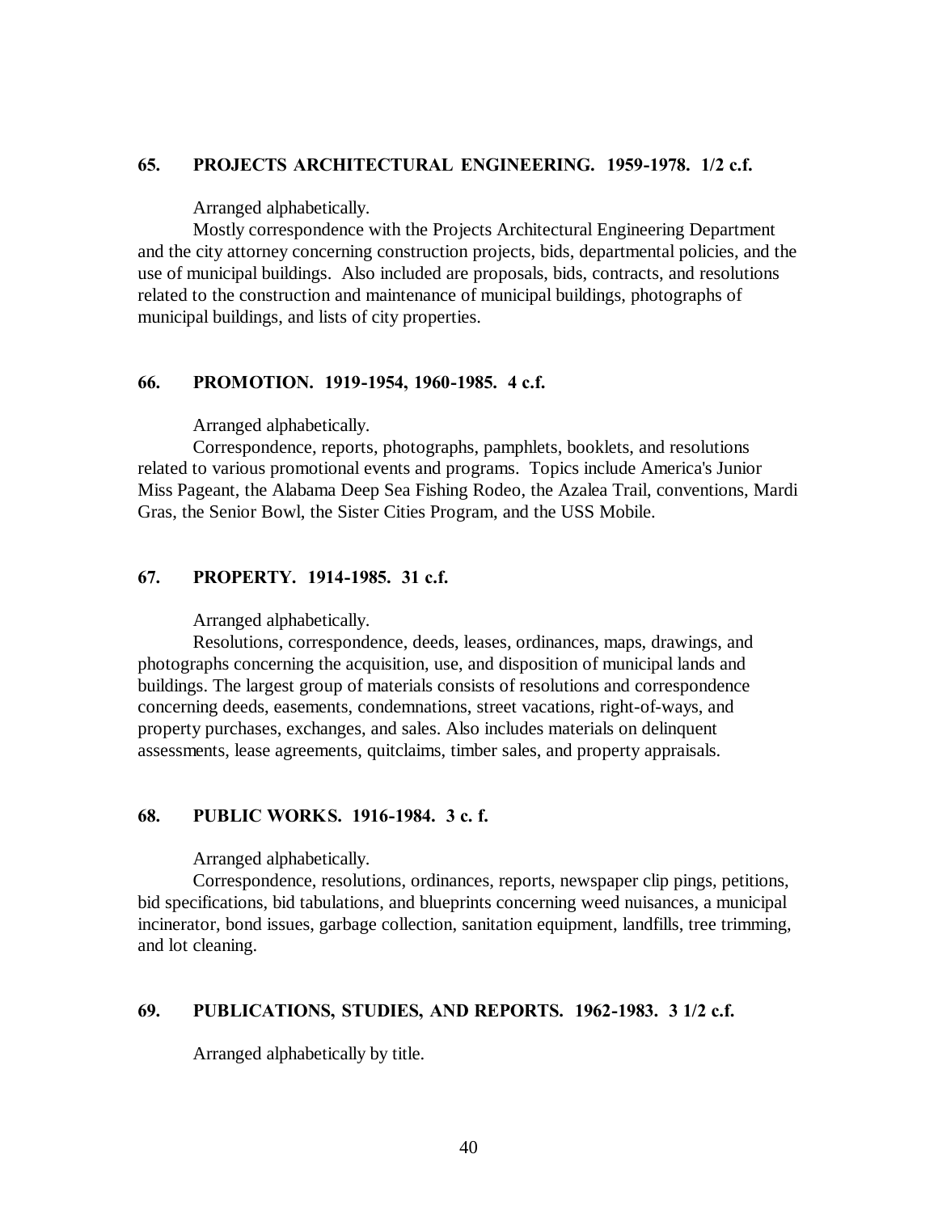### 65. PROJECTS ARCHITECTURAL ENGINEERING. 1959-1978. 1/2 c.f.

Arranged alphabetically.

Mostly correspondence with the Projects Architectural Engineering Department and the city attorney concerning construction projects, bids, departmental policies, and the use of municipal buildings. Also included are proposals, bids, contracts, and resolutions related to the construction and maintenance of municipal buildings, photographs of municipal buildings, and lists of city properties.

### 66. PROMOTION. 1919-1954, 1960-1985. 4 c.f.

Arranged alphabetically.

Correspondence, reports, photographs, pamphlets, booklets, and resolutions related to various promotional events and programs. Topics include America's Junior Miss Pageant, the Alabama Deep Sea Fishing Rodeo, the Azalea Trail, conventions, Mardi Gras, the Senior Bowl, the Sister Cities Program, and the USS Mobile.

### 67. PROPERTY. 1914-1985. 31 c.f.

Arranged alphabetically.

Resolutions, correspondence, deeds, leases, ordinances, maps, drawings, and photographs concerning the acquisition, use, and disposition of municipal lands and buildings. The largest group of materials consists of resolutions and correspondence concerning deeds, easements, condemnations, street vacations, right-of-ways, and property purchases, exchanges, and sales. Also includes materials on delinquent assessments, lease agreements, quitclaims, timber sales, and property appraisals.

### 68. PUBLIC WORKS. 1916-1984. 3 c. f.

Arranged alphabetically.

Correspondence, resolutions, ordinances, reports, newspaper clip pings, petitions, bid specifications, bid tabulations, and blueprints concerning weed nuisances, a municipal incinerator, bond issues, garbage collection, sanitation equipment, landfills, tree trimming, and lot cleaning.

### 69. PUBLICATIONS, STUDIES, AND REPORTS. 1962-1983. 3 1/2 c.f.

Arranged alphabetically by title.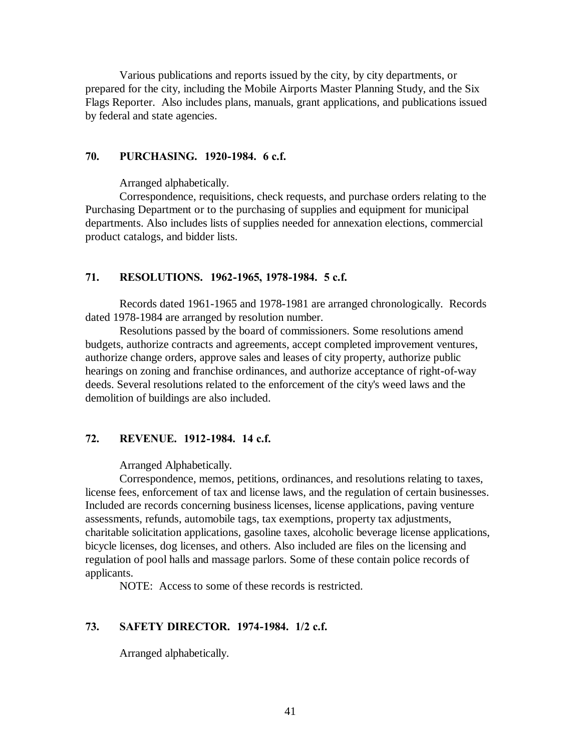Various publications and reports issued by the city, by city departments, or prepared for the city, including the Mobile Airports Master Planning Study, and the Six Flags Reporter. Also includes plans, manuals, grant applications, and publications issued by federal and state agencies.

### 70. PURCHASING. 1920-1984. 6 c.f.

Arranged alphabetically.

Correspondence, requisitions, check requests, and purchase orders relating to the Purchasing Department or to the purchasing of supplies and equipment for municipal departments. Also includes lists of supplies needed for annexation elections, commercial product catalogs, and bidder lists.

### 71. RESOLUTIONS. 1962-1965, 1978-1984. 5 c.f.

Records dated 1961-1965 and 1978-1981 are arranged chronologically. Records dated 1978-1984 are arranged by resolution number.

Resolutions passed by the board of commissioners. Some resolutions amend budgets, authorize contracts and agreements, accept completed improvement ventures, authorize change orders, approve sales and leases of city property, authorize public hearings on zoning and franchise ordinances, and authorize acceptance of right-of-way deeds. Several resolutions related to the enforcement of the city's weed laws and the demolition of buildings are also included.

### 72. REVENUE. 1912-1984. 14 c.f.

Arranged Alphabetically.

Correspondence, memos, petitions, ordinances, and resolutions relating to taxes, license fees, enforcement of tax and license laws, and the regulation of certain businesses. Included are records concerning business licenses, license applications, paving venture assessments, refunds, automobile tags, tax exemptions, property tax adjustments, charitable solicitation applications, gasoline taxes, alcoholic beverage license applications, bicycle licenses, dog licenses, and others. Also included are files on the licensing and regulation of pool halls and massage parlors. Some of these contain police records of applicants.

NOTE: Access to some of these records is restricted.

### 73. SAFETY DIRECTOR. 1974-1984. 1/2 c.f.

Arranged alphabetically.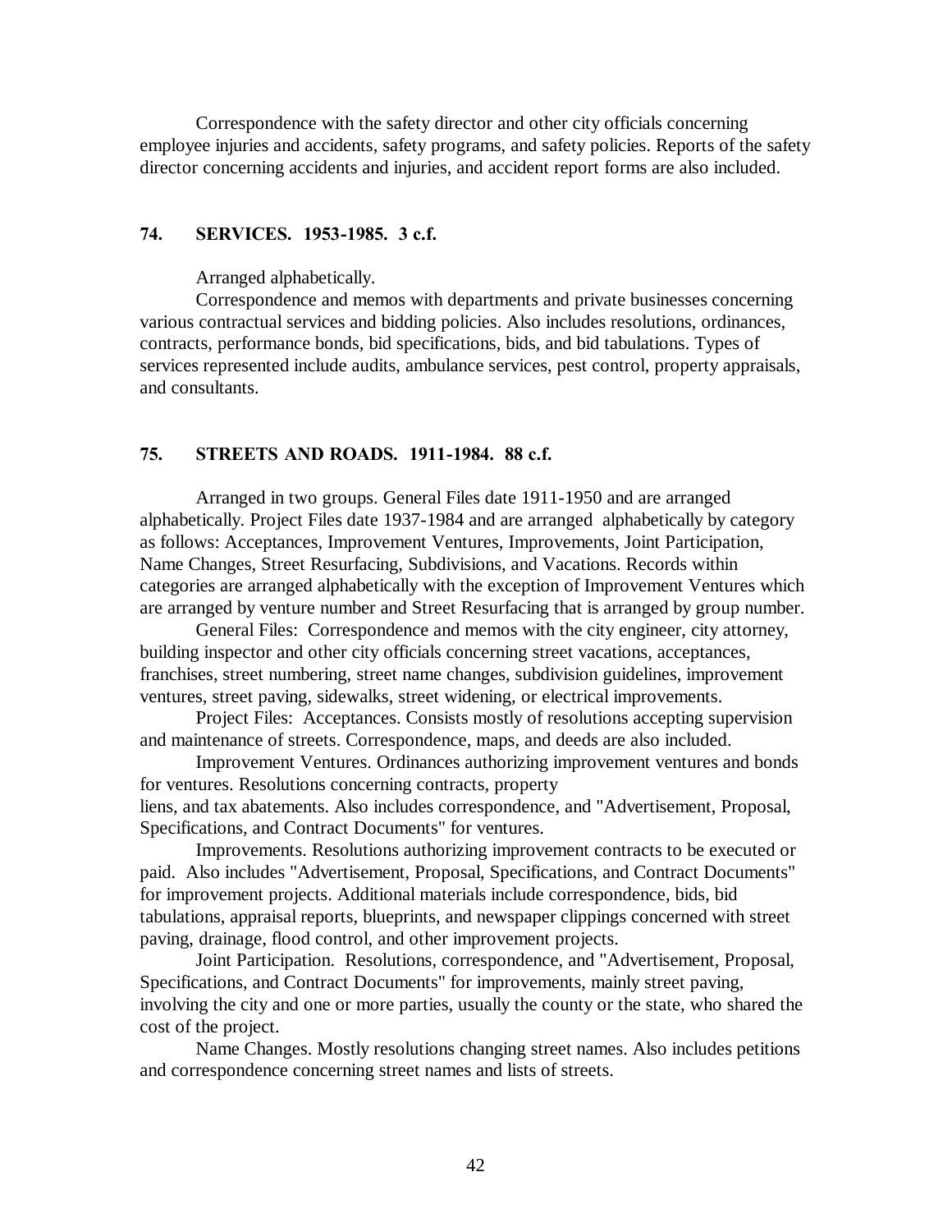Correspondence with the safety director and other city officials concerning employee injuries and accidents, safety programs, and safety policies. Reports of the safety director concerning accidents and injuries, and accident report forms are also included.

### 74. SERVICES. 1953-1985. 3 c.f.

Arranged alphabetically.

Correspondence and memos with departments and private businesses concerning various contractual services and bidding policies. Also includes resolutions, ordinances, contracts, performance bonds, bid specifications, bids, and bid tabulations. Types of services represented include audits, ambulance services, pest control, property appraisals, and consultants.

### 75. STREETS AND ROADS. 1911-1984. 88 c.f.

Arranged in two groups. General Files date 1911-1950 and are arranged alphabetically. Project Files date 1937-1984 and are arranged alphabetically by category as follows: Acceptances, Improvement Ventures, Improvements, Joint Participation, Name Changes, Street Resurfacing, Subdivisions, and Vacations. Records within categories are arranged alphabetically with the exception of Improvement Ventures which are arranged by venture number and Street Resurfacing that is arranged by group number.

General Files: Correspondence and memos with the city engineer, city attorney, building inspector and other city officials concerning street vacations, acceptances, franchises, street numbering, street name changes, subdivision guidelines, improvement ventures, street paving, sidewalks, street widening, or electrical improvements.

Project Files: Acceptances. Consists mostly of resolutions accepting supervision and maintenance of streets. Correspondence, maps, and deeds are also included.

Improvement Ventures. Ordinances authorizing improvement ventures and bonds for ventures. Resolutions concerning contracts, property liens, and tax abatements. Also includes correspondence, and "Advertisement, Proposal, Specifications, and Contract Documents" for ventures.

Improvements. Resolutions authorizing improvement contracts to be executed or paid. Also includes "Advertisement, Proposal, Specifications, and Contract Documents" for improvement projects. Additional materials include correspondence, bids, bid tabulations, appraisal reports, blueprints, and newspaper clippings concerned with street paving, drainage, flood control, and other improvement projects.

Joint Participation. Resolutions, correspondence, and "Advertisement, Proposal, Specifications, and Contract Documents" for improvements, mainly street paving, involving the city and one or more parties, usually the county or the state, who shared the cost of the project.

Name Changes. Mostly resolutions changing street names. Also includes petitions and correspondence concerning street names and lists of streets.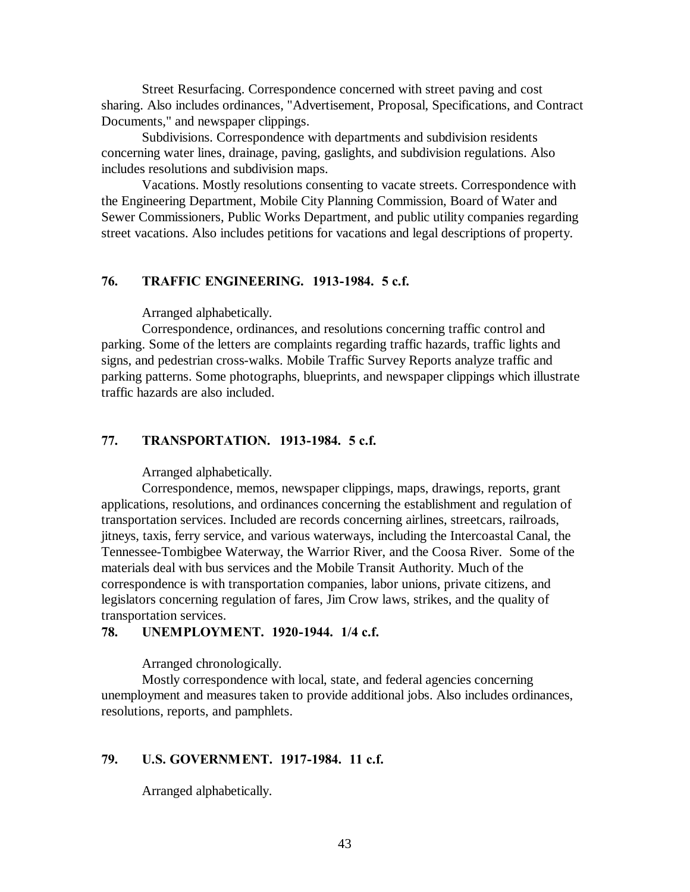Street Resurfacing. Correspondence concerned with street paving and cost sharing. Also includes ordinances, "Advertisement, Proposal, Specifications, and Contract Documents," and newspaper clippings.

Subdivisions. Correspondence with departments and subdivision residents concerning water lines, drainage, paving, gaslights, and subdivision regulations. Also includes resolutions and subdivision maps.

Vacations. Mostly resolutions consenting to vacate streets. Correspondence with the Engineering Department, Mobile City Planning Commission, Board of Water and Sewer Commissioners, Public Works Department, and public utility companies regarding street vacations. Also includes petitions for vacations and legal descriptions of property.

### 76. TRAFFIC ENGINEERING. 1913-1984. 5 c.f.

Arranged alphabetically.

Correspondence, ordinances, and resolutions concerning traffic control and parking. Some of the letters are complaints regarding traffic hazards, traffic lights and signs, and pedestrian cross-walks. Mobile Traffic Survey Reports analyze traffic and parking patterns. Some photographs, blueprints, and newspaper clippings which illustrate traffic hazards are also included.

### 77. TRANSPORTATION. 1913-1984. 5 c.f.

Arranged alphabetically.

Correspondence, memos, newspaper clippings, maps, drawings, reports, grant applications, resolutions, and ordinances concerning the establishment and regulation of transportation services. Included are records concerning airlines, streetcars, railroads, jitneys, taxis, ferry service, and various waterways, including the Intercoastal Canal, the Tennessee-Tombigbee Waterway, the Warrior River, and the Coosa River. Some of the materials deal with bus services and the Mobile Transit Authority. Much of the correspondence is with transportation companies, labor unions, private citizens, and legislators concerning regulation of fares, Jim Crow laws, strikes, and the quality of transportation services.

### 78. UNEMPLOYMENT. 1920-1944. 1/4 c.f.

Arranged chronologically.

Mostly correspondence with local, state, and federal agencies concerning unemployment and measures taken to provide additional jobs. Also includes ordinances, resolutions, reports, and pamphlets.

### 79. U.S. GOVERNMENT. 1917-1984. 11 c.f.

Arranged alphabetically.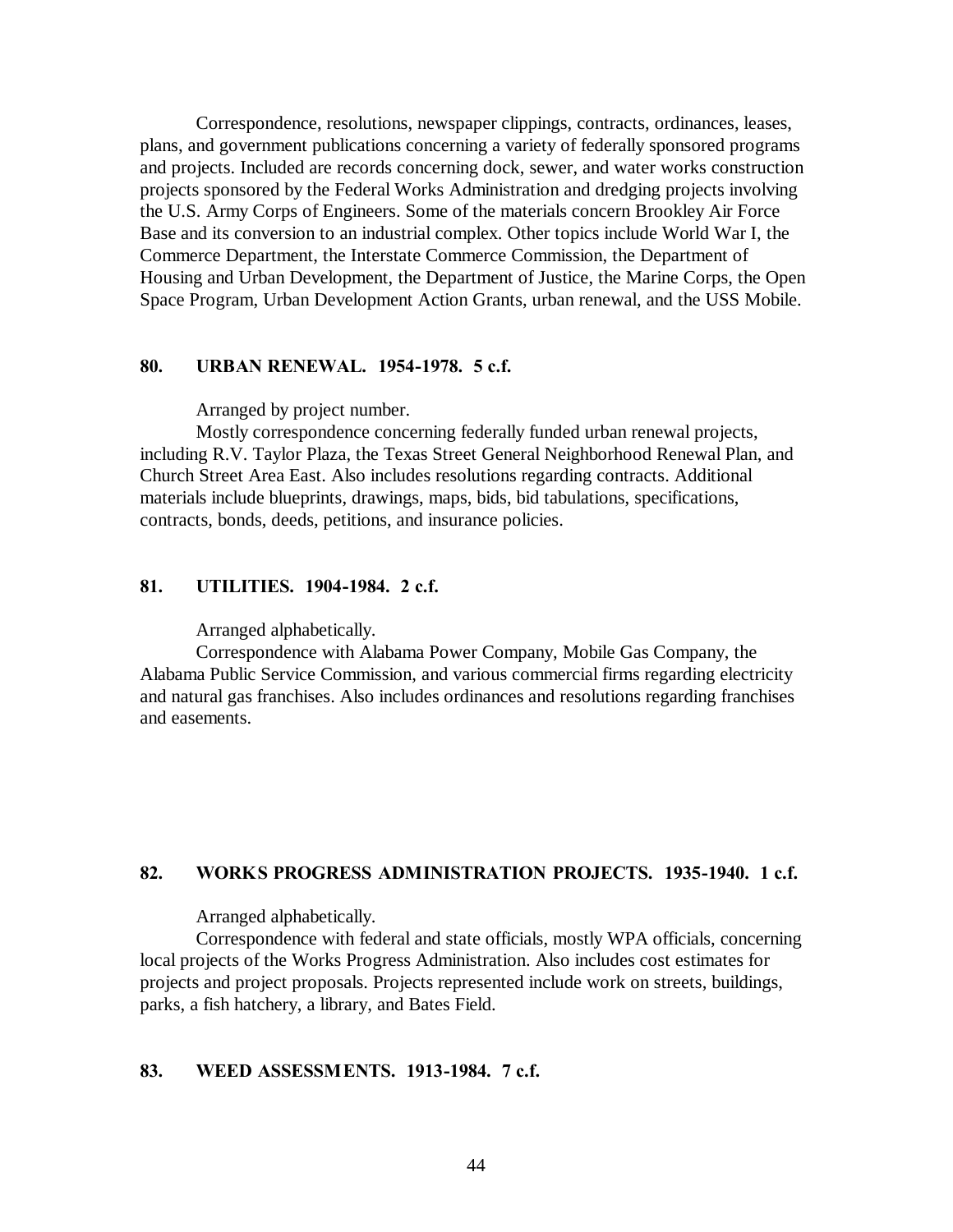Correspondence, resolutions, newspaper clippings, contracts, ordinances, leases, plans, and government publications concerning a variety of federally sponsored programs and projects. Included are records concerning dock, sewer, and water works construction projects sponsored by the Federal Works Administration and dredging projects involving the U.S. Army Corps of Engineers. Some of the materials concern Brookley Air Force Base and its conversion to an industrial complex. Other topics include World War I, the Commerce Department, the Interstate Commerce Commission, the Department of Housing and Urban Development, the Department of Justice, the Marine Corps, the Open Space Program, Urban Development Action Grants, urban renewal, and the USS Mobile.

**80. URBAN RENEWAL. 1954-1978. 5 c.f.**

Arranged by project number.

Mostly correspondence concerning federally funded urban renewal projects, including R.V. Taylor Plaza, the Texas Street General Neighborhood Renewal Plan, and Church Street Area East. Also includes resolutions regarding contracts. Additional materials include blueprints, drawings, maps, bids, bid tabulations, specifications, contracts, bonds, deeds, petitions, and insurance policies.

**81. UTILITIES. 1904-1984. 2 c.f.**

Arranged alphabetically.

Correspondence with Alabama Power Company, Mobile Gas Company, the Alabama Public Service Commission, and various commercial firms regarding electricity and natural gas franchises. Also includes ordinances and resolutions regarding franchises and easements.

**82. WORKS PROGRESS ADMINISTRATION PROJECTS. 1935-1940. 1 c.f.**

Arranged alphabetically.

Correspondence with federal and state officials, mostly WPA officials, concerning local projects of the Works Progress Administration. Also includes cost estimates for projects and project proposals. Projects represented include work on streets, buildings, parks, a fish hatchery, a library, and Bates Field.

**83. WEED ASSESSMENTS. 1913-1984. 7 c.f.**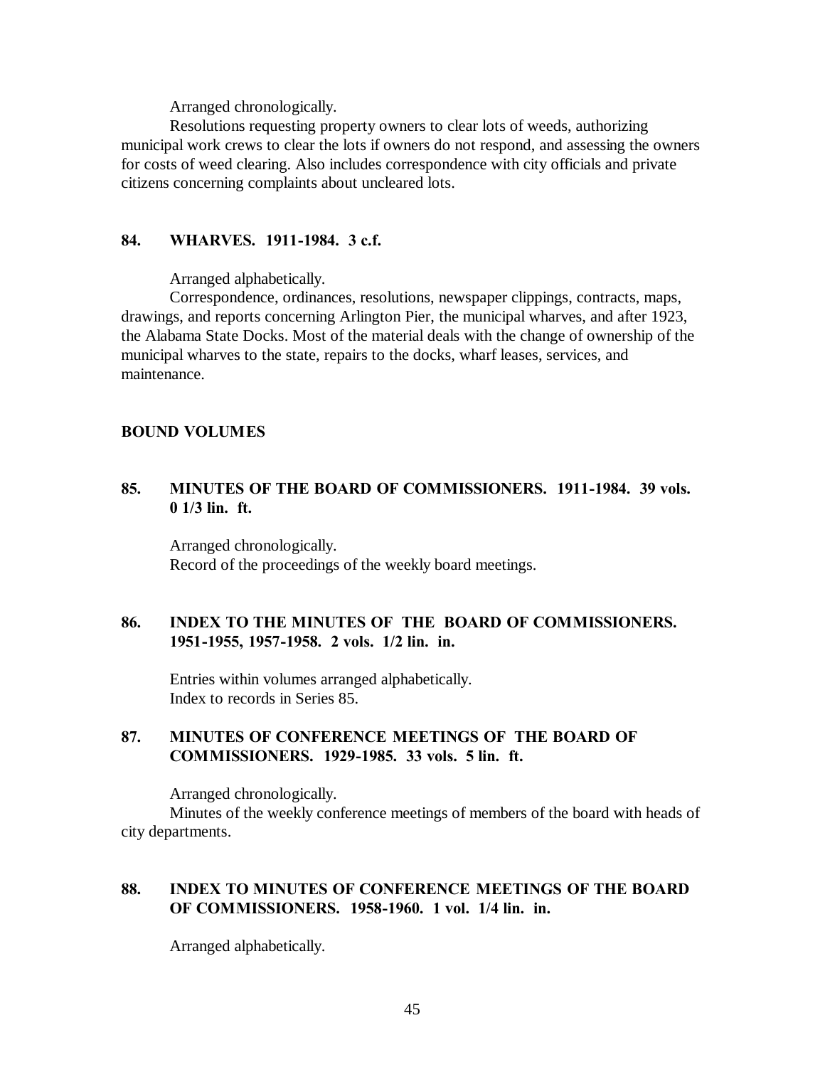Arranged chronologically.

Resolutions requesting property owners to clear lots of weeds, authorizing municipal work crews to clear the lots if owners do not respond, and assessing the owners for costs of weed clearing. Also includes correspondence with city officials and private citizens concerning complaints about uncleared lots.

**84. WHARVES. 1911-1984. 3 c.f.**

Arranged alphabetically.

Correspondence, ordinances, resolutions, newspaper clippings, contracts, maps, drawings, and reports concerning Arlington Pier, the municipal wharves, and after 1923, the Alabama State Docks. Most of the material deals with the change of ownership of the municipal wharves to the state, repairs to the docks, wharf leases, services, and maintenance.

**BOUND VOLUMES**

**85. MINUTES OF THE BOARD OF COMMISSIONERS. 1911-1984. 39 vols. 0 1/3 lin. ft.**

Arranged chronologically.
Record of the proceedings of the weekly board meetings.

**86. INDEX TO THE MINUTES OF THE BOARD OF COMMISSIONERS. 1951-1955, 1957-1958. 2 vols. 1/2 lin. in.**

Entries within volumes arranged alphabetically.
Index to records in Series 85.

**87. MINUTES OF CONFERENCE MEETINGS OF THE BOARD OF COMMISSIONERS. 1929-1985. 33 vols. 5 lin. ft.**

Arranged chronologically.

Minutes of the weekly conference meetings of members of the board with heads of city departments.

**88. INDEX TO MINUTES OF CONFERENCE MEETINGS OF THE BOARD OF COMMISSIONERS. 1958-1960. 1 vol. 1/4 lin. in.**

Arranged alphabetically.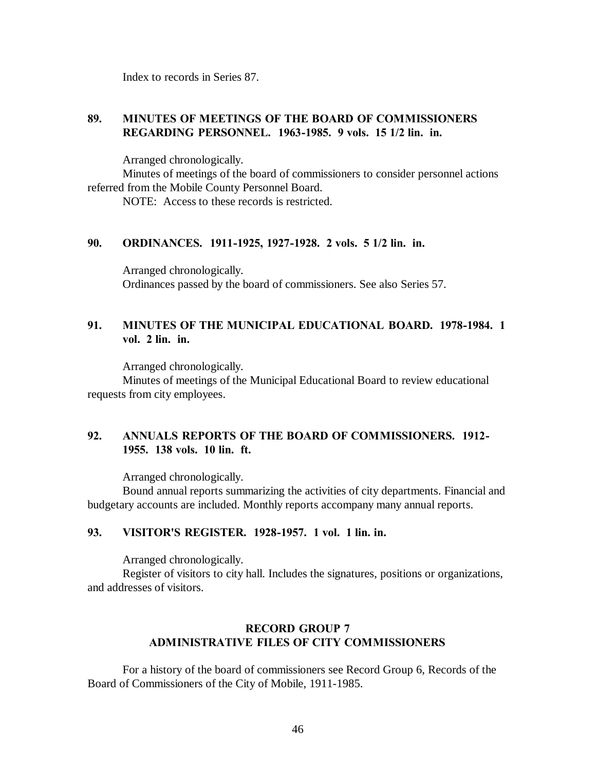Index to records in Series 87.

### 89. MINUTES OF MEETINGS OF THE BOARD OF COMMISSIONERS REGARDING PERSONNEL. 1963-1985. 9 vols. 15 1/2 lin. in.

Arranged chronologically.

Minutes of meetings of the board of commissioners to consider personnel actions referred from the Mobile County Personnel Board.

NOTE: Access to these records is restricted.

### 90. ORDINANCES. 1911-1925, 1927-1928. 2 vols. 5 1/2 lin. in.

Arranged chronologically.

Ordinances passed by the board of commissioners. See also Series 57.

### 91. MINUTES OF THE MUNICIPAL EDUCATIONAL BOARD. 1978-1984. 1 vol. 2 lin. in.

Arranged chronologically.

Minutes of meetings of the Municipal Educational Board to review educational requests from city employees.

### 92. ANNUALS REPORTS OF THE BOARD OF COMMISSIONERS. 1912-1955. 138 vols. 10 lin. ft.

Arranged chronologically.

Bound annual reports summarizing the activities of city departments. Financial and budgetary accounts are included. Monthly reports accompany many annual reports.

### 93. VISITOR'S REGISTER. 1928-1957. 1 vol. 1 lin. in.

Arranged chronologically.

Register of visitors to city hall. Includes the signatures, positions or organizations, and addresses of visitors.

## RECORD GROUP 7
## ADMINISTRATIVE FILES OF CITY COMMISSIONERS

For a history of the board of commissioners see Record Group 6, Records of the Board of Commissioners of the City of Mobile, 1911-1985.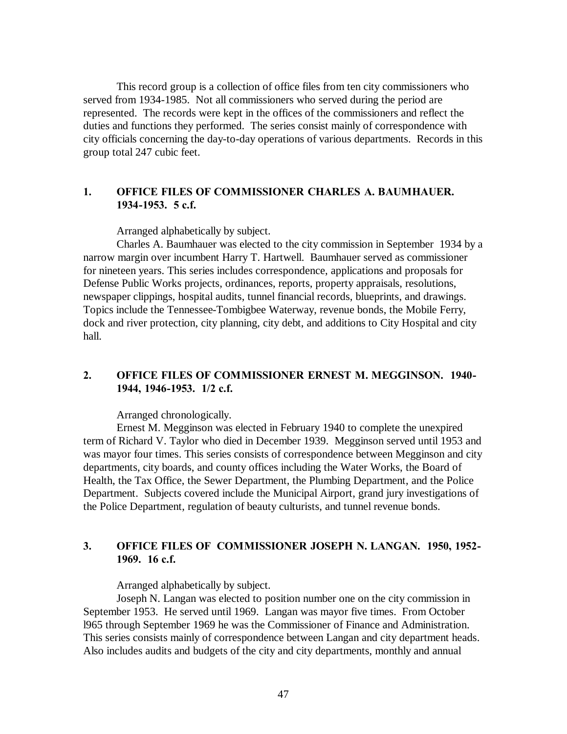This record group is a collection of office files from ten city commissioners who served from 1934-1985. Not all commissioners who served during the period are represented. The records were kept in the offices of the commissioners and reflect the duties and functions they performed. The series consist mainly of correspondence with city officials concerning the day-to-day operations of various departments. Records in this group total 247 cubic feet.

### 1. OFFICE FILES OF COMMISSIONER CHARLES A. BAUMHAUER. 1934-1953. 5 c.f.

Arranged alphabetically by subject.

Charles A. Baumhauer was elected to the city commission in September 1934 by a narrow margin over incumbent Harry T. Hartwell. Baumhauer served as commissioner for nineteen years. This series includes correspondence, applications and proposals for Defense Public Works projects, ordinances, reports, property appraisals, resolutions, newspaper clippings, hospital audits, tunnel financial records, blueprints, and drawings. Topics include the Tennessee-Tombigbee Waterway, revenue bonds, the Mobile Ferry, dock and river protection, city planning, city debt, and additions to City Hospital and city hall.

### 2. OFFICE FILES OF COMMISSIONER ERNEST M. MEGGINSON. 1940-1944, 1946-1953. 1/2 c.f.

Arranged chronologically.

Ernest M. Megginson was elected in February 1940 to complete the unexpired term of Richard V. Taylor who died in December 1939. Megginson served until 1953 and was mayor four times. This series consists of correspondence between Megginson and city departments, city boards, and county offices including the Water Works, the Board of Health, the Tax Office, the Sewer Department, the Plumbing Department, and the Police Department. Subjects covered include the Municipal Airport, grand jury investigations of the Police Department, regulation of beauty culturists, and tunnel revenue bonds.

### 3. OFFICE FILES OF COMMISSIONER JOSEPH N. LANGAN. 1950, 1952-1969. 16 c.f.

Arranged alphabetically by subject.

Joseph N. Langan was elected to position number one on the city commission in September 1953. He served until 1969. Langan was mayor five times. From October l965 through September 1969 he was the Commissioner of Finance and Administration. This series consists mainly of correspondence between Langan and city department heads. Also includes audits and budgets of the city and city departments, monthly and annual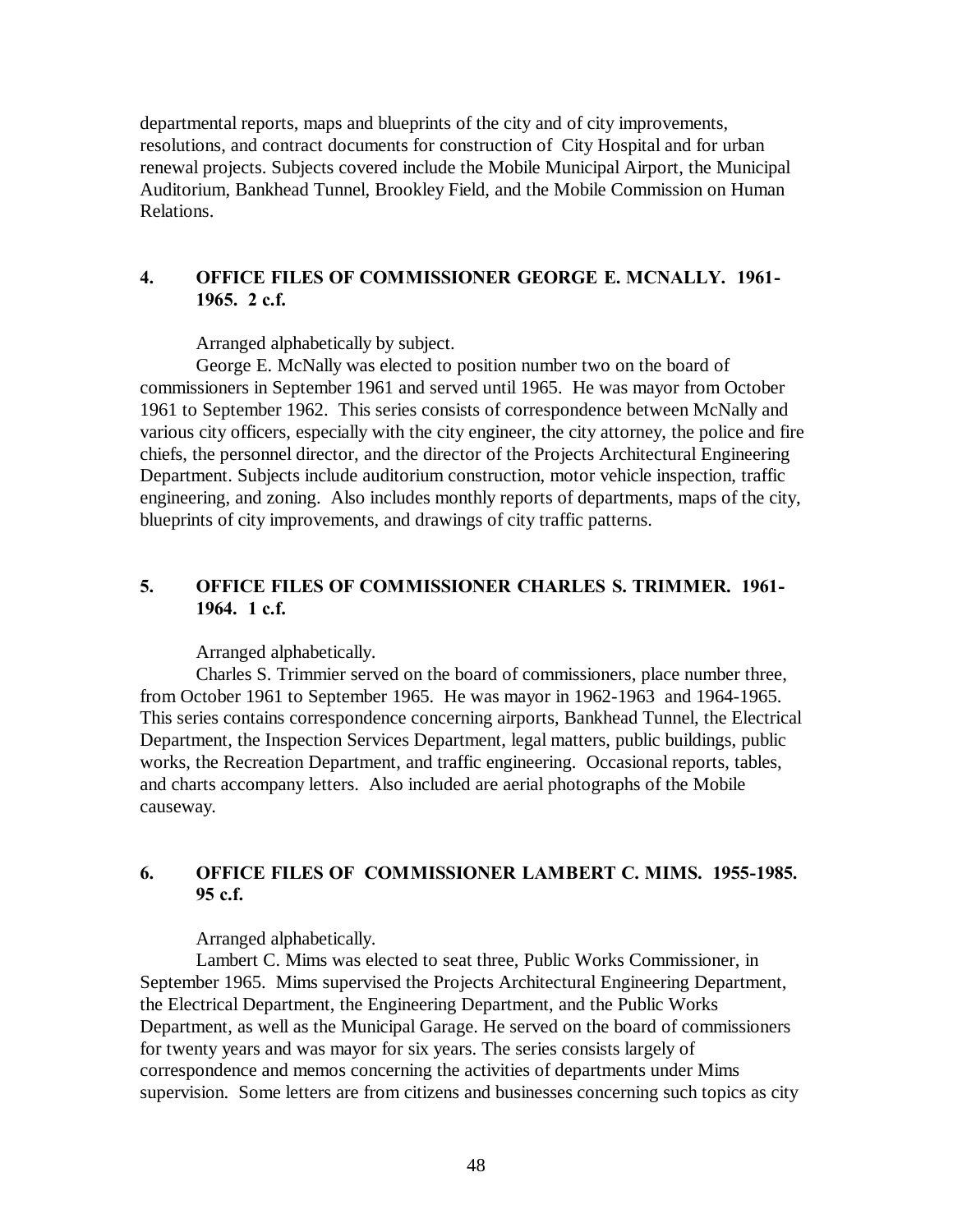departmental reports, maps and blueprints of the city and of city improvements, resolutions, and contract documents for construction of City Hospital and for urban renewal projects. Subjects covered include the Mobile Municipal Airport, the Municipal Auditorium, Bankhead Tunnel, Brookley Field, and the Mobile Commission on Human Relations.

### 4. OFFICE FILES OF COMMISSIONER GEORGE E. MCNALLY. 1961-1965. 2 c.f.

Arranged alphabetically by subject.

George E. McNally was elected to position number two on the board of commissioners in September 1961 and served until 1965. He was mayor from October 1961 to September 1962. This series consists of correspondence between McNally and various city officers, especially with the city engineer, the city attorney, the police and fire chiefs, the personnel director, and the director of the Projects Architectural Engineering Department. Subjects include auditorium construction, motor vehicle inspection, traffic engineering, and zoning. Also includes monthly reports of departments, maps of the city, blueprints of city improvements, and drawings of city traffic patterns.

### 5. OFFICE FILES OF COMMISSIONER CHARLES S. TRIMMER. 1961-1964. 1 c.f.

Arranged alphabetically.

Charles S. Trimmier served on the board of commissioners, place number three, from October 1961 to September 1965. He was mayor in 1962-1963 and 1964-1965. This series contains correspondence concerning airports, Bankhead Tunnel, the Electrical Department, the Inspection Services Department, legal matters, public buildings, public works, the Recreation Department, and traffic engineering. Occasional reports, tables, and charts accompany letters. Also included are aerial photographs of the Mobile causeway.

### 6. OFFICE FILES OF COMMISSIONER LAMBERT C. MIMS. 1955-1985. 95 c.f.

Arranged alphabetically.

Lambert C. Mims was elected to seat three, Public Works Commissioner, in September 1965. Mims supervised the Projects Architectural Engineering Department, the Electrical Department, the Engineering Department, and the Public Works Department, as well as the Municipal Garage. He served on the board of commissioners for twenty years and was mayor for six years. The series consists largely of correspondence and memos concerning the activities of departments under Mims supervision. Some letters are from citizens and businesses concerning such topics as city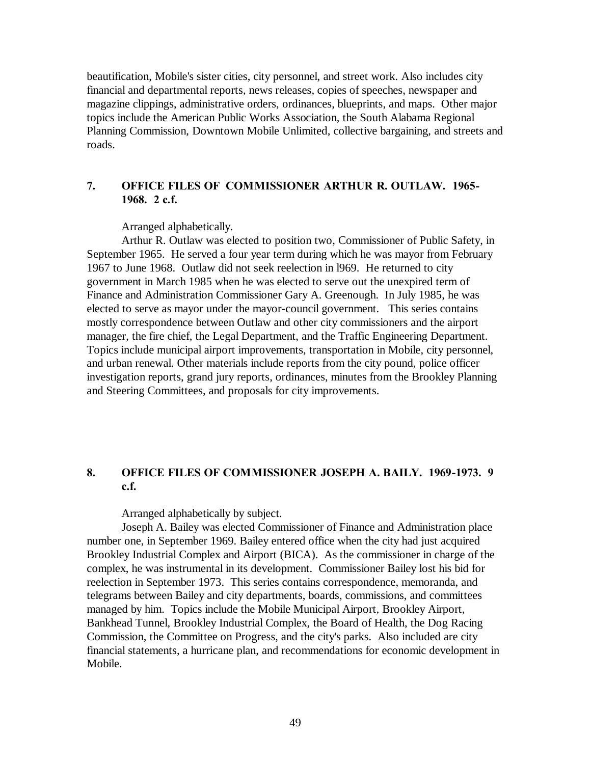beautification, Mobile's sister cities, city personnel, and street work. Also includes city financial and departmental reports, news releases, copies of speeches, newspaper and magazine clippings, administrative orders, ordinances, blueprints, and maps. Other major topics include the American Public Works Association, the South Alabama Regional Planning Commission, Downtown Mobile Unlimited, collective bargaining, and streets and roads.

### 7. OFFICE FILES OF COMMISSIONER ARTHUR R. OUTLAW. 1965-1968. 2 c.f.

Arranged alphabetically.

Arthur R. Outlaw was elected to position two, Commissioner of Public Safety, in September 1965. He served a four year term during which he was mayor from February 1967 to June 1968. Outlaw did not seek reelection in l969. He returned to city government in March 1985 when he was elected to serve out the unexpired term of Finance and Administration Commissioner Gary A. Greenough. In July 1985, he was elected to serve as mayor under the mayor-council government. This series contains mostly correspondence between Outlaw and other city commissioners and the airport manager, the fire chief, the Legal Department, and the Traffic Engineering Department. Topics include municipal airport improvements, transportation in Mobile, city personnel, and urban renewal. Other materials include reports from the city pound, police officer investigation reports, grand jury reports, ordinances, minutes from the Brookley Planning and Steering Committees, and proposals for city improvements.

### 8. OFFICE FILES OF COMMISSIONER JOSEPH A. BAILY. 1969-1973. 9 c.f.

Arranged alphabetically by subject.

Joseph A. Bailey was elected Commissioner of Finance and Administration place number one, in September 1969. Bailey entered office when the city had just acquired Brookley Industrial Complex and Airport (BICA). As the commissioner in charge of the complex, he was instrumental in its development. Commissioner Bailey lost his bid for reelection in September 1973. This series contains correspondence, memoranda, and telegrams between Bailey and city departments, boards, commissions, and committees managed by him. Topics include the Mobile Municipal Airport, Brookley Airport, Bankhead Tunnel, Brookley Industrial Complex, the Board of Health, the Dog Racing Commission, the Committee on Progress, and the city's parks. Also included are city financial statements, a hurricane plan, and recommendations for economic development in Mobile.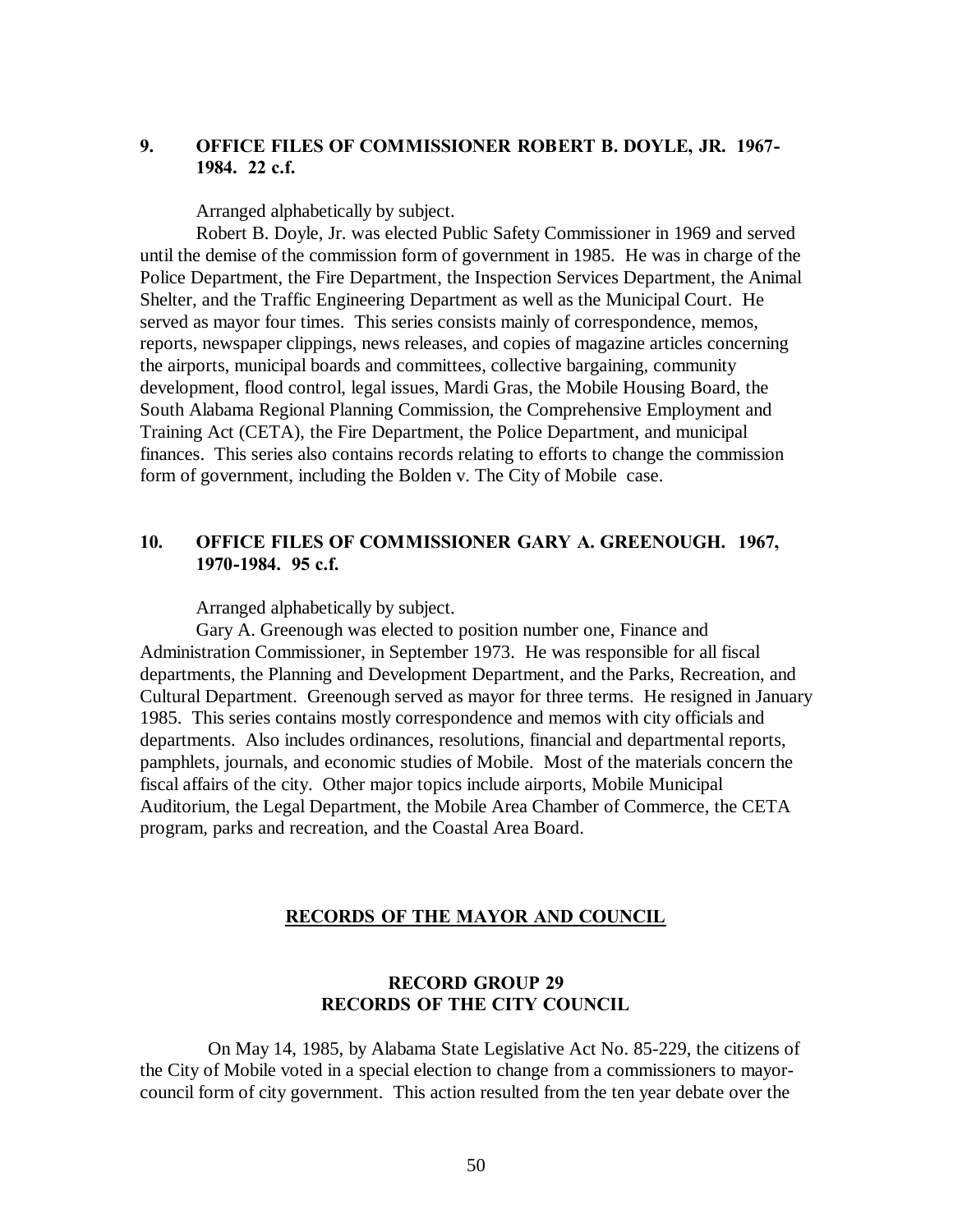**9. OFFICE FILES OF COMMISSIONER ROBERT B. DOYLE, JR. 1967-1984. 22 c.f.**

Arranged alphabetically by subject.

Robert B. Doyle, Jr. was elected Public Safety Commissioner in 1969 and served until the demise of the commission form of government in 1985. He was in charge of the Police Department, the Fire Department, the Inspection Services Department, the Animal Shelter, and the Traffic Engineering Department as well as the Municipal Court. He served as mayor four times. This series consists mainly of correspondence, memos, reports, newspaper clippings, news releases, and copies of magazine articles concerning the airports, municipal boards and committees, collective bargaining, community development, flood control, legal issues, Mardi Gras, the Mobile Housing Board, the South Alabama Regional Planning Commission, the Comprehensive Employment and Training Act (CETA), the Fire Department, the Police Department, and municipal finances. This series also contains records relating to efforts to change the commission form of government, including the Bolden v. The City of Mobile case.

**10. OFFICE FILES OF COMMISSIONER GARY A. GREENOUGH. 1967, 1970-1984. 95 c.f.**

Arranged alphabetically by subject.

Gary A. Greenough was elected to position number one, Finance and Administration Commissioner, in September 1973. He was responsible for all fiscal departments, the Planning and Development Department, and the Parks, Recreation, and Cultural Department. Greenough served as mayor for three terms. He resigned in January 1985. This series contains mostly correspondence and memos with city officials and departments. Also includes ordinances, resolutions, financial and departmental reports, pamphlets, journals, and economic studies of Mobile. Most of the materials concern the fiscal affairs of the city. Other major topics include airports, Mobile Municipal Auditorium, the Legal Department, the Mobile Area Chamber of Commerce, the CETA program, parks and recreation, and the Coastal Area Board.

## RECORDS OF THE MAYOR AND COUNCIL

### RECORD GROUP 29
### RECORDS OF THE CITY COUNCIL

On May 14, 1985, by Alabama State Legislative Act No. 85-229, the citizens of the City of Mobile voted in a special election to change from a commissioners to mayor-council form of city government. This action resulted from the ten year debate over the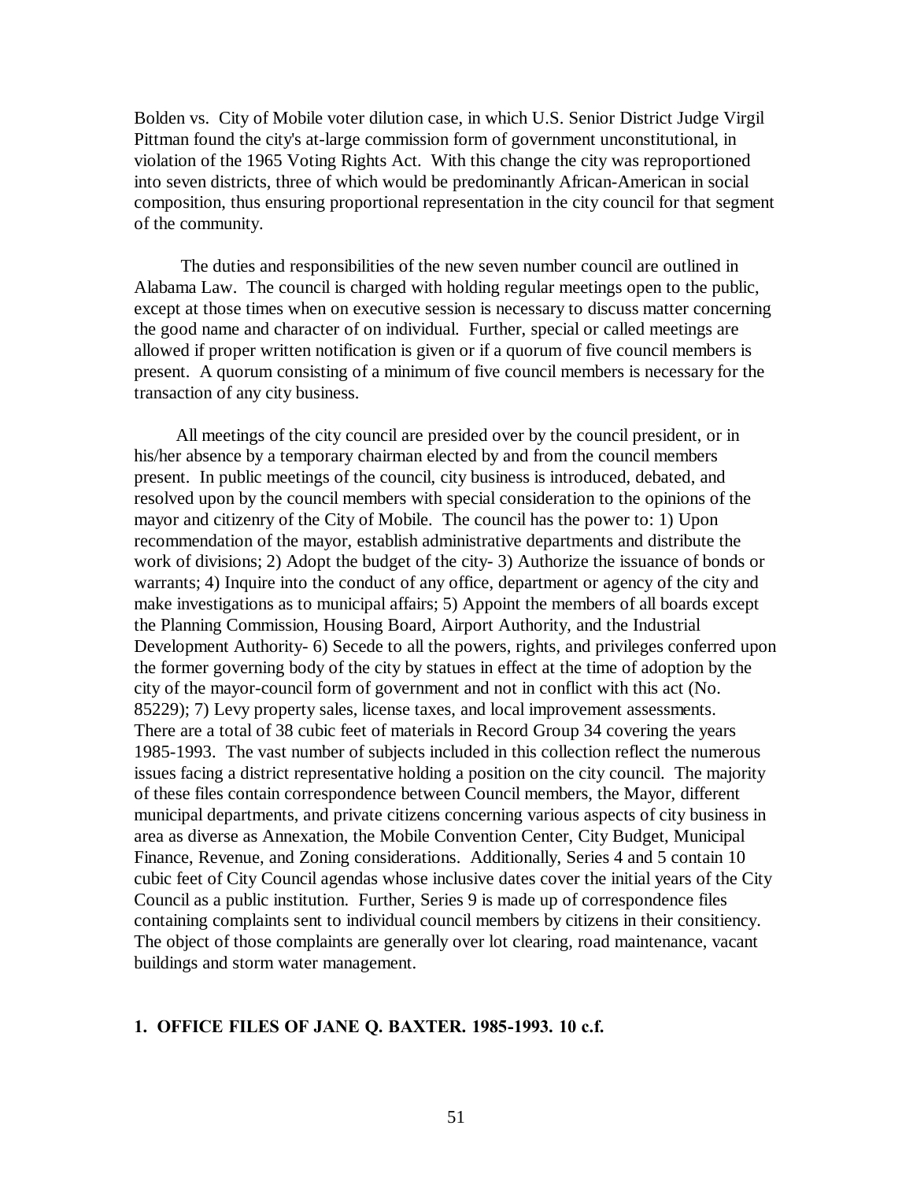Bolden vs. City of Mobile voter dilution case, in which U.S. Senior District Judge Virgil Pittman found the city's at-large commission form of government unconstitutional, in violation of the 1965 Voting Rights Act. With this change the city was reproportioned into seven districts, three of which would be predominantly African-American in social composition, thus ensuring proportional representation in the city council for that segment of the community.

The duties and responsibilities of the new seven number council are outlined in Alabama Law. The council is charged with holding regular meetings open to the public, except at those times when on executive session is necessary to discuss matter concerning the good name and character of on individual. Further, special or called meetings are allowed if proper written notification is given or if a quorum of five council members is present. A quorum consisting of a minimum of five council members is necessary for the transaction of any city business.

All meetings of the city council are presided over by the council president, or in his/her absence by a temporary chairman elected by and from the council members present. In public meetings of the council, city business is introduced, debated, and resolved upon by the council members with special consideration to the opinions of the mayor and citizenry of the City of Mobile. The council has the power to: 1) Upon recommendation of the mayor, establish administrative departments and distribute the work of divisions; 2) Adopt the budget of the city- 3) Authorize the issuance of bonds or warrants; 4) Inquire into the conduct of any office, department or agency of the city and make investigations as to municipal affairs; 5) Appoint the members of all boards except the Planning Commission, Housing Board, Airport Authority, and the Industrial Development Authority- 6) Secede to all the powers, rights, and privileges conferred upon the former governing body of the city by statues in effect at the time of adoption by the city of the mayor-council form of government and not in conflict with this act (No. 85229); 7) Levy property sales, license taxes, and local improvement assessments. There are a total of 38 cubic feet of materials in Record Group 34 covering the years 1985-1993. The vast number of subjects included in this collection reflect the numerous issues facing a district representative holding a position on the city council. The majority of these files contain correspondence between Council members, the Mayor, different municipal departments, and private citizens concerning various aspects of city business in area as diverse as Annexation, the Mobile Convention Center, City Budget, Municipal Finance, Revenue, and Zoning considerations. Additionally, Series 4 and 5 contain 10 cubic feet of City Council agendas whose inclusive dates cover the initial years of the City Council as a public institution. Further, Series 9 is made up of correspondence files containing complaints sent to individual council members by citizens in their consitiency. The object of those complaints are generally over lot clearing, road maintenance, vacant buildings and storm water management.

**1. OFFICE FILES OF JANE Q. BAXTER. 1985-1993. 10 c.f.**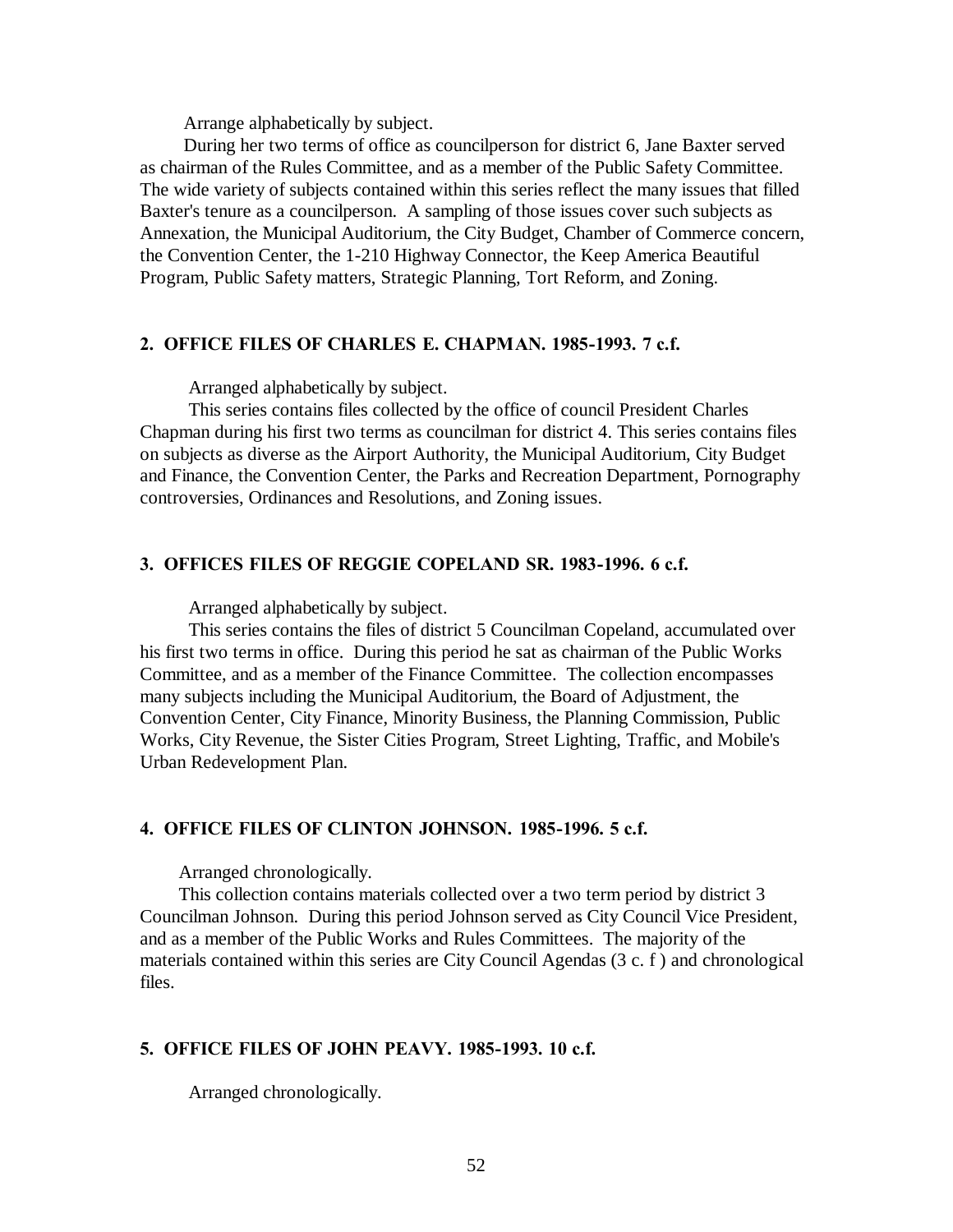Arrange alphabetically by subject.

During her two terms of office as councilperson for district 6, Jane Baxter served as chairman of the Rules Committee, and as a member of the Public Safety Committee. The wide variety of subjects contained within this series reflect the many issues that filled Baxter's tenure as a councilperson. A sampling of those issues cover such subjects as Annexation, the Municipal Auditorium, the City Budget, Chamber of Commerce concern, the Convention Center, the 1-210 Highway Connector, the Keep America Beautiful Program, Public Safety matters, Strategic Planning, Tort Reform, and Zoning.

**2. OFFICE FILES OF CHARLES E. CHAPMAN. 1985-1993. 7 c.f.**

Arranged alphabetically by subject.

This series contains files collected by the office of council President Charles Chapman during his first two terms as councilman for district 4. This series contains files on subjects as diverse as the Airport Authority, the Municipal Auditorium, City Budget and Finance, the Convention Center, the Parks and Recreation Department, Pornography controversies, Ordinances and Resolutions, and Zoning issues.

**3. OFFICES FILES OF REGGIE COPELAND SR. 1983-1996. 6 c.f.**

Arranged alphabetically by subject.

This series contains the files of district 5 Councilman Copeland, accumulated over his first two terms in office. During this period he sat as chairman of the Public Works Committee, and as a member of the Finance Committee. The collection encompasses many subjects including the Municipal Auditorium, the Board of Adjustment, the Convention Center, City Finance, Minority Business, the Planning Commission, Public Works, City Revenue, the Sister Cities Program, Street Lighting, Traffic, and Mobile's Urban Redevelopment Plan.

**4. OFFICE FILES OF CLINTON JOHNSON. 1985-1996. 5 c.f.**

Arranged chronologically.

This collection contains materials collected over a two term period by district 3 Councilman Johnson. During this period Johnson served as City Council Vice President, and as a member of the Public Works and Rules Committees. The majority of the materials contained within this series are City Council Agendas (3 c. f ) and chronological files.

**5. OFFICE FILES OF JOHN PEAVY. 1985-1993. 10 c.f.**

Arranged chronologically.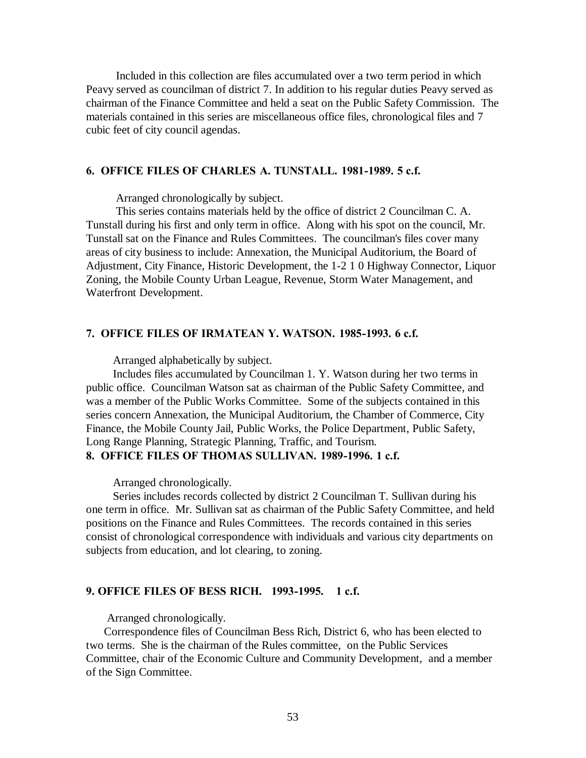Included in this collection are files accumulated over a two term period in which Peavy served as councilman of district 7. In addition to his regular duties Peavy served as chairman of the Finance Committee and held a seat on the Public Safety Commission. The materials contained in this series are miscellaneous office files, chronological files and 7 cubic feet of city council agendas.

### 6. OFFICE FILES OF CHARLES A. TUNSTALL. 1981-1989. 5 c.f.

Arranged chronologically by subject.

This series contains materials held by the office of district 2 Councilman C. A. Tunstall during his first and only term in office. Along with his spot on the council, Mr. Tunstall sat on the Finance and Rules Committees. The councilman's files cover many areas of city business to include: Annexation, the Municipal Auditorium, the Board of Adjustment, City Finance, Historic Development, the 1-2 1 0 Highway Connector, Liquor Zoning, the Mobile County Urban League, Revenue, Storm Water Management, and Waterfront Development.

### 7. OFFICE FILES OF IRMATEAN Y. WATSON. 1985-1993. 6 c.f.

Arranged alphabetically by subject.

Includes files accumulated by Councilman 1. Y. Watson during her two terms in public office. Councilman Watson sat as chairman of the Public Safety Committee, and was a member of the Public Works Committee. Some of the subjects contained in this series concern Annexation, the Municipal Auditorium, the Chamber of Commerce, City Finance, the Mobile County Jail, Public Works, the Police Department, Public Safety, Long Range Planning, Strategic Planning, Traffic, and Tourism.

### 8. OFFICE FILES OF THOMAS SULLIVAN. 1989-1996. 1 c.f.

Arranged chronologically.

Series includes records collected by district 2 Councilman T. Sullivan during his one term in office. Mr. Sullivan sat as chairman of the Public Safety Committee, and held positions on the Finance and Rules Committees. The records contained in this series consist of chronological correspondence with individuals and various city departments on subjects from education, and lot clearing, to zoning.

### 9. OFFICE FILES OF BESS RICH. 1993-1995. 1 c.f.

Arranged chronologically.

Correspondence files of Councilman Bess Rich, District 6, who has been elected to two terms. She is the chairman of the Rules committee, on the Public Services Committee, chair of the Economic Culture and Community Development, and a member of the Sign Committee.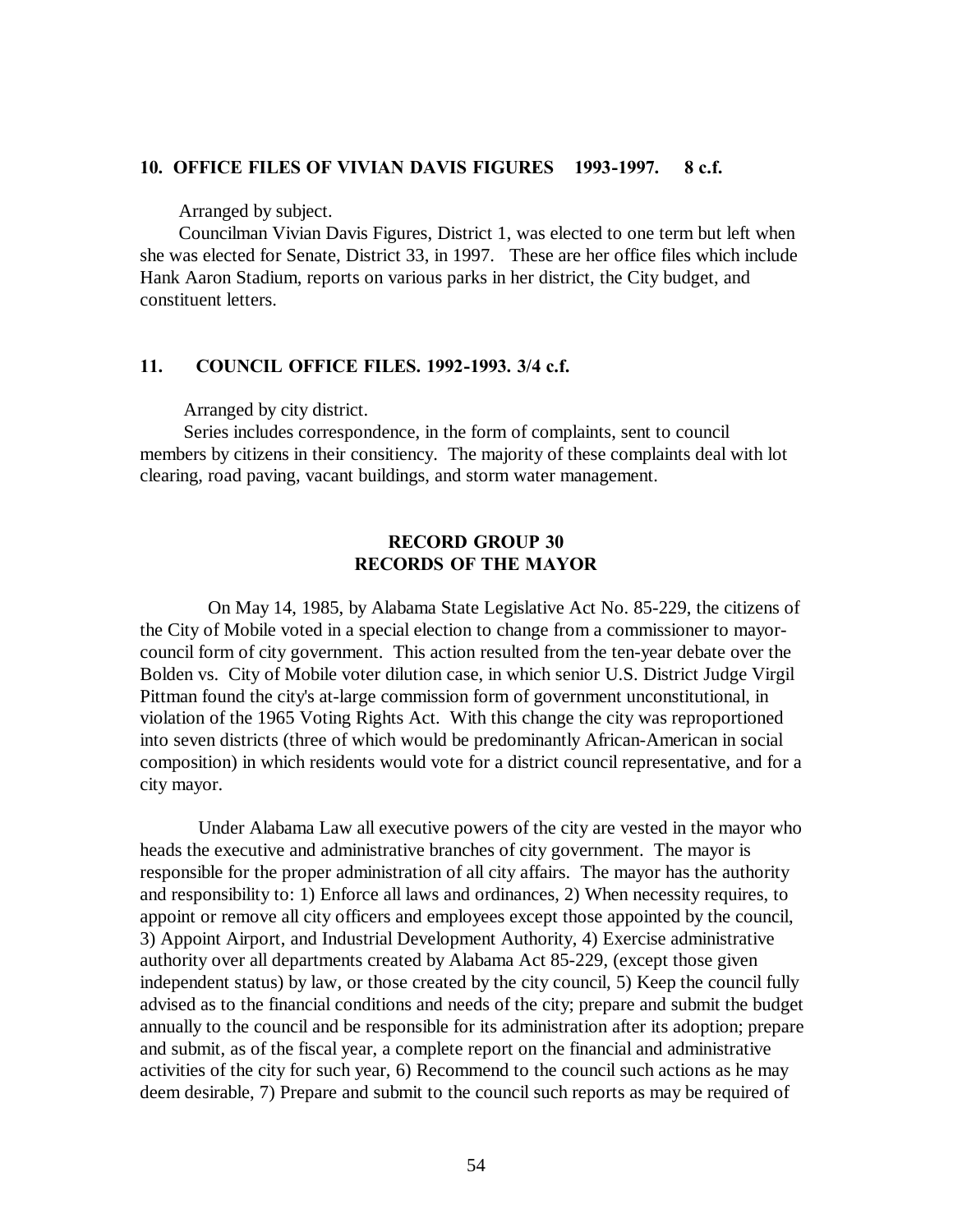### 10. OFFICE FILES OF VIVIAN DAVIS FIGURES 1993-1997. 8 c.f.

Arranged by subject.

Councilman Vivian Davis Figures, District 1, was elected to one term but left when she was elected for Senate, District 33, in 1997. These are her office files which include Hank Aaron Stadium, reports on various parks in her district, the City budget, and constituent letters.

### 11. COUNCIL OFFICE FILES. 1992-1993. 3/4 c.f.

Arranged by city district.

Series includes correspondence, in the form of complaints, sent to council members by citizens in their consitiency. The majority of these complaints deal with lot clearing, road paving, vacant buildings, and storm water management.

## RECORD GROUP 30
## RECORDS OF THE MAYOR

On May 14, 1985, by Alabama State Legislative Act No. 85-229, the citizens of the City of Mobile voted in a special election to change from a commissioner to mayor-council form of city government. This action resulted from the ten-year debate over the Bolden vs. City of Mobile voter dilution case, in which senior U.S. District Judge Virgil Pittman found the city's at-large commission form of government unconstitutional, in violation of the 1965 Voting Rights Act. With this change the city was reproportioned into seven districts (three of which would be predominantly African-American in social composition) in which residents would vote for a district council representative, and for a city mayor.

Under Alabama Law all executive powers of the city are vested in the mayor who heads the executive and administrative branches of city government. The mayor is responsible for the proper administration of all city affairs. The mayor has the authority and responsibility to: 1) Enforce all laws and ordinances, 2) When necessity requires, to appoint or remove all city officers and employees except those appointed by the council, 3) Appoint Airport, and Industrial Development Authority, 4) Exercise administrative authority over all departments created by Alabama Act 85-229, (except those given independent status) by law, or those created by the city council, 5) Keep the council fully advised as to the financial conditions and needs of the city; prepare and submit the budget annually to the council and be responsible for its administration after its adoption; prepare and submit, as of the fiscal year, a complete report on the financial and administrative activities of the city for such year, 6) Recommend to the council such actions as he may deem desirable, 7) Prepare and submit to the council such reports as may be required of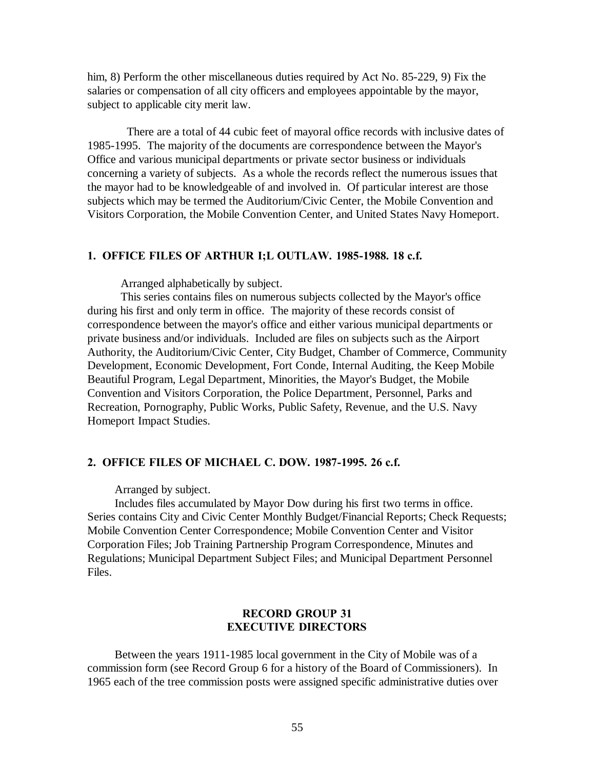him, 8) Perform the other miscellaneous duties required by Act No. 85-229, 9) Fix the salaries or compensation of all city officers and employees appointable by the mayor, subject to applicable city merit law.

There are a total of 44 cubic feet of mayoral office records with inclusive dates of 1985-1995. The majority of the documents are correspondence between the Mayor's Office and various municipal departments or private sector business or individuals concerning a variety of subjects. As a whole the records reflect the numerous issues that the mayor had to be knowledgeable of and involved in. Of particular interest are those subjects which may be termed the Auditorium/Civic Center, the Mobile Convention and Visitors Corporation, the Mobile Convention Center, and United States Navy Homeport.

### 1. OFFICE FILES OF ARTHUR I;L OUTLAW. 1985-1988. 18 c.f.

Arranged alphabetically by subject.

This series contains files on numerous subjects collected by the Mayor's office during his first and only term in office. The majority of these records consist of correspondence between the mayor's office and either various municipal departments or private business and/or individuals. Included are files on subjects such as the Airport Authority, the Auditorium/Civic Center, City Budget, Chamber of Commerce, Community Development, Economic Development, Fort Conde, Internal Auditing, the Keep Mobile Beautiful Program, Legal Department, Minorities, the Mayor's Budget, the Mobile Convention and Visitors Corporation, the Police Department, Personnel, Parks and Recreation, Pornography, Public Works, Public Safety, Revenue, and the U.S. Navy Homeport Impact Studies.

### 2. OFFICE FILES OF MICHAEL C. DOW. 1987-1995. 26 c.f.

Arranged by subject.

Includes files accumulated by Mayor Dow during his first two terms in office. Series contains City and Civic Center Monthly Budget/Financial Reports; Check Requests; Mobile Convention Center Correspondence; Mobile Convention Center and Visitor Corporation Files; Job Training Partnership Program Correspondence, Minutes and Regulations; Municipal Department Subject Files; and Municipal Department Personnel Files.

## RECORD GROUP 31
## EXECUTIVE DIRECTORS

Between the years 1911-1985 local government in the City of Mobile was of a commission form (see Record Group 6 for a history of the Board of Commissioners). In 1965 each of the tree commission posts were assigned specific administrative duties over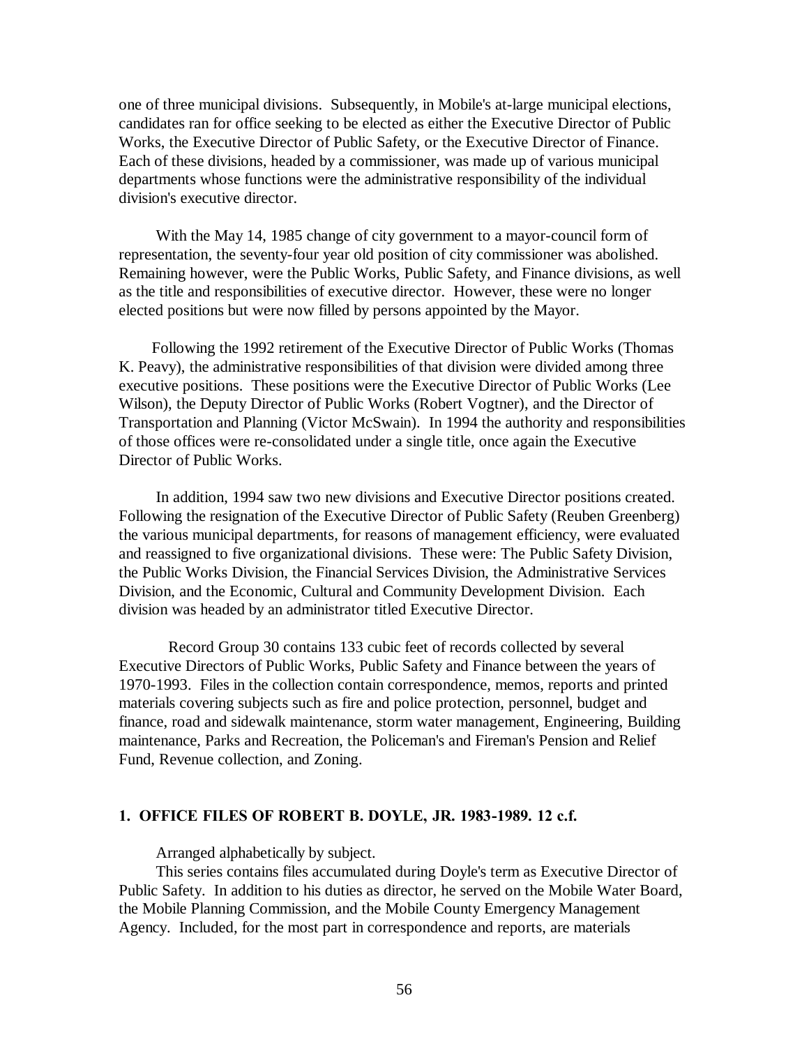one of three municipal divisions. Subsequently, in Mobile's at-large municipal elections, candidates ran for office seeking to be elected as either the Executive Director of Public Works, the Executive Director of Public Safety, or the Executive Director of Finance. Each of these divisions, headed by a commissioner, was made up of various municipal departments whose functions were the administrative responsibility of the individual division's executive director.

With the May 14, 1985 change of city government to a mayor-council form of representation, the seventy-four year old position of city commissioner was abolished. Remaining however, were the Public Works, Public Safety, and Finance divisions, as well as the title and responsibilities of executive director. However, these were no longer elected positions but were now filled by persons appointed by the Mayor.

Following the 1992 retirement of the Executive Director of Public Works (Thomas K. Peavy), the administrative responsibilities of that division were divided among three executive positions. These positions were the Executive Director of Public Works (Lee Wilson), the Deputy Director of Public Works (Robert Vogtner), and the Director of Transportation and Planning (Victor McSwain). In 1994 the authority and responsibilities of those offices were re-consolidated under a single title, once again the Executive Director of Public Works.

In addition, 1994 saw two new divisions and Executive Director positions created. Following the resignation of the Executive Director of Public Safety (Reuben Greenberg) the various municipal departments, for reasons of management efficiency, were evaluated and reassigned to five organizational divisions. These were: The Public Safety Division, the Public Works Division, the Financial Services Division, the Administrative Services Division, and the Economic, Cultural and Community Development Division. Each division was headed by an administrator titled Executive Director.

Record Group 30 contains 133 cubic feet of records collected by several Executive Directors of Public Works, Public Safety and Finance between the years of 1970-1993. Files in the collection contain correspondence, memos, reports and printed materials covering subjects such as fire and police protection, personnel, budget and finance, road and sidewalk maintenance, storm water management, Engineering, Building maintenance, Parks and Recreation, the Policeman's and Fireman's Pension and Relief Fund, Revenue collection, and Zoning.

### 1. OFFICE FILES OF ROBERT B. DOYLE, JR. 1983-1989. 12 c.f.

Arranged alphabetically by subject.

This series contains files accumulated during Doyle's term as Executive Director of Public Safety. In addition to his duties as director, he served on the Mobile Water Board, the Mobile Planning Commission, and the Mobile County Emergency Management Agency. Included, for the most part in correspondence and reports, are materials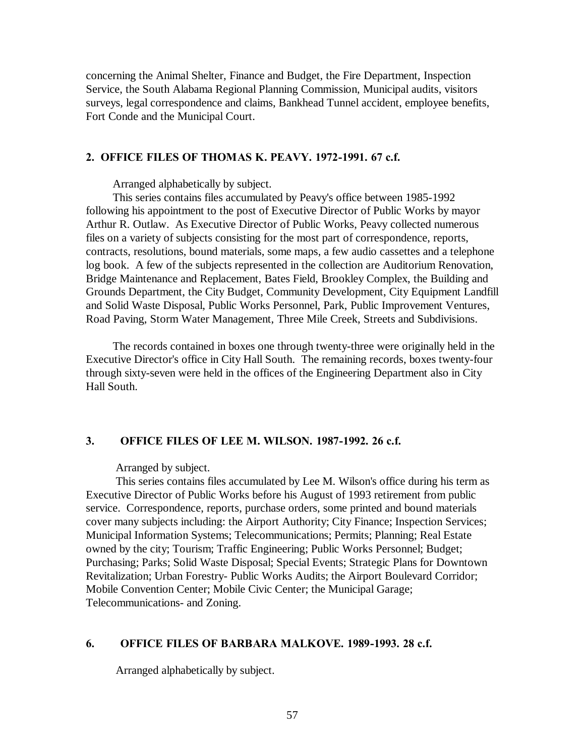concerning the Animal Shelter, Finance and Budget, the Fire Department, Inspection Service, the South Alabama Regional Planning Commission, Municipal audits, visitors surveys, legal correspondence and claims, Bankhead Tunnel accident, employee benefits, Fort Conde and the Municipal Court.

### 2. OFFICE FILES OF THOMAS K. PEAVY. 1972-1991. 67 c.f.

Arranged alphabetically by subject.

This series contains files accumulated by Peavy's office between 1985-1992 following his appointment to the post of Executive Director of Public Works by mayor Arthur R. Outlaw. As Executive Director of Public Works, Peavy collected numerous files on a variety of subjects consisting for the most part of correspondence, reports, contracts, resolutions, bound materials, some maps, a few audio cassettes and a telephone log book. A few of the subjects represented in the collection are Auditorium Renovation, Bridge Maintenance and Replacement, Bates Field, Brookley Complex, the Building and Grounds Department, the City Budget, Community Development, City Equipment Landfill and Solid Waste Disposal, Public Works Personnel, Park, Public Improvement Ventures, Road Paving, Storm Water Management, Three Mile Creek, Streets and Subdivisions.

The records contained in boxes one through twenty-three were originally held in the Executive Director's office in City Hall South. The remaining records, boxes twenty-four through sixty-seven were held in the offices of the Engineering Department also in City Hall South.

### 3. OFFICE FILES OF LEE M. WILSON. 1987-1992. 26 c.f.

Arranged by subject.

This series contains files accumulated by Lee M. Wilson's office during his term as Executive Director of Public Works before his August of 1993 retirement from public service. Correspondence, reports, purchase orders, some printed and bound materials cover many subjects including: the Airport Authority; City Finance; Inspection Services; Municipal Information Systems; Telecommunications; Permits; Planning; Real Estate owned by the city; Tourism; Traffic Engineering; Public Works Personnel; Budget; Purchasing; Parks; Solid Waste Disposal; Special Events; Strategic Plans for Downtown Revitalization; Urban Forestry- Public Works Audits; the Airport Boulevard Corridor; Mobile Convention Center; Mobile Civic Center; the Municipal Garage; Telecommunications- and Zoning.

### 6. OFFICE FILES OF BARBARA MALKOVE. 1989-1993. 28 c.f.

Arranged alphabetically by subject.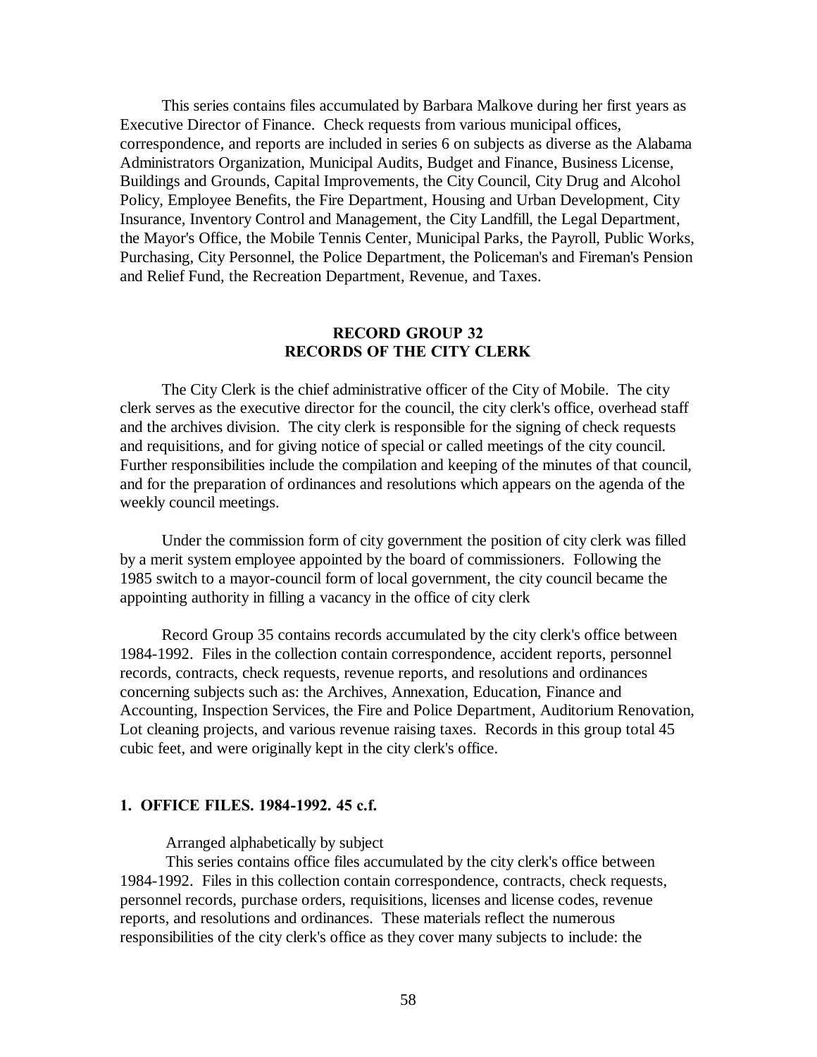This series contains files accumulated by Barbara Malkove during her first years as Executive Director of Finance. Check requests from various municipal offices, correspondence, and reports are included in series 6 on subjects as diverse as the Alabama Administrators Organization, Municipal Audits, Budget and Finance, Business License, Buildings and Grounds, Capital Improvements, the City Council, City Drug and Alcohol Policy, Employee Benefits, the Fire Department, Housing and Urban Development, City Insurance, Inventory Control and Management, the City Landfill, the Legal Department, the Mayor's Office, the Mobile Tennis Center, Municipal Parks, the Payroll, Public Works, Purchasing, City Personnel, the Police Department, the Policeman's and Fireman's Pension and Relief Fund, the Recreation Department, Revenue, and Taxes.

## RECORD GROUP 32
## RECORDS OF THE CITY CLERK

The City Clerk is the chief administrative officer of the City of Mobile. The city clerk serves as the executive director for the council, the city clerk's office, overhead staff and the archives division. The city clerk is responsible for the signing of check requests and requisitions, and for giving notice of special or called meetings of the city council. Further responsibilities include the compilation and keeping of the minutes of that council, and for the preparation of ordinances and resolutions which appears on the agenda of the weekly council meetings.

Under the commission form of city government the position of city clerk was filled by a merit system employee appointed by the board of commissioners. Following the 1985 switch to a mayor-council form of local government, the city council became the appointing authority in filling a vacancy in the office of city clerk

Record Group 35 contains records accumulated by the city clerk's office between 1984-1992. Files in the collection contain correspondence, accident reports, personnel records, contracts, check requests, revenue reports, and resolutions and ordinances concerning subjects such as: the Archives, Annexation, Education, Finance and Accounting, Inspection Services, the Fire and Police Department, Auditorium Renovation, Lot cleaning projects, and various revenue raising taxes. Records in this group total 45 cubic feet, and were originally kept in the city clerk's office.

### 1. OFFICE FILES. 1984-1992. 45 c.f.

Arranged alphabetically by subject

This series contains office files accumulated by the city clerk's office between 1984-1992. Files in this collection contain correspondence, contracts, check requests, personnel records, purchase orders, requisitions, licenses and license codes, revenue reports, and resolutions and ordinances. These materials reflect the numerous responsibilities of the city clerk's office as they cover many subjects to include: the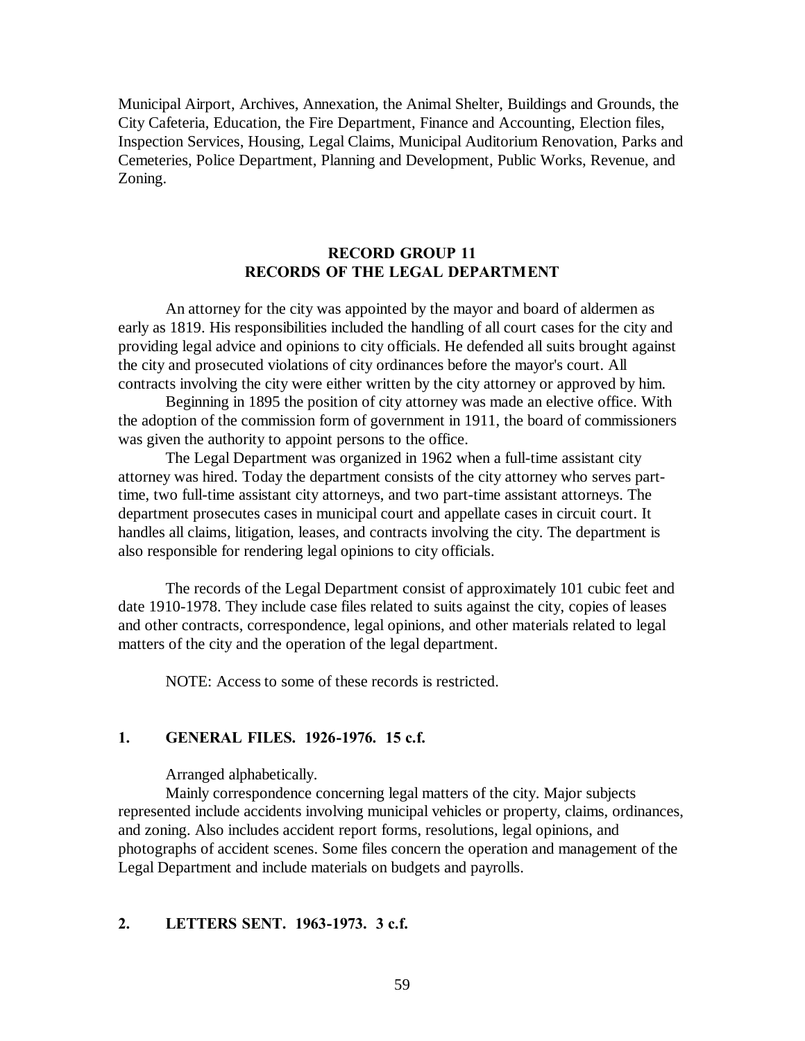Municipal Airport, Archives, Annexation, the Animal Shelter, Buildings and Grounds, the City Cafeteria, Education, the Fire Department, Finance and Accounting, Election files, Inspection Services, Housing, Legal Claims, Municipal Auditorium Renovation, Parks and Cemeteries, Police Department, Planning and Development, Public Works, Revenue, and Zoning.

## RECORD GROUP 11
## RECORDS OF THE LEGAL DEPARTMENT

An attorney for the city was appointed by the mayor and board of aldermen as early as 1819. His responsibilities included the handling of all court cases for the city and providing legal advice and opinions to city officials. He defended all suits brought against the city and prosecuted violations of city ordinances before the mayor's court. All contracts involving the city were either written by the city attorney or approved by him.

Beginning in 1895 the position of city attorney was made an elective office. With the adoption of the commission form of government in 1911, the board of commissioners was given the authority to appoint persons to the office.

The Legal Department was organized in 1962 when a full-time assistant city attorney was hired. Today the department consists of the city attorney who serves part-time, two full-time assistant city attorneys, and two part-time assistant attorneys. The department prosecutes cases in municipal court and appellate cases in circuit court. It handles all claims, litigation, leases, and contracts involving the city. The department is also responsible for rendering legal opinions to city officials.

The records of the Legal Department consist of approximately 101 cubic feet and date 1910-1978. They include case files related to suits against the city, copies of leases and other contracts, correspondence, legal opinions, and other materials related to legal matters of the city and the operation of the legal department.

NOTE: Access to some of these records is restricted.

### 1. GENERAL FILES. 1926-1976. 15 c.f.

Arranged alphabetically.

Mainly correspondence concerning legal matters of the city. Major subjects represented include accidents involving municipal vehicles or property, claims, ordinances, and zoning. Also includes accident report forms, resolutions, legal opinions, and photographs of accident scenes. Some files concern the operation and management of the Legal Department and include materials on budgets and payrolls.

### 2. LETTERS SENT. 1963-1973. 3 c.f.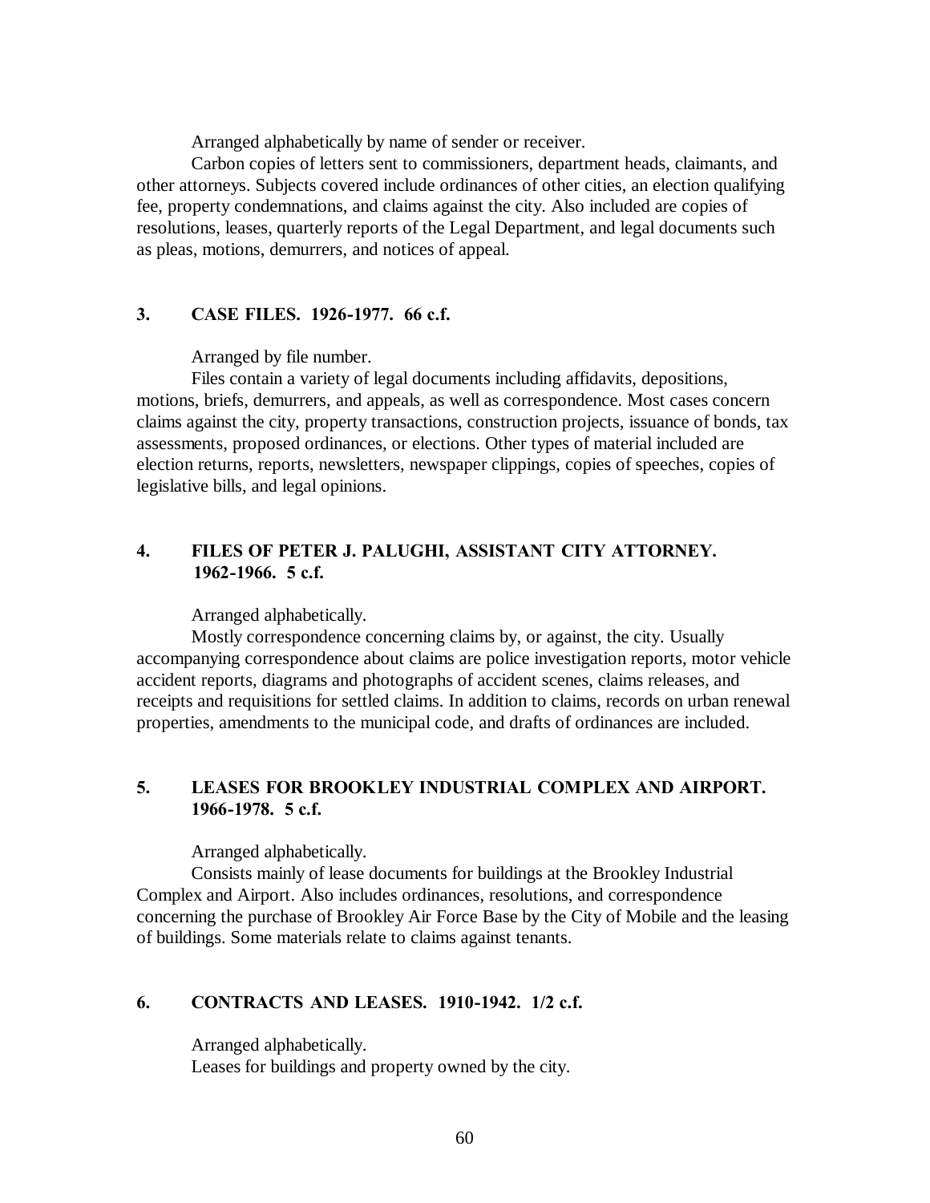Arranged alphabetically by name of sender or receiver.

Carbon copies of letters sent to commissioners, department heads, claimants, and other attorneys. Subjects covered include ordinances of other cities, an election qualifying fee, property condemnations, and claims against the city. Also included are copies of resolutions, leases, quarterly reports of the Legal Department, and legal documents such as pleas, motions, demurrers, and notices of appeal.

### 3. CASE FILES. 1926-1977. 66 c.f.

Arranged by file number.

Files contain a variety of legal documents including affidavits, depositions, motions, briefs, demurrers, and appeals, as well as correspondence. Most cases concern claims against the city, property transactions, construction projects, issuance of bonds, tax assessments, proposed ordinances, or elections. Other types of material included are election returns, reports, newsletters, newspaper clippings, copies of speeches, copies of legislative bills, and legal opinions.

### 4. FILES OF PETER J. PALUGHI, ASSISTANT CITY ATTORNEY. 1962-1966. 5 c.f.

Arranged alphabetically.

Mostly correspondence concerning claims by, or against, the city. Usually accompanying correspondence about claims are police investigation reports, motor vehicle accident reports, diagrams and photographs of accident scenes, claims releases, and receipts and requisitions for settled claims. In addition to claims, records on urban renewal properties, amendments to the municipal code, and drafts of ordinances are included.

### 5. LEASES FOR BROOKLEY INDUSTRIAL COMPLEX AND AIRPORT. 1966-1978. 5 c.f.

Arranged alphabetically.

Consists mainly of lease documents for buildings at the Brookley Industrial Complex and Airport. Also includes ordinances, resolutions, and correspondence concerning the purchase of Brookley Air Force Base by the City of Mobile and the leasing of buildings. Some materials relate to claims against tenants.

### 6. CONTRACTS AND LEASES. 1910-1942. 1/2 c.f.

Arranged alphabetically.

Leases for buildings and property owned by the city.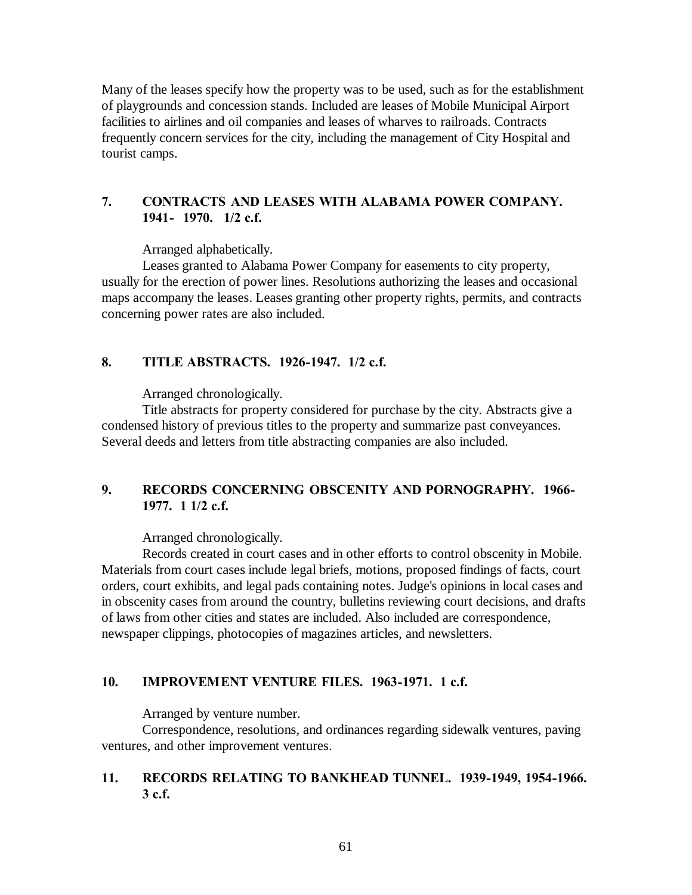Many of the leases specify how the property was to be used, such as for the establishment of playgrounds and concession stands. Included are leases of Mobile Municipal Airport facilities to airlines and oil companies and leases of wharves to railroads. Contracts frequently concern services for the city, including the management of City Hospital and tourist camps.

### 7. CONTRACTS AND LEASES WITH ALABAMA POWER COMPANY. 1941- 1970. 1/2 c.f.

Arranged alphabetically.

Leases granted to Alabama Power Company for easements to city property, usually for the erection of power lines. Resolutions authorizing the leases and occasional maps accompany the leases. Leases granting other property rights, permits, and contracts concerning power rates are also included.

### 8. TITLE ABSTRACTS. 1926-1947. 1/2 c.f.

Arranged chronologically.

Title abstracts for property considered for purchase by the city. Abstracts give a condensed history of previous titles to the property and summarize past conveyances. Several deeds and letters from title abstracting companies are also included.

### 9. RECORDS CONCERNING OBSCENITY AND PORNOGRAPHY. 1966-1977. 1 1/2 c.f.

Arranged chronologically.

Records created in court cases and in other efforts to control obscenity in Mobile. Materials from court cases include legal briefs, motions, proposed findings of facts, court orders, court exhibits, and legal pads containing notes. Judge's opinions in local cases and in obscenity cases from around the country, bulletins reviewing court decisions, and drafts of laws from other cities and states are included. Also included are correspondence, newspaper clippings, photocopies of magazines articles, and newsletters.

### 10. IMPROVEMENT VENTURE FILES. 1963-1971. 1 c.f.

Arranged by venture number.

Correspondence, resolutions, and ordinances regarding sidewalk ventures, paving ventures, and other improvement ventures.

### 11. RECORDS RELATING TO BANKHEAD TUNNEL. 1939-1949, 1954-1966. 3 c.f.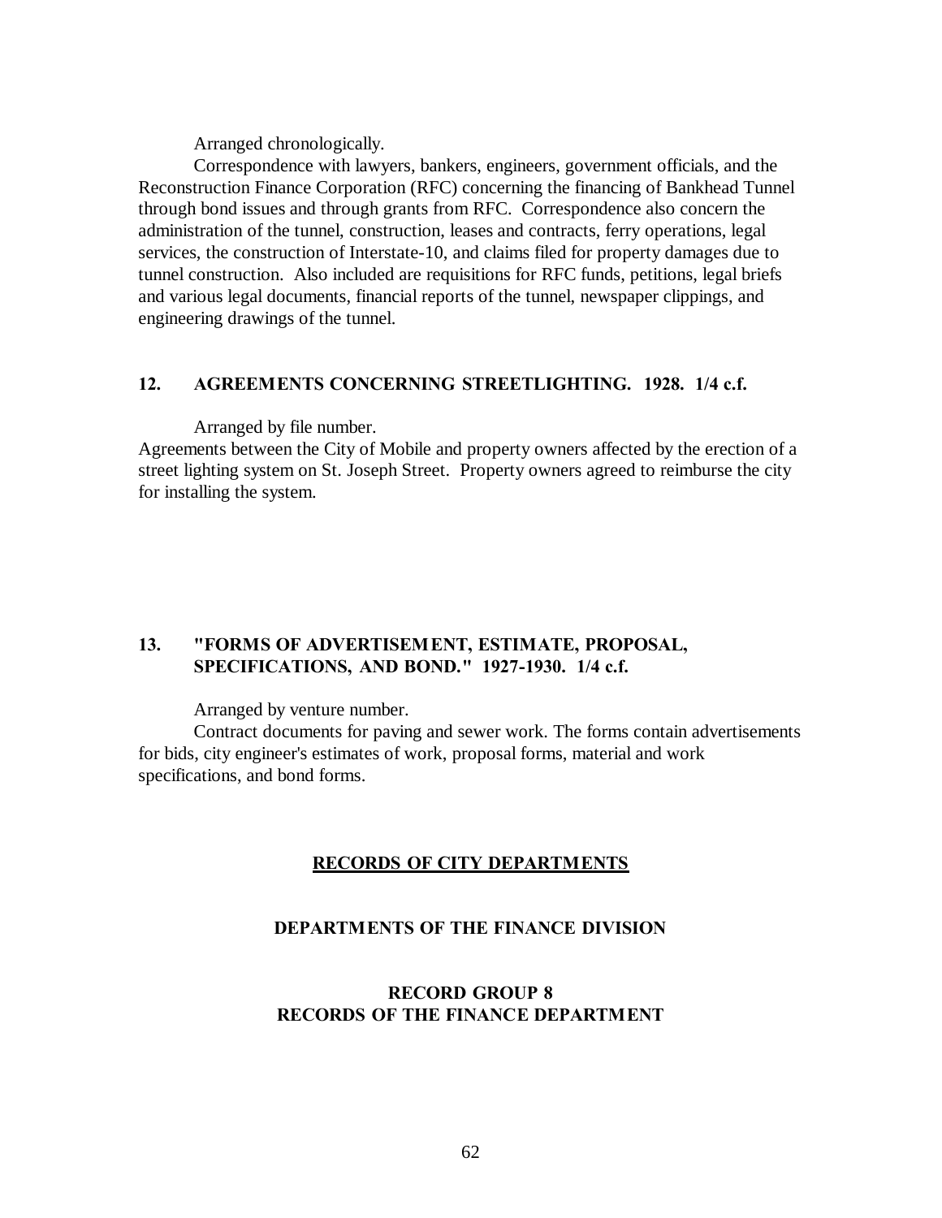Arranged chronologically.

Correspondence with lawyers, bankers, engineers, government officials, and the Reconstruction Finance Corporation (RFC) concerning the financing of Bankhead Tunnel through bond issues and through grants from RFC. Correspondence also concern the administration of the tunnel, construction, leases and contracts, ferry operations, legal services, the construction of Interstate-10, and claims filed for property damages due to tunnel construction. Also included are requisitions for RFC funds, petitions, legal briefs and various legal documents, financial reports of the tunnel, newspaper clippings, and engineering drawings of the tunnel.

### 12. AGREEMENTS CONCERNING STREETLIGHTING. 1928. 1/4 c.f.

Arranged by file number.

Agreements between the City of Mobile and property owners affected by the erection of a street lighting system on St. Joseph Street. Property owners agreed to reimburse the city for installing the system.

### 13. "FORMS OF ADVERTISEMENT, ESTIMATE, PROPOSAL, SPECIFICATIONS, AND BOND." 1927-1930. 1/4 c.f.

Arranged by venture number.

Contract documents for paving and sewer work. The forms contain advertisements for bids, city engineer's estimates of work, proposal forms, material and work specifications, and bond forms.

# RECORDS OF CITY DEPARTMENTS

## DEPARTMENTS OF THE FINANCE DIVISION

## RECORD GROUP 8
## RECORDS OF THE FINANCE DEPARTMENT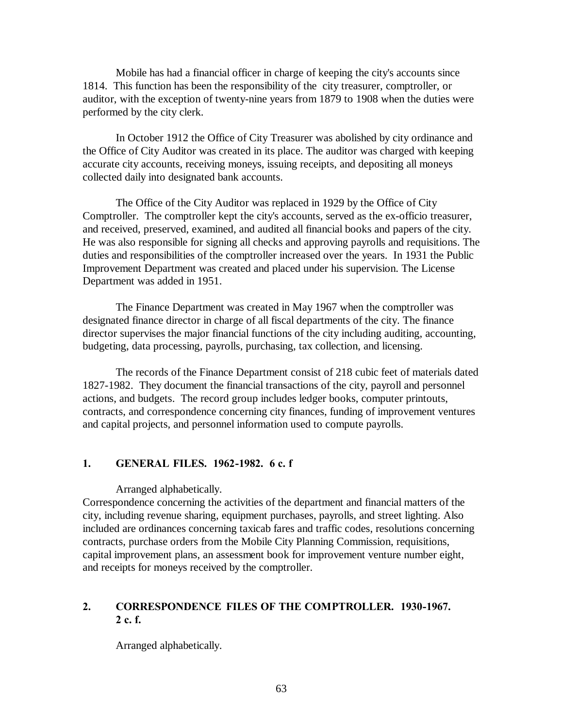Mobile has had a financial officer in charge of keeping the city's accounts since 1814. This function has been the responsibility of the city treasurer, comptroller, or auditor, with the exception of twenty-nine years from 1879 to 1908 when the duties were performed by the city clerk.

In October 1912 the Office of City Treasurer was abolished by city ordinance and the Office of City Auditor was created in its place. The auditor was charged with keeping accurate city accounts, receiving moneys, issuing receipts, and depositing all moneys collected daily into designated bank accounts.

The Office of the City Auditor was replaced in 1929 by the Office of City Comptroller. The comptroller kept the city's accounts, served as the ex-officio treasurer, and received, preserved, examined, and audited all financial books and papers of the city. He was also responsible for signing all checks and approving payrolls and requisitions. The duties and responsibilities of the comptroller increased over the years. In 1931 the Public Improvement Department was created and placed under his supervision. The License Department was added in 1951.

The Finance Department was created in May 1967 when the comptroller was designated finance director in charge of all fiscal departments of the city. The finance director supervises the major financial functions of the city including auditing, accounting, budgeting, data processing, payrolls, purchasing, tax collection, and licensing.

The records of the Finance Department consist of 218 cubic feet of materials dated 1827-1982. They document the financial transactions of the city, payroll and personnel actions, and budgets. The record group includes ledger books, computer printouts, contracts, and correspondence concerning city finances, funding of improvement ventures and capital projects, and personnel information used to compute payrolls.

### 1. GENERAL FILES. 1962-1982. 6 c. f

Arranged alphabetically.

Correspondence concerning the activities of the department and financial matters of the city, including revenue sharing, equipment purchases, payrolls, and street lighting. Also included are ordinances concerning taxicab fares and traffic codes, resolutions concerning contracts, purchase orders from the Mobile City Planning Commission, requisitions, capital improvement plans, an assessment book for improvement venture number eight, and receipts for moneys received by the comptroller.

### 2. CORRESPONDENCE FILES OF THE COMPTROLLER. 1930-1967. 2 c. f.

Arranged alphabetically.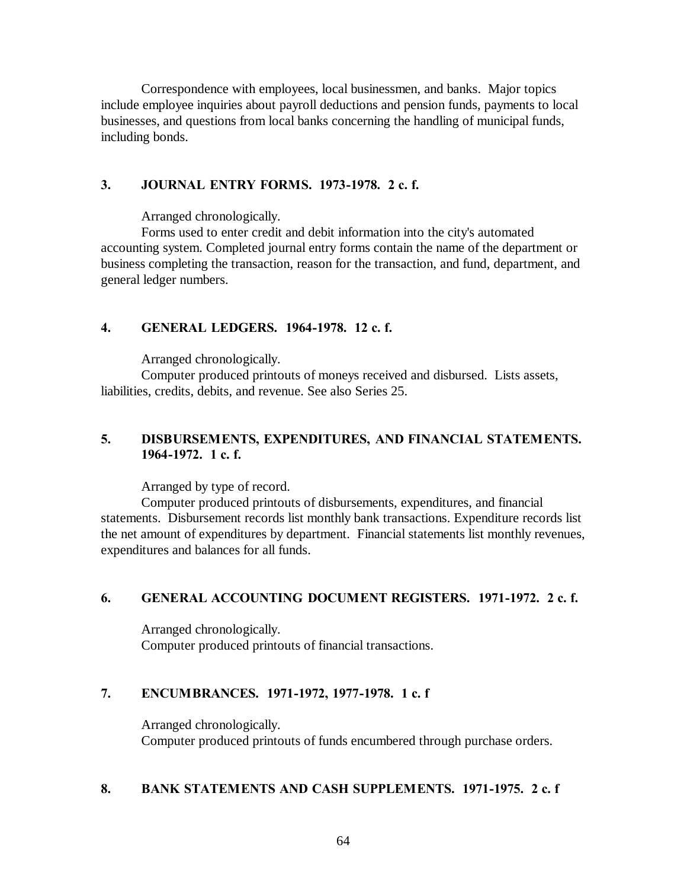Correspondence with employees, local businessmen, and banks. Major topics include employee inquiries about payroll deductions and pension funds, payments to local businesses, and questions from local banks concerning the handling of municipal funds, including bonds.

**3. JOURNAL ENTRY FORMS. 1973-1978. 2 c. f.**

Arranged chronologically.

Forms used to enter credit and debit information into the city's automated accounting system. Completed journal entry forms contain the name of the department or business completing the transaction, reason for the transaction, and fund, department, and general ledger numbers.

**4. GENERAL LEDGERS. 1964-1978. 12 c. f.**

Arranged chronologically.

Computer produced printouts of moneys received and disbursed. Lists assets, liabilities, credits, debits, and revenue. See also Series 25.

**5. DISBURSEMENTS, EXPENDITURES, AND FINANCIAL STATEMENTS. 1964-1972. 1 c. f.**

Arranged by type of record.

Computer produced printouts of disbursements, expenditures, and financial statements. Disbursement records list monthly bank transactions. Expenditure records list the net amount of expenditures by department. Financial statements list monthly revenues, expenditures and balances for all funds.

**6. GENERAL ACCOUNTING DOCUMENT REGISTERS. 1971-1972. 2 c. f.**

Arranged chronologically.

Computer produced printouts of financial transactions.

**7. ENCUMBRANCES. 1971-1972, 1977-1978. 1 c. f**

Arranged chronologically.

Computer produced printouts of funds encumbered through purchase orders.

**8. BANK STATEMENTS AND CASH SUPPLEMENTS. 1971-1975. 2 c. f**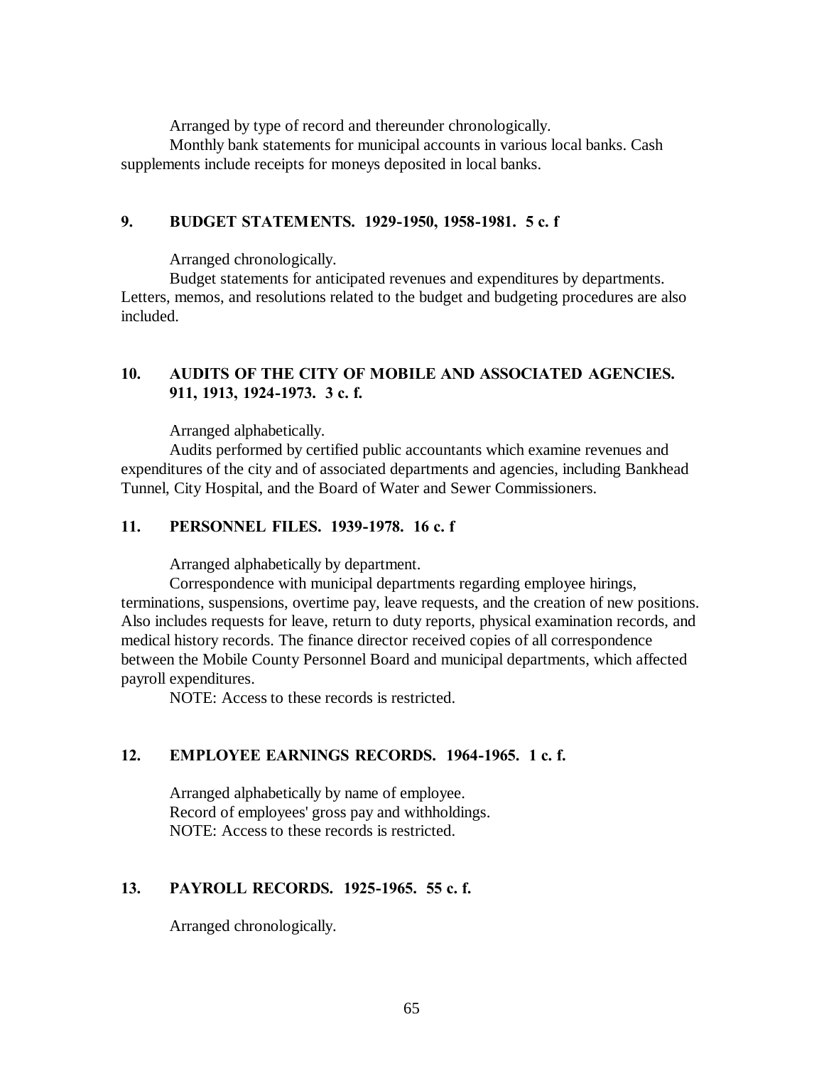Arranged by type of record and thereunder chronologically.

Monthly bank statements for municipal accounts in various local banks. Cash supplements include receipts for moneys deposited in local banks.

### 9. BUDGET STATEMENTS. 1929-1950, 1958-1981. 5 c. f

Arranged chronologically.

Budget statements for anticipated revenues and expenditures by departments. Letters, memos, and resolutions related to the budget and budgeting procedures are also included.

### 10. AUDITS OF THE CITY OF MOBILE AND ASSOCIATED AGENCIES. 911, 1913, 1924-1973. 3 c. f.

Arranged alphabetically.

Audits performed by certified public accountants which examine revenues and expenditures of the city and of associated departments and agencies, including Bankhead Tunnel, City Hospital, and the Board of Water and Sewer Commissioners.

### 11. PERSONNEL FILES. 1939-1978. 16 c. f

Arranged alphabetically by department.

Correspondence with municipal departments regarding employee hirings, terminations, suspensions, overtime pay, leave requests, and the creation of new positions. Also includes requests for leave, return to duty reports, physical examination records, and medical history records. The finance director received copies of all correspondence between the Mobile County Personnel Board and municipal departments, which affected payroll expenditures.

NOTE: Access to these records is restricted.

### 12. EMPLOYEE EARNINGS RECORDS. 1964-1965. 1 c. f.

Arranged alphabetically by name of employee.

Record of employees' gross pay and withholdings.

NOTE: Access to these records is restricted.

### 13. PAYROLL RECORDS. 1925-1965. 55 c. f.

Arranged chronologically.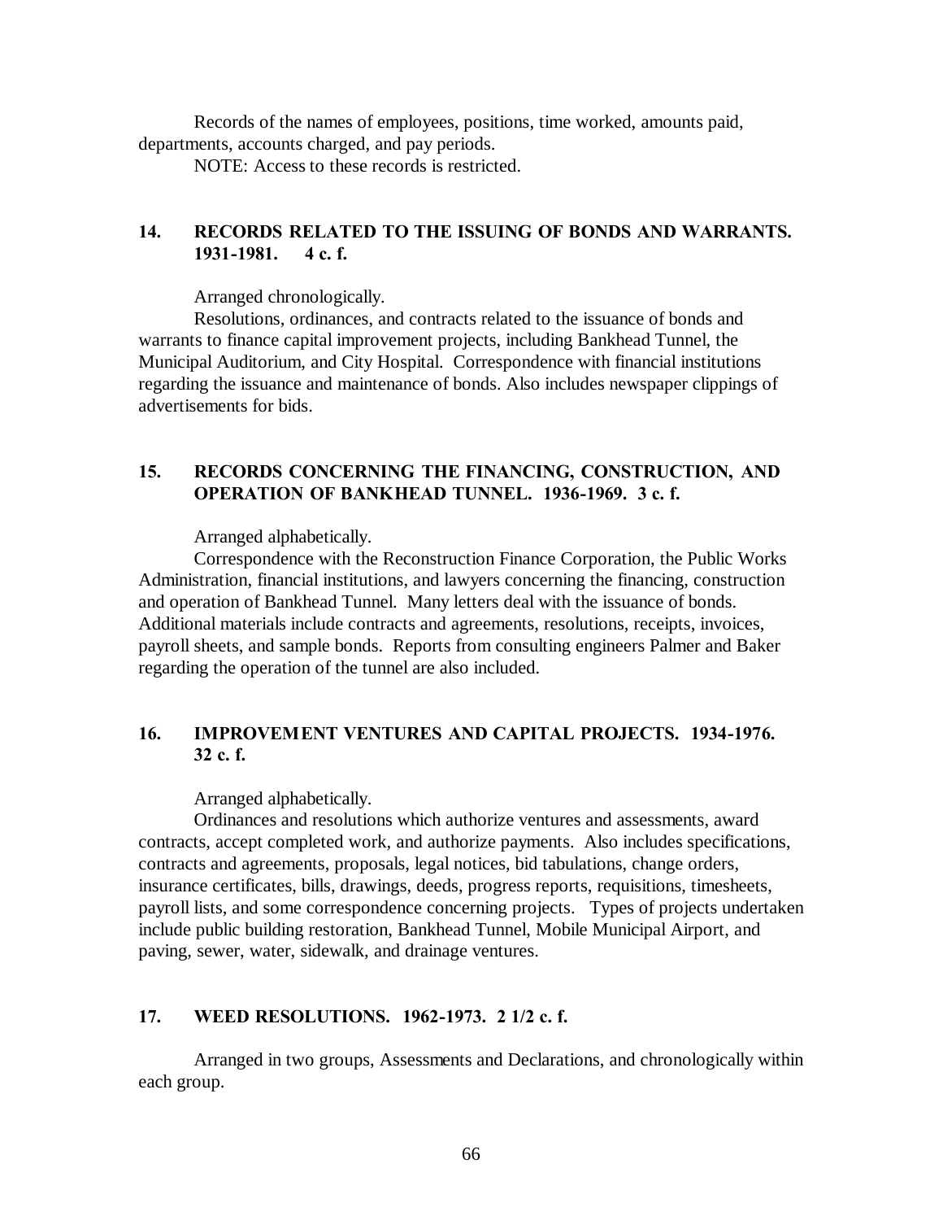Records of the names of employees, positions, time worked, amounts paid, departments, accounts charged, and pay periods.

NOTE: Access to these records is restricted.

**14. RECORDS RELATED TO THE ISSUING OF BONDS AND WARRANTS. 1931-1981. 4 c. f.**

Arranged chronologically.

Resolutions, ordinances, and contracts related to the issuance of bonds and warrants to finance capital improvement projects, including Bankhead Tunnel, the Municipal Auditorium, and City Hospital. Correspondence with financial institutions regarding the issuance and maintenance of bonds. Also includes newspaper clippings of advertisements for bids.

**15. RECORDS CONCERNING THE FINANCING, CONSTRUCTION, AND OPERATION OF BANKHEAD TUNNEL. 1936-1969. 3 c. f.**

Arranged alphabetically.

Correspondence with the Reconstruction Finance Corporation, the Public Works Administration, financial institutions, and lawyers concerning the financing, construction and operation of Bankhead Tunnel. Many letters deal with the issuance of bonds. Additional materials include contracts and agreements, resolutions, receipts, invoices, payroll sheets, and sample bonds. Reports from consulting engineers Palmer and Baker regarding the operation of the tunnel are also included.

**16. IMPROVEMENT VENTURES AND CAPITAL PROJECTS. 1934-1976. 32 c. f.**

Arranged alphabetically.

Ordinances and resolutions which authorize ventures and assessments, award contracts, accept completed work, and authorize payments. Also includes specifications, contracts and agreements, proposals, legal notices, bid tabulations, change orders, insurance certificates, bills, drawings, deeds, progress reports, requisitions, timesheets, payroll lists, and some correspondence concerning projects. Types of projects undertaken include public building restoration, Bankhead Tunnel, Mobile Municipal Airport, and paving, sewer, water, sidewalk, and drainage ventures.

**17. WEED RESOLUTIONS. 1962-1973. 2 1/2 c. f.**

Arranged in two groups, Assessments and Declarations, and chronologically within each group.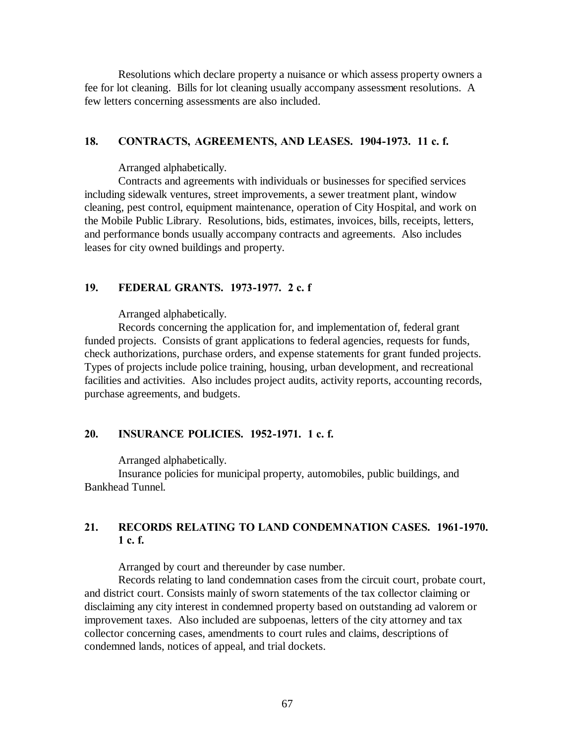Resolutions which declare property a nuisance or which assess property owners a fee for lot cleaning. Bills for lot cleaning usually accompany assessment resolutions. A few letters concerning assessments are also included.

### 18. CONTRACTS, AGREEMENTS, AND LEASES. 1904-1973. 11 c. f.

Arranged alphabetically.

Contracts and agreements with individuals or businesses for specified services including sidewalk ventures, street improvements, a sewer treatment plant, window cleaning, pest control, equipment maintenance, operation of City Hospital, and work on the Mobile Public Library. Resolutions, bids, estimates, invoices, bills, receipts, letters, and performance bonds usually accompany contracts and agreements. Also includes leases for city owned buildings and property.

### 19. FEDERAL GRANTS. 1973-1977. 2 c. f

Arranged alphabetically.

Records concerning the application for, and implementation of, federal grant funded projects. Consists of grant applications to federal agencies, requests for funds, check authorizations, purchase orders, and expense statements for grant funded projects. Types of projects include police training, housing, urban development, and recreational facilities and activities. Also includes project audits, activity reports, accounting records, purchase agreements, and budgets.

### 20. INSURANCE POLICIES. 1952-1971. 1 c. f.

Arranged alphabetically.

Insurance policies for municipal property, automobiles, public buildings, and Bankhead Tunnel.

### 21. RECORDS RELATING TO LAND CONDEMNATION CASES. 1961-1970. 1 c. f.

Arranged by court and thereunder by case number.

Records relating to land condemnation cases from the circuit court, probate court, and district court. Consists mainly of sworn statements of the tax collector claiming or disclaiming any city interest in condemned property based on outstanding ad valorem or improvement taxes. Also included are subpoenas, letters of the city attorney and tax collector concerning cases, amendments to court rules and claims, descriptions of condemned lands, notices of appeal, and trial dockets.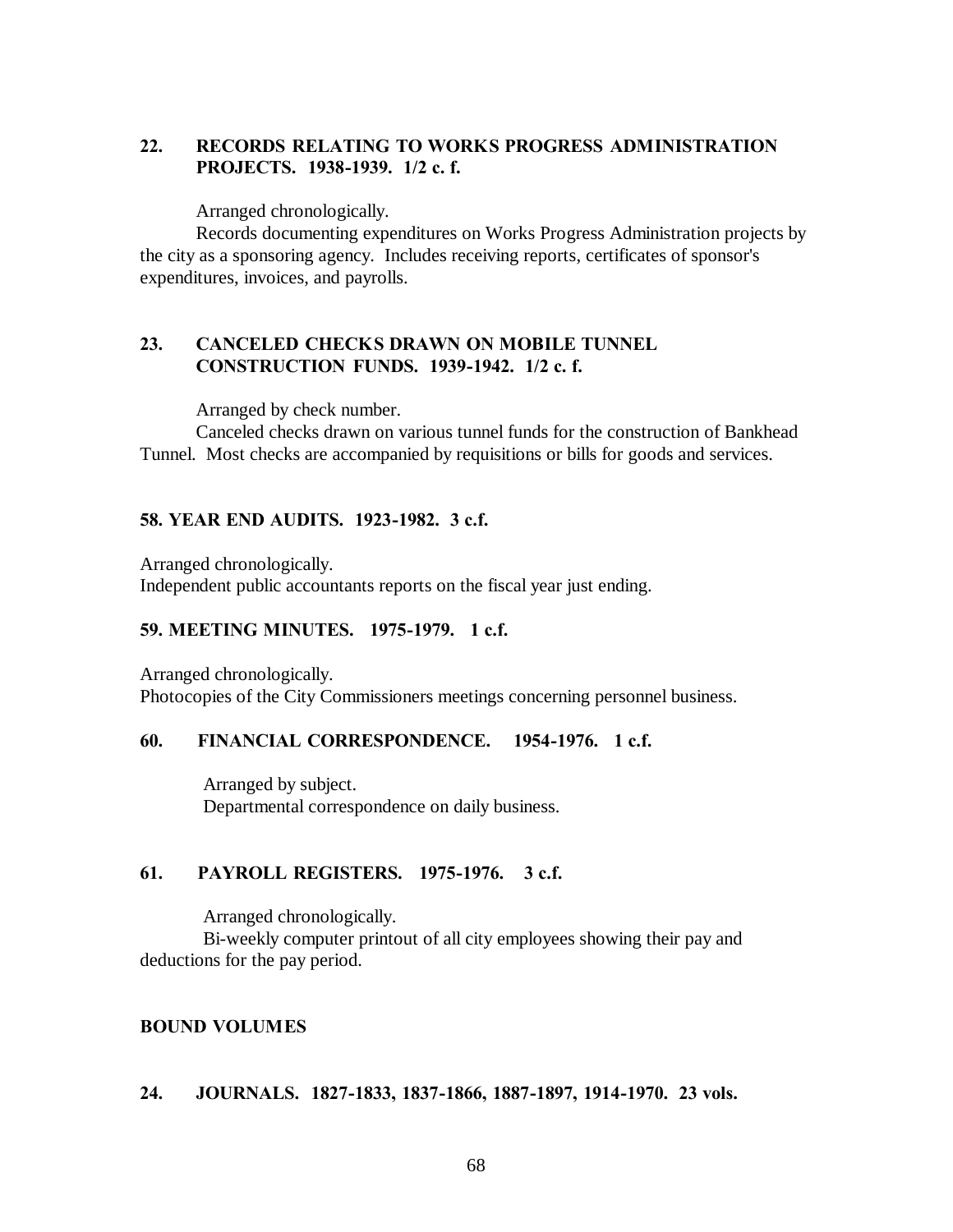**22. RECORDS RELATING TO WORKS PROGRESS ADMINISTRATION PROJECTS. 1938-1939. 1/2 c. f.**

Arranged chronologically.

Records documenting expenditures on Works Progress Administration projects by the city as a sponsoring agency. Includes receiving reports, certificates of sponsor's expenditures, invoices, and payrolls.

**23. CANCELED CHECKS DRAWN ON MOBILE TUNNEL CONSTRUCTION FUNDS. 1939-1942. 1/2 c. f.**

Arranged by check number.

Canceled checks drawn on various tunnel funds for the construction of Bankhead Tunnel. Most checks are accompanied by requisitions or bills for goods and services.

**58. YEAR END AUDITS. 1923-1982. 3 c.f.**

Arranged chronologically.

Independent public accountants reports on the fiscal year just ending.

**59. MEETING MINUTES. 1975-1979. 1 c.f.**

Arranged chronologically.

Photocopies of the City Commissioners meetings concerning personnel business.

**60. FINANCIAL CORRESPONDENCE. 1954-1976. 1 c.f.**

Arranged by subject.

Departmental correspondence on daily business.

**61. PAYROLL REGISTERS. 1975-1976. 3 c.f.**

Arranged chronologically.

Bi-weekly computer printout of all city employees showing their pay and deductions for the pay period.

**BOUND VOLUMES**

**24. JOURNALS. 1827-1833, 1837-1866, 1887-1897, 1914-1970. 23 vols.**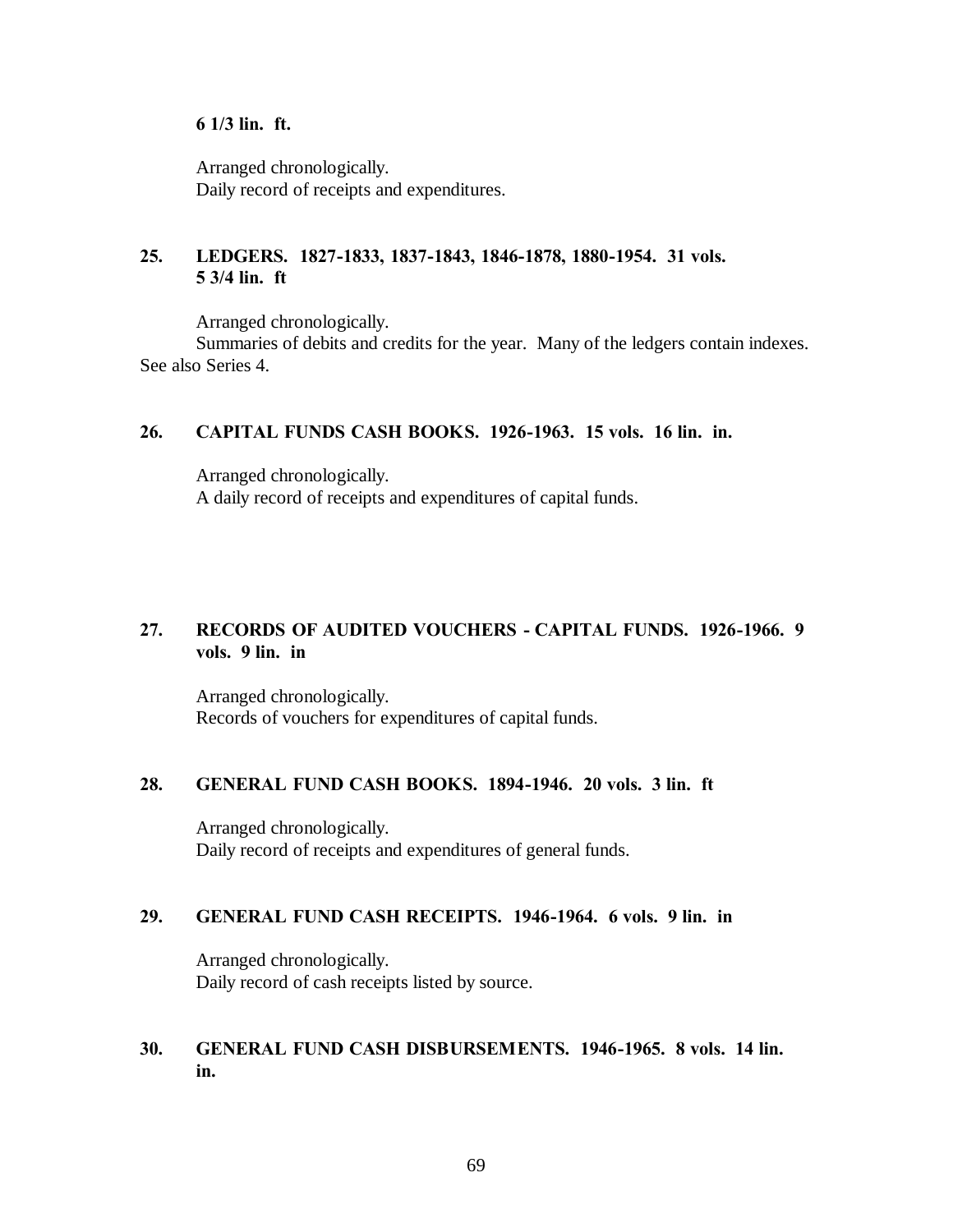**6 1/3 lin. ft.**

Arranged chronologically.
Daily record of receipts and expenditures.

**25. LEDGERS. 1827-1833, 1837-1843, 1846-1878, 1880-1954. 31 vols. 5 3/4 lin. ft**

Arranged chronologically.
Summaries of debits and credits for the year. Many of the ledgers contain indexes. See also Series 4.

**26. CAPITAL FUNDS CASH BOOKS. 1926-1963. 15 vols. 16 lin. in.**

Arranged chronologically.
A daily record of receipts and expenditures of capital funds.

**27. RECORDS OF AUDITED VOUCHERS - CAPITAL FUNDS. 1926-1966. 9 vols. 9 lin. in**

Arranged chronologically.
Records of vouchers for expenditures of capital funds.

**28. GENERAL FUND CASH BOOKS. 1894-1946. 20 vols. 3 lin. ft**

Arranged chronologically.
Daily record of receipts and expenditures of general funds.

**29. GENERAL FUND CASH RECEIPTS. 1946-1964. 6 vols. 9 lin. in**

Arranged chronologically.
Daily record of cash receipts listed by source.

**30. GENERAL FUND CASH DISBURSEMENTS. 1946-1965. 8 vols. 14 lin. in.**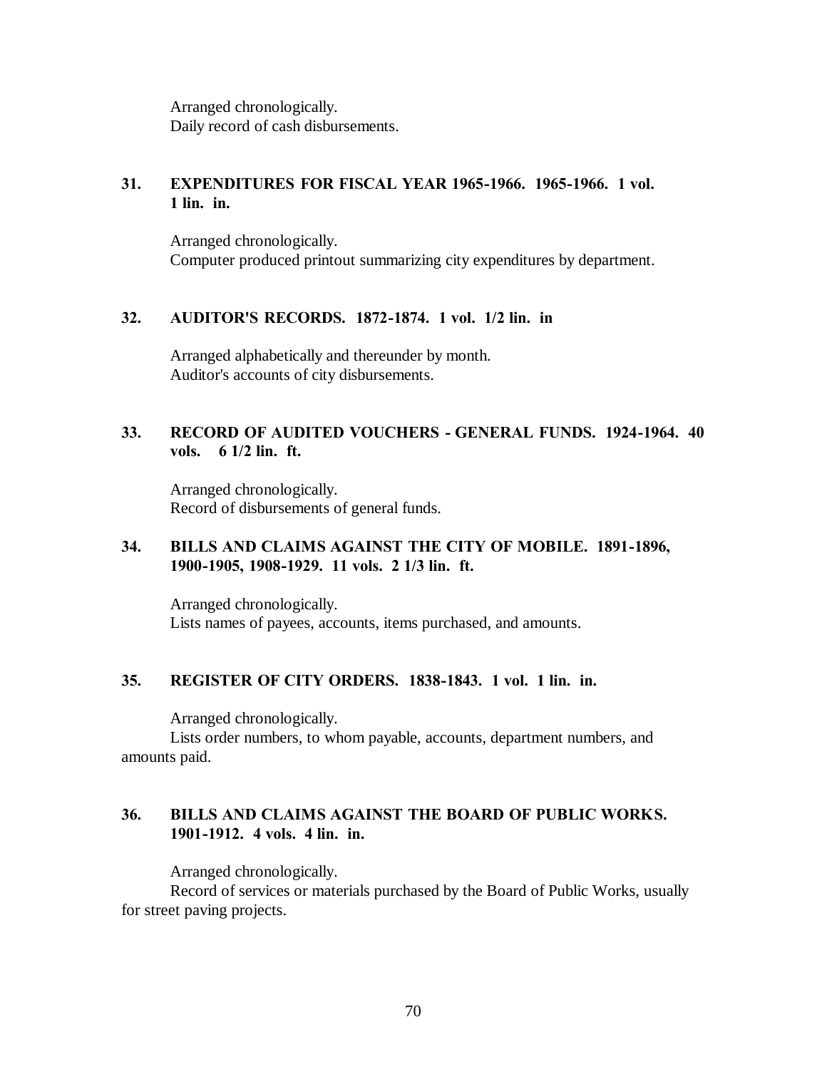Arranged chronologically.
Daily record of cash disbursements.

**31. EXPENDITURES FOR FISCAL YEAR 1965-1966. 1965-1966. 1 vol. 1 lin. in.**

Arranged chronologically.
Computer produced printout summarizing city expenditures by department.

**32. AUDITOR'S RECORDS. 1872-1874. 1 vol. 1/2 lin. in**

Arranged alphabetically and thereunder by month.
Auditor's accounts of city disbursements.

**33. RECORD OF AUDITED VOUCHERS - GENERAL FUNDS. 1924-1964. 40 vols. 6 1/2 lin. ft.**

Arranged chronologically.
Record of disbursements of general funds.

**34. BILLS AND CLAIMS AGAINST THE CITY OF MOBILE. 1891-1896, 1900-1905, 1908-1929. 11 vols. 2 1/3 lin. ft.**

Arranged chronologically.
Lists names of payees, accounts, items purchased, and amounts.

**35. REGISTER OF CITY ORDERS. 1838-1843. 1 vol. 1 lin. in.**

Arranged chronologically.
Lists order numbers, to whom payable, accounts, department numbers, and amounts paid.

**36. BILLS AND CLAIMS AGAINST THE BOARD OF PUBLIC WORKS. 1901-1912. 4 vols. 4 lin. in.**

Arranged chronologically.
Record of services or materials purchased by the Board of Public Works, usually for street paving projects.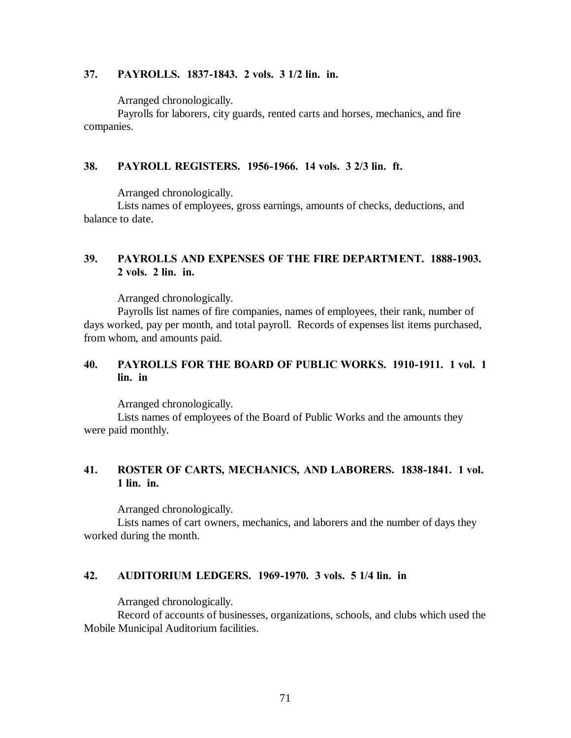**37. PAYROLLS. 1837-1843. 2 vols. 3 1/2 lin. in.**

Arranged chronologically.
Payrolls for laborers, city guards, rented carts and horses, mechanics, and fire companies.

**38. PAYROLL REGISTERS. 1956-1966. 14 vols. 3 2/3 lin. ft.**

Arranged chronologically.
Lists names of employees, gross earnings, amounts of checks, deductions, and balance to date.

**39. PAYROLLS AND EXPENSES OF THE FIRE DEPARTMENT. 1888-1903. 2 vols. 2 lin. in.**

Arranged chronologically.
Payrolls list names of fire companies, names of employees, their rank, number of days worked, pay per month, and total payroll. Records of expenses list items purchased, from whom, and amounts paid.

**40. PAYROLLS FOR THE BOARD OF PUBLIC WORKS. 1910-1911. 1 vol. 1 lin. in**

Arranged chronologically.
Lists names of employees of the Board of Public Works and the amounts they were paid monthly.

**41. ROSTER OF CARTS, MECHANICS, AND LABORERS. 1838-1841. 1 vol. 1 lin. in.**

Arranged chronologically.
Lists names of cart owners, mechanics, and laborers and the number of days they worked during the month.

**42. AUDITORIUM LEDGERS. 1969-1970. 3 vols. 5 1/4 lin. in**

Arranged chronologically.
Record of accounts of businesses, organizations, schools, and clubs which used the Mobile Municipal Auditorium facilities.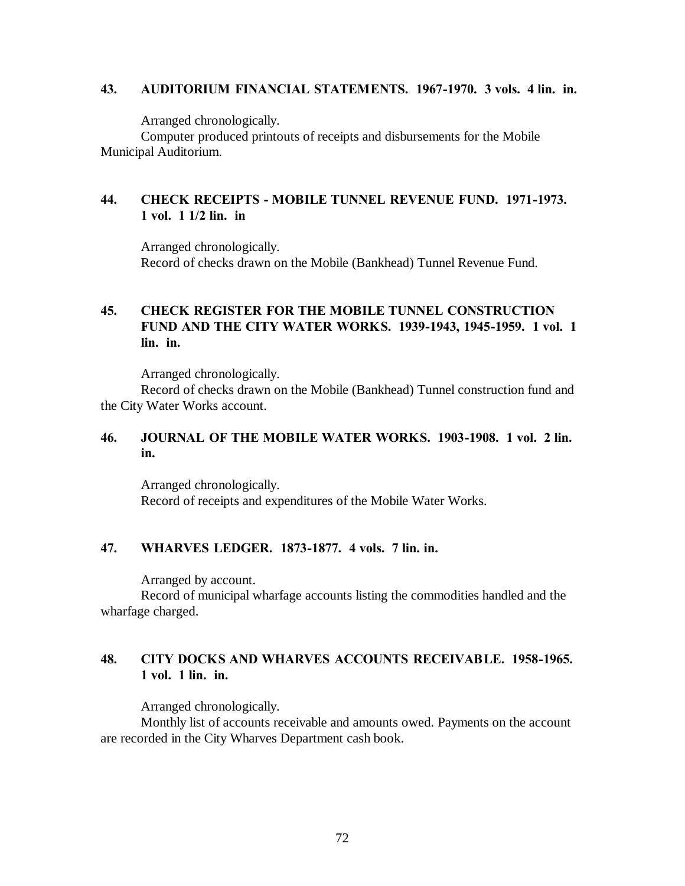**43. AUDITORIUM FINANCIAL STATEMENTS. 1967-1970. 3 vols. 4 lin. in.**

Arranged chronologically.

Computer produced printouts of receipts and disbursements for the Mobile Municipal Auditorium.

**44. CHECK RECEIPTS - MOBILE TUNNEL REVENUE FUND. 1971-1973. 1 vol. 1 1/2 lin. in**

Arranged chronologically.

Record of checks drawn on the Mobile (Bankhead) Tunnel Revenue Fund.

**45. CHECK REGISTER FOR THE MOBILE TUNNEL CONSTRUCTION FUND AND THE CITY WATER WORKS. 1939-1943, 1945-1959. 1 vol. 1 lin. in.**

Arranged chronologically.

Record of checks drawn on the Mobile (Bankhead) Tunnel construction fund and the City Water Works account.

**46. JOURNAL OF THE MOBILE WATER WORKS. 1903-1908. 1 vol. 2 lin. in.**

Arranged chronologically.

Record of receipts and expenditures of the Mobile Water Works.

**47. WHARVES LEDGER. 1873-1877. 4 vols. 7 lin. in.**

Arranged by account.

Record of municipal wharfage accounts listing the commodities handled and the wharfage charged.

**48. CITY DOCKS AND WHARVES ACCOUNTS RECEIVABLE. 1958-1965. 1 vol. 1 lin. in.**

Arranged chronologically.

Monthly list of accounts receivable and amounts owed. Payments on the account are recorded in the City Wharves Department cash book.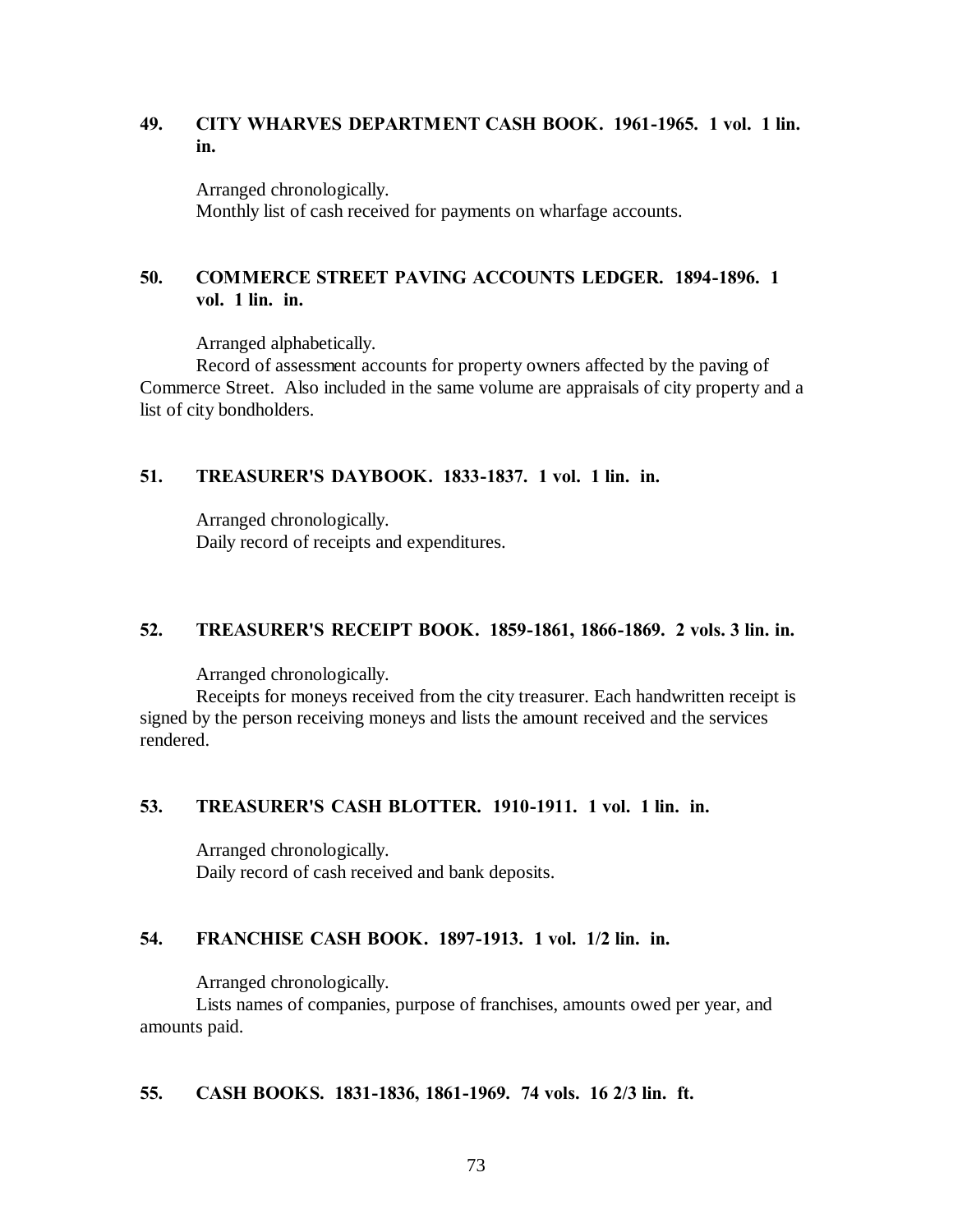**49. CITY WHARVES DEPARTMENT CASH BOOK. 1961-1965. 1 vol. 1 lin. in.**

Arranged chronologically.
Monthly list of cash received for payments on wharfage accounts.

**50. COMMERCE STREET PAVING ACCOUNTS LEDGER. 1894-1896. 1 vol. 1 lin. in.**

Arranged alphabetically.
Record of assessment accounts for property owners affected by the paving of Commerce Street. Also included in the same volume are appraisals of city property and a list of city bondholders.

**51. TREASURER'S DAYBOOK. 1833-1837. 1 vol. 1 lin. in.**

Arranged chronologically.
Daily record of receipts and expenditures.

**52. TREASURER'S RECEIPT BOOK. 1859-1861, 1866-1869. 2 vols. 3 lin. in.**

Arranged chronologically.
Receipts for moneys received from the city treasurer. Each handwritten receipt is signed by the person receiving moneys and lists the amount received and the services rendered.

**53. TREASURER'S CASH BLOTTER. 1910-1911. 1 vol. 1 lin. in.**

Arranged chronologically.
Daily record of cash received and bank deposits.

**54. FRANCHISE CASH BOOK. 1897-1913. 1 vol. 1/2 lin. in.**

Arranged chronologically.
Lists names of companies, purpose of franchises, amounts owed per year, and amounts paid.

**55. CASH BOOKS. 1831-1836, 1861-1969. 74 vols. 16 2/3 lin. ft.**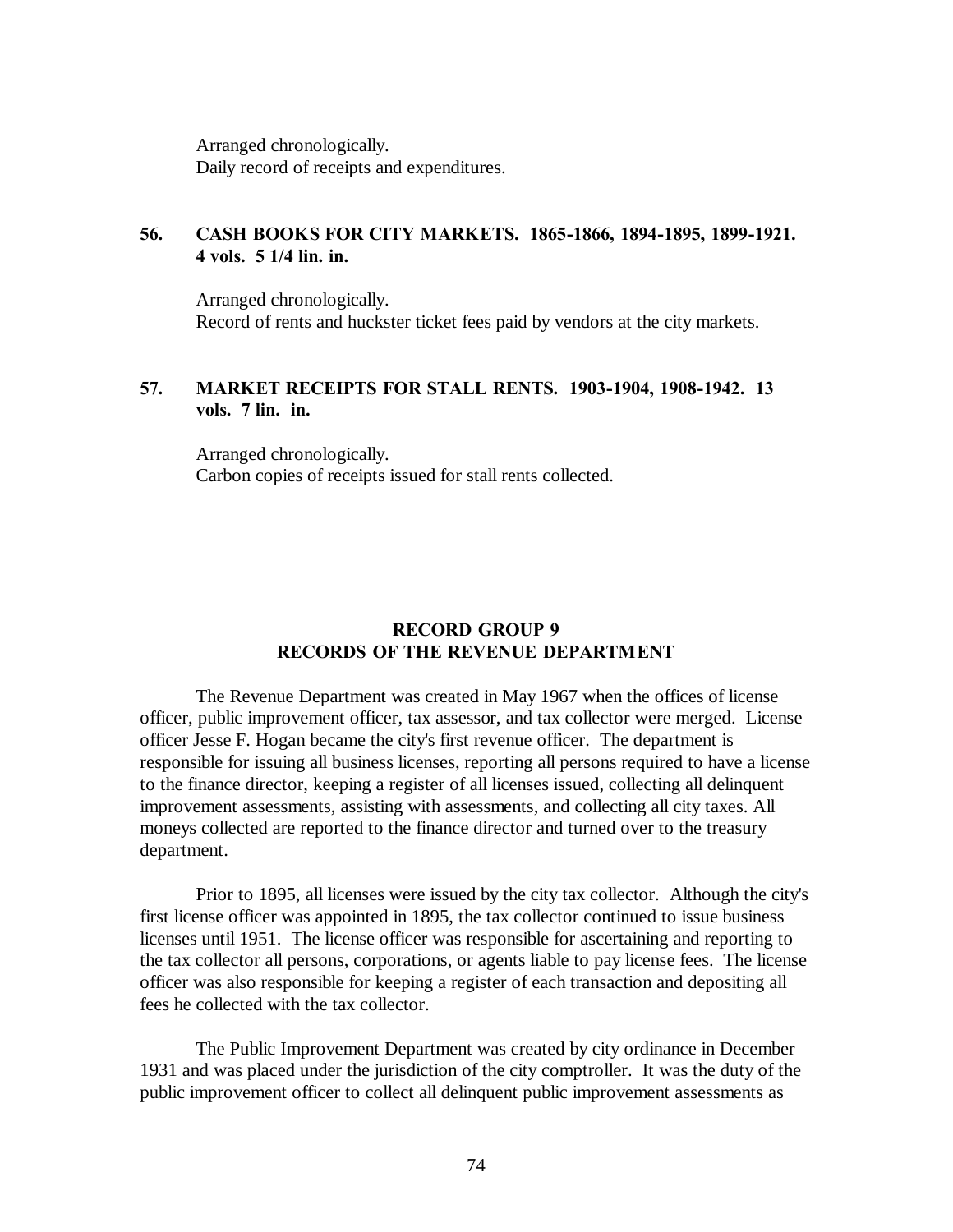Arranged chronologically.
Daily record of receipts and expenditures.

**56. CASH BOOKS FOR CITY MARKETS. 1865-1866, 1894-1895, 1899-1921. 4 vols. 5 1/4 lin. in.**

Arranged chronologically.
Record of rents and huckster ticket fees paid by vendors at the city markets.

**57. MARKET RECEIPTS FOR STALL RENTS. 1903-1904, 1908-1942. 13 vols. 7 lin. in.**

Arranged chronologically.
Carbon copies of receipts issued for stall rents collected.

## RECORD GROUP 9
## RECORDS OF THE REVENUE DEPARTMENT

The Revenue Department was created in May 1967 when the offices of license officer, public improvement officer, tax assessor, and tax collector were merged. License officer Jesse F. Hogan became the city's first revenue officer. The department is responsible for issuing all business licenses, reporting all persons required to have a license to the finance director, keeping a register of all licenses issued, collecting all delinquent improvement assessments, assisting with assessments, and collecting all city taxes. All moneys collected are reported to the finance director and turned over to the treasury department.

Prior to 1895, all licenses were issued by the city tax collector. Although the city's first license officer was appointed in 1895, the tax collector continued to issue business licenses until 1951. The license officer was responsible for ascertaining and reporting to the tax collector all persons, corporations, or agents liable to pay license fees. The license officer was also responsible for keeping a register of each transaction and depositing all fees he collected with the tax collector.

The Public Improvement Department was created by city ordinance in December 1931 and was placed under the jurisdiction of the city comptroller. It was the duty of the public improvement officer to collect all delinquent public improvement assessments as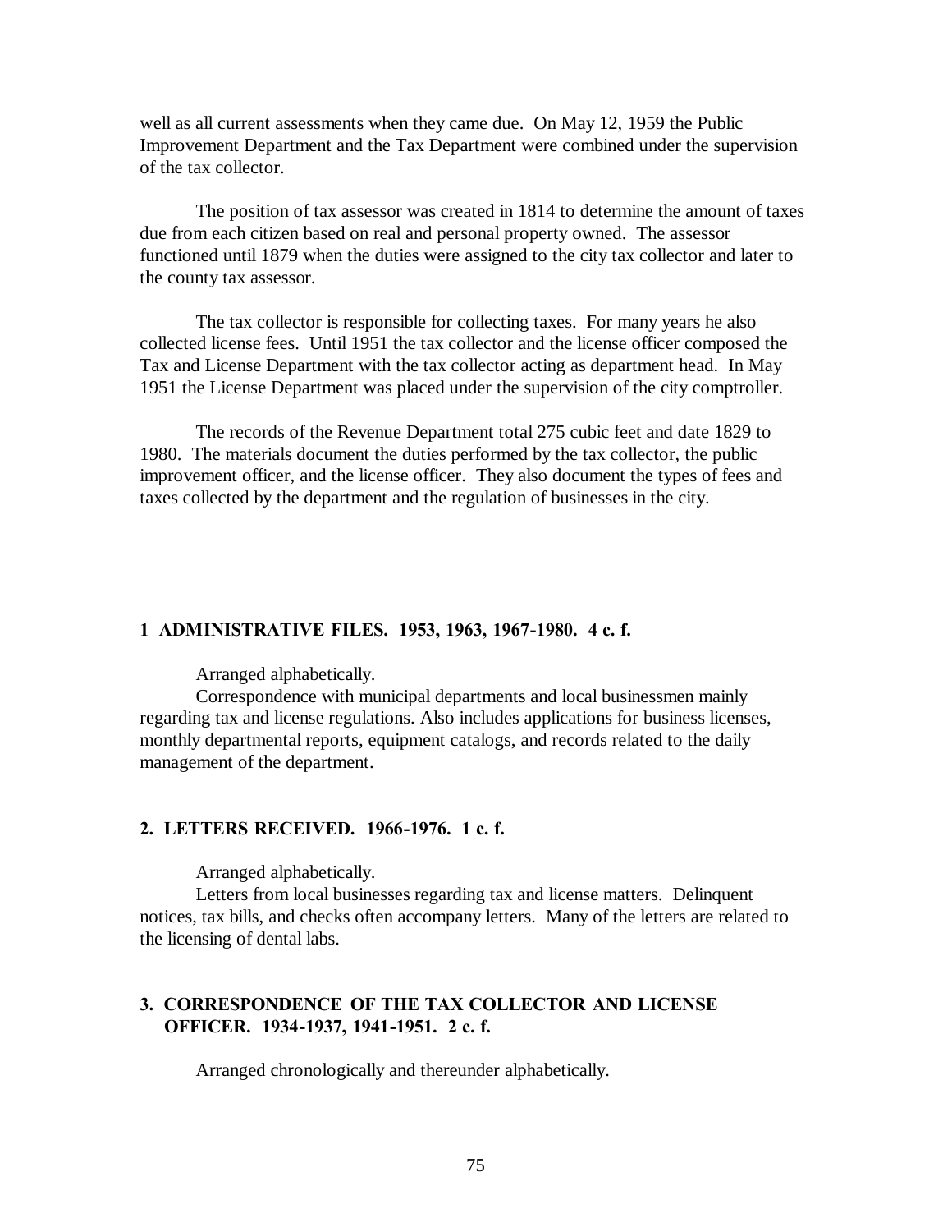well as all current assessments when they came due. On May 12, 1959 the Public Improvement Department and the Tax Department were combined under the supervision of the tax collector.

The position of tax assessor was created in 1814 to determine the amount of taxes due from each citizen based on real and personal property owned. The assessor functioned until 1879 when the duties were assigned to the city tax collector and later to the county tax assessor.

The tax collector is responsible for collecting taxes. For many years he also collected license fees. Until 1951 the tax collector and the license officer composed the Tax and License Department with the tax collector acting as department head. In May 1951 the License Department was placed under the supervision of the city comptroller.

The records of the Revenue Department total 275 cubic feet and date 1829 to 1980. The materials document the duties performed by the tax collector, the public improvement officer, and the license officer. They also document the types of fees and taxes collected by the department and the regulation of businesses in the city.

**1 ADMINISTRATIVE FILES. 1953, 1963, 1967-1980. 4 c. f.**

Arranged alphabetically.

Correspondence with municipal departments and local businessmen mainly regarding tax and license regulations. Also includes applications for business licenses, monthly departmental reports, equipment catalogs, and records related to the daily management of the department.

**2. LETTERS RECEIVED. 1966-1976. 1 c. f.**

Arranged alphabetically.

Letters from local businesses regarding tax and license matters. Delinquent notices, tax bills, and checks often accompany letters. Many of the letters are related to the licensing of dental labs.

**3. CORRESPONDENCE OF THE TAX COLLECTOR AND LICENSE OFFICER. 1934-1937, 1941-1951. 2 c. f.**

Arranged chronologically and thereunder alphabetically.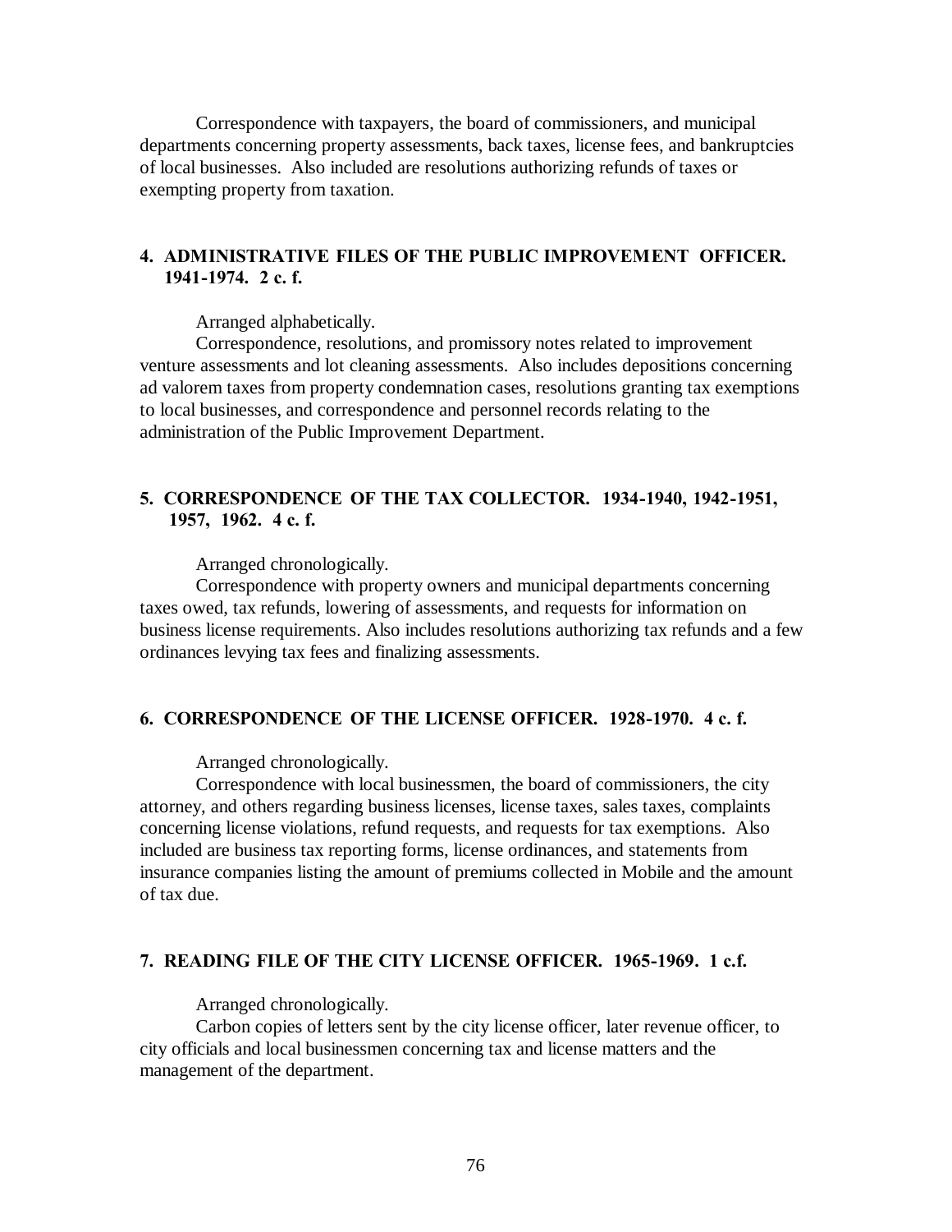Correspondence with taxpayers, the board of commissioners, and municipal departments concerning property assessments, back taxes, license fees, and bankruptcies of local businesses. Also included are resolutions authorizing refunds of taxes or exempting property from taxation.

### 4. ADMINISTRATIVE FILES OF THE PUBLIC IMPROVEMENT OFFICER. 1941-1974. 2 c. f.

Arranged alphabetically.

Correspondence, resolutions, and promissory notes related to improvement venture assessments and lot cleaning assessments. Also includes depositions concerning ad valorem taxes from property condemnation cases, resolutions granting tax exemptions to local businesses, and correspondence and personnel records relating to the administration of the Public Improvement Department.

### 5. CORRESPONDENCE OF THE TAX COLLECTOR. 1934-1940, 1942-1951, 1957, 1962. 4 c. f.

Arranged chronologically.

Correspondence with property owners and municipal departments concerning taxes owed, tax refunds, lowering of assessments, and requests for information on business license requirements. Also includes resolutions authorizing tax refunds and a few ordinances levying tax fees and finalizing assessments.

### 6. CORRESPONDENCE OF THE LICENSE OFFICER. 1928-1970. 4 c. f.

Arranged chronologically.

Correspondence with local businessmen, the board of commissioners, the city attorney, and others regarding business licenses, license taxes, sales taxes, complaints concerning license violations, refund requests, and requests for tax exemptions. Also included are business tax reporting forms, license ordinances, and statements from insurance companies listing the amount of premiums collected in Mobile and the amount of tax due.

### 7. READING FILE OF THE CITY LICENSE OFFICER. 1965-1969. 1 c.f.

Arranged chronologically.

Carbon copies of letters sent by the city license officer, later revenue officer, to city officials and local businessmen concerning tax and license matters and the management of the department.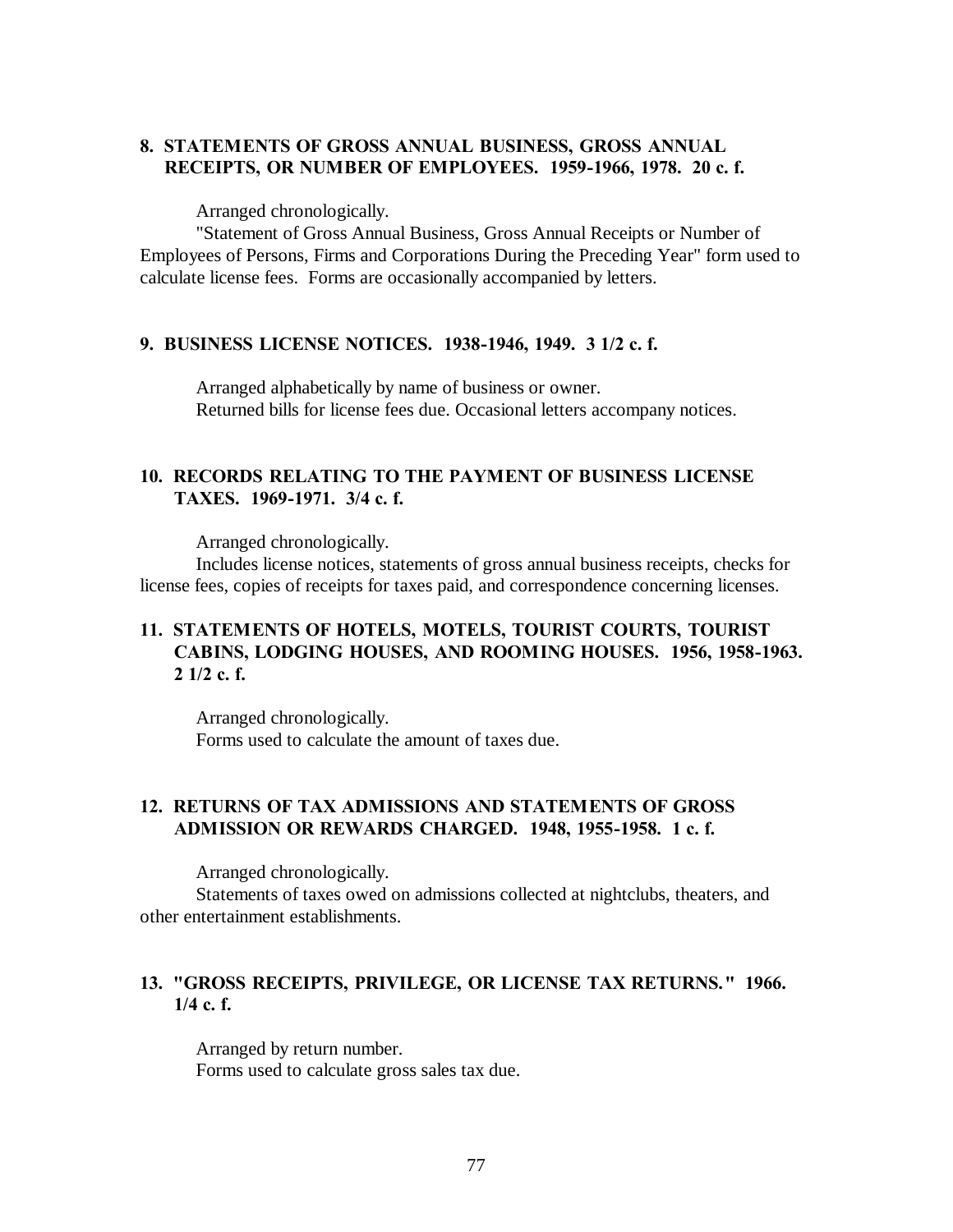**8. STATEMENTS OF GROSS ANNUAL BUSINESS, GROSS ANNUAL RECEIPTS, OR NUMBER OF EMPLOYEES. 1959-1966, 1978. 20 c. f.**

Arranged chronologically.

"Statement of Gross Annual Business, Gross Annual Receipts or Number of Employees of Persons, Firms and Corporations During the Preceding Year" form used to calculate license fees. Forms are occasionally accompanied by letters.

**9. BUSINESS LICENSE NOTICES. 1938-1946, 1949. 3 1/2 c. f.**

Arranged alphabetically by name of business or owner.

Returned bills for license fees due. Occasional letters accompany notices.

**10. RECORDS RELATING TO THE PAYMENT OF BUSINESS LICENSE TAXES. 1969-1971. 3/4 c. f.**

Arranged chronologically.

Includes license notices, statements of gross annual business receipts, checks for license fees, copies of receipts for taxes paid, and correspondence concerning licenses.

**11. STATEMENTS OF HOTELS, MOTELS, TOURIST COURTS, TOURIST CABINS, LODGING HOUSES, AND ROOMING HOUSES. 1956, 1958-1963. 2 1/2 c. f.**

Arranged chronologically.

Forms used to calculate the amount of taxes due.

**12. RETURNS OF TAX ADMISSIONS AND STATEMENTS OF GROSS ADMISSION OR REWARDS CHARGED. 1948, 1955-1958. 1 c. f.**

Arranged chronologically.

Statements of taxes owed on admissions collected at nightclubs, theaters, and other entertainment establishments.

**13. "GROSS RECEIPTS, PRIVILEGE, OR LICENSE TAX RETURNS." 1966. 1/4 c. f.**

Arranged by return number.

Forms used to calculate gross sales tax due.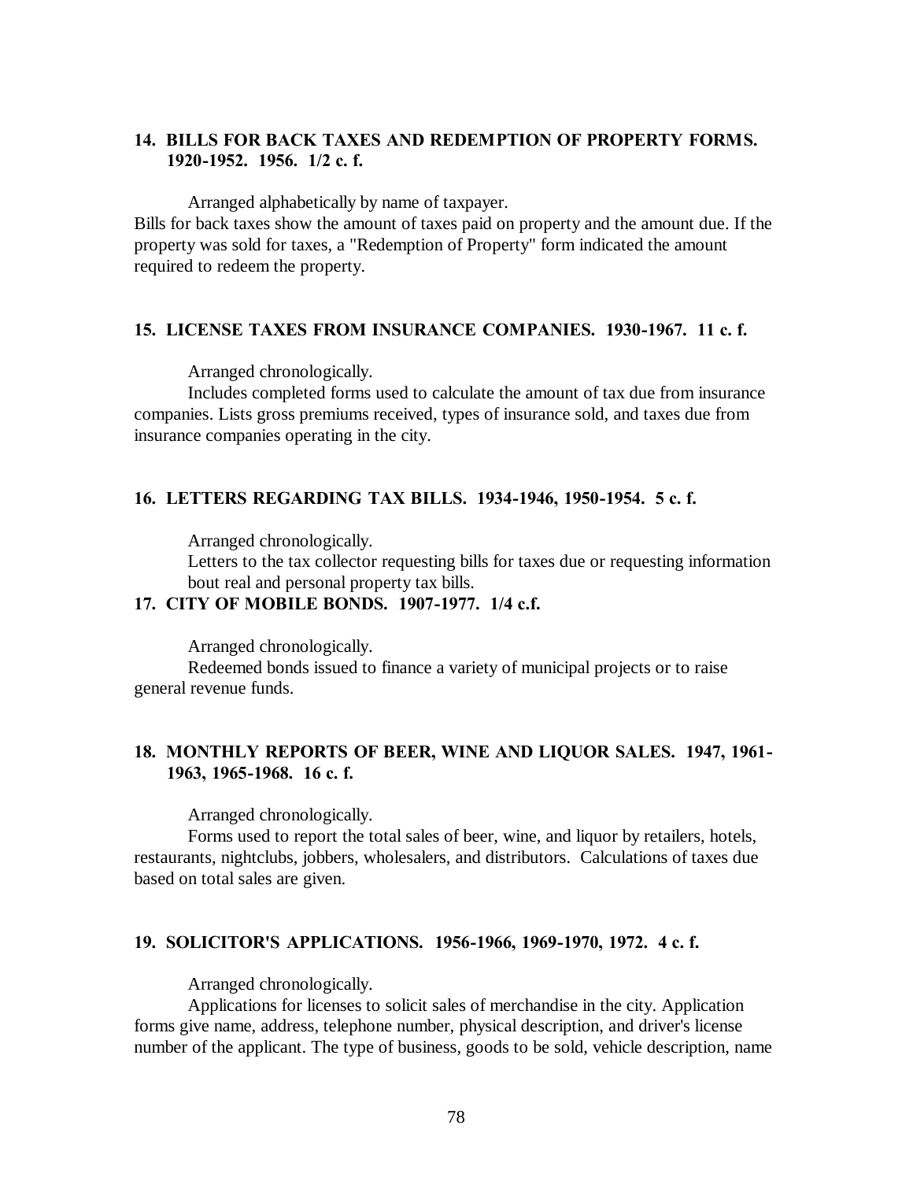**14. BILLS FOR BACK TAXES AND REDEMPTION OF PROPERTY FORMS. 1920-1952. 1956. 1/2 c. f.**

Arranged alphabetically by name of taxpayer.

Bills for back taxes show the amount of taxes paid on property and the amount due. If the property was sold for taxes, a "Redemption of Property" form indicated the amount required to redeem the property.

**15. LICENSE TAXES FROM INSURANCE COMPANIES. 1930-1967. 11 c. f.**

Arranged chronologically.

Includes completed forms used to calculate the amount of tax due from insurance companies. Lists gross premiums received, types of insurance sold, and taxes due from insurance companies operating in the city.

**16. LETTERS REGARDING TAX BILLS. 1934-1946, 1950-1954. 5 c. f.**

Arranged chronologically.

Letters to the tax collector requesting bills for taxes due or requesting information bout real and personal property tax bills.

**17. CITY OF MOBILE BONDS. 1907-1977. 1/4 c.f.**

Arranged chronologically.

Redeemed bonds issued to finance a variety of municipal projects or to raise general revenue funds.

**18. MONTHLY REPORTS OF BEER, WINE AND LIQUOR SALES. 1947, 1961-1963, 1965-1968. 16 c. f.**

Arranged chronologically.

Forms used to report the total sales of beer, wine, and liquor by retailers, hotels, restaurants, nightclubs, jobbers, wholesalers, and distributors. Calculations of taxes due based on total sales are given.

**19. SOLICITOR'S APPLICATIONS. 1956-1966, 1969-1970, 1972. 4 c. f.**

Arranged chronologically.

Applications for licenses to solicit sales of merchandise in the city. Application forms give name, address, telephone number, physical description, and driver's license number of the applicant. The type of business, goods to be sold, vehicle description, name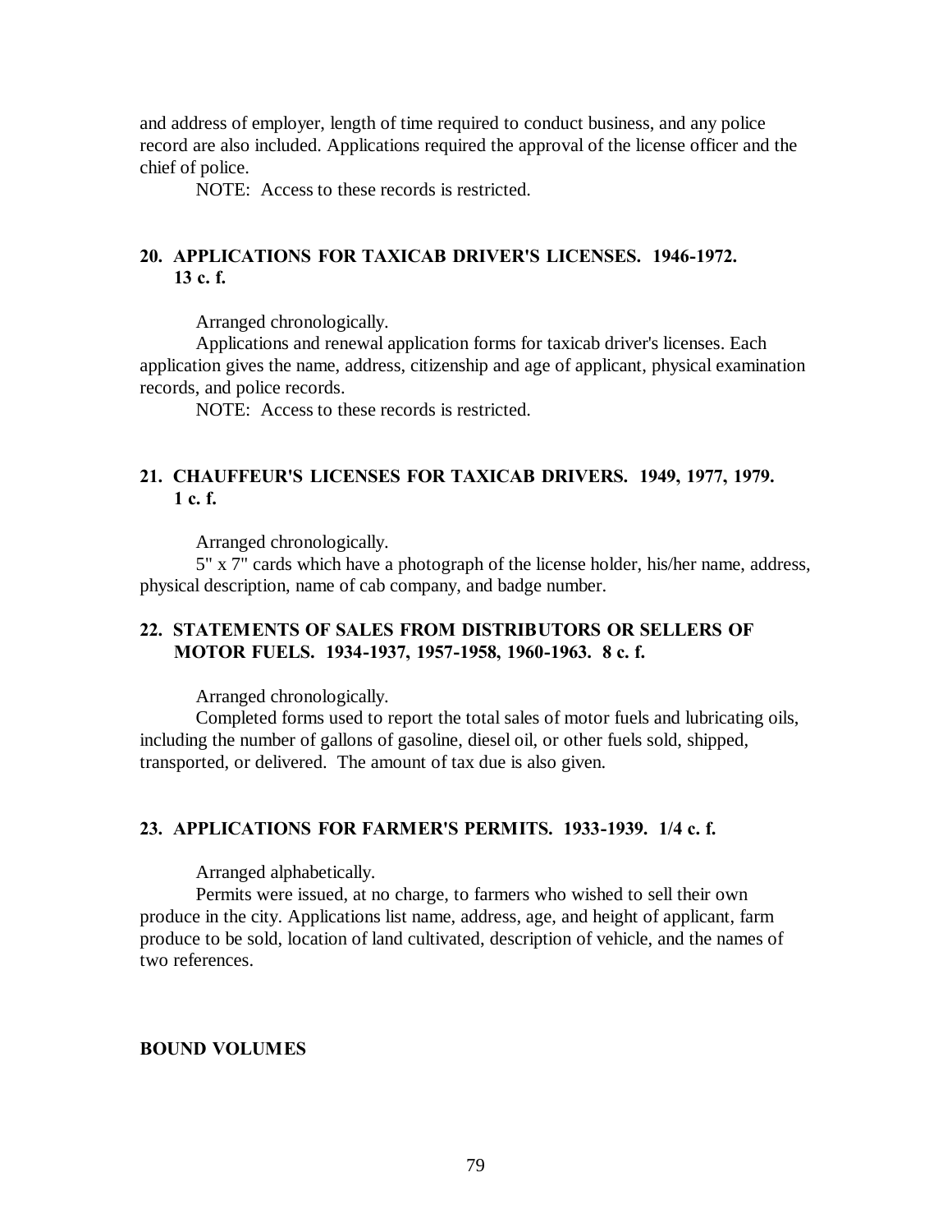and address of employer, length of time required to conduct business, and any police record are also included. Applications required the approval of the license officer and the chief of police.

NOTE: Access to these records is restricted.

### 20. APPLICATIONS FOR TAXICAB DRIVER'S LICENSES. 1946-1972. 13 c. f.

Arranged chronologically.

Applications and renewal application forms for taxicab driver's licenses. Each application gives the name, address, citizenship and age of applicant, physical examination records, and police records.

NOTE: Access to these records is restricted.

### 21. CHAUFFEUR'S LICENSES FOR TAXICAB DRIVERS. 1949, 1977, 1979. 1 c. f.

Arranged chronologically.

5" x 7" cards which have a photograph of the license holder, his/her name, address, physical description, name of cab company, and badge number.

### 22. STATEMENTS OF SALES FROM DISTRIBUTORS OR SELLERS OF MOTOR FUELS. 1934-1937, 1957-1958, 1960-1963. 8 c. f.

Arranged chronologically.

Completed forms used to report the total sales of motor fuels and lubricating oils, including the number of gallons of gasoline, diesel oil, or other fuels sold, shipped, transported, or delivered. The amount of tax due is also given.

### 23. APPLICATIONS FOR FARMER'S PERMITS. 1933-1939. 1/4 c. f.

Arranged alphabetically.

Permits were issued, at no charge, to farmers who wished to sell their own produce in the city. Applications list name, address, age, and height of applicant, farm produce to be sold, location of land cultivated, description of vehicle, and the names of two references.

## BOUND VOLUMES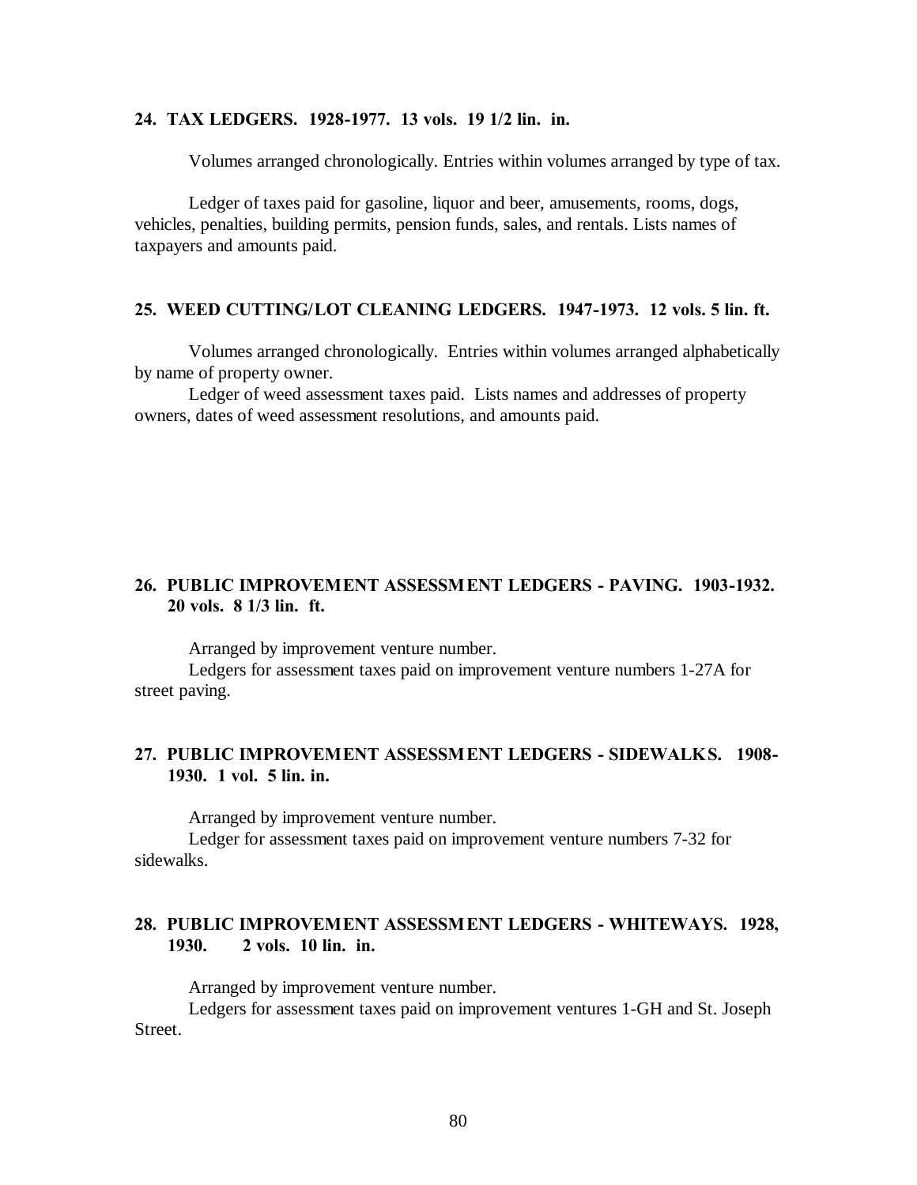**24. TAX LEDGERS. 1928-1977. 13 vols. 19 1/2 lin. in.**

Volumes arranged chronologically. Entries within volumes arranged by type of tax.

Ledger of taxes paid for gasoline, liquor and beer, amusements, rooms, dogs, vehicles, penalties, building permits, pension funds, sales, and rentals. Lists names of taxpayers and amounts paid.

**25. WEED CUTTING/LOT CLEANING LEDGERS. 1947-1973. 12 vols. 5 lin. ft.**

Volumes arranged chronologically. Entries within volumes arranged alphabetically by name of property owner.

Ledger of weed assessment taxes paid. Lists names and addresses of property owners, dates of weed assessment resolutions, and amounts paid.

**26. PUBLIC IMPROVEMENT ASSESSMENT LEDGERS - PAVING. 1903-1932. 20 vols. 8 1/3 lin. ft.**

Arranged by improvement venture number.

Ledgers for assessment taxes paid on improvement venture numbers 1-27A for street paving.

**27. PUBLIC IMPROVEMENT ASSESSMENT LEDGERS - SIDEWALKS. 1908-1930. 1 vol. 5 lin. in.**

Arranged by improvement venture number.

Ledger for assessment taxes paid on improvement venture numbers 7-32 for sidewalks.

**28. PUBLIC IMPROVEMENT ASSESSMENT LEDGERS - WHITEWAYS. 1928, 1930. 2 vols. 10 lin. in.**

Arranged by improvement venture number.

Ledgers for assessment taxes paid on improvement ventures 1-GH and St. Joseph Street.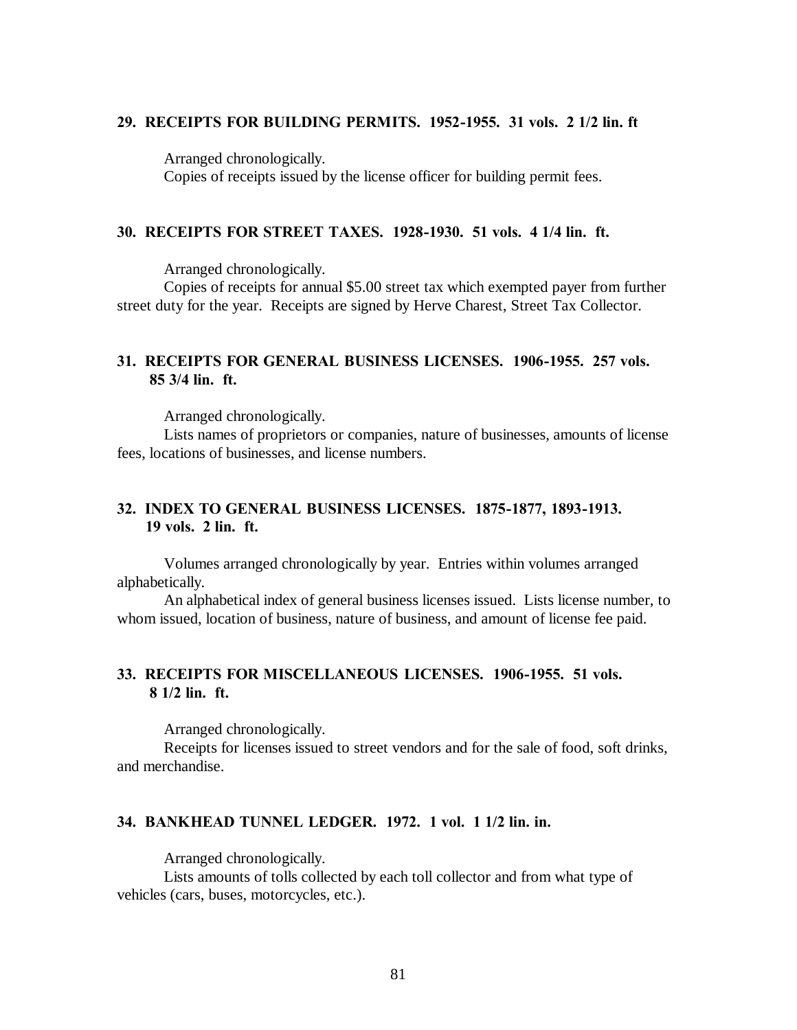**29. RECEIPTS FOR BUILDING PERMITS. 1952-1955. 31 vols. 2 1/2 lin. ft**

Arranged chronologically.
Copies of receipts issued by the license officer for building permit fees.

**30. RECEIPTS FOR STREET TAXES. 1928-1930. 51 vols. 4 1/4 lin. ft.**

Arranged chronologically.
Copies of receipts for annual $5.00 street tax which exempted payer from further street duty for the year. Receipts are signed by Herve Charest, Street Tax Collector.

**31. RECEIPTS FOR GENERAL BUSINESS LICENSES. 1906-1955. 257 vols. 85 3/4 lin. ft.**

Arranged chronologically.
Lists names of proprietors or companies, nature of businesses, amounts of license fees, locations of businesses, and license numbers.

**32. INDEX TO GENERAL BUSINESS LICENSES. 1875-1877, 1893-1913. 19 vols. 2 lin. ft.**

Volumes arranged chronologically by year. Entries within volumes arranged alphabetically.
An alphabetical index of general business licenses issued. Lists license number, to whom issued, location of business, nature of business, and amount of license fee paid.

**33. RECEIPTS FOR MISCELLANEOUS LICENSES. 1906-1955. 51 vols. 8 1/2 lin. ft.**

Arranged chronologically.
Receipts for licenses issued to street vendors and for the sale of food, soft drinks, and merchandise.

**34. BANKHEAD TUNNEL LEDGER. 1972. 1 vol. 1 1/2 lin. in.**

Arranged chronologically.
Lists amounts of tolls collected by each toll collector and from what type of vehicles (cars, buses, motorcycles, etc.).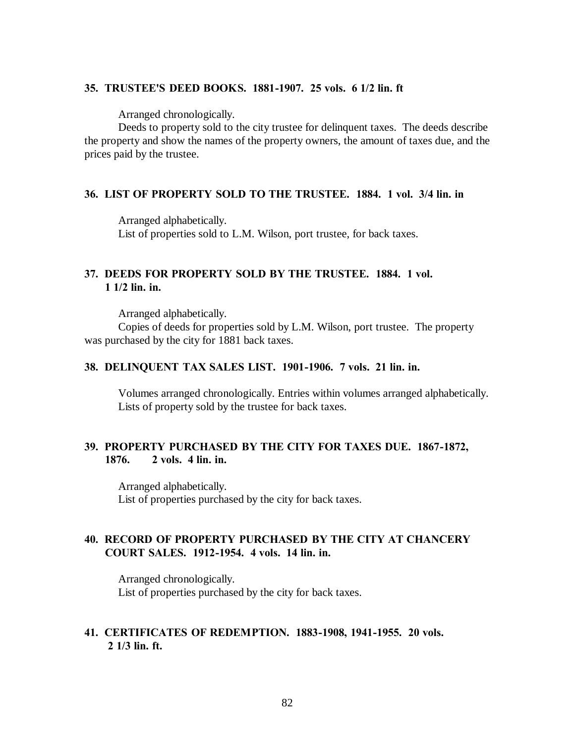**35. TRUSTEE'S DEED BOOKS. 1881-1907. 25 vols. 6 1/2 lin. ft**

Arranged chronologically.

Deeds to property sold to the city trustee for delinquent taxes. The deeds describe the property and show the names of the property owners, the amount of taxes due, and the prices paid by the trustee.

**36. LIST OF PROPERTY SOLD TO THE TRUSTEE. 1884. 1 vol. 3/4 lin. in**

Arranged alphabetically.

List of properties sold to L.M. Wilson, port trustee, for back taxes.

**37. DEEDS FOR PROPERTY SOLD BY THE TRUSTEE. 1884. 1 vol. 1 1/2 lin. in.**

Arranged alphabetically.

Copies of deeds for properties sold by L.M. Wilson, port trustee. The property was purchased by the city for 1881 back taxes.

**38. DELINQUENT TAX SALES LIST. 1901-1906. 7 vols. 21 lin. in.**

Volumes arranged chronologically. Entries within volumes arranged alphabetically.

Lists of property sold by the trustee for back taxes.

**39. PROPERTY PURCHASED BY THE CITY FOR TAXES DUE. 1867-1872, 1876. 2 vols. 4 lin. in.**

Arranged alphabetically.

List of properties purchased by the city for back taxes.

**40. RECORD OF PROPERTY PURCHASED BY THE CITY AT CHANCERY COURT SALES. 1912-1954. 4 vols. 14 lin. in.**

Arranged chronologically.

List of properties purchased by the city for back taxes.

**41. CERTIFICATES OF REDEMPTION. 1883-1908, 1941-1955. 20 vols. 2 1/3 lin. ft.**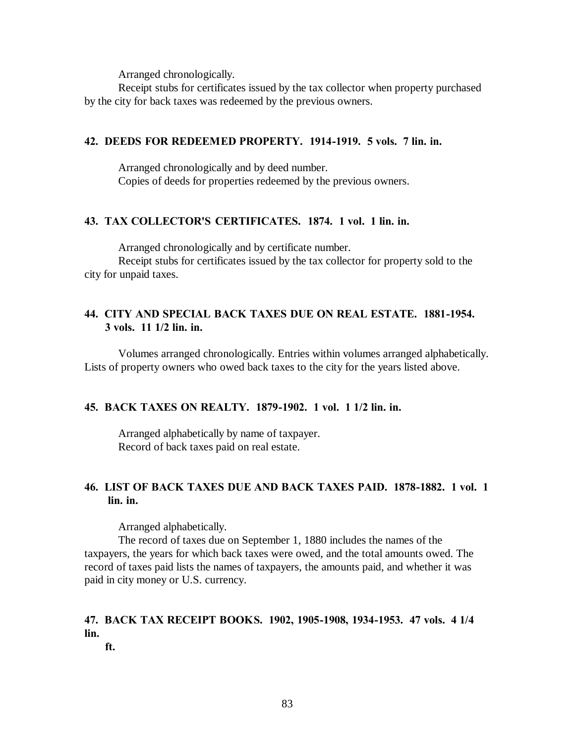Arranged chronologically.

Receipt stubs for certificates issued by the tax collector when property purchased by the city for back taxes was redeemed by the previous owners.

**42. DEEDS FOR REDEEMED PROPERTY. 1914-1919. 5 vols. 7 lin. in.**

Arranged chronologically and by deed number.

Copies of deeds for properties redeemed by the previous owners.

**43. TAX COLLECTOR'S CERTIFICATES. 1874. 1 vol. 1 lin. in.**

Arranged chronologically and by certificate number.

Receipt stubs for certificates issued by the tax collector for property sold to the city for unpaid taxes.

**44. CITY AND SPECIAL BACK TAXES DUE ON REAL ESTATE. 1881-1954. 3 vols. 11 1/2 lin. in.**

Volumes arranged chronologically. Entries within volumes arranged alphabetically. Lists of property owners who owed back taxes to the city for the years listed above.

**45. BACK TAXES ON REALTY. 1879-1902. 1 vol. 1 1/2 lin. in.**

Arranged alphabetically by name of taxpayer.

Record of back taxes paid on real estate.

**46. LIST OF BACK TAXES DUE AND BACK TAXES PAID. 1878-1882. 1 vol. 1 lin. in.**

Arranged alphabetically.

The record of taxes due on September 1, 1880 includes the names of the taxpayers, the years for which back taxes were owed, and the total amounts owed. The record of taxes paid lists the names of taxpayers, the amounts paid, and whether it was paid in city money or U.S. currency.

**47. BACK TAX RECEIPT BOOKS. 1902, 1905-1908, 1934-1953. 47 vols. 4 1/4 lin. ft.**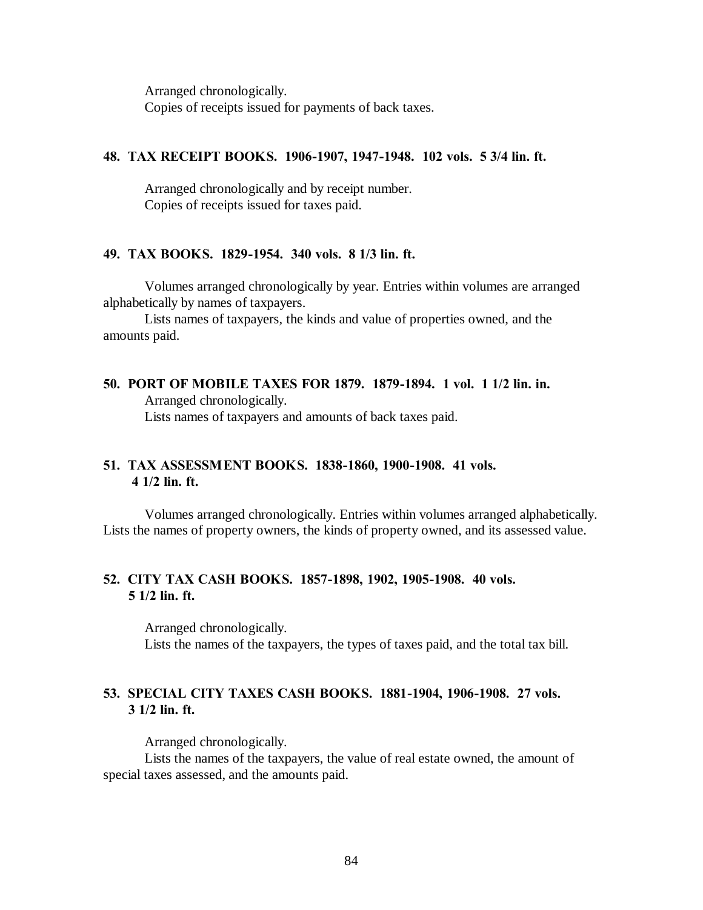Arranged chronologically.
Copies of receipts issued for payments of back taxes.

**48. TAX RECEIPT BOOKS. 1906-1907, 1947-1948. 102 vols. 5 3/4 lin. ft.**

Arranged chronologically and by receipt number.
Copies of receipts issued for taxes paid.

**49. TAX BOOKS. 1829-1954. 340 vols. 8 1/3 lin. ft.**

Volumes arranged chronologically by year. Entries within volumes are arranged alphabetically by names of taxpayers.
Lists names of taxpayers, the kinds and value of properties owned, and the amounts paid.

**50. PORT OF MOBILE TAXES FOR 1879. 1879-1894. 1 vol. 1 1/2 lin. in.**

Arranged chronologically.
Lists names of taxpayers and amounts of back taxes paid.

**51. TAX ASSESSMENT BOOKS. 1838-1860, 1900-1908. 41 vols. 4 1/2 lin. ft.**

Volumes arranged chronologically. Entries within volumes arranged alphabetically. Lists the names of property owners, the kinds of property owned, and its assessed value.

**52. CITY TAX CASH BOOKS. 1857-1898, 1902, 1905-1908. 40 vols. 5 1/2 lin. ft.**

Arranged chronologically.
Lists the names of the taxpayers, the types of taxes paid, and the total tax bill.

**53. SPECIAL CITY TAXES CASH BOOKS. 1881-1904, 1906-1908. 27 vols. 3 1/2 lin. ft.**

Arranged chronologically.
Lists the names of the taxpayers, the value of real estate owned, the amount of special taxes assessed, and the amounts paid.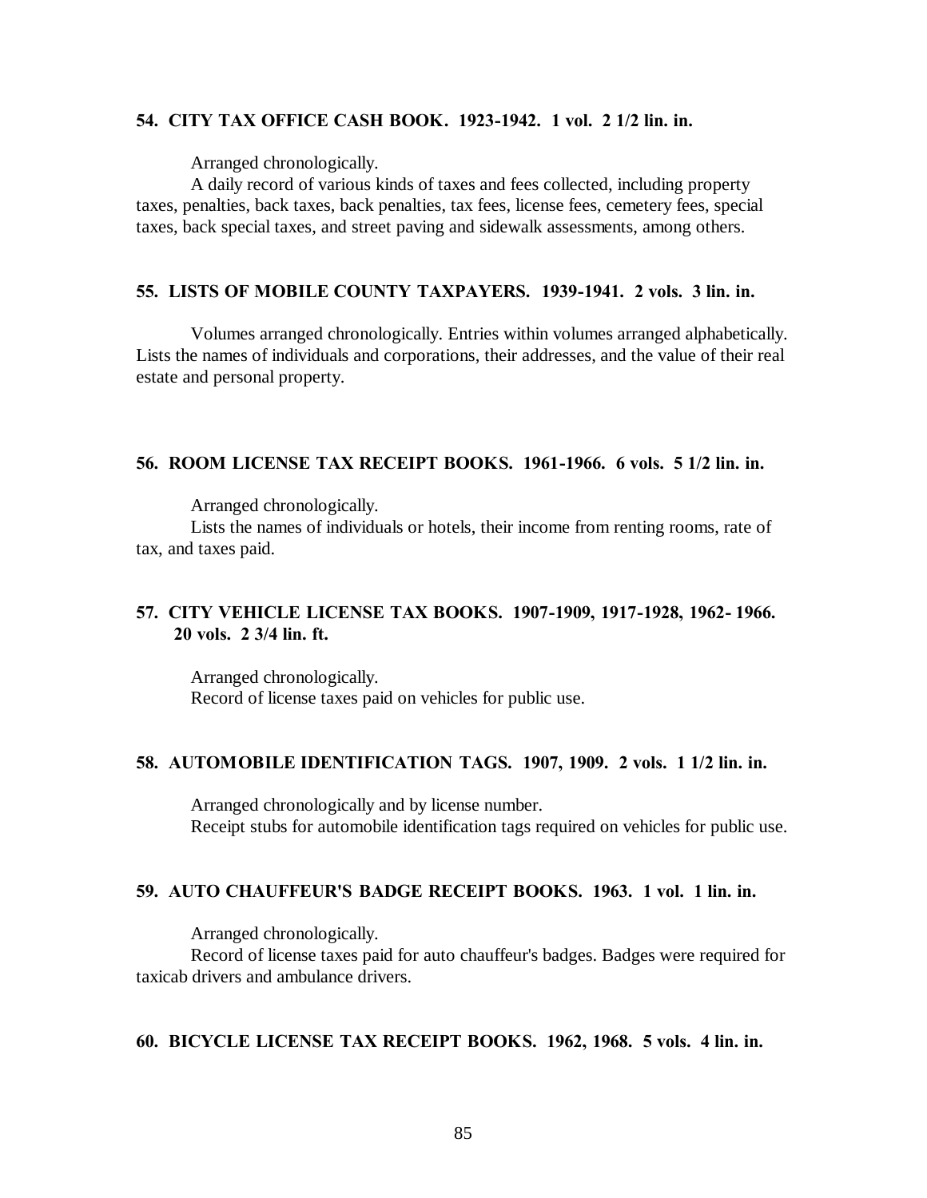**54. CITY TAX OFFICE CASH BOOK. 1923-1942. 1 vol. 2 1/2 lin. in.**

Arranged chronologically.

A daily record of various kinds of taxes and fees collected, including property taxes, penalties, back taxes, back penalties, tax fees, license fees, cemetery fees, special taxes, back special taxes, and street paving and sidewalk assessments, among others.

**55. LISTS OF MOBILE COUNTY TAXPAYERS. 1939-1941. 2 vols. 3 lin. in.**

Volumes arranged chronologically. Entries within volumes arranged alphabetically. Lists the names of individuals and corporations, their addresses, and the value of their real estate and personal property.

**56. ROOM LICENSE TAX RECEIPT BOOKS. 1961-1966. 6 vols. 5 1/2 lin. in.**

Arranged chronologically.

Lists the names of individuals or hotels, their income from renting rooms, rate of tax, and taxes paid.

**57. CITY VEHICLE LICENSE TAX BOOKS. 1907-1909, 1917-1928, 1962- 1966. 20 vols. 2 3/4 lin. ft.**

Arranged chronologically.

Record of license taxes paid on vehicles for public use.

**58. AUTOMOBILE IDENTIFICATION TAGS. 1907, 1909. 2 vols. 1 1/2 lin. in.**

Arranged chronologically and by license number.

Receipt stubs for automobile identification tags required on vehicles for public use.

**59. AUTO CHAUFFEUR'S BADGE RECEIPT BOOKS. 1963. 1 vol. 1 lin. in.**

Arranged chronologically.

Record of license taxes paid for auto chauffeur's badges. Badges were required for taxicab drivers and ambulance drivers.

**60. BICYCLE LICENSE TAX RECEIPT BOOKS. 1962, 1968. 5 vols. 4 lin. in.**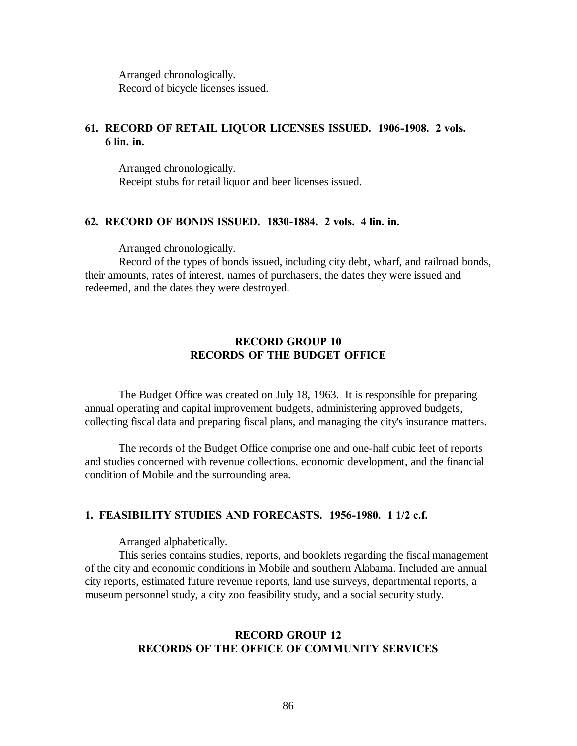Arranged chronologically.
Record of bicycle licenses issued.

**61. RECORD OF RETAIL LIQUOR LICENSES ISSUED. 1906-1908. 2 vols. 6 lin. in.**

Arranged chronologically.
Receipt stubs for retail liquor and beer licenses issued.

**62. RECORD OF BONDS ISSUED. 1830-1884. 2 vols. 4 lin. in.**

Arranged chronologically.
Record of the types of bonds issued, including city debt, wharf, and railroad bonds, their amounts, rates of interest, names of purchasers, the dates they were issued and redeemed, and the dates they were destroyed.

## RECORD GROUP 10
## RECORDS OF THE BUDGET OFFICE

The Budget Office was created on July 18, 1963. It is responsible for preparing annual operating and capital improvement budgets, administering approved budgets, collecting fiscal data and preparing fiscal plans, and managing the city's insurance matters.

The records of the Budget Office comprise one and one-half cubic feet of reports and studies concerned with revenue collections, economic development, and the financial condition of Mobile and the surrounding area.

**1. FEASIBILITY STUDIES AND FORECASTS. 1956-1980. 1 1/2 c.f.**

Arranged alphabetically.
This series contains studies, reports, and booklets regarding the fiscal management of the city and economic conditions in Mobile and southern Alabama. Included are annual city reports, estimated future revenue reports, land use surveys, departmental reports, a museum personnel study, a city zoo feasibility study, and a social security study.

## RECORD GROUP 12
## RECORDS OF THE OFFICE OF COMMUNITY SERVICES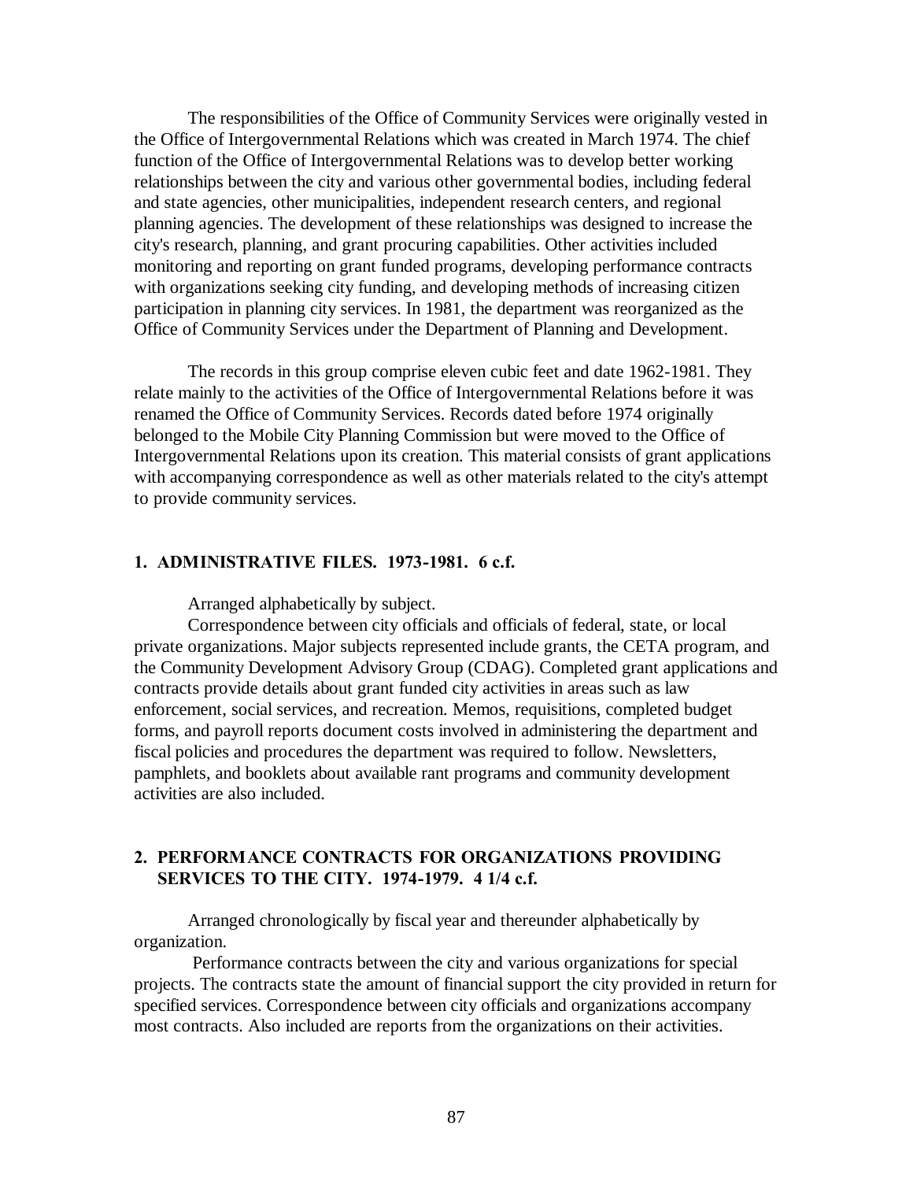The responsibilities of the Office of Community Services were originally vested in the Office of Intergovernmental Relations which was created in March 1974. The chief function of the Office of Intergovernmental Relations was to develop better working relationships between the city and various other governmental bodies, including federal and state agencies, other municipalities, independent research centers, and regional planning agencies. The development of these relationships was designed to increase the city's research, planning, and grant procuring capabilities. Other activities included monitoring and reporting on grant funded programs, developing performance contracts with organizations seeking city funding, and developing methods of increasing citizen participation in planning city services. In 1981, the department was reorganized as the Office of Community Services under the Department of Planning and Development.

The records in this group comprise eleven cubic feet and date 1962-1981. They relate mainly to the activities of the Office of Intergovernmental Relations before it was renamed the Office of Community Services. Records dated before 1974 originally belonged to the Mobile City Planning Commission but were moved to the Office of Intergovernmental Relations upon its creation. This material consists of grant applications with accompanying correspondence as well as other materials related to the city's attempt to provide community services.

**1. ADMINISTRATIVE FILES. 1973-1981. 6 c.f.**

Arranged alphabetically by subject.

Correspondence between city officials and officials of federal, state, or local private organizations. Major subjects represented include grants, the CETA program, and the Community Development Advisory Group (CDAG). Completed grant applications and contracts provide details about grant funded city activities in areas such as law enforcement, social services, and recreation. Memos, requisitions, completed budget forms, and payroll reports document costs involved in administering the department and fiscal policies and procedures the department was required to follow. Newsletters, pamphlets, and booklets about available rant programs and community development activities are also included.

**2. PERFORMANCE CONTRACTS FOR ORGANIZATIONS PROVIDING SERVICES TO THE CITY. 1974-1979. 4 1/4 c.f.**

Arranged chronologically by fiscal year and thereunder alphabetically by organization.

Performance contracts between the city and various organizations for special projects. The contracts state the amount of financial support the city provided in return for specified services. Correspondence between city officials and organizations accompany most contracts. Also included are reports from the organizations on their activities.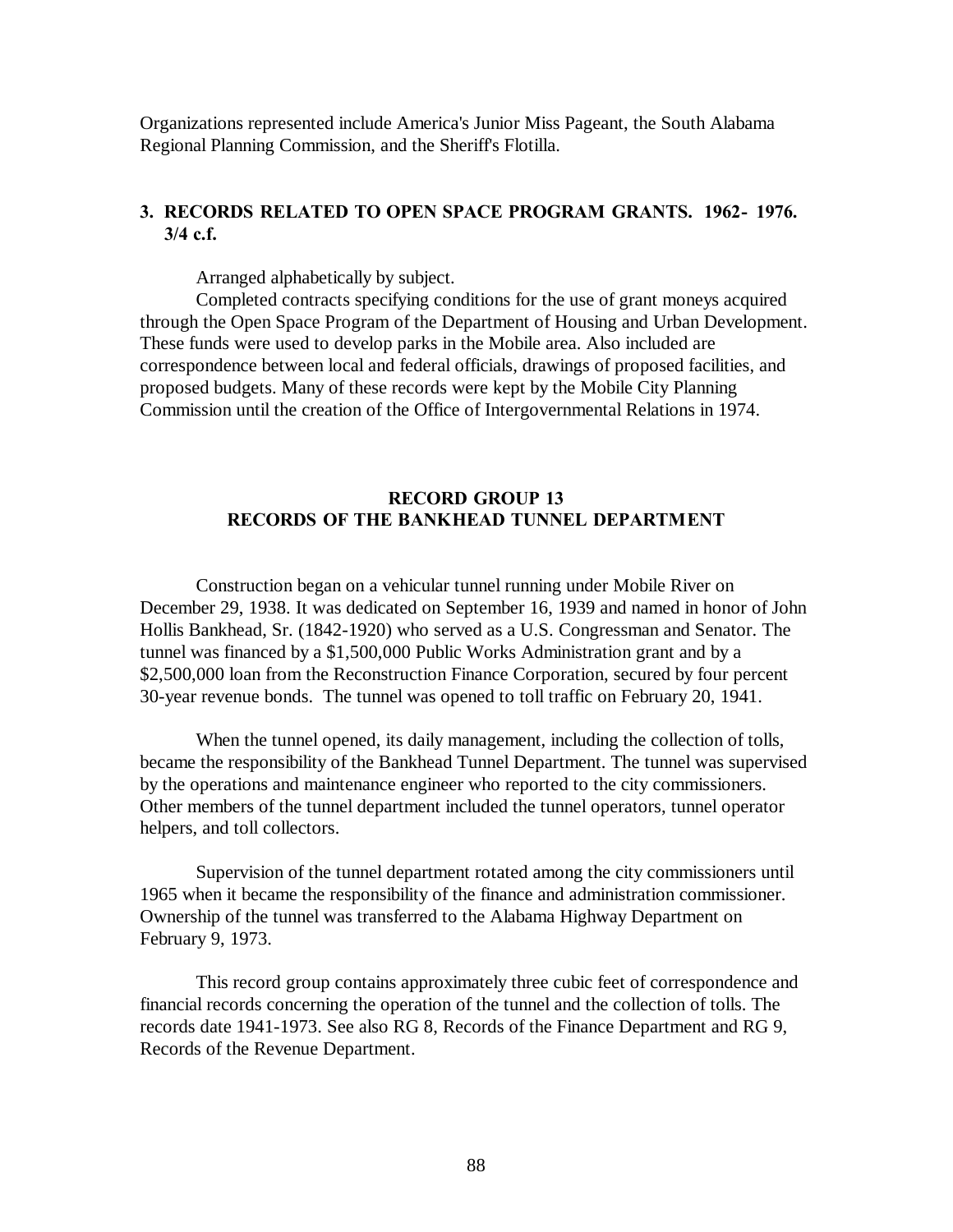Organizations represented include America's Junior Miss Pageant, the South Alabama Regional Planning Commission, and the Sheriff's Flotilla.

### 3. RECORDS RELATED TO OPEN SPACE PROGRAM GRANTS. 1962- 1976. 3/4 c.f.

Arranged alphabetically by subject.

Completed contracts specifying conditions for the use of grant moneys acquired through the Open Space Program of the Department of Housing and Urban Development. These funds were used to develop parks in the Mobile area. Also included are correspondence between local and federal officials, drawings of proposed facilities, and proposed budgets. Many of these records were kept by the Mobile City Planning Commission until the creation of the Office of Intergovernmental Relations in 1974.

## RECORD GROUP 13
## RECORDS OF THE BANKHEAD TUNNEL DEPARTMENT

Construction began on a vehicular tunnel running under Mobile River on December 29, 1938. It was dedicated on September 16, 1939 and named in honor of John Hollis Bankhead, Sr. (1842-1920) who served as a U.S. Congressman and Senator. The tunnel was financed by a $1,500,000 Public Works Administration grant and by a $2,500,000 loan from the Reconstruction Finance Corporation, secured by four percent 30-year revenue bonds. The tunnel was opened to toll traffic on February 20, 1941.

When the tunnel opened, its daily management, including the collection of tolls, became the responsibility of the Bankhead Tunnel Department. The tunnel was supervised by the operations and maintenance engineer who reported to the city commissioners. Other members of the tunnel department included the tunnel operators, tunnel operator helpers, and toll collectors.

Supervision of the tunnel department rotated among the city commissioners until 1965 when it became the responsibility of the finance and administration commissioner. Ownership of the tunnel was transferred to the Alabama Highway Department on February 9, 1973.

This record group contains approximately three cubic feet of correspondence and financial records concerning the operation of the tunnel and the collection of tolls. The records date 1941-1973. See also RG 8, Records of the Finance Department and RG 9, Records of the Revenue Department.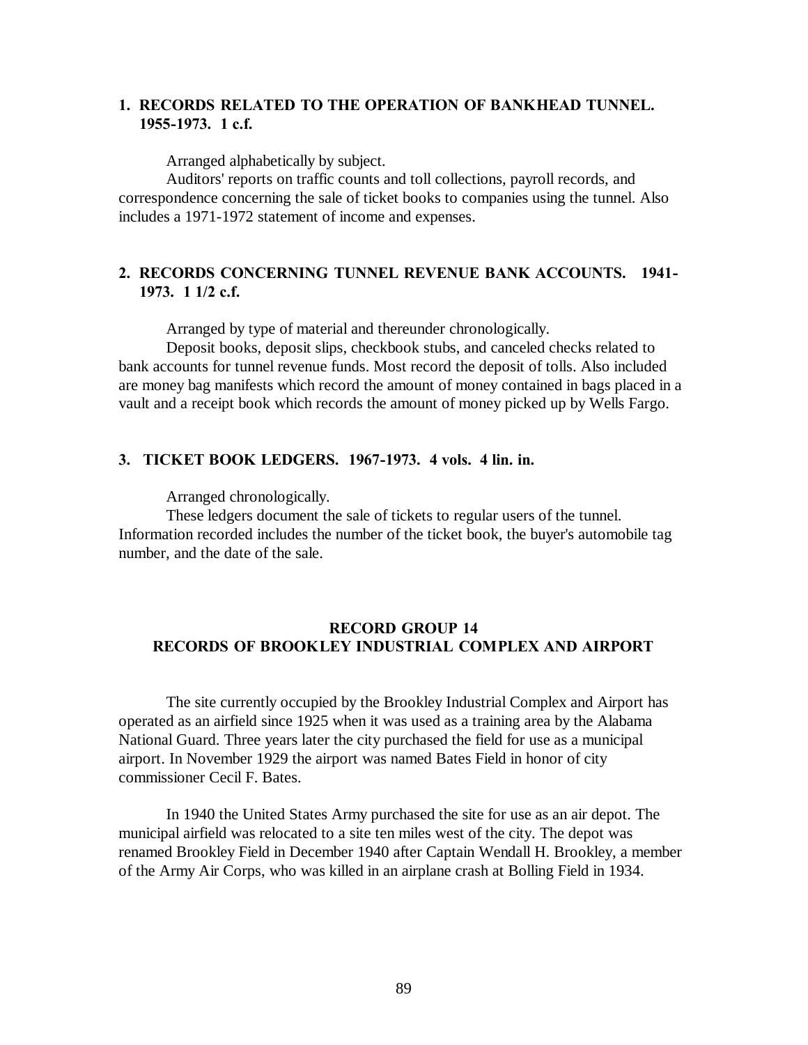**1. RECORDS RELATED TO THE OPERATION OF BANKHEAD TUNNEL. 1955-1973. 1 c.f.**

Arranged alphabetically by subject.

Auditors' reports on traffic counts and toll collections, payroll records, and correspondence concerning the sale of ticket books to companies using the tunnel. Also includes a 1971-1972 statement of income and expenses.

**2. RECORDS CONCERNING TUNNEL REVENUE BANK ACCOUNTS. 1941-1973. 1 1/2 c.f.**

Arranged by type of material and thereunder chronologically.

Deposit books, deposit slips, checkbook stubs, and canceled checks related to bank accounts for tunnel revenue funds. Most record the deposit of tolls. Also included are money bag manifests which record the amount of money contained in bags placed in a vault and a receipt book which records the amount of money picked up by Wells Fargo.

**3. TICKET BOOK LEDGERS. 1967-1973. 4 vols. 4 lin. in.**

Arranged chronologically.

These ledgers document the sale of tickets to regular users of the tunnel. Information recorded includes the number of the ticket book, the buyer's automobile tag number, and the date of the sale.

## RECORD GROUP 14
## RECORDS OF BROOKLEY INDUSTRIAL COMPLEX AND AIRPORT

The site currently occupied by the Brookley Industrial Complex and Airport has operated as an airfield since 1925 when it was used as a training area by the Alabama National Guard. Three years later the city purchased the field for use as a municipal airport. In November 1929 the airport was named Bates Field in honor of city commissioner Cecil F. Bates.

In 1940 the United States Army purchased the site for use as an air depot. The municipal airfield was relocated to a site ten miles west of the city. The depot was renamed Brookley Field in December 1940 after Captain Wendall H. Brookley, a member of the Army Air Corps, who was killed in an airplane crash at Bolling Field in 1934.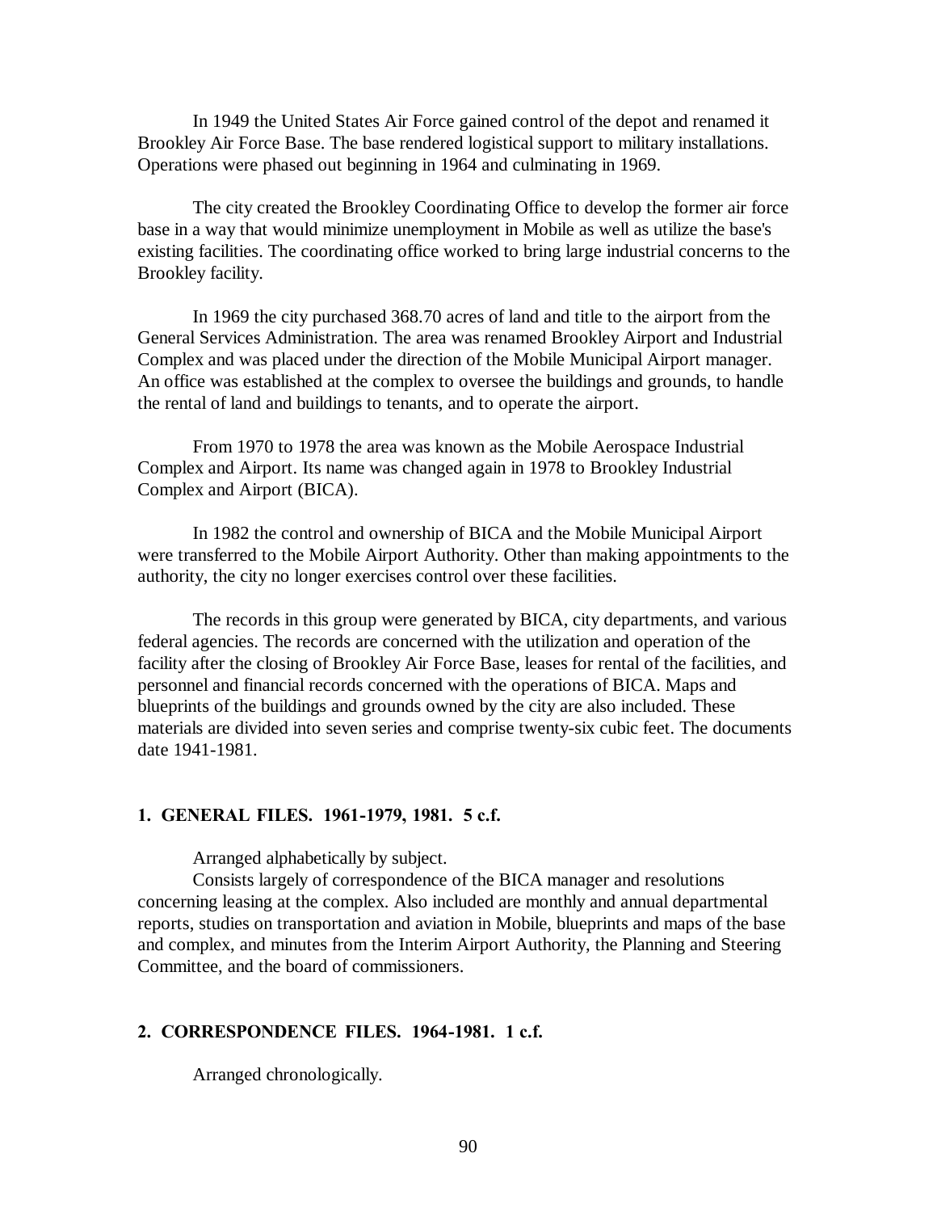In 1949 the United States Air Force gained control of the depot and renamed it Brookley Air Force Base. The base rendered logistical support to military installations. Operations were phased out beginning in 1964 and culminating in 1969.

The city created the Brookley Coordinating Office to develop the former air force base in a way that would minimize unemployment in Mobile as well as utilize the base's existing facilities. The coordinating office worked to bring large industrial concerns to the Brookley facility.

In 1969 the city purchased 368.70 acres of land and title to the airport from the General Services Administration. The area was renamed Brookley Airport and Industrial Complex and was placed under the direction of the Mobile Municipal Airport manager. An office was established at the complex to oversee the buildings and grounds, to handle the rental of land and buildings to tenants, and to operate the airport.

From 1970 to 1978 the area was known as the Mobile Aerospace Industrial Complex and Airport. Its name was changed again in 1978 to Brookley Industrial Complex and Airport (BICA).

In 1982 the control and ownership of BICA and the Mobile Municipal Airport were transferred to the Mobile Airport Authority. Other than making appointments to the authority, the city no longer exercises control over these facilities.

The records in this group were generated by BICA, city departments, and various federal agencies. The records are concerned with the utilization and operation of the facility after the closing of Brookley Air Force Base, leases for rental of the facilities, and personnel and financial records concerned with the operations of BICA. Maps and blueprints of the buildings and grounds owned by the city are also included. These materials are divided into seven series and comprise twenty-six cubic feet. The documents date 1941-1981.

**1. GENERAL FILES. 1961-1979, 1981. 5 c.f.**

Arranged alphabetically by subject.

Consists largely of correspondence of the BICA manager and resolutions concerning leasing at the complex. Also included are monthly and annual departmental reports, studies on transportation and aviation in Mobile, blueprints and maps of the base and complex, and minutes from the Interim Airport Authority, the Planning and Steering Committee, and the board of commissioners.

**2. CORRESPONDENCE FILES. 1964-1981. 1 c.f.**

Arranged chronologically.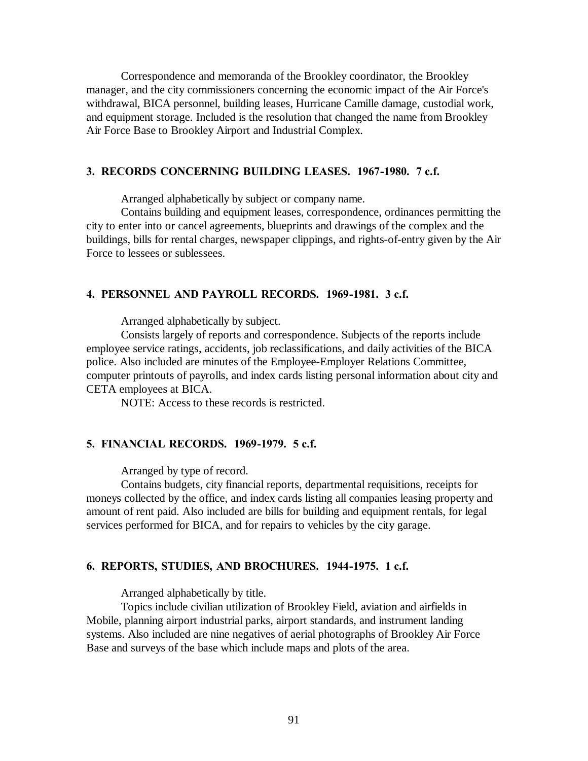Correspondence and memoranda of the Brookley coordinator, the Brookley manager, and the city commissioners concerning the economic impact of the Air Force's withdrawal, BICA personnel, building leases, Hurricane Camille damage, custodial work, and equipment storage. Included is the resolution that changed the name from Brookley Air Force Base to Brookley Airport and Industrial Complex.

### 3. RECORDS CONCERNING BUILDING LEASES. 1967-1980. 7 c.f.

Arranged alphabetically by subject or company name.

Contains building and equipment leases, correspondence, ordinances permitting the city to enter into or cancel agreements, blueprints and drawings of the complex and the buildings, bills for rental charges, newspaper clippings, and rights-of-entry given by the Air Force to lessees or sublessees.

### 4. PERSONNEL AND PAYROLL RECORDS. 1969-1981. 3 c.f.

Arranged alphabetically by subject.

Consists largely of reports and correspondence. Subjects of the reports include employee service ratings, accidents, job reclassifications, and daily activities of the BICA police. Also included are minutes of the Employee-Employer Relations Committee, computer printouts of payrolls, and index cards listing personal information about city and CETA employees at BICA.

NOTE: Access to these records is restricted.

### 5. FINANCIAL RECORDS. 1969-1979. 5 c.f.

Arranged by type of record.

Contains budgets, city financial reports, departmental requisitions, receipts for moneys collected by the office, and index cards listing all companies leasing property and amount of rent paid. Also included are bills for building and equipment rentals, for legal services performed for BICA, and for repairs to vehicles by the city garage.

### 6. REPORTS, STUDIES, AND BROCHURES. 1944-1975. 1 c.f.

Arranged alphabetically by title.

Topics include civilian utilization of Brookley Field, aviation and airfields in Mobile, planning airport industrial parks, airport standards, and instrument landing systems. Also included are nine negatives of aerial photographs of Brookley Air Force Base and surveys of the base which include maps and plots of the area.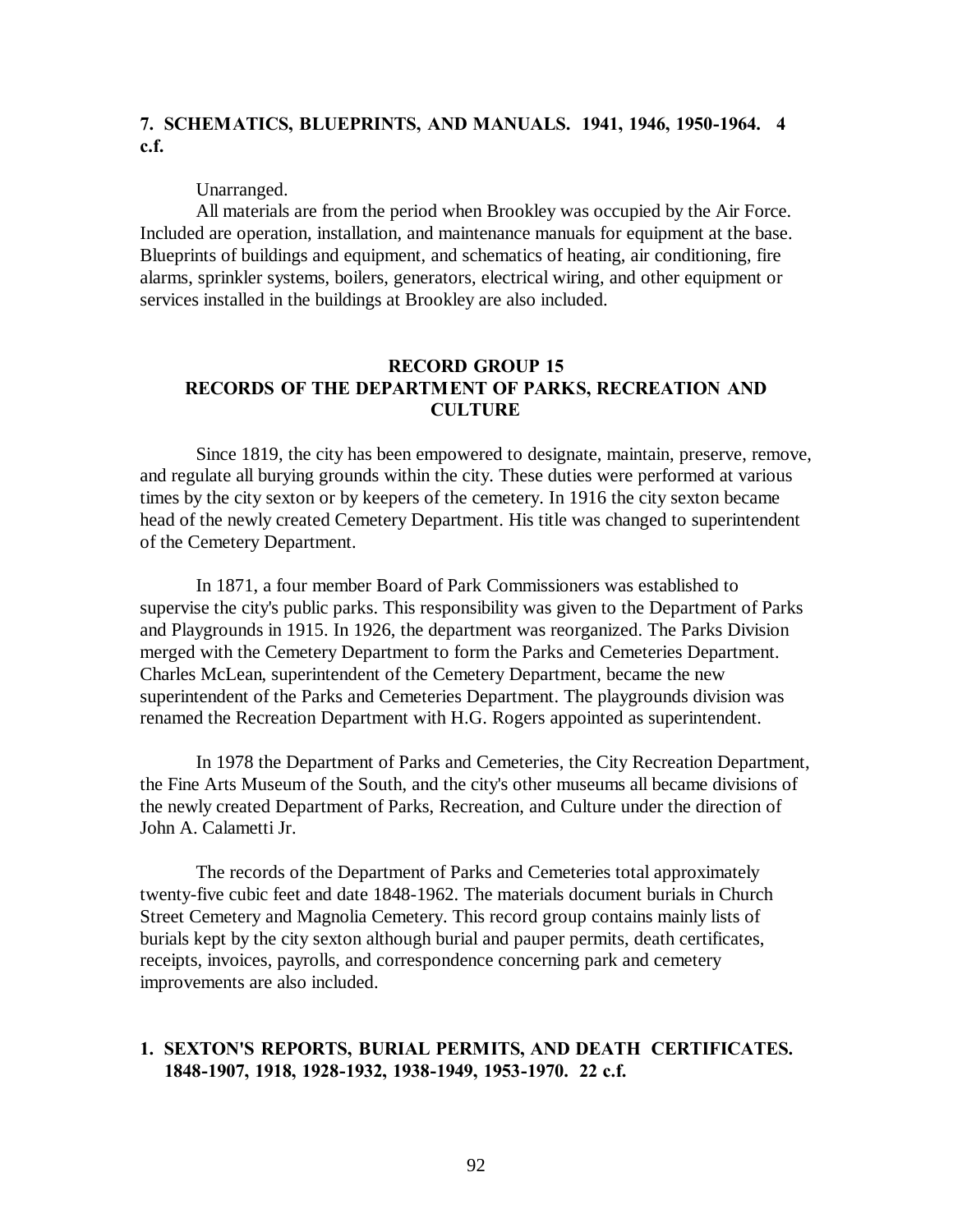**7. SCHEMATICS, BLUEPRINTS, AND MANUALS. 1941, 1946, 1950-1964. 4 c.f.**

Unarranged.

All materials are from the period when Brookley was occupied by the Air Force. Included are operation, installation, and maintenance manuals for equipment at the base. Blueprints of buildings and equipment, and schematics of heating, air conditioning, fire alarms, sprinkler systems, boilers, generators, electrical wiring, and other equipment or services installed in the buildings at Brookley are also included.

## RECORD GROUP 15
## RECORDS OF THE DEPARTMENT OF PARKS, RECREATION AND CULTURE

Since 1819, the city has been empowered to designate, maintain, preserve, remove, and regulate all burying grounds within the city. These duties were performed at various times by the city sexton or by keepers of the cemetery. In 1916 the city sexton became head of the newly created Cemetery Department. His title was changed to superintendent of the Cemetery Department.

In 1871, a four member Board of Park Commissioners was established to supervise the city's public parks. This responsibility was given to the Department of Parks and Playgrounds in 1915. In 1926, the department was reorganized. The Parks Division merged with the Cemetery Department to form the Parks and Cemeteries Department. Charles McLean, superintendent of the Cemetery Department, became the new superintendent of the Parks and Cemeteries Department. The playgrounds division was renamed the Recreation Department with H.G. Rogers appointed as superintendent.

In 1978 the Department of Parks and Cemeteries, the City Recreation Department, the Fine Arts Museum of the South, and the city's other museums all became divisions of the newly created Department of Parks, Recreation, and Culture under the direction of John A. Calametti Jr.

The records of the Department of Parks and Cemeteries total approximately twenty-five cubic feet and date 1848-1962. The materials document burials in Church Street Cemetery and Magnolia Cemetery. This record group contains mainly lists of burials kept by the city sexton although burial and pauper permits, death certificates, receipts, invoices, payrolls, and correspondence concerning park and cemetery improvements are also included.

**1. SEXTON'S REPORTS, BURIAL PERMITS, AND DEATH CERTIFICATES. 1848-1907, 1918, 1928-1932, 1938-1949, 1953-1970. 22 c.f.**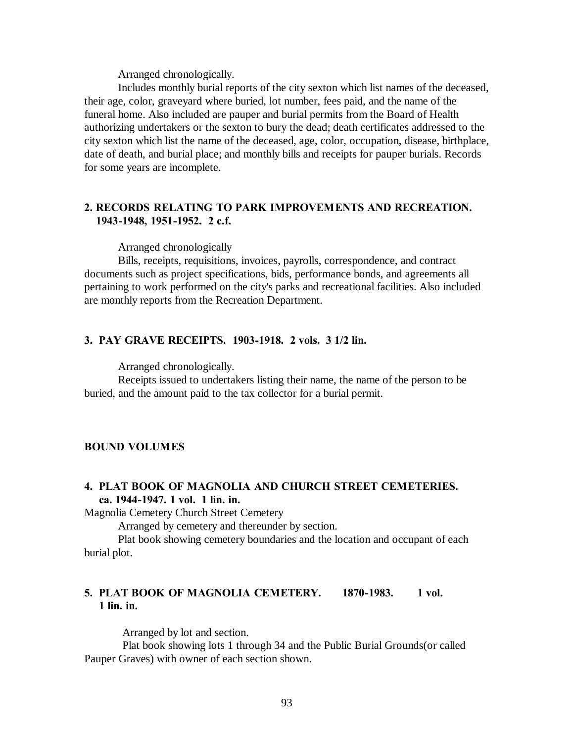Arranged chronologically.

Includes monthly burial reports of the city sexton which list names of the deceased, their age, color, graveyard where buried, lot number, fees paid, and the name of the funeral home. Also included are pauper and burial permits from the Board of Health authorizing undertakers or the sexton to bury the dead; death certificates addressed to the city sexton which list the name of the deceased, age, color, occupation, disease, birthplace, date of death, and burial place; and monthly bills and receipts for pauper burials. Records for some years are incomplete.

**2. RECORDS RELATING TO PARK IMPROVEMENTS AND RECREATION. 1943-1948, 1951-1952. 2 c.f.**

Arranged chronologically

Bills, receipts, requisitions, invoices, payrolls, correspondence, and contract documents such as project specifications, bids, performance bonds, and agreements all pertaining to work performed on the city's parks and recreational facilities. Also included are monthly reports from the Recreation Department.

**3. PAY GRAVE RECEIPTS. 1903-1918. 2 vols. 3 1/2 lin.**

Arranged chronologically.

Receipts issued to undertakers listing their name, the name of the person to be buried, and the amount paid to the tax collector for a burial permit.

**BOUND VOLUMES**

**4. PLAT BOOK OF MAGNOLIA AND CHURCH STREET CEMETERIES. ca. 1944-1947. 1 vol. 1 lin. in.**

Magnolia Cemetery Church Street Cemetery

Arranged by cemetery and thereunder by section.

Plat book showing cemetery boundaries and the location and occupant of each burial plot.

**5. PLAT BOOK OF MAGNOLIA CEMETERY. 1870-1983. 1 vol. 1 lin. in.**

Arranged by lot and section.

Plat book showing lots 1 through 34 and the Public Burial Grounds(or called Pauper Graves) with owner of each section shown.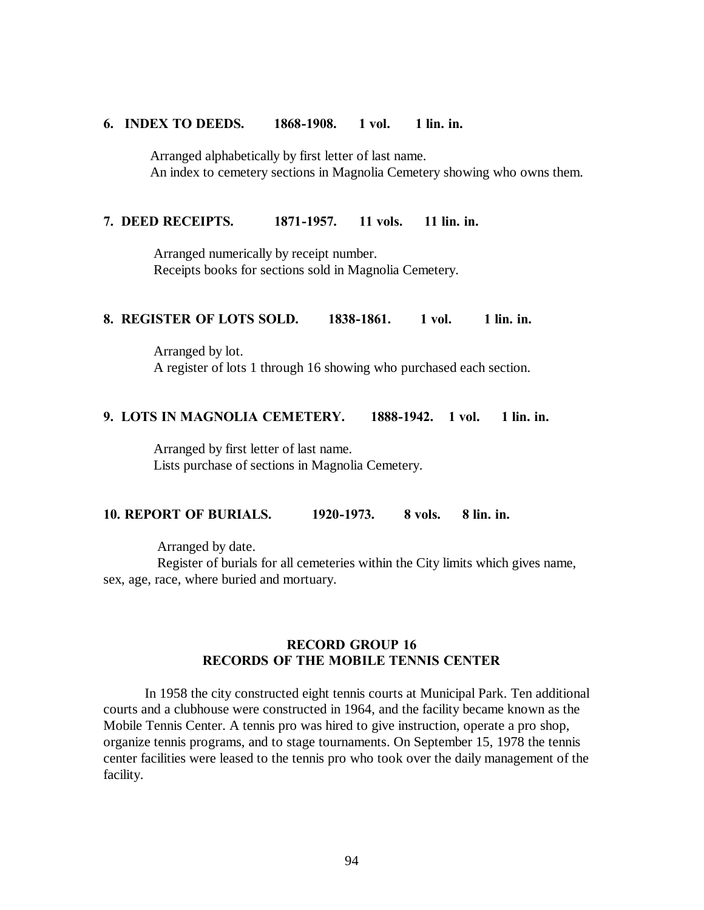**6. INDEX TO DEEDS. 1868-1908. 1 vol. 1 lin. in.**

Arranged alphabetically by first letter of last name.
An index to cemetery sections in Magnolia Cemetery showing who owns them.

**7. DEED RECEIPTS. 1871-1957. 11 vols. 11 lin. in.**

Arranged numerically by receipt number.
Receipts books for sections sold in Magnolia Cemetery.

**8. REGISTER OF LOTS SOLD. 1838-1861. 1 vol. 1 lin. in.**

Arranged by lot.
A register of lots 1 through 16 showing who purchased each section.

**9. LOTS IN MAGNOLIA CEMETERY. 1888-1942. 1 vol. 1 lin. in.**

Arranged by first letter of last name.
Lists purchase of sections in Magnolia Cemetery.

**10. REPORT OF BURIALS. 1920-1973. 8 vols. 8 lin. in.**

Arranged by date.
Register of burials for all cemeteries within the City limits which gives name, sex, age, race, where buried and mortuary.

## RECORD GROUP 16
## RECORDS OF THE MOBILE TENNIS CENTER

In 1958 the city constructed eight tennis courts at Municipal Park. Ten additional courts and a clubhouse were constructed in 1964, and the facility became known as the Mobile Tennis Center. A tennis pro was hired to give instruction, operate a pro shop, organize tennis programs, and to stage tournaments. On September 15, 1978 the tennis center facilities were leased to the tennis pro who took over the daily management of the facility.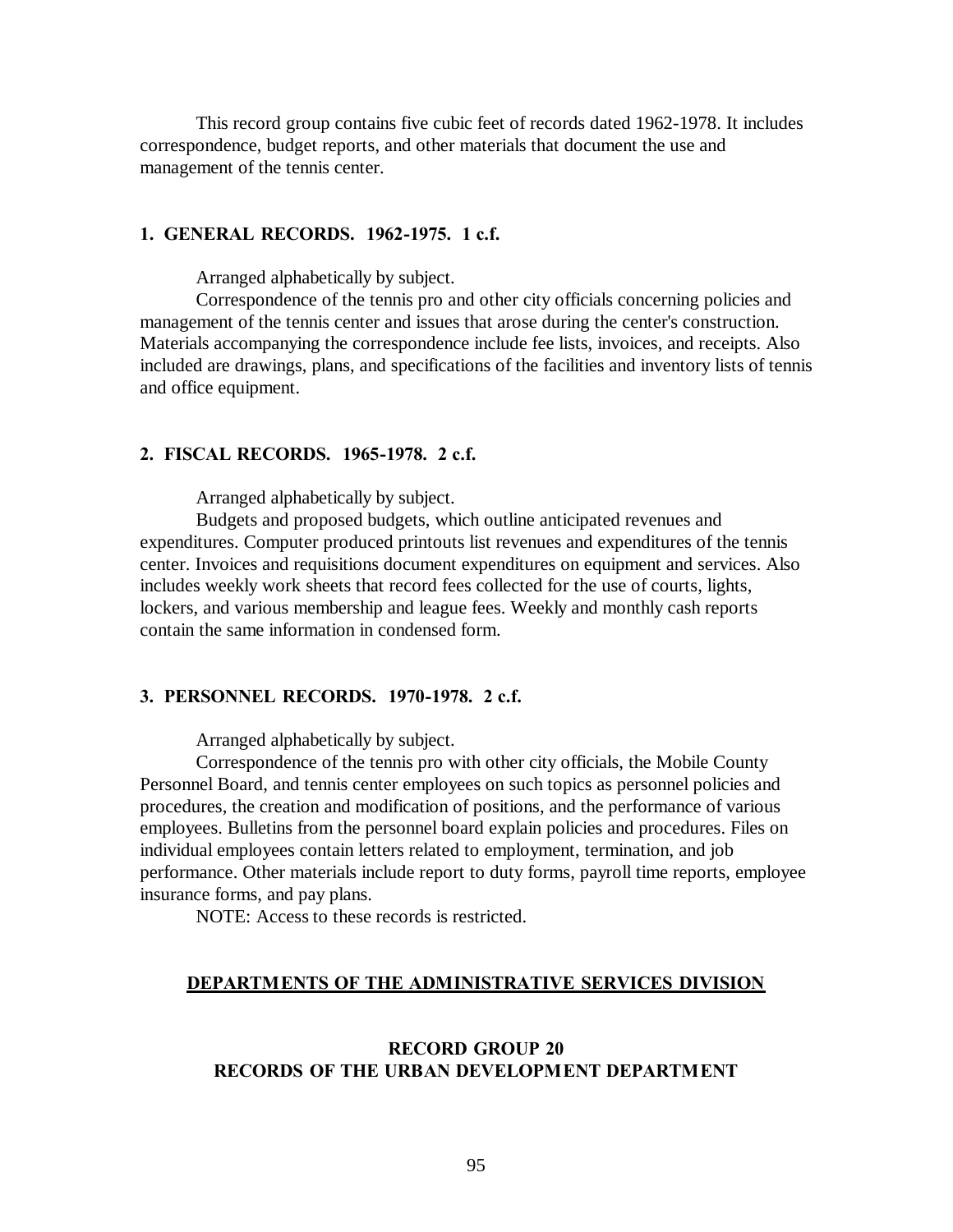This record group contains five cubic feet of records dated 1962-1978. It includes correspondence, budget reports, and other materials that document the use and management of the tennis center.

### 1. GENERAL RECORDS. 1962-1975. 1 c.f.

Arranged alphabetically by subject.

Correspondence of the tennis pro and other city officials concerning policies and management of the tennis center and issues that arose during the center's construction. Materials accompanying the correspondence include fee lists, invoices, and receipts. Also included are drawings, plans, and specifications of the facilities and inventory lists of tennis and office equipment.

### 2. FISCAL RECORDS. 1965-1978. 2 c.f.

Arranged alphabetically by subject.

Budgets and proposed budgets, which outline anticipated revenues and expenditures. Computer produced printouts list revenues and expenditures of the tennis center. Invoices and requisitions document expenditures on equipment and services. Also includes weekly work sheets that record fees collected for the use of courts, lights, lockers, and various membership and league fees. Weekly and monthly cash reports contain the same information in condensed form.

### 3. PERSONNEL RECORDS. 1970-1978. 2 c.f.

Arranged alphabetically by subject.

Correspondence of the tennis pro with other city officials, the Mobile County Personnel Board, and tennis center employees on such topics as personnel policies and procedures, the creation and modification of positions, and the performance of various employees. Bulletins from the personnel board explain policies and procedures. Files on individual employees contain letters related to employment, termination, and job performance. Other materials include report to duty forms, payroll time reports, employee insurance forms, and pay plans.

NOTE: Access to these records is restricted.

## DEPARTMENTS OF THE ADMINISTRATIVE SERVICES DIVISION

## RECORD GROUP 20
## RECORDS OF THE URBAN DEVELOPMENT DEPARTMENT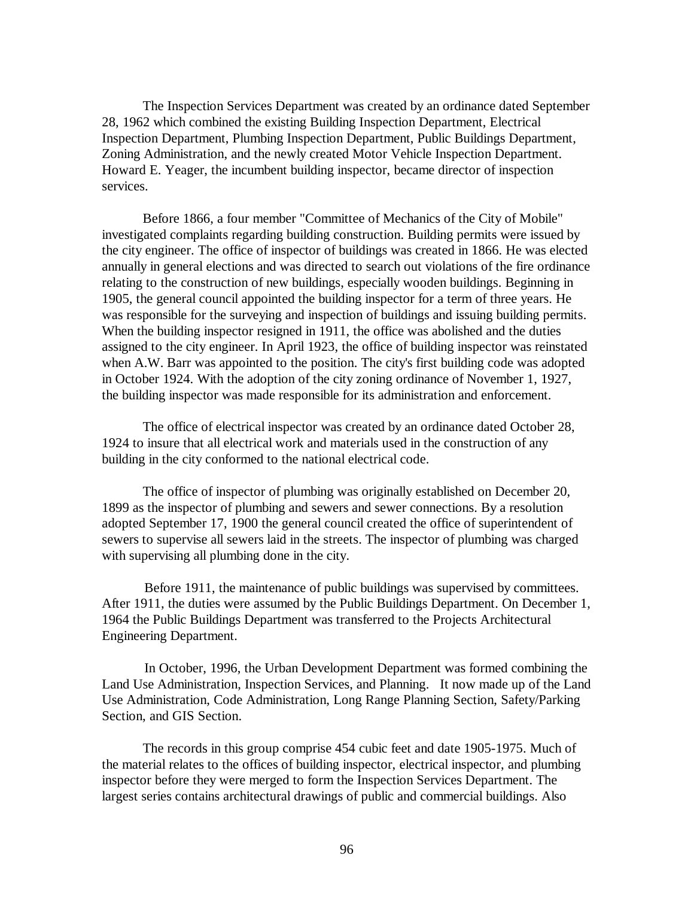The Inspection Services Department was created by an ordinance dated September 28, 1962 which combined the existing Building Inspection Department, Electrical Inspection Department, Plumbing Inspection Department, Public Buildings Department, Zoning Administration, and the newly created Motor Vehicle Inspection Department. Howard E. Yeager, the incumbent building inspector, became director of inspection services.

Before 1866, a four member "Committee of Mechanics of the City of Mobile" investigated complaints regarding building construction. Building permits were issued by the city engineer. The office of inspector of buildings was created in 1866. He was elected annually in general elections and was directed to search out violations of the fire ordinance relating to the construction of new buildings, especially wooden buildings. Beginning in 1905, the general council appointed the building inspector for a term of three years. He was responsible for the surveying and inspection of buildings and issuing building permits. When the building inspector resigned in 1911, the office was abolished and the duties assigned to the city engineer. In April 1923, the office of building inspector was reinstated when A.W. Barr was appointed to the position. The city's first building code was adopted in October 1924. With the adoption of the city zoning ordinance of November 1, 1927, the building inspector was made responsible for its administration and enforcement.

The office of electrical inspector was created by an ordinance dated October 28, 1924 to insure that all electrical work and materials used in the construction of any building in the city conformed to the national electrical code.

The office of inspector of plumbing was originally established on December 20, 1899 as the inspector of plumbing and sewers and sewer connections. By a resolution adopted September 17, 1900 the general council created the office of superintendent of sewers to supervise all sewers laid in the streets. The inspector of plumbing was charged with supervising all plumbing done in the city.

Before 1911, the maintenance of public buildings was supervised by committees. After 1911, the duties were assumed by the Public Buildings Department. On December 1, 1964 the Public Buildings Department was transferred to the Projects Architectural Engineering Department.

In October, 1996, the Urban Development Department was formed combining the Land Use Administration, Inspection Services, and Planning. It now made up of the Land Use Administration, Code Administration, Long Range Planning Section, Safety/Parking Section, and GIS Section.

The records in this group comprise 454 cubic feet and date 1905-1975. Much of the material relates to the offices of building inspector, electrical inspector, and plumbing inspector before they were merged to form the Inspection Services Department. The largest series contains architectural drawings of public and commercial buildings. Also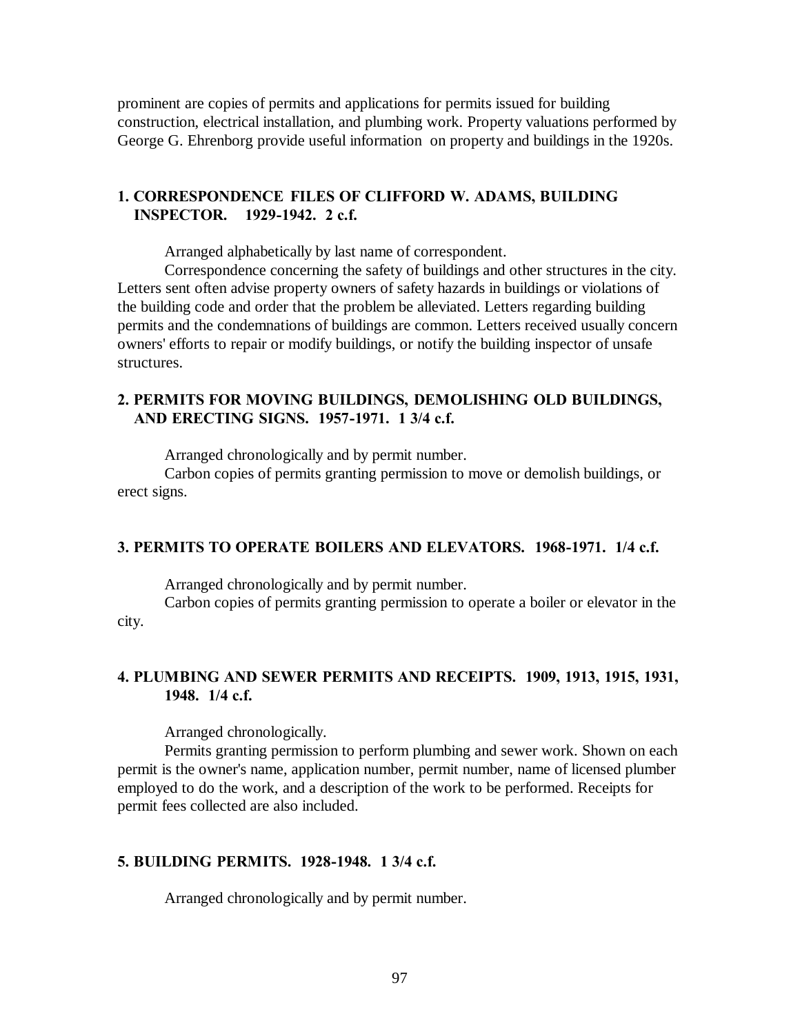prominent are copies of permits and applications for permits issued for building construction, electrical installation, and plumbing work. Property valuations performed by George G. Ehrenborg provide useful information on property and buildings in the 1920s.

### 1. CORRESPONDENCE FILES OF CLIFFORD W. ADAMS, BUILDING INSPECTOR. 1929-1942. 2 c.f.

Arranged alphabetically by last name of correspondent.

Correspondence concerning the safety of buildings and other structures in the city. Letters sent often advise property owners of safety hazards in buildings or violations of the building code and order that the problem be alleviated. Letters regarding building permits and the condemnations of buildings are common. Letters received usually concern owners' efforts to repair or modify buildings, or notify the building inspector of unsafe structures.

### 2. PERMITS FOR MOVING BUILDINGS, DEMOLISHING OLD BUILDINGS, AND ERECTING SIGNS. 1957-1971. 1 3/4 c.f.

Arranged chronologically and by permit number.

Carbon copies of permits granting permission to move or demolish buildings, or erect signs.

### 3. PERMITS TO OPERATE BOILERS AND ELEVATORS. 1968-1971. 1/4 c.f.

Arranged chronologically and by permit number.

Carbon copies of permits granting permission to operate a boiler or elevator in the city.

### 4. PLUMBING AND SEWER PERMITS AND RECEIPTS. 1909, 1913, 1915, 1931, 1948. 1/4 c.f.

Arranged chronologically.

Permits granting permission to perform plumbing and sewer work. Shown on each permit is the owner's name, application number, permit number, name of licensed plumber employed to do the work, and a description of the work to be performed. Receipts for permit fees collected are also included.

### 5. BUILDING PERMITS. 1928-1948. 1 3/4 c.f.

Arranged chronologically and by permit number.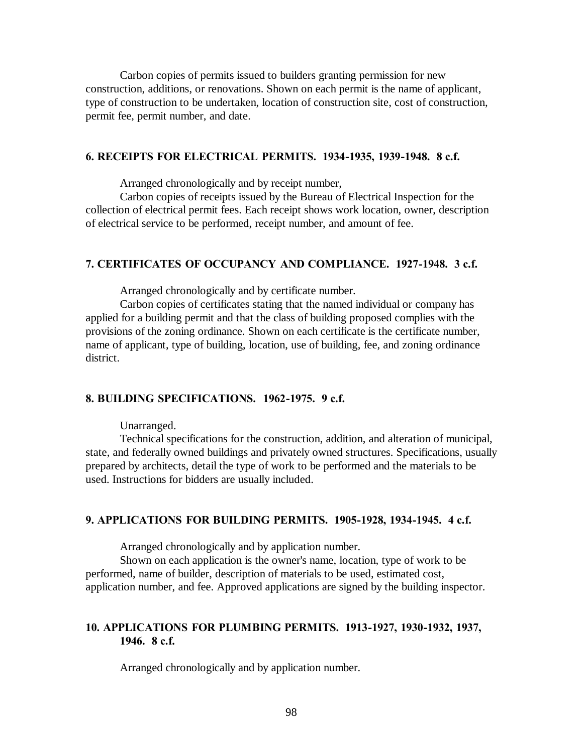Carbon copies of permits issued to builders granting permission for new construction, additions, or renovations. Shown on each permit is the name of applicant, type of construction to be undertaken, location of construction site, cost of construction, permit fee, permit number, and date.

**6. RECEIPTS FOR ELECTRICAL PERMITS. 1934-1935, 1939-1948. 8 c.f.**

Arranged chronologically and by receipt number,

Carbon copies of receipts issued by the Bureau of Electrical Inspection for the collection of electrical permit fees. Each receipt shows work location, owner, description of electrical service to be performed, receipt number, and amount of fee.

**7. CERTIFICATES OF OCCUPANCY AND COMPLIANCE. 1927-1948. 3 c.f.**

Arranged chronologically and by certificate number.

Carbon copies of certificates stating that the named individual or company has applied for a building permit and that the class of building proposed complies with the provisions of the zoning ordinance. Shown on each certificate is the certificate number, name of applicant, type of building, location, use of building, fee, and zoning ordinance district.

**8. BUILDING SPECIFICATIONS. 1962-1975. 9 c.f.**

Unarranged.

Technical specifications for the construction, addition, and alteration of municipal, state, and federally owned buildings and privately owned structures. Specifications, usually prepared by architects, detail the type of work to be performed and the materials to be used. Instructions for bidders are usually included.

**9. APPLICATIONS FOR BUILDING PERMITS. 1905-1928, 1934-1945. 4 c.f.**

Arranged chronologically and by application number.

Shown on each application is the owner's name, location, type of work to be performed, name of builder, description of materials to be used, estimated cost, application number, and fee. Approved applications are signed by the building inspector.

**10. APPLICATIONS FOR PLUMBING PERMITS. 1913-1927, 1930-1932, 1937, 1946. 8 c.f.**

Arranged chronologically and by application number.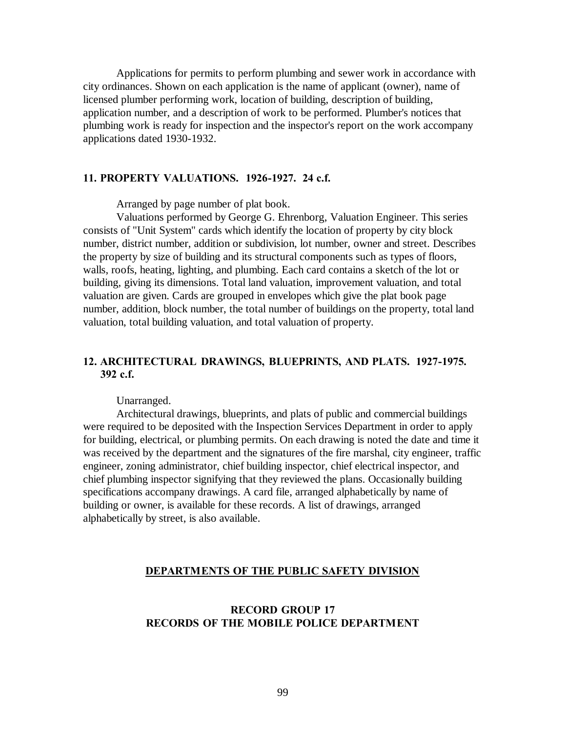Applications for permits to perform plumbing and sewer work in accordance with city ordinances. Shown on each application is the name of applicant (owner), name of licensed plumber performing work, location of building, description of building, application number, and a description of work to be performed. Plumber's notices that plumbing work is ready for inspection and the inspector's report on the work accompany applications dated 1930-1932.

### 11. PROPERTY VALUATIONS. 1926-1927. 24 c.f.

Arranged by page number of plat book.

Valuations performed by George G. Ehrenborg, Valuation Engineer. This series consists of "Unit System" cards which identify the location of property by city block number, district number, addition or subdivision, lot number, owner and street. Describes the property by size of building and its structural components such as types of floors, walls, roofs, heating, lighting, and plumbing. Each card contains a sketch of the lot or building, giving its dimensions. Total land valuation, improvement valuation, and total valuation are given. Cards are grouped in envelopes which give the plat book page number, addition, block number, the total number of buildings on the property, total land valuation, total building valuation, and total valuation of property.

### 12. ARCHITECTURAL DRAWINGS, BLUEPRINTS, AND PLATS. 1927-1975. 392 c.f.

Unarranged.

Architectural drawings, blueprints, and plats of public and commercial buildings were required to be deposited with the Inspection Services Department in order to apply for building, electrical, or plumbing permits. On each drawing is noted the date and time it was received by the department and the signatures of the fire marshal, city engineer, traffic engineer, zoning administrator, chief building inspector, chief electrical inspector, and chief plumbing inspector signifying that they reviewed the plans. Occasionally building specifications accompany drawings. A card file, arranged alphabetically by name of building or owner, is available for these records. A list of drawings, arranged alphabetically by street, is also available.

## DEPARTMENTS OF THE PUBLIC SAFETY DIVISION

## RECORD GROUP 17
## RECORDS OF THE MOBILE POLICE DEPARTMENT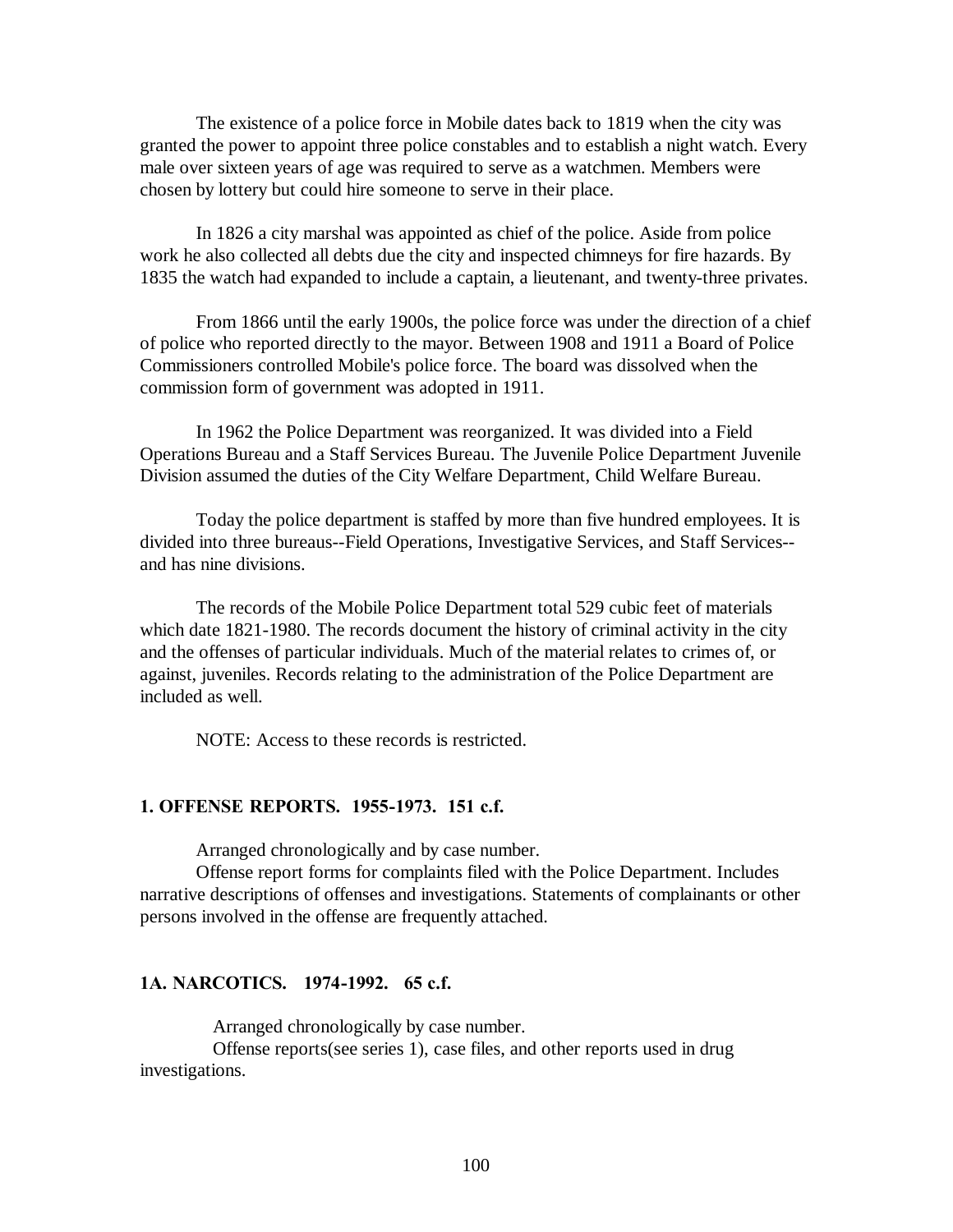The existence of a police force in Mobile dates back to 1819 when the city was granted the power to appoint three police constables and to establish a night watch. Every male over sixteen years of age was required to serve as a watchmen. Members were chosen by lottery but could hire someone to serve in their place.

In 1826 a city marshal was appointed as chief of the police. Aside from police work he also collected all debts due the city and inspected chimneys for fire hazards. By 1835 the watch had expanded to include a captain, a lieutenant, and twenty-three privates.

From 1866 until the early 1900s, the police force was under the direction of a chief of police who reported directly to the mayor. Between 1908 and 1911 a Board of Police Commissioners controlled Mobile's police force. The board was dissolved when the commission form of government was adopted in 1911.

In 1962 the Police Department was reorganized. It was divided into a Field Operations Bureau and a Staff Services Bureau. The Juvenile Police Department Juvenile Division assumed the duties of the City Welfare Department, Child Welfare Bureau.

Today the police department is staffed by more than five hundred employees. It is divided into three bureaus--Field Operations, Investigative Services, and Staff Services--and has nine divisions.

The records of the Mobile Police Department total 529 cubic feet of materials which date 1821-1980. The records document the history of criminal activity in the city and the offenses of particular individuals. Much of the material relates to crimes of, or against, juveniles. Records relating to the administration of the Police Department are included as well.

NOTE: Access to these records is restricted.

### 1. OFFENSE REPORTS. 1955-1973. 151 c.f.

Arranged chronologically and by case number.

Offense report forms for complaints filed with the Police Department. Includes narrative descriptions of offenses and investigations. Statements of complainants or other persons involved in the offense are frequently attached.

### 1A. NARCOTICS. 1974-1992. 65 c.f.

Arranged chronologically by case number.

Offense reports(see series 1), case files, and other reports used in drug investigations.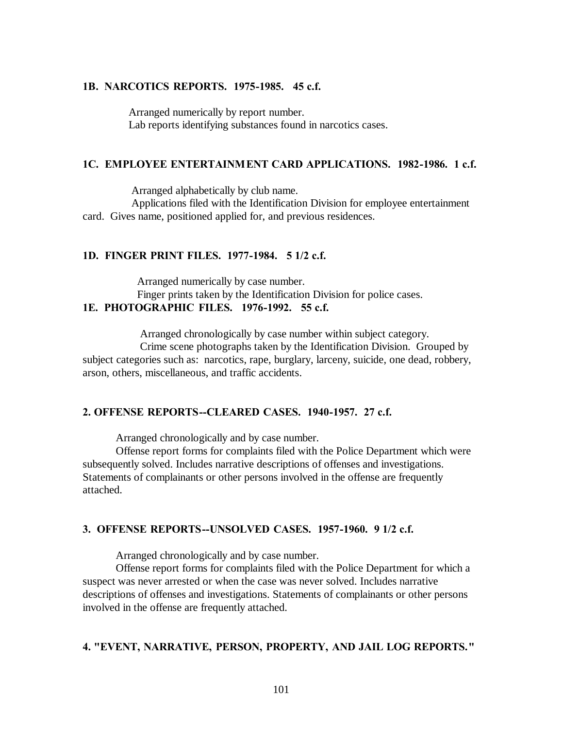**1B. NARCOTICS REPORTS. 1975-1985. 45 c.f.**

Arranged numerically by report number.
Lab reports identifying substances found in narcotics cases.

**1C. EMPLOYEE ENTERTAINMENT CARD APPLICATIONS. 1982-1986. 1 c.f.**

Arranged alphabetically by club name.
Applications filed with the Identification Division for employee entertainment card. Gives name, positioned applied for, and previous residences.

**1D. FINGER PRINT FILES. 1977-1984. 5 1/2 c.f.**

Arranged numerically by case number.
Finger prints taken by the Identification Division for police cases.

**1E. PHOTOGRAPHIC FILES. 1976-1992. 55 c.f.**

Arranged chronologically by case number within subject category.
Crime scene photographs taken by the Identification Division. Grouped by subject categories such as: narcotics, rape, burglary, larceny, suicide, one dead, robbery, arson, others, miscellaneous, and traffic accidents.

**2. OFFENSE REPORTS--CLEARED CASES. 1940-1957. 27 c.f.**

Arranged chronologically and by case number.
Offense report forms for complaints filed with the Police Department which were subsequently solved. Includes narrative descriptions of offenses and investigations. Statements of complainants or other persons involved in the offense are frequently attached.

**3. OFFENSE REPORTS--UNSOLVED CASES. 1957-1960. 9 1/2 c.f.**

Arranged chronologically and by case number.
Offense report forms for complaints filed with the Police Department for which a suspect was never arrested or when the case was never solved. Includes narrative descriptions of offenses and investigations. Statements of complainants or other persons involved in the offense are frequently attached.

**4. "EVENT, NARRATIVE, PERSON, PROPERTY, AND JAIL LOG REPORTS."**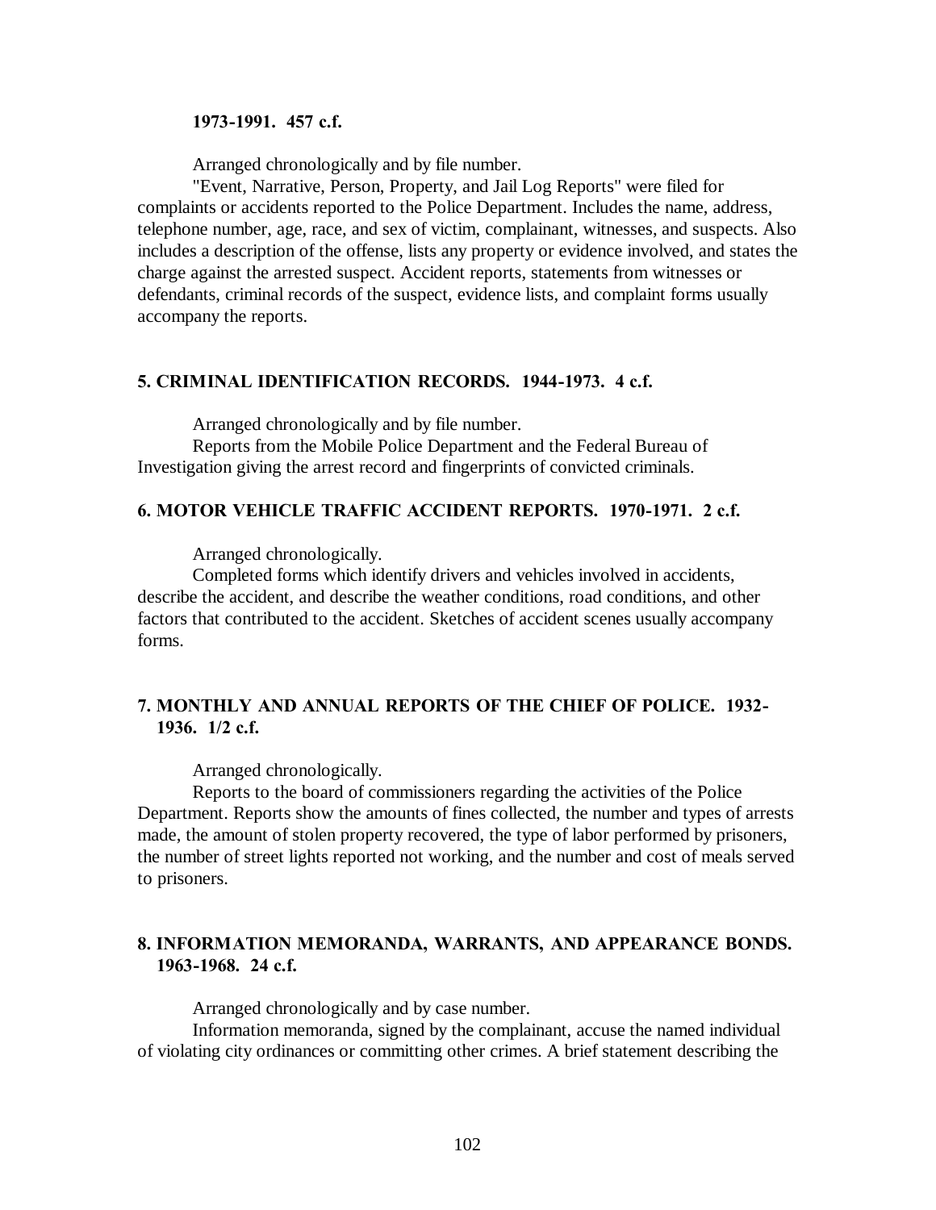**1973-1991. 457 c.f.**

Arranged chronologically and by file number.

"Event, Narrative, Person, Property, and Jail Log Reports" were filed for complaints or accidents reported to the Police Department. Includes the name, address, telephone number, age, race, and sex of victim, complainant, witnesses, and suspects. Also includes a description of the offense, lists any property or evidence involved, and states the charge against the arrested suspect. Accident reports, statements from witnesses or defendants, criminal records of the suspect, evidence lists, and complaint forms usually accompany the reports.

### 5. CRIMINAL IDENTIFICATION RECORDS. 1944-1973. 4 c.f.

Arranged chronologically and by file number.

Reports from the Mobile Police Department and the Federal Bureau of Investigation giving the arrest record and fingerprints of convicted criminals.

### 6. MOTOR VEHICLE TRAFFIC ACCIDENT REPORTS. 1970-1971. 2 c.f.

Arranged chronologically.

Completed forms which identify drivers and vehicles involved in accidents, describe the accident, and describe the weather conditions, road conditions, and other factors that contributed to the accident. Sketches of accident scenes usually accompany forms.

### 7. MONTHLY AND ANNUAL REPORTS OF THE CHIEF OF POLICE. 1932-1936. 1/2 c.f.

Arranged chronologically.

Reports to the board of commissioners regarding the activities of the Police Department. Reports show the amounts of fines collected, the number and types of arrests made, the amount of stolen property recovered, the type of labor performed by prisoners, the number of street lights reported not working, and the number and cost of meals served to prisoners.

### 8. INFORMATION MEMORANDA, WARRANTS, AND APPEARANCE BONDS. 1963-1968. 24 c.f.

Arranged chronologically and by case number.

Information memoranda, signed by the complainant, accuse the named individual of violating city ordinances or committing other crimes. A brief statement describing the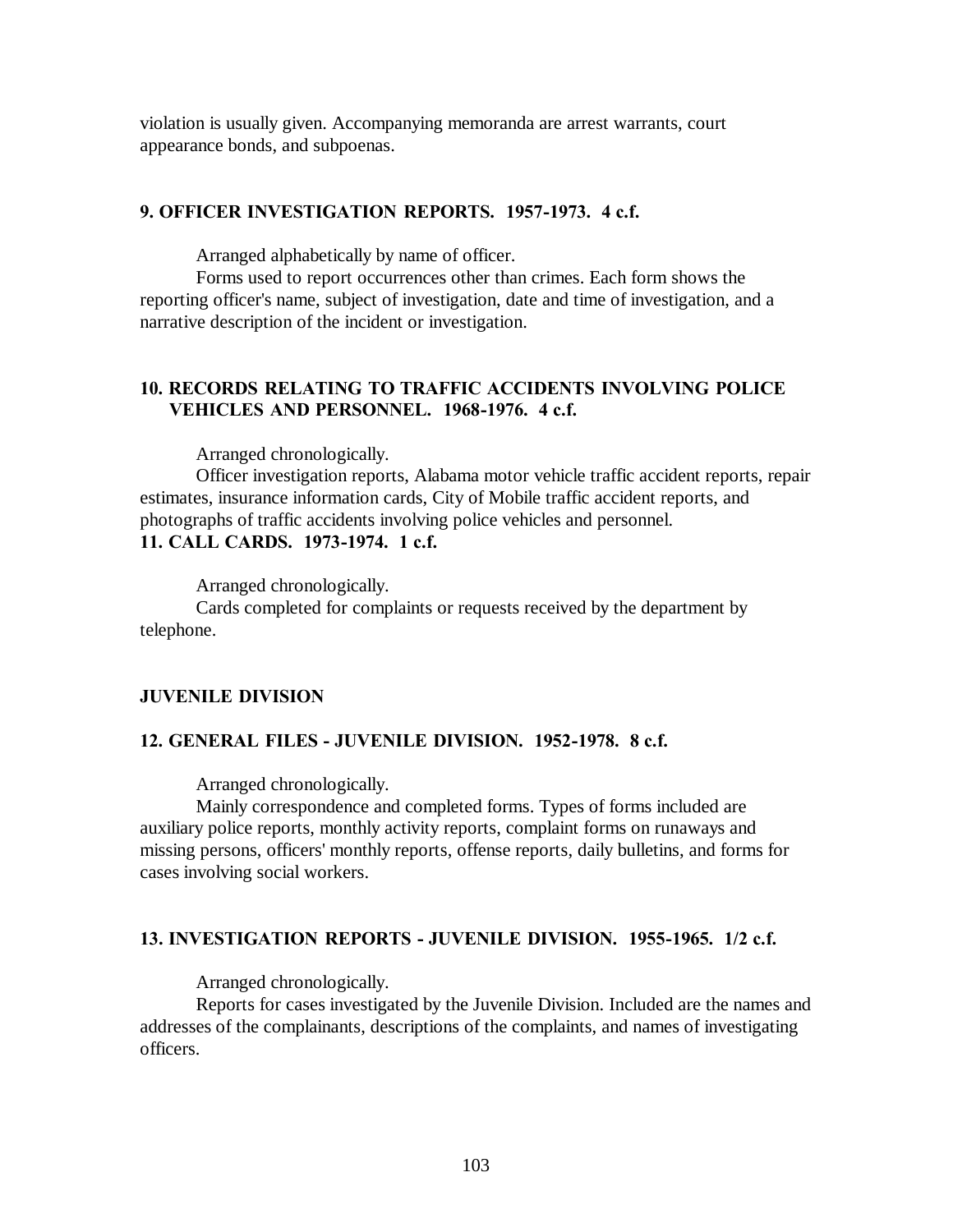violation is usually given. Accompanying memoranda are arrest warrants, court appearance bonds, and subpoenas.

### 9. OFFICER INVESTIGATION REPORTS. 1957-1973. 4 c.f.

Arranged alphabetically by name of officer.

Forms used to report occurrences other than crimes. Each form shows the reporting officer's name, subject of investigation, date and time of investigation, and a narrative description of the incident or investigation.

### 10. RECORDS RELATING TO TRAFFIC ACCIDENTS INVOLVING POLICE VEHICLES AND PERSONNEL. 1968-1976. 4 c.f.

Arranged chronologically.

Officer investigation reports, Alabama motor vehicle traffic accident reports, repair estimates, insurance information cards, City of Mobile traffic accident reports, and photographs of traffic accidents involving police vehicles and personnel.

### 11. CALL CARDS. 1973-1974. 1 c.f.

Arranged chronologically.

Cards completed for complaints or requests received by the department by telephone.

## JUVENILE DIVISION

### 12. GENERAL FILES - JUVENILE DIVISION. 1952-1978. 8 c.f.

Arranged chronologically.

Mainly correspondence and completed forms. Types of forms included are auxiliary police reports, monthly activity reports, complaint forms on runaways and missing persons, officers' monthly reports, offense reports, daily bulletins, and forms for cases involving social workers.

### 13. INVESTIGATION REPORTS - JUVENILE DIVISION. 1955-1965. 1/2 c.f.

Arranged chronologically.

Reports for cases investigated by the Juvenile Division. Included are the names and addresses of the complainants, descriptions of the complaints, and names of investigating officers.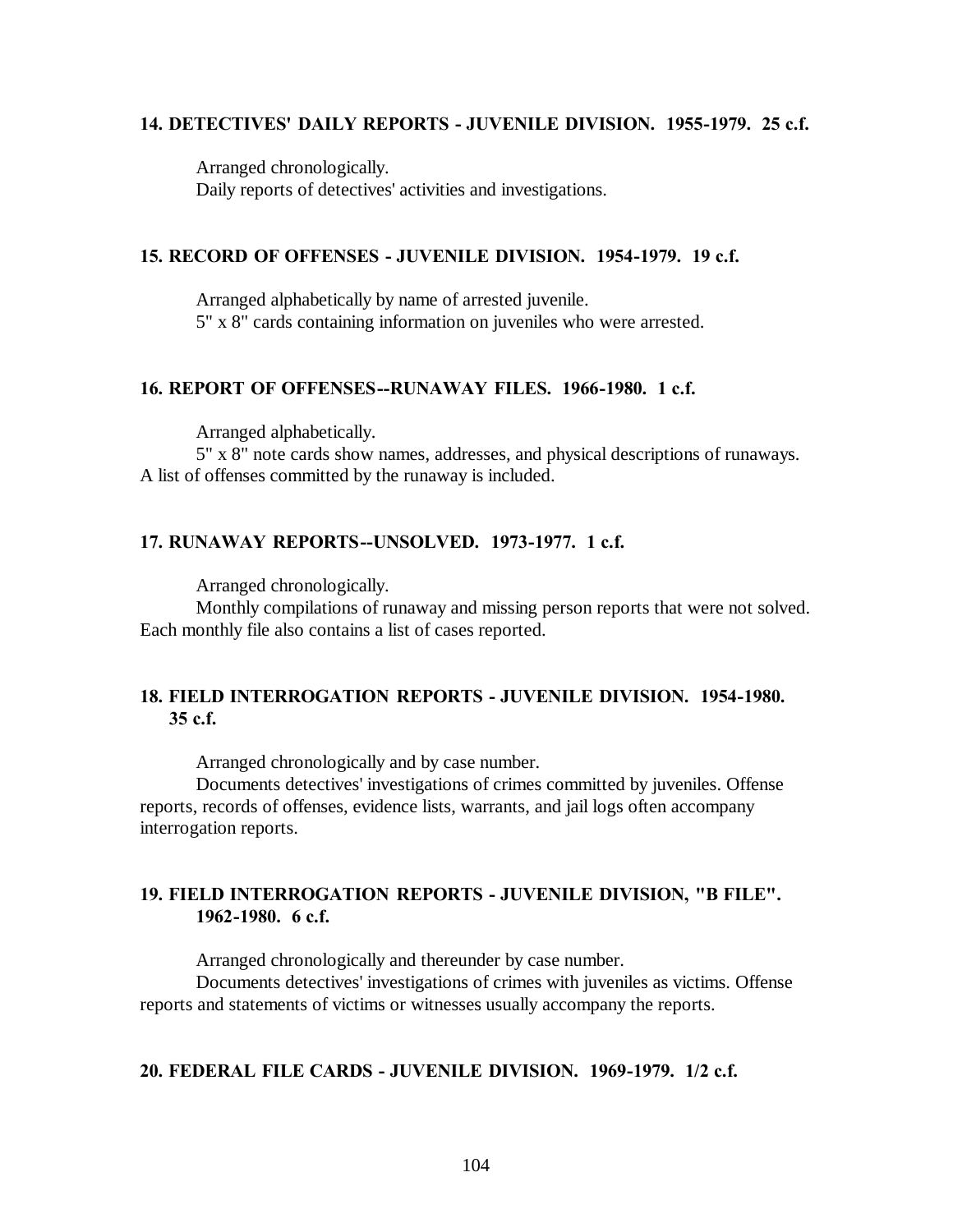**14. DETECTIVES' DAILY REPORTS - JUVENILE DIVISION. 1955-1979. 25 c.f.**

Arranged chronologically.
Daily reports of detectives' activities and investigations.

**15. RECORD OF OFFENSES - JUVENILE DIVISION. 1954-1979. 19 c.f.**

Arranged alphabetically by name of arrested juvenile.
5" x 8" cards containing information on juveniles who were arrested.

**16. REPORT OF OFFENSES--RUNAWAY FILES. 1966-1980. 1 c.f.**

Arranged alphabetically.
5" x 8" note cards show names, addresses, and physical descriptions of runaways. A list of offenses committed by the runaway is included.

**17. RUNAWAY REPORTS--UNSOLVED. 1973-1977. 1 c.f.**

Arranged chronologically.
Monthly compilations of runaway and missing person reports that were not solved. Each monthly file also contains a list of cases reported.

**18. FIELD INTERROGATION REPORTS - JUVENILE DIVISION. 1954-1980. 35 c.f.**

Arranged chronologically and by case number.
Documents detectives' investigations of crimes committed by juveniles. Offense reports, records of offenses, evidence lists, warrants, and jail logs often accompany interrogation reports.

**19. FIELD INTERROGATION REPORTS - JUVENILE DIVISION, "B FILE". 1962-1980. 6 c.f.**

Arranged chronologically and thereunder by case number.
Documents detectives' investigations of crimes with juveniles as victims. Offense reports and statements of victims or witnesses usually accompany the reports.

**20. FEDERAL FILE CARDS - JUVENILE DIVISION. 1969-1979. 1/2 c.f.**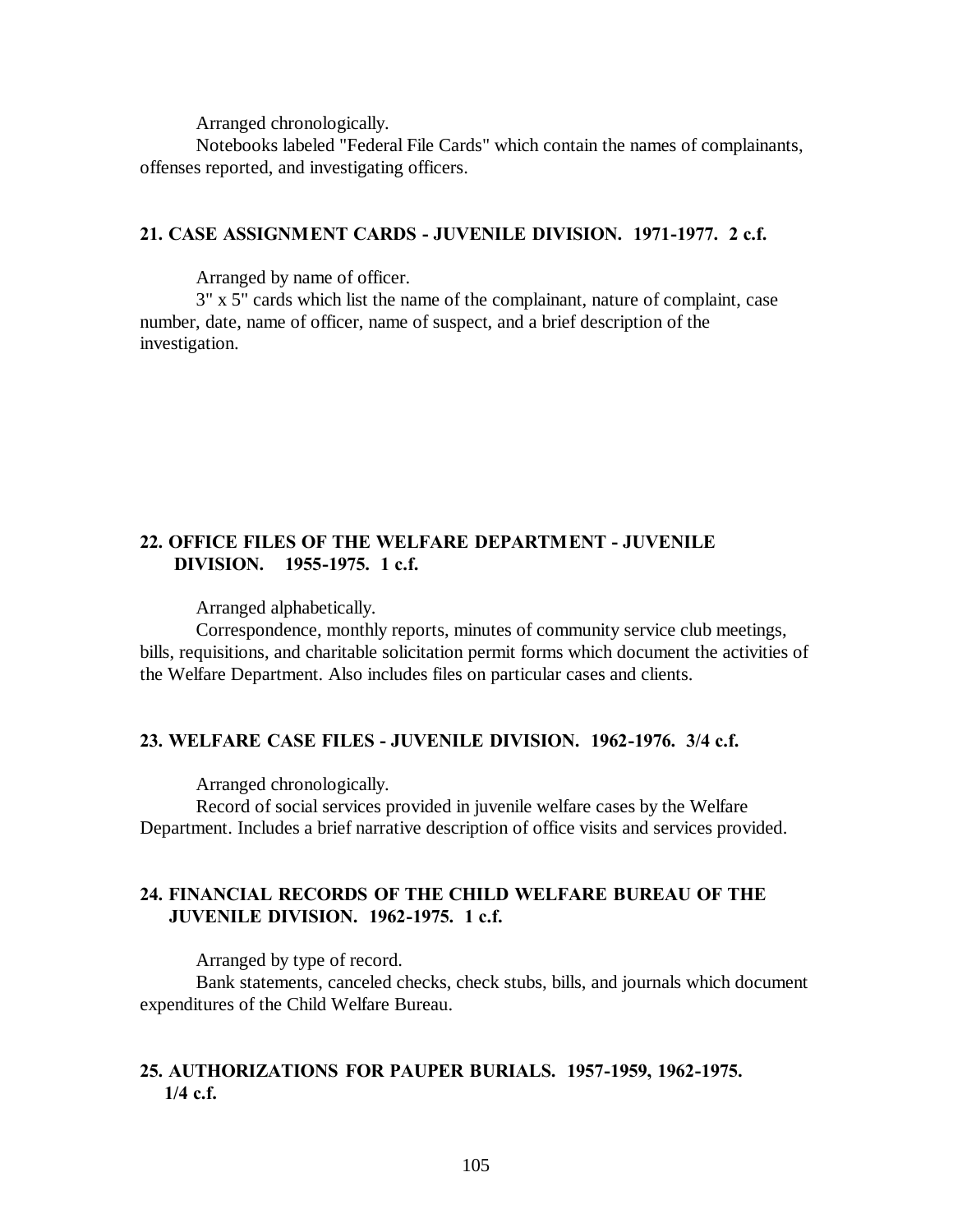Arranged chronologically.

Notebooks labeled "Federal File Cards" which contain the names of complainants, offenses reported, and investigating officers.

### 21. CASE ASSIGNMENT CARDS - JUVENILE DIVISION. 1971-1977. 2 c.f.

Arranged by name of officer.

3" x 5" cards which list the name of the complainant, nature of complaint, case number, date, name of officer, name of suspect, and a brief description of the investigation.

### 22. OFFICE FILES OF THE WELFARE DEPARTMENT - JUVENILE DIVISION. 1955-1975. 1 c.f.

Arranged alphabetically.

Correspondence, monthly reports, minutes of community service club meetings, bills, requisitions, and charitable solicitation permit forms which document the activities of the Welfare Department. Also includes files on particular cases and clients.

### 23. WELFARE CASE FILES - JUVENILE DIVISION. 1962-1976. 3/4 c.f.

Arranged chronologically.

Record of social services provided in juvenile welfare cases by the Welfare Department. Includes a brief narrative description of office visits and services provided.

### 24. FINANCIAL RECORDS OF THE CHILD WELFARE BUREAU OF THE JUVENILE DIVISION. 1962-1975. 1 c.f.

Arranged by type of record.

Bank statements, canceled checks, check stubs, bills, and journals which document expenditures of the Child Welfare Bureau.

### 25. AUTHORIZATIONS FOR PAUPER BURIALS. 1957-1959, 1962-1975. 1/4 c.f.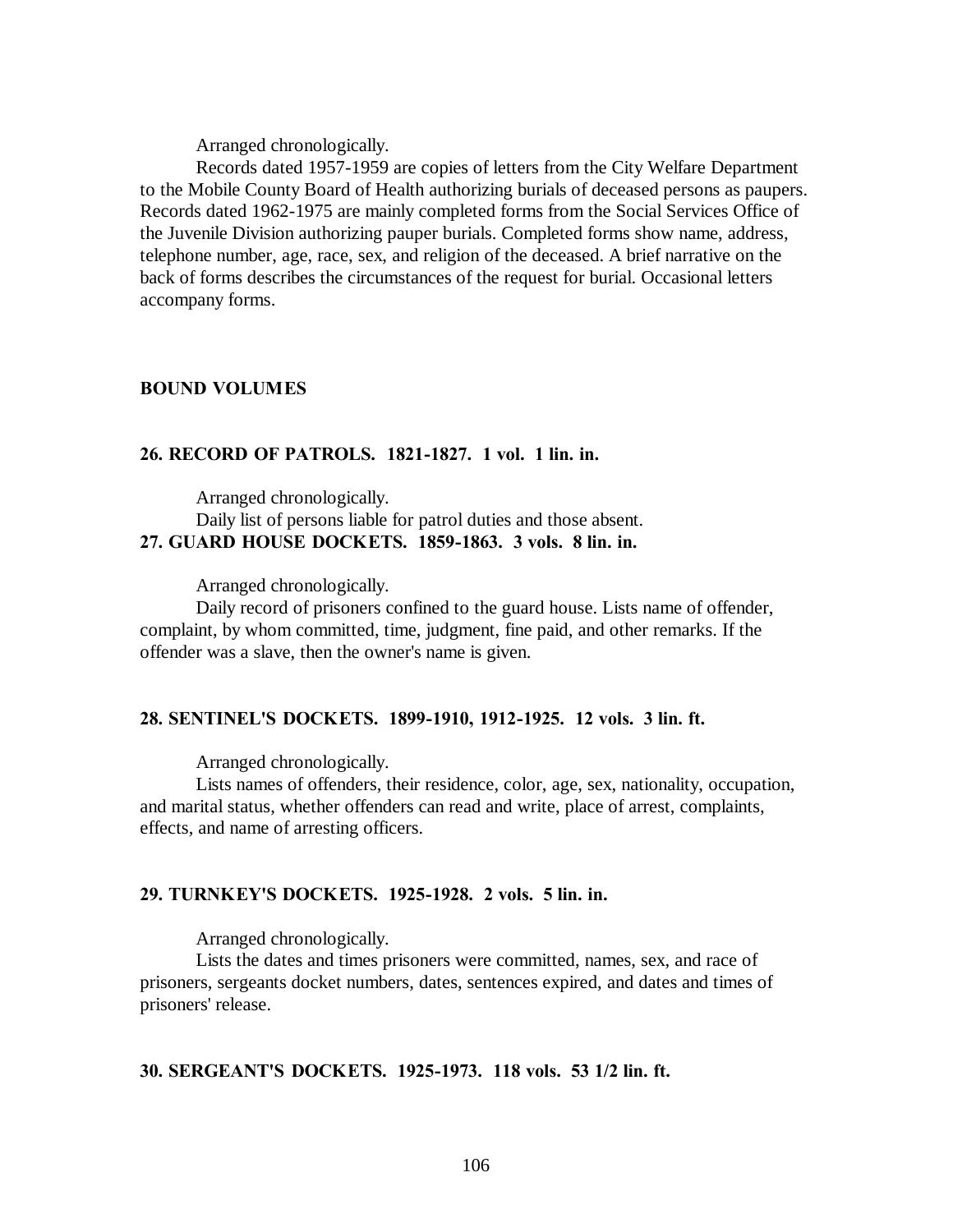Arranged chronologically.

Records dated 1957-1959 are copies of letters from the City Welfare Department to the Mobile County Board of Health authorizing burials of deceased persons as paupers. Records dated 1962-1975 are mainly completed forms from the Social Services Office of the Juvenile Division authorizing pauper burials. Completed forms show name, address, telephone number, age, race, sex, and religion of the deceased. A brief narrative on the back of forms describes the circumstances of the request for burial. Occasional letters accompany forms.

**BOUND VOLUMES**

**26. RECORD OF PATROLS. 1821-1827. 1 vol. 1 lin. in.**

Arranged chronologically.

Daily list of persons liable for patrol duties and those absent.

**27. GUARD HOUSE DOCKETS. 1859-1863. 3 vols. 8 lin. in.**

Arranged chronologically.

Daily record of prisoners confined to the guard house. Lists name of offender, complaint, by whom committed, time, judgment, fine paid, and other remarks. If the offender was a slave, then the owner's name is given.

**28. SENTINEL'S DOCKETS. 1899-1910, 1912-1925. 12 vols. 3 lin. ft.**

Arranged chronologically.

Lists names of offenders, their residence, color, age, sex, nationality, occupation, and marital status, whether offenders can read and write, place of arrest, complaints, effects, and name of arresting officers.

**29. TURNKEY'S DOCKETS. 1925-1928. 2 vols. 5 lin. in.**

Arranged chronologically.

Lists the dates and times prisoners were committed, names, sex, and race of prisoners, sergeants docket numbers, dates, sentences expired, and dates and times of prisoners' release.

**30. SERGEANT'S DOCKETS. 1925-1973. 118 vols. 53 1/2 lin. ft.**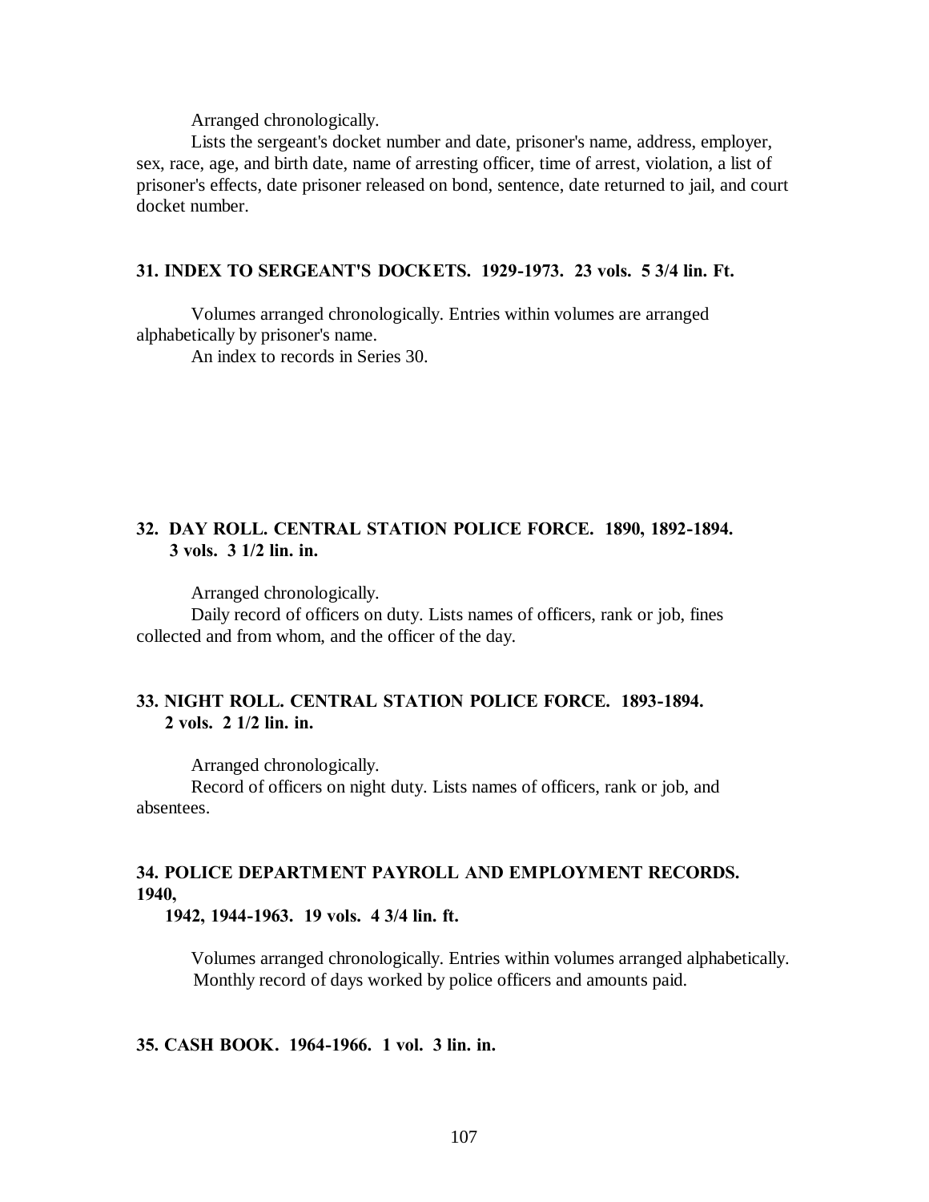Arranged chronologically.

Lists the sergeant's docket number and date, prisoner's name, address, employer, sex, race, age, and birth date, name of arresting officer, time of arrest, violation, a list of prisoner's effects, date prisoner released on bond, sentence, date returned to jail, and court docket number.

**31. INDEX TO SERGEANT'S DOCKETS. 1929-1973. 23 vols. 5 3/4 lin. Ft.**

Volumes arranged chronologically. Entries within volumes are arranged alphabetically by prisoner's name.

An index to records in Series 30.

**32. DAY ROLL. CENTRAL STATION POLICE FORCE. 1890, 1892-1894. 3 vols. 3 1/2 lin. in.**

Arranged chronologically.

Daily record of officers on duty. Lists names of officers, rank or job, fines collected and from whom, and the officer of the day.

**33. NIGHT ROLL. CENTRAL STATION POLICE FORCE. 1893-1894. 2 vols. 2 1/2 lin. in.**

Arranged chronologically.

Record of officers on night duty. Lists names of officers, rank or job, and absentees.

**34. POLICE DEPARTMENT PAYROLL AND EMPLOYMENT RECORDS. 1940, 1942, 1944-1963. 19 vols. 4 3/4 lin. ft.**

Volumes arranged chronologically. Entries within volumes arranged alphabetically.

Monthly record of days worked by police officers and amounts paid.

**35. CASH BOOK. 1964-1966. 1 vol. 3 lin. in.**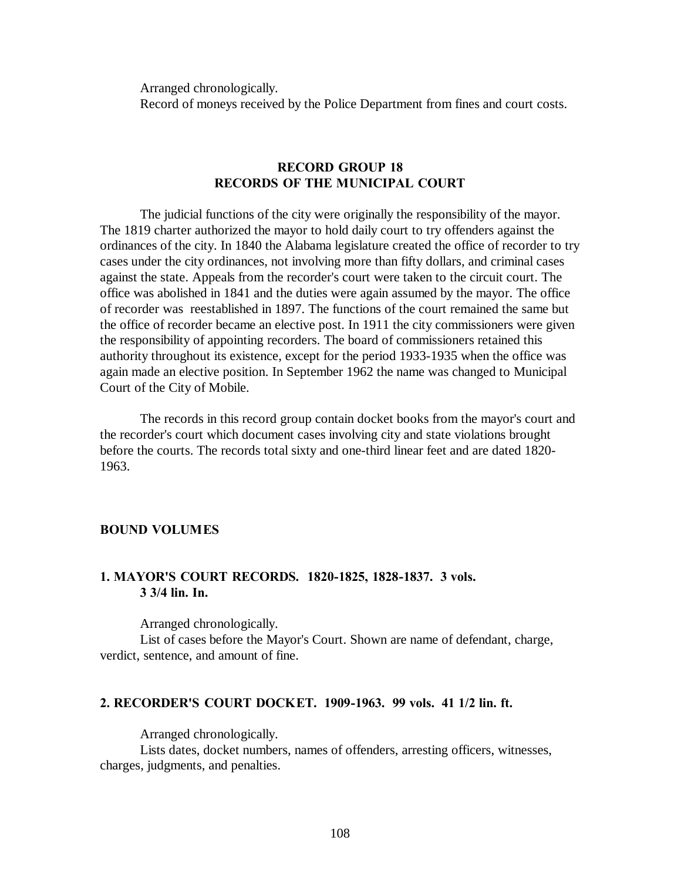Arranged chronologically.
Record of moneys received by the Police Department from fines and court costs.

## RECORD GROUP 18
## RECORDS OF THE MUNICIPAL COURT

The judicial functions of the city were originally the responsibility of the mayor. The 1819 charter authorized the mayor to hold daily court to try offenders against the ordinances of the city. In 1840 the Alabama legislature created the office of recorder to try cases under the city ordinances, not involving more than fifty dollars, and criminal cases against the state. Appeals from the recorder's court were taken to the circuit court. The office was abolished in 1841 and the duties were again assumed by the mayor. The office of recorder was reestablished in 1897. The functions of the court remained the same but the office of recorder became an elective post. In 1911 the city commissioners were given the responsibility of appointing recorders. The board of commissioners retained this authority throughout its existence, except for the period 1933-1935 when the office was again made an elective position. In September 1962 the name was changed to Municipal Court of the City of Mobile.

The records in this record group contain docket books from the mayor's court and the recorder's court which document cases involving city and state violations brought before the courts. The records total sixty and one-third linear feet and are dated 1820-1963.

### BOUND VOLUMES

**1. MAYOR'S COURT RECORDS. 1820-1825, 1828-1837. 3 vols. 3 3/4 lin. In.**

Arranged chronologically.
List of cases before the Mayor's Court. Shown are name of defendant, charge, verdict, sentence, and amount of fine.

**2. RECORDER'S COURT DOCKET. 1909-1963. 99 vols. 41 1/2 lin. ft.**

Arranged chronologically.
Lists dates, docket numbers, names of offenders, arresting officers, witnesses, charges, judgments, and penalties.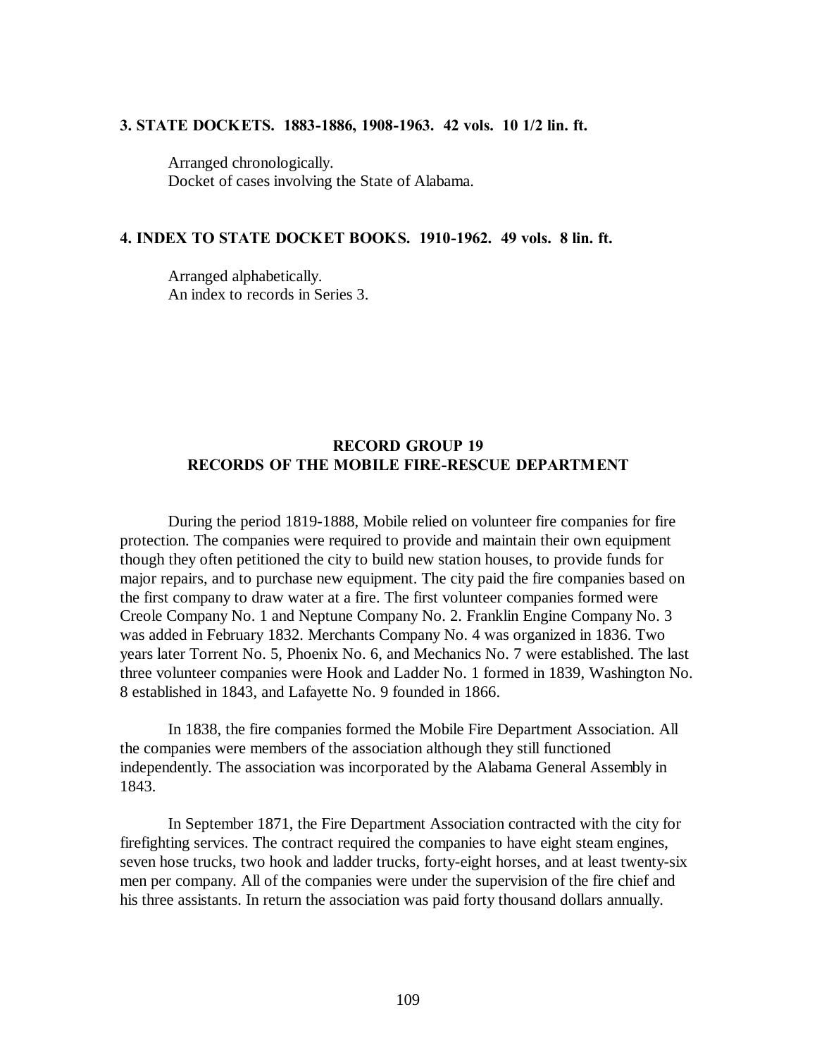**3. STATE DOCKETS. 1883-1886, 1908-1963. 42 vols. 10 1/2 lin. ft.**

Arranged chronologically.
Docket of cases involving the State of Alabama.

**4. INDEX TO STATE DOCKET BOOKS. 1910-1962. 49 vols. 8 lin. ft.**

Arranged alphabetically.
An index to records in Series 3.

## RECORD GROUP 19
## RECORDS OF THE MOBILE FIRE-RESCUE DEPARTMENT

During the period 1819-1888, Mobile relied on volunteer fire companies for fire protection. The companies were required to provide and maintain their own equipment though they often petitioned the city to build new station houses, to provide funds for major repairs, and to purchase new equipment. The city paid the fire companies based on the first company to draw water at a fire. The first volunteer companies formed were Creole Company No. 1 and Neptune Company No. 2. Franklin Engine Company No. 3 was added in February 1832. Merchants Company No. 4 was organized in 1836. Two years later Torrent No. 5, Phoenix No. 6, and Mechanics No. 7 were established. The last three volunteer companies were Hook and Ladder No. 1 formed in 1839, Washington No. 8 established in 1843, and Lafayette No. 9 founded in 1866.

In 1838, the fire companies formed the Mobile Fire Department Association. All the companies were members of the association although they still functioned independently. The association was incorporated by the Alabama General Assembly in 1843.

In September 1871, the Fire Department Association contracted with the city for firefighting services. The contract required the companies to have eight steam engines, seven hose trucks, two hook and ladder trucks, forty-eight horses, and at least twenty-six men per company. All of the companies were under the supervision of the fire chief and his three assistants. In return the association was paid forty thousand dollars annually.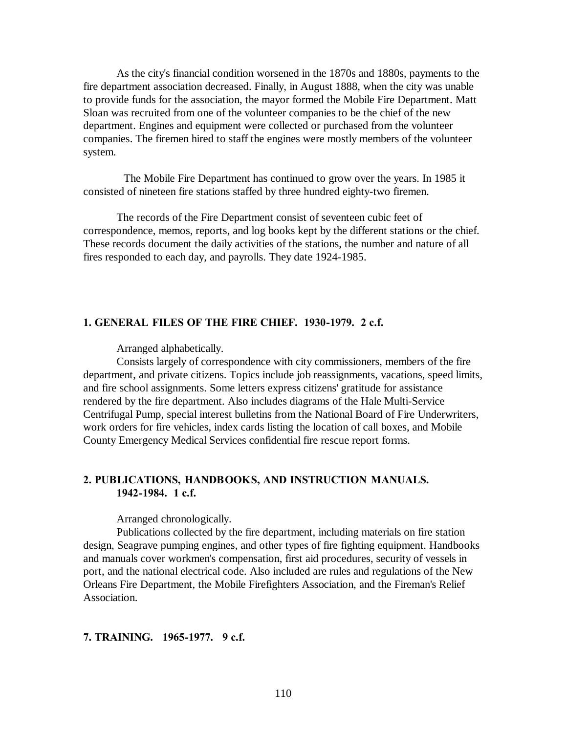As the city's financial condition worsened in the 1870s and 1880s, payments to the fire department association decreased. Finally, in August 1888, when the city was unable to provide funds for the association, the mayor formed the Mobile Fire Department. Matt Sloan was recruited from one of the volunteer companies to be the chief of the new department. Engines and equipment were collected or purchased from the volunteer companies. The firemen hired to staff the engines were mostly members of the volunteer system.

The Mobile Fire Department has continued to grow over the years. In 1985 it consisted of nineteen fire stations staffed by three hundred eighty-two firemen.

The records of the Fire Department consist of seventeen cubic feet of correspondence, memos, reports, and log books kept by the different stations or the chief. These records document the daily activities of the stations, the number and nature of all fires responded to each day, and payrolls. They date 1924-1985.

**1. GENERAL FILES OF THE FIRE CHIEF. 1930-1979. 2 c.f.**

Arranged alphabetically.

Consists largely of correspondence with city commissioners, members of the fire department, and private citizens. Topics include job reassignments, vacations, speed limits, and fire school assignments. Some letters express citizens' gratitude for assistance rendered by the fire department. Also includes diagrams of the Hale Multi-Service Centrifugal Pump, special interest bulletins from the National Board of Fire Underwriters, work orders for fire vehicles, index cards listing the location of call boxes, and Mobile County Emergency Medical Services confidential fire rescue report forms.

**2. PUBLICATIONS, HANDBOOKS, AND INSTRUCTION MANUALS. 1942-1984. 1 c.f.**

Arranged chronologically.

Publications collected by the fire department, including materials on fire station design, Seagrave pumping engines, and other types of fire fighting equipment. Handbooks and manuals cover workmen's compensation, first aid procedures, security of vessels in port, and the national electrical code. Also included are rules and regulations of the New Orleans Fire Department, the Mobile Firefighters Association, and the Fireman's Relief Association.

**7. TRAINING. 1965-1977. 9 c.f.**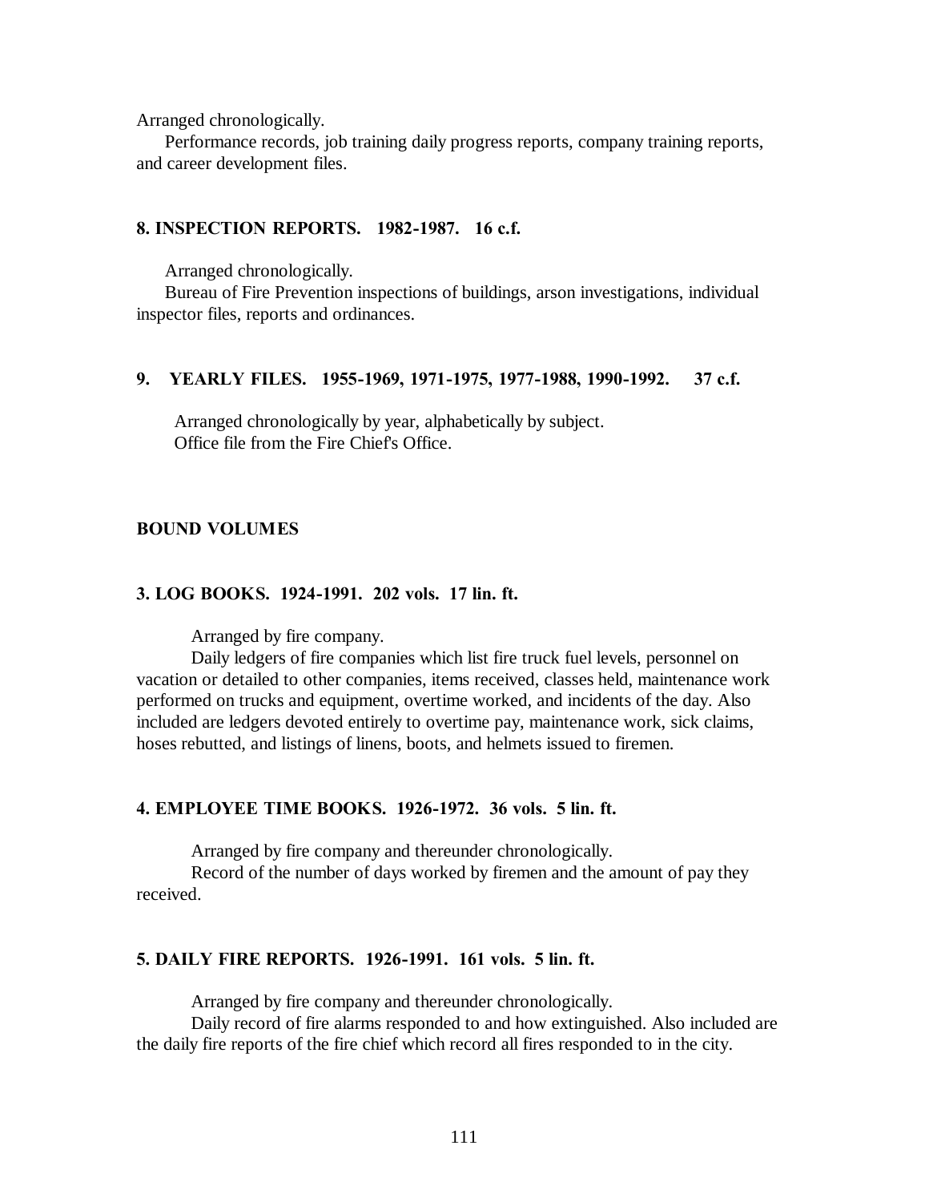Arranged chronologically.

Performance records, job training daily progress reports, company training reports, and career development files.

**8. INSPECTION REPORTS. 1982-1987. 16 c.f.**

Arranged chronologically.

Bureau of Fire Prevention inspections of buildings, arson investigations, individual inspector files, reports and ordinances.

**9. YEARLY FILES. 1955-1969, 1971-1975, 1977-1988, 1990-1992. 37 c.f.**

Arranged chronologically by year, alphabetically by subject.

Office file from the Fire Chief's Office.

**BOUND VOLUMES**

**3. LOG BOOKS. 1924-1991. 202 vols. 17 lin. ft.**

Arranged by fire company.

Daily ledgers of fire companies which list fire truck fuel levels, personnel on vacation or detailed to other companies, items received, classes held, maintenance work performed on trucks and equipment, overtime worked, and incidents of the day. Also included are ledgers devoted entirely to overtime pay, maintenance work, sick claims, hoses rebutted, and listings of linens, boots, and helmets issued to firemen.

**4. EMPLOYEE TIME BOOKS. 1926-1972. 36 vols. 5 lin. ft.**

Arranged by fire company and thereunder chronologically.

Record of the number of days worked by firemen and the amount of pay they received.

**5. DAILY FIRE REPORTS. 1926-1991. 161 vols. 5 lin. ft.**

Arranged by fire company and thereunder chronologically.

Daily record of fire alarms responded to and how extinguished. Also included are the daily fire reports of the fire chief which record all fires responded to in the city.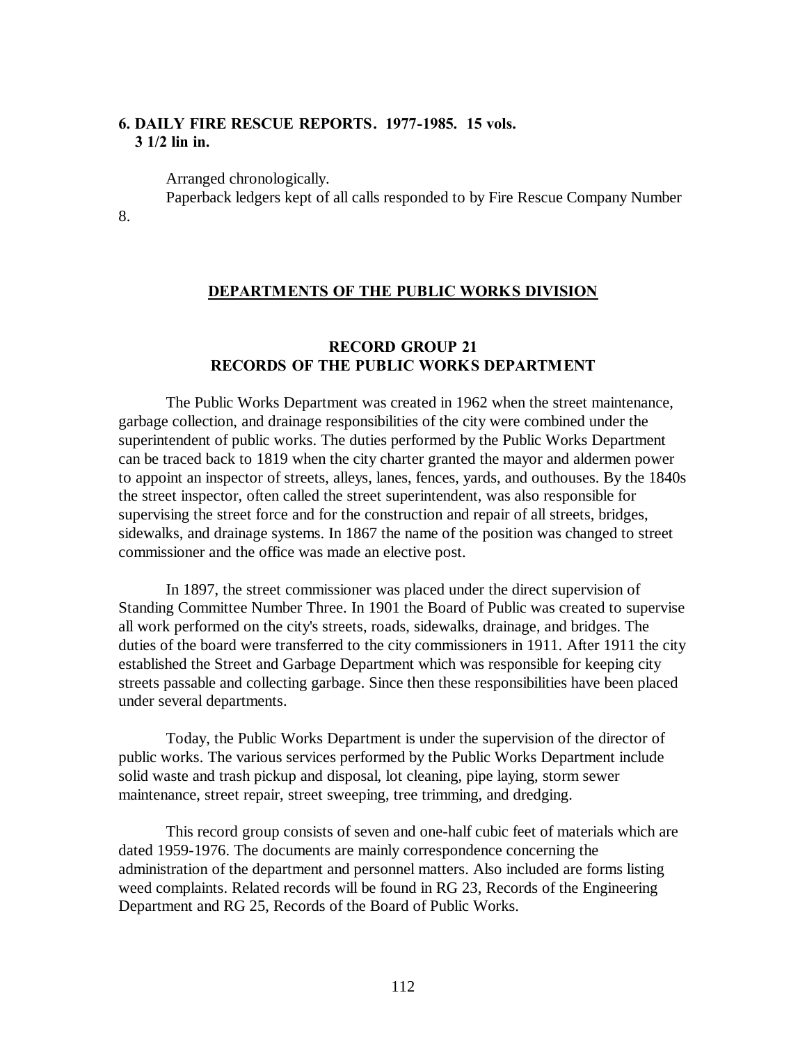**6. DAILY FIRE RESCUE REPORTS. 1977-1985. 15 vols.**
**3 1/2 lin in.**

Arranged chronologically.
Paperback ledgers kept of all calls responded to by Fire Rescue Company Number 8.

## DEPARTMENTS OF THE PUBLIC WORKS DIVISION

### RECORD GROUP 21
### RECORDS OF THE PUBLIC WORKS DEPARTMENT

The Public Works Department was created in 1962 when the street maintenance, garbage collection, and drainage responsibilities of the city were combined under the superintendent of public works. The duties performed by the Public Works Department can be traced back to 1819 when the city charter granted the mayor and aldermen power to appoint an inspector of streets, alleys, lanes, fences, yards, and outhouses. By the 1840s the street inspector, often called the street superintendent, was also responsible for supervising the street force and for the construction and repair of all streets, bridges, sidewalks, and drainage systems. In 1867 the name of the position was changed to street commissioner and the office was made an elective post.

In 1897, the street commissioner was placed under the direct supervision of Standing Committee Number Three. In 1901 the Board of Public was created to supervise all work performed on the city's streets, roads, sidewalks, drainage, and bridges. The duties of the board were transferred to the city commissioners in 1911. After 1911 the city established the Street and Garbage Department which was responsible for keeping city streets passable and collecting garbage. Since then these responsibilities have been placed under several departments.

Today, the Public Works Department is under the supervision of the director of public works. The various services performed by the Public Works Department include solid waste and trash pickup and disposal, lot cleaning, pipe laying, storm sewer maintenance, street repair, street sweeping, tree trimming, and dredging.

This record group consists of seven and one-half cubic feet of materials which are dated 1959-1976. The documents are mainly correspondence concerning the administration of the department and personnel matters. Also included are forms listing weed complaints. Related records will be found in RG 23, Records of the Engineering Department and RG 25, Records of the Board of Public Works.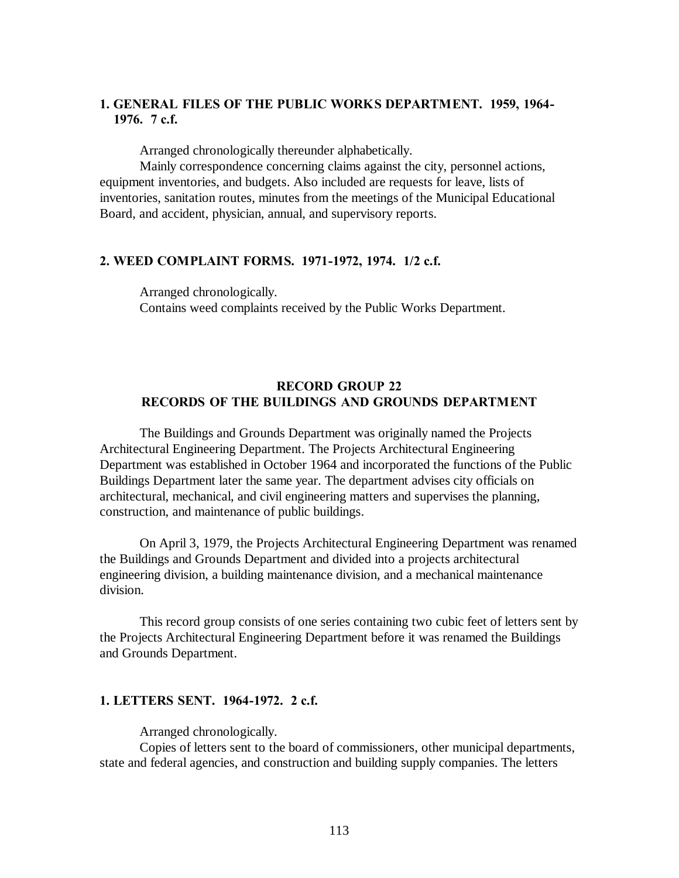### 1. GENERAL FILES OF THE PUBLIC WORKS DEPARTMENT. 1959, 1964-1976. 7 c.f.

Arranged chronologically thereunder alphabetically.

Mainly correspondence concerning claims against the city, personnel actions, equipment inventories, and budgets. Also included are requests for leave, lists of inventories, sanitation routes, minutes from the meetings of the Municipal Educational Board, and accident, physician, annual, and supervisory reports.

### 2. WEED COMPLAINT FORMS. 1971-1972, 1974. 1/2 c.f.

Arranged chronologically.

Contains weed complaints received by the Public Works Department.

## RECORD GROUP 22
## RECORDS OF THE BUILDINGS AND GROUNDS DEPARTMENT

The Buildings and Grounds Department was originally named the Projects Architectural Engineering Department. The Projects Architectural Engineering Department was established in October 1964 and incorporated the functions of the Public Buildings Department later the same year. The department advises city officials on architectural, mechanical, and civil engineering matters and supervises the planning, construction, and maintenance of public buildings.

On April 3, 1979, the Projects Architectural Engineering Department was renamed the Buildings and Grounds Department and divided into a projects architectural engineering division, a building maintenance division, and a mechanical maintenance division.

This record group consists of one series containing two cubic feet of letters sent by the Projects Architectural Engineering Department before it was renamed the Buildings and Grounds Department.

### 1. LETTERS SENT. 1964-1972. 2 c.f.

Arranged chronologically.

Copies of letters sent to the board of commissioners, other municipal departments, state and federal agencies, and construction and building supply companies. The letters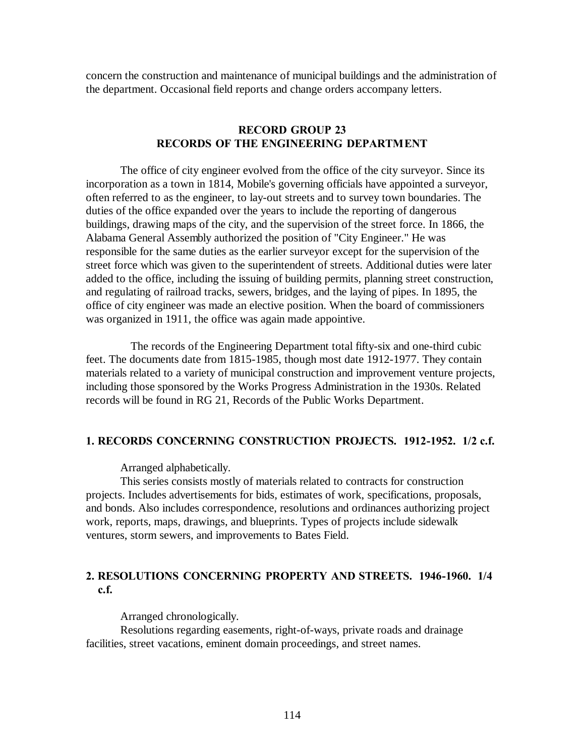concern the construction and maintenance of municipal buildings and the administration of the department. Occasional field reports and change orders accompany letters.

## RECORD GROUP 23
## RECORDS OF THE ENGINEERING DEPARTMENT

The office of city engineer evolved from the office of the city surveyor. Since its incorporation as a town in 1814, Mobile's governing officials have appointed a surveyor, often referred to as the engineer, to lay-out streets and to survey town boundaries. The duties of the office expanded over the years to include the reporting of dangerous buildings, drawing maps of the city, and the supervision of the street force. In 1866, the Alabama General Assembly authorized the position of "City Engineer." He was responsible for the same duties as the earlier surveyor except for the supervision of the street force which was given to the superintendent of streets. Additional duties were later added to the office, including the issuing of building permits, planning street construction, and regulating of railroad tracks, sewers, bridges, and the laying of pipes. In 1895, the office of city engineer was made an elective position. When the board of commissioners was organized in 1911, the office was again made appointive.

The records of the Engineering Department total fifty-six and one-third cubic feet. The documents date from 1815-1985, though most date 1912-1977. They contain materials related to a variety of municipal construction and improvement venture projects, including those sponsored by the Works Progress Administration in the 1930s. Related records will be found in RG 21, Records of the Public Works Department.

### 1. RECORDS CONCERNING CONSTRUCTION PROJECTS. 1912-1952. 1/2 c.f.

Arranged alphabetically.

This series consists mostly of materials related to contracts for construction projects. Includes advertisements for bids, estimates of work, specifications, proposals, and bonds. Also includes correspondence, resolutions and ordinances authorizing project work, reports, maps, drawings, and blueprints. Types of projects include sidewalk ventures, storm sewers, and improvements to Bates Field.

### 2. RESOLUTIONS CONCERNING PROPERTY AND STREETS. 1946-1960. 1/4 c.f.

Arranged chronologically.

Resolutions regarding easements, right-of-ways, private roads and drainage facilities, street vacations, eminent domain proceedings, and street names.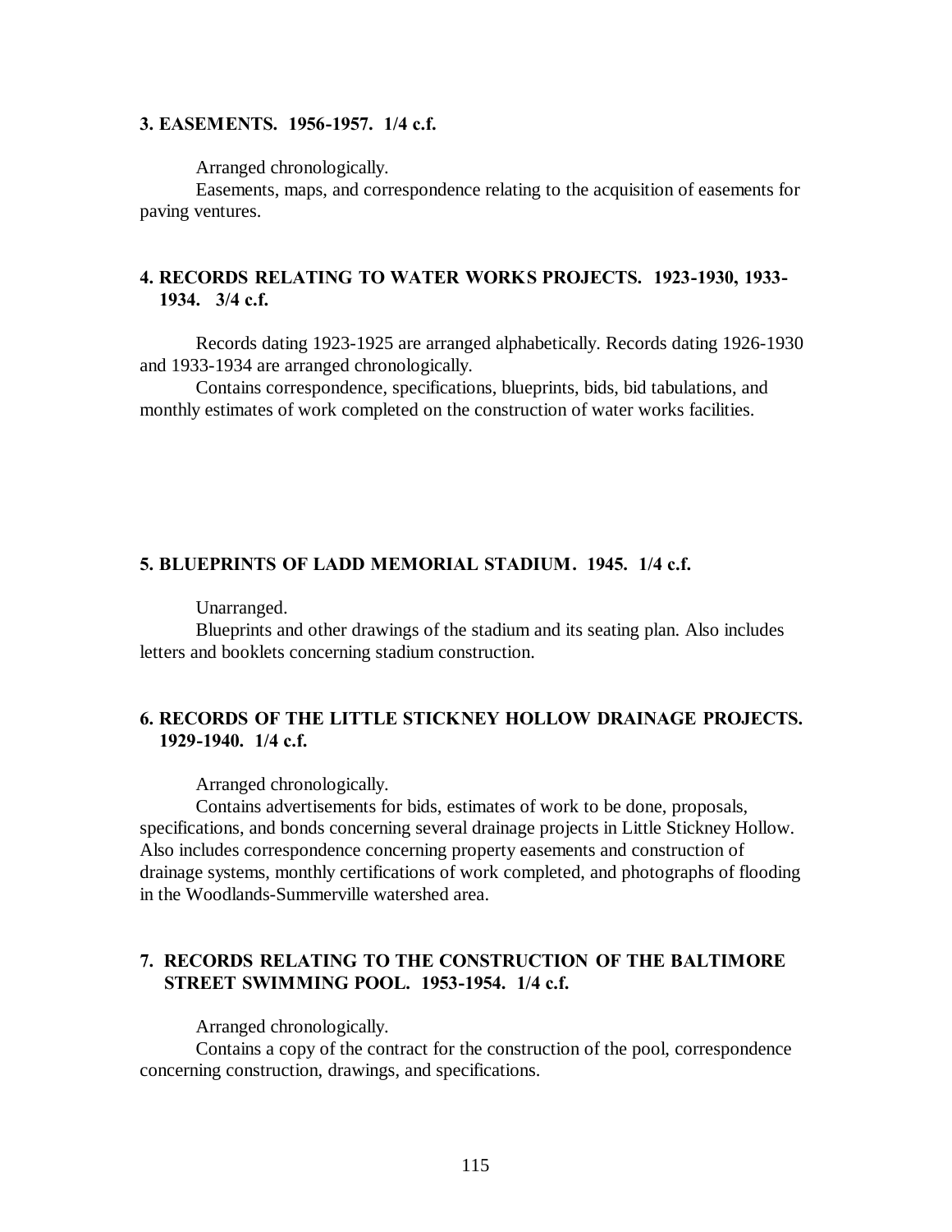**3. EASEMENTS. 1956-1957. 1/4 c.f.**

Arranged chronologically.

Easements, maps, and correspondence relating to the acquisition of easements for paving ventures.

**4. RECORDS RELATING TO WATER WORKS PROJECTS. 1923-1930, 1933-1934. 3/4 c.f.**

Records dating 1923-1925 are arranged alphabetically. Records dating 1926-1930 and 1933-1934 are arranged chronologically.

Contains correspondence, specifications, blueprints, bids, bid tabulations, and monthly estimates of work completed on the construction of water works facilities.

**5. BLUEPRINTS OF LADD MEMORIAL STADIUM. 1945. 1/4 c.f.**

Unarranged.

Blueprints and other drawings of the stadium and its seating plan. Also includes letters and booklets concerning stadium construction.

**6. RECORDS OF THE LITTLE STICKNEY HOLLOW DRAINAGE PROJECTS. 1929-1940. 1/4 c.f.**

Arranged chronologically.

Contains advertisements for bids, estimates of work to be done, proposals, specifications, and bonds concerning several drainage projects in Little Stickney Hollow. Also includes correspondence concerning property easements and construction of drainage systems, monthly certifications of work completed, and photographs of flooding in the Woodlands-Summerville watershed area.

**7. RECORDS RELATING TO THE CONSTRUCTION OF THE BALTIMORE STREET SWIMMING POOL. 1953-1954. 1/4 c.f.**

Arranged chronologically.

Contains a copy of the contract for the construction of the pool, correspondence concerning construction, drawings, and specifications.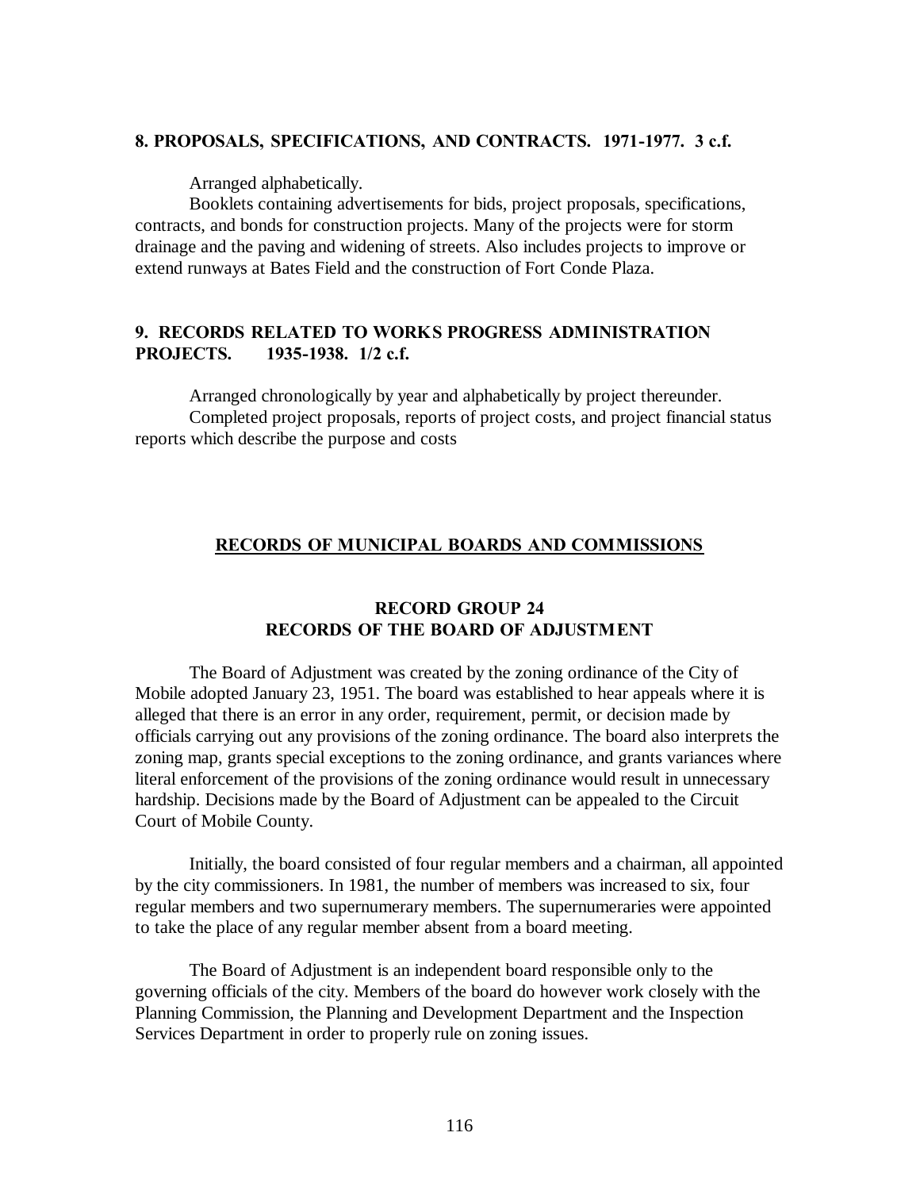**8. PROPOSALS, SPECIFICATIONS, AND CONTRACTS. 1971-1977. 3 c.f.**

Arranged alphabetically.

Booklets containing advertisements for bids, project proposals, specifications, contracts, and bonds for construction projects. Many of the projects were for storm drainage and the paving and widening of streets. Also includes projects to improve or extend runways at Bates Field and the construction of Fort Conde Plaza.

**9. RECORDS RELATED TO WORKS PROGRESS ADMINISTRATION PROJECTS. 1935-1938. 1/2 c.f.**

Arranged chronologically by year and alphabetically by project thereunder.

Completed project proposals, reports of project costs, and project financial status reports which describe the purpose and costs

## RECORDS OF MUNICIPAL BOARDS AND COMMISSIONS

### RECORD GROUP 24
### RECORDS OF THE BOARD OF ADJUSTMENT

The Board of Adjustment was created by the zoning ordinance of the City of Mobile adopted January 23, 1951. The board was established to hear appeals where it is alleged that there is an error in any order, requirement, permit, or decision made by officials carrying out any provisions of the zoning ordinance. The board also interprets the zoning map, grants special exceptions to the zoning ordinance, and grants variances where literal enforcement of the provisions of the zoning ordinance would result in unnecessary hardship. Decisions made by the Board of Adjustment can be appealed to the Circuit Court of Mobile County.

Initially, the board consisted of four regular members and a chairman, all appointed by the city commissioners. In 1981, the number of members was increased to six, four regular members and two supernumerary members. The supernumeraries were appointed to take the place of any regular member absent from a board meeting.

The Board of Adjustment is an independent board responsible only to the governing officials of the city. Members of the board do however work closely with the Planning Commission, the Planning and Development Department and the Inspection Services Department in order to properly rule on zoning issues.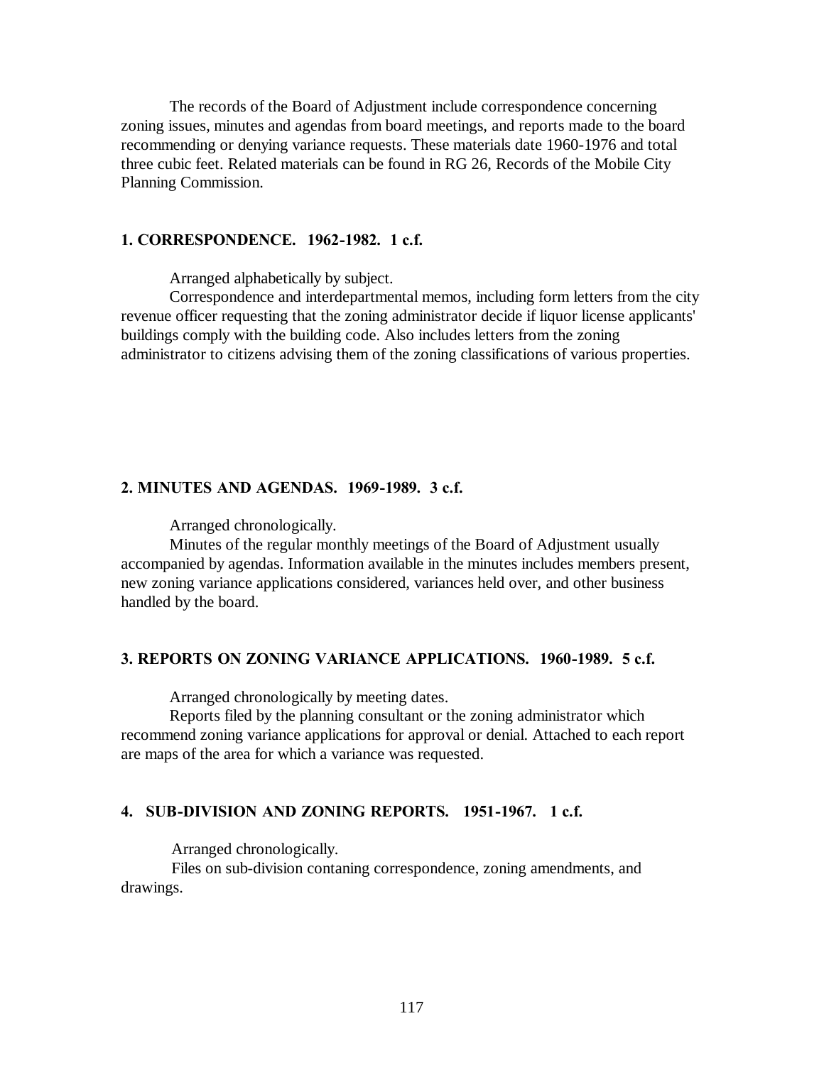The records of the Board of Adjustment include correspondence concerning zoning issues, minutes and agendas from board meetings, and reports made to the board recommending or denying variance requests. These materials date 1960-1976 and total three cubic feet. Related materials can be found in RG 26, Records of the Mobile City Planning Commission.

**1. CORRESPONDENCE. 1962-1982. 1 c.f.**

Arranged alphabetically by subject.

Correspondence and interdepartmental memos, including form letters from the city revenue officer requesting that the zoning administrator decide if liquor license applicants' buildings comply with the building code. Also includes letters from the zoning administrator to citizens advising them of the zoning classifications of various properties.

**2. MINUTES AND AGENDAS. 1969-1989. 3 c.f.**

Arranged chronologically.

Minutes of the regular monthly meetings of the Board of Adjustment usually accompanied by agendas. Information available in the minutes includes members present, new zoning variance applications considered, variances held over, and other business handled by the board.

**3. REPORTS ON ZONING VARIANCE APPLICATIONS. 1960-1989. 5 c.f.**

Arranged chronologically by meeting dates.

Reports filed by the planning consultant or the zoning administrator which recommend zoning variance applications for approval or denial. Attached to each report are maps of the area for which a variance was requested.

**4. SUB-DIVISION AND ZONING REPORTS. 1951-1967. 1 c.f.**

Arranged chronologically.

Files on sub-division contaning correspondence, zoning amendments, and drawings.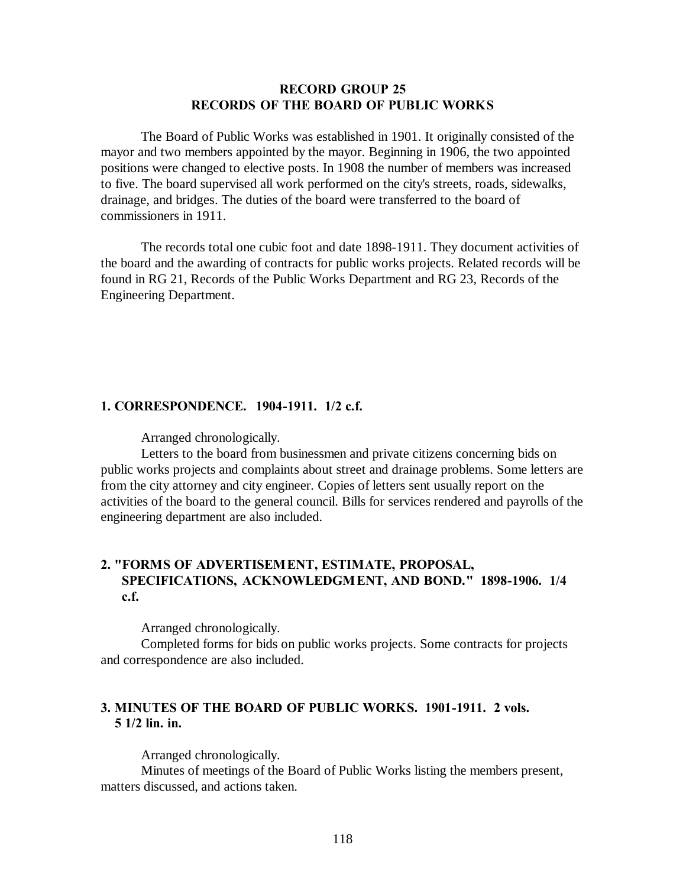# RECORD GROUP 25
# RECORDS OF THE BOARD OF PUBLIC WORKS

The Board of Public Works was established in 1901. It originally consisted of the mayor and two members appointed by the mayor. Beginning in 1906, the two appointed positions were changed to elective posts. In 1908 the number of members was increased to five. The board supervised all work performed on the city's streets, roads, sidewalks, drainage, and bridges. The duties of the board were transferred to the board of commissioners in 1911.

The records total one cubic foot and date 1898-1911. They document activities of the board and the awarding of contracts for public works projects. Related records will be found in RG 21, Records of the Public Works Department and RG 23, Records of the Engineering Department.

### 1. CORRESPONDENCE. 1904-1911. 1/2 c.f.

Arranged chronologically.

Letters to the board from businessmen and private citizens concerning bids on public works projects and complaints about street and drainage problems. Some letters are from the city attorney and city engineer. Copies of letters sent usually report on the activities of the board to the general council. Bills for services rendered and payrolls of the engineering department are also included.

### 2. "FORMS OF ADVERTISEMENT, ESTIMATE, PROPOSAL, SPECIFICATIONS, ACKNOWLEDGMENT, AND BOND." 1898-1906. 1/4 c.f.

Arranged chronologically.

Completed forms for bids on public works projects. Some contracts for projects and correspondence are also included.

### 3. MINUTES OF THE BOARD OF PUBLIC WORKS. 1901-1911. 2 vols. 5 1/2 lin. in.

Arranged chronologically.

Minutes of meetings of the Board of Public Works listing the members present, matters discussed, and actions taken.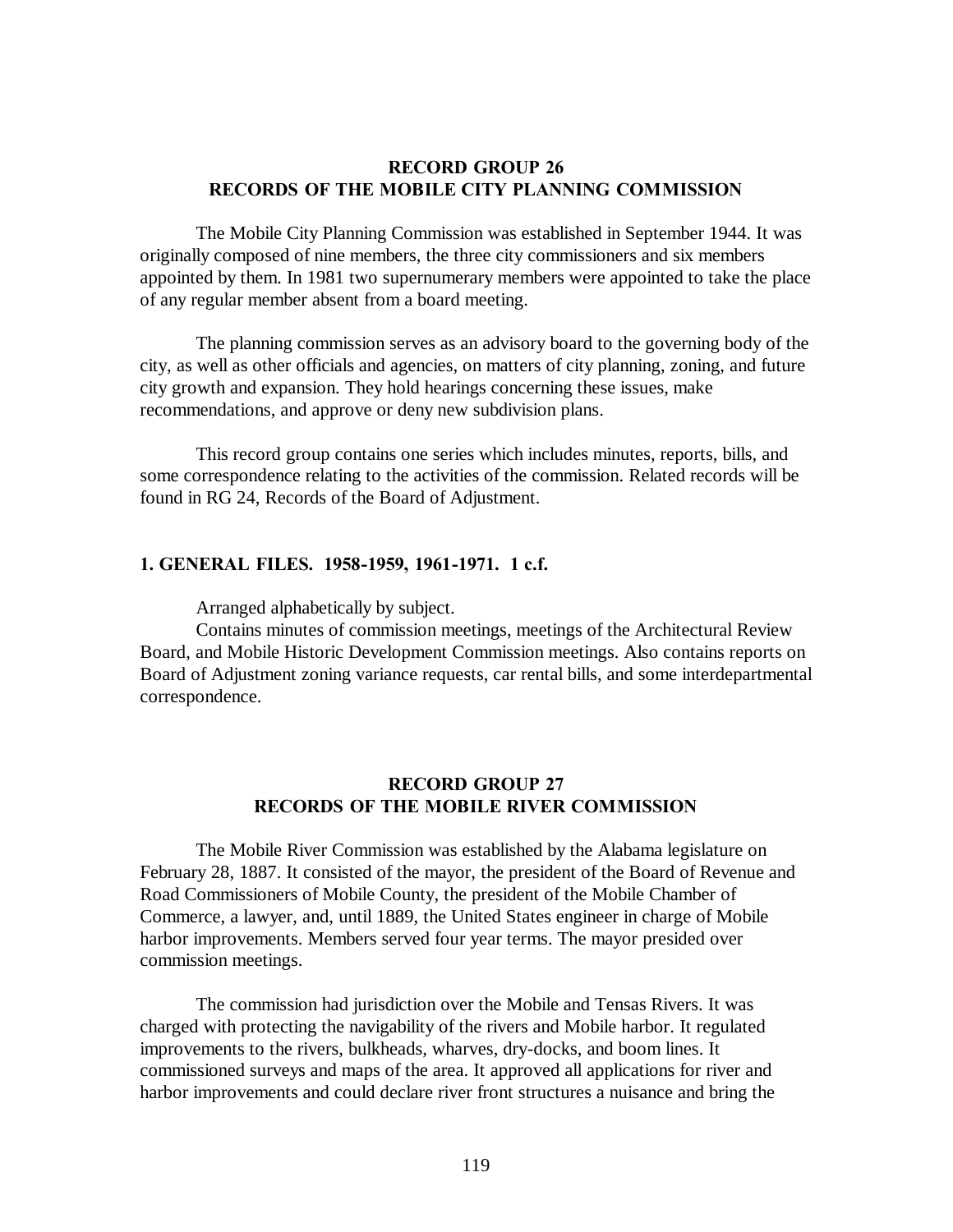## RECORD GROUP 26
## RECORDS OF THE MOBILE CITY PLANNING COMMISSION

The Mobile City Planning Commission was established in September 1944. It was originally composed of nine members, the three city commissioners and six members appointed by them. In 1981 two supernumerary members were appointed to take the place of any regular member absent from a board meeting.

The planning commission serves as an advisory board to the governing body of the city, as well as other officials and agencies, on matters of city planning, zoning, and future city growth and expansion. They hold hearings concerning these issues, make recommendations, and approve or deny new subdivision plans.

This record group contains one series which includes minutes, reports, bills, and some correspondence relating to the activities of the commission. Related records will be found in RG 24, Records of the Board of Adjustment.

### 1. GENERAL FILES. 1958-1959, 1961-1971. 1 c.f.

Arranged alphabetically by subject.

Contains minutes of commission meetings, meetings of the Architectural Review Board, and Mobile Historic Development Commission meetings. Also contains reports on Board of Adjustment zoning variance requests, car rental bills, and some interdepartmental correspondence.

## RECORD GROUP 27
## RECORDS OF THE MOBILE RIVER COMMISSION

The Mobile River Commission was established by the Alabama legislature on February 28, 1887. It consisted of the mayor, the president of the Board of Revenue and Road Commissioners of Mobile County, the president of the Mobile Chamber of Commerce, a lawyer, and, until 1889, the United States engineer in charge of Mobile harbor improvements. Members served four year terms. The mayor presided over commission meetings.

The commission had jurisdiction over the Mobile and Tensas Rivers. It was charged with protecting the navigability of the rivers and Mobile harbor. It regulated improvements to the rivers, bulkheads, wharves, dry-docks, and boom lines. It commissioned surveys and maps of the area. It approved all applications for river and harbor improvements and could declare river front structures a nuisance and bring the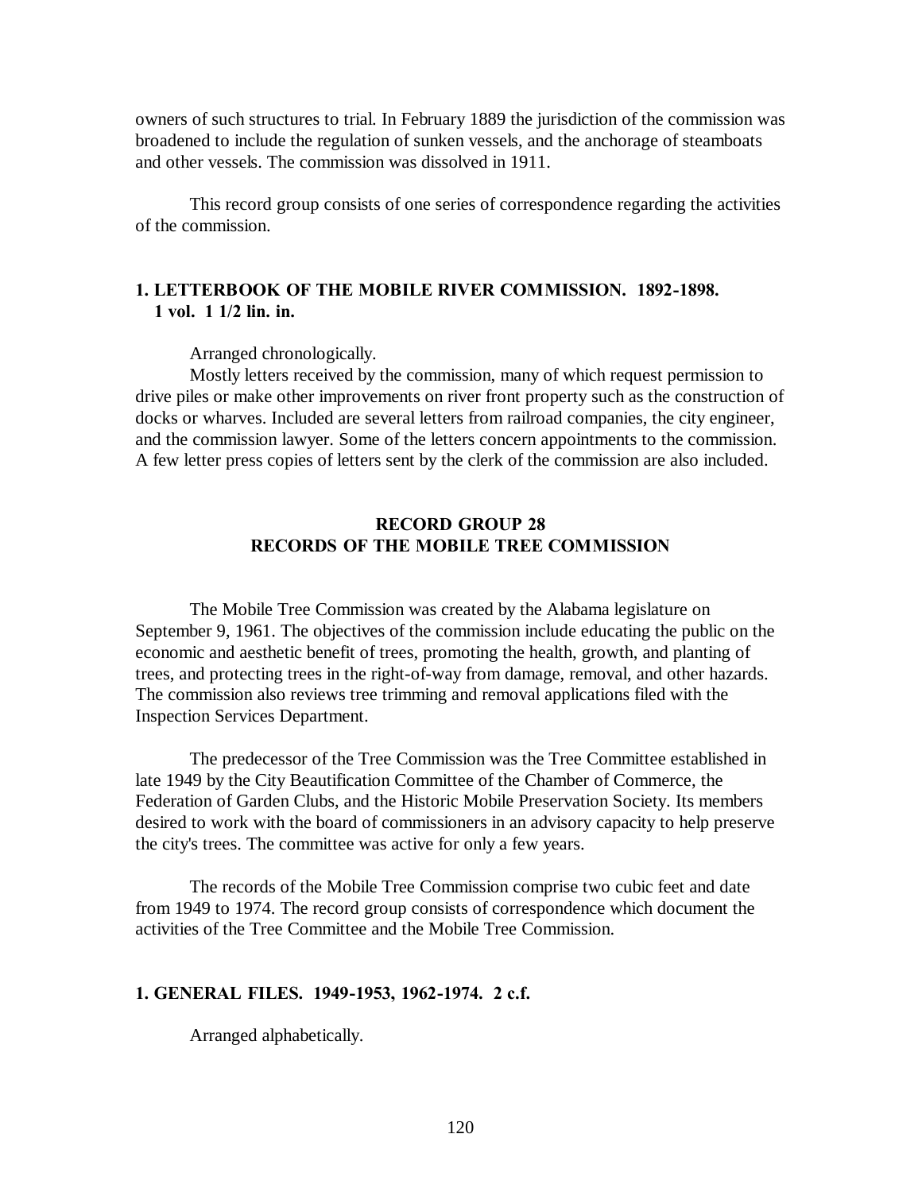owners of such structures to trial. In February 1889 the jurisdiction of the commission was broadened to include the regulation of sunken vessels, and the anchorage of steamboats and other vessels. The commission was dissolved in 1911.

This record group consists of one series of correspondence regarding the activities of the commission.

### 1. LETTERBOOK OF THE MOBILE RIVER COMMISSION. 1892-1898. 1 vol. 1 1/2 lin. in.

Arranged chronologically.

Mostly letters received by the commission, many of which request permission to drive piles or make other improvements on river front property such as the construction of docks or wharves. Included are several letters from railroad companies, the city engineer, and the commission lawyer. Some of the letters concern appointments to the commission. A few letter press copies of letters sent by the clerk of the commission are also included.

## RECORD GROUP 28
## RECORDS OF THE MOBILE TREE COMMISSION

The Mobile Tree Commission was created by the Alabama legislature on September 9, 1961. The objectives of the commission include educating the public on the economic and aesthetic benefit of trees, promoting the health, growth, and planting of trees, and protecting trees in the right-of-way from damage, removal, and other hazards. The commission also reviews tree trimming and removal applications filed with the Inspection Services Department.

The predecessor of the Tree Commission was the Tree Committee established in late 1949 by the City Beautification Committee of the Chamber of Commerce, the Federation of Garden Clubs, and the Historic Mobile Preservation Society. Its members desired to work with the board of commissioners in an advisory capacity to help preserve the city's trees. The committee was active for only a few years.

The records of the Mobile Tree Commission comprise two cubic feet and date from 1949 to 1974. The record group consists of correspondence which document the activities of the Tree Committee and the Mobile Tree Commission.

### 1. GENERAL FILES. 1949-1953, 1962-1974. 2 c.f.

Arranged alphabetically.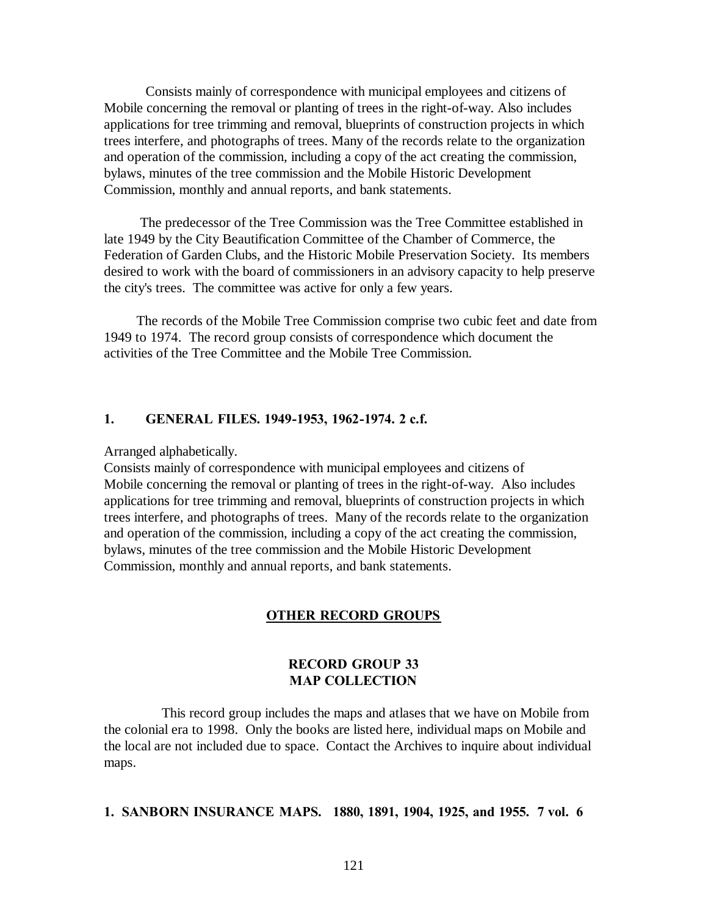Consists mainly of correspondence with municipal employees and citizens of Mobile concerning the removal or planting of trees in the right-of-way. Also includes applications for tree trimming and removal, blueprints of construction projects in which trees interfere, and photographs of trees. Many of the records relate to the organization and operation of the commission, including a copy of the act creating the commission, bylaws, minutes of the tree commission and the Mobile Historic Development Commission, monthly and annual reports, and bank statements.

The predecessor of the Tree Commission was the Tree Committee established in late 1949 by the City Beautification Committee of the Chamber of Commerce, the Federation of Garden Clubs, and the Historic Mobile Preservation Society. Its members desired to work with the board of commissioners in an advisory capacity to help preserve the city's trees. The committee was active for only a few years.

The records of the Mobile Tree Commission comprise two cubic feet and date from 1949 to 1974. The record group consists of correspondence which document the activities of the Tree Committee and the Mobile Tree Commission.

**1. GENERAL FILES. 1949-1953, 1962-1974. 2 c.f.**

Arranged alphabetically.
Consists mainly of correspondence with municipal employees and citizens of Mobile concerning the removal or planting of trees in the right-of-way. Also includes applications for tree trimming and removal, blueprints of construction projects in which trees interfere, and photographs of trees. Many of the records relate to the organization and operation of the commission, including a copy of the act creating the commission, bylaws, minutes of the tree commission and the Mobile Historic Development Commission, monthly and annual reports, and bank statements.

## OTHER RECORD GROUPS

### RECORD GROUP 33
### MAP COLLECTION

This record group includes the maps and atlases that we have on Mobile from the colonial era to 1998. Only the books are listed here, individual maps on Mobile and the local are not included due to space. Contact the Archives to inquire about individual maps.

**1. SANBORN INSURANCE MAPS. 1880, 1891, 1904, 1925, and 1955. 7 vol. 6**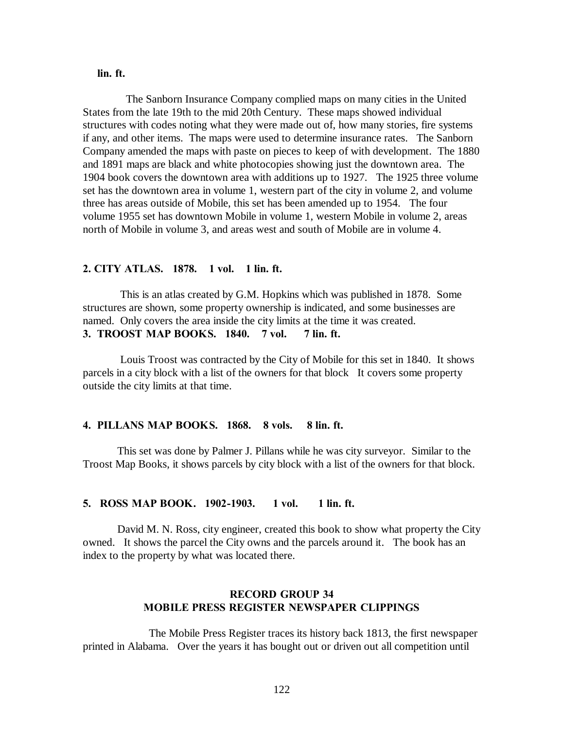**lin. ft.**

The Sanborn Insurance Company complied maps on many cities in the United States from the late 19th to the mid 20th Century. These maps showed individual structures with codes noting what they were made out of, how many stories, fire systems if any, and other items. The maps were used to determine insurance rates. The Sanborn Company amended the maps with paste on pieces to keep of with development. The 1880 and 1891 maps are black and white photocopies showing just the downtown area. The 1904 book covers the downtown area with additions up to 1927. The 1925 three volume set has the downtown area in volume 1, western part of the city in volume 2, and volume three has areas outside of Mobile, this set has been amended up to 1954. The four volume 1955 set has downtown Mobile in volume 1, western Mobile in volume 2, areas north of Mobile in volume 3, and areas west and south of Mobile are in volume 4.

**2. CITY ATLAS. 1878. 1 vol. 1 lin. ft.**

This is an atlas created by G.M. Hopkins which was published in 1878. Some structures are shown, some property ownership is indicated, and some businesses are named. Only covers the area inside the city limits at the time it was created.

**3. TROOST MAP BOOKS. 1840. 7 vol. 7 lin. ft.**

Louis Troost was contracted by the City of Mobile for this set in 1840. It shows parcels in a city block with a list of the owners for that block It covers some property outside the city limits at that time.

**4. PILLANS MAP BOOKS. 1868. 8 vols. 8 lin. ft.**

This set was done by Palmer J. Pillans while he was city surveyor. Similar to the Troost Map Books, it shows parcels by city block with a list of the owners for that block.

**5. ROSS MAP BOOK. 1902-1903. 1 vol. 1 lin. ft.**

David M. N. Ross, city engineer, created this book to show what property the City owned. It shows the parcel the City owns and the parcels around it. The book has an index to the property by what was located there.

## RECORD GROUP 34
## MOBILE PRESS REGISTER NEWSPAPER CLIPPINGS

The Mobile Press Register traces its history back 1813, the first newspaper printed in Alabama. Over the years it has bought out or driven out all competition until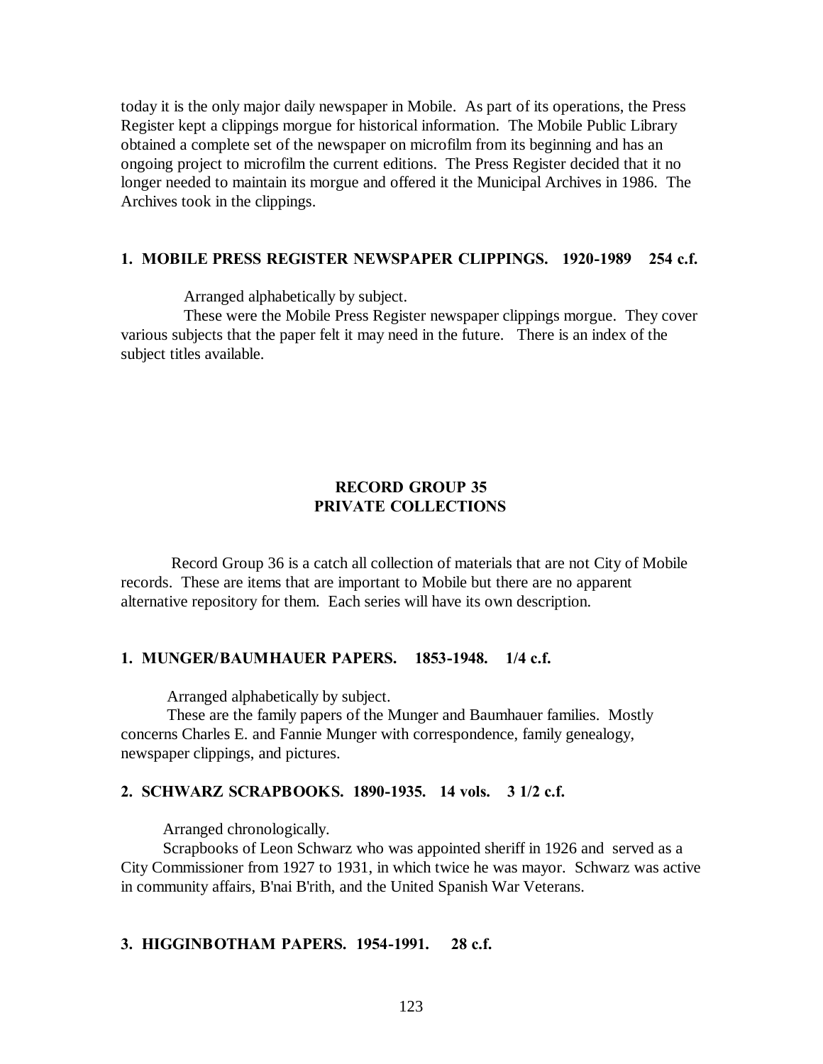today it is the only major daily newspaper in Mobile. As part of its operations, the Press Register kept a clippings morgue for historical information. The Mobile Public Library obtained a complete set of the newspaper on microfilm from its beginning and has an ongoing project to microfilm the current editions. The Press Register decided that it no longer needed to maintain its morgue and offered it the Municipal Archives in 1986. The Archives took in the clippings.

**1. MOBILE PRESS REGISTER NEWSPAPER CLIPPINGS. 1920-1989 254 c.f.**

Arranged alphabetically by subject.

These were the Mobile Press Register newspaper clippings morgue. They cover various subjects that the paper felt it may need in the future. There is an index of the subject titles available.

## RECORD GROUP 35
## PRIVATE COLLECTIONS

Record Group 36 is a catch all collection of materials that are not City of Mobile records. These are items that are important to Mobile but there are no apparent alternative repository for them. Each series will have its own description.

**1. MUNGER/BAUMHAUER PAPERS. 1853-1948. 1/4 c.f.**

Arranged alphabetically by subject.

These are the family papers of the Munger and Baumhauer families. Mostly concerns Charles E. and Fannie Munger with correspondence, family genealogy, newspaper clippings, and pictures.

**2. SCHWARZ SCRAPBOOKS. 1890-1935. 14 vols. 3 1/2 c.f.**

Arranged chronologically.

Scrapbooks of Leon Schwarz who was appointed sheriff in 1926 and served as a City Commissioner from 1927 to 1931, in which twice he was mayor. Schwarz was active in community affairs, B'nai B'rith, and the United Spanish War Veterans.

**3. HIGGINBOTHAM PAPERS. 1954-1991. 28 c.f.**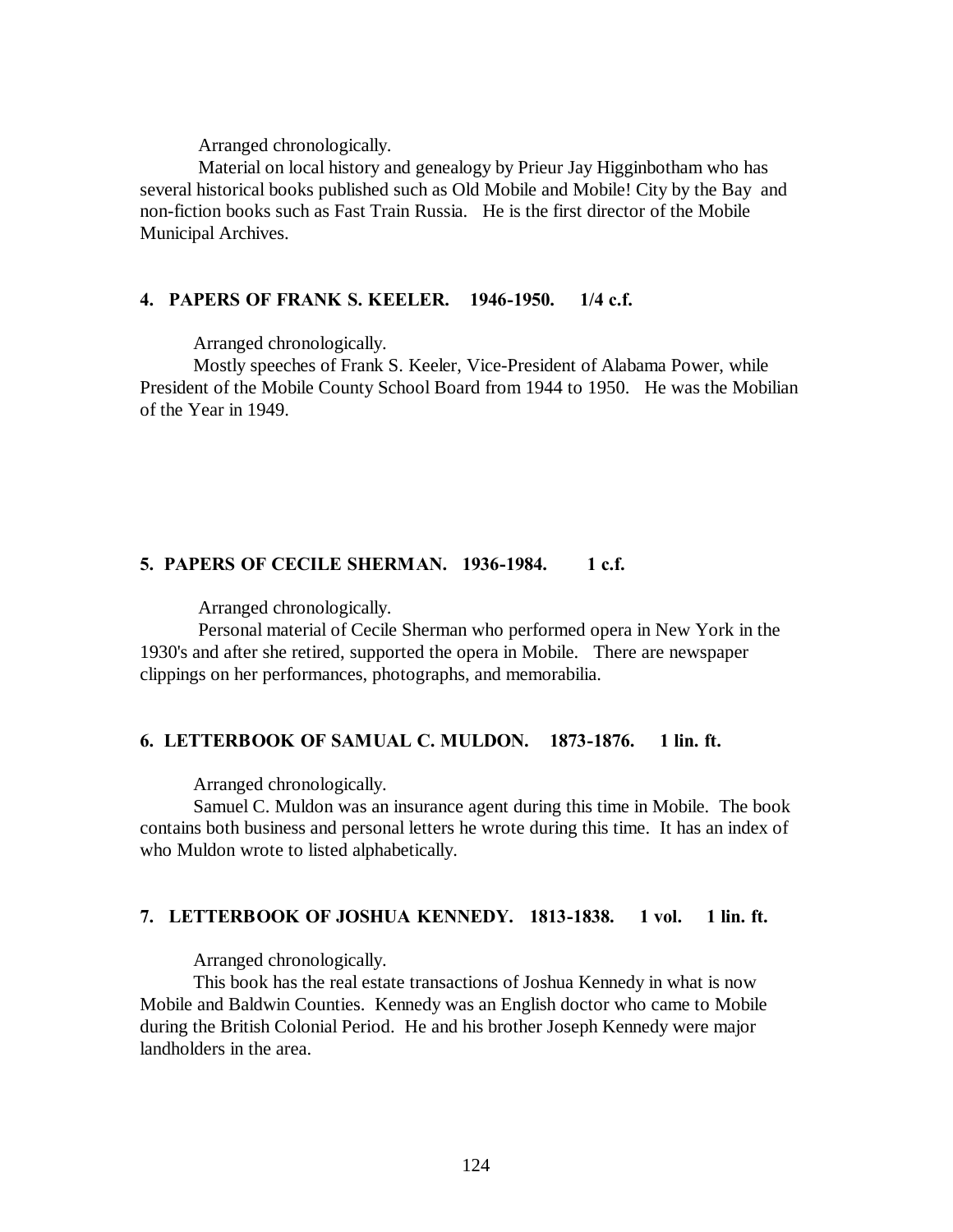Arranged chronologically.

Material on local history and genealogy by Prieur Jay Higginbotham who has several historical books published such as Old Mobile and Mobile! City by the Bay and non-fiction books such as Fast Train Russia. He is the first director of the Mobile Municipal Archives.

**4. PAPERS OF FRANK S. KEELER. 1946-1950. 1/4 c.f.**

Arranged chronologically.

Mostly speeches of Frank S. Keeler, Vice-President of Alabama Power, while President of the Mobile County School Board from 1944 to 1950. He was the Mobilian of the Year in 1949.

**5. PAPERS OF CECILE SHERMAN. 1936-1984. 1 c.f.**

Arranged chronologically.

Personal material of Cecile Sherman who performed opera in New York in the 1930's and after she retired, supported the opera in Mobile. There are newspaper clippings on her performances, photographs, and memorabilia.

**6. LETTERBOOK OF SAMUAL C. MULDON. 1873-1876. 1 lin. ft.**

Arranged chronologically.

Samuel C. Muldon was an insurance agent during this time in Mobile. The book contains both business and personal letters he wrote during this time. It has an index of who Muldon wrote to listed alphabetically.

**7. LETTERBOOK OF JOSHUA KENNEDY. 1813-1838. 1 vol. 1 lin. ft.**

Arranged chronologically.

This book has the real estate transactions of Joshua Kennedy in what is now Mobile and Baldwin Counties. Kennedy was an English doctor who came to Mobile during the British Colonial Period. He and his brother Joseph Kennedy were major landholders in the area.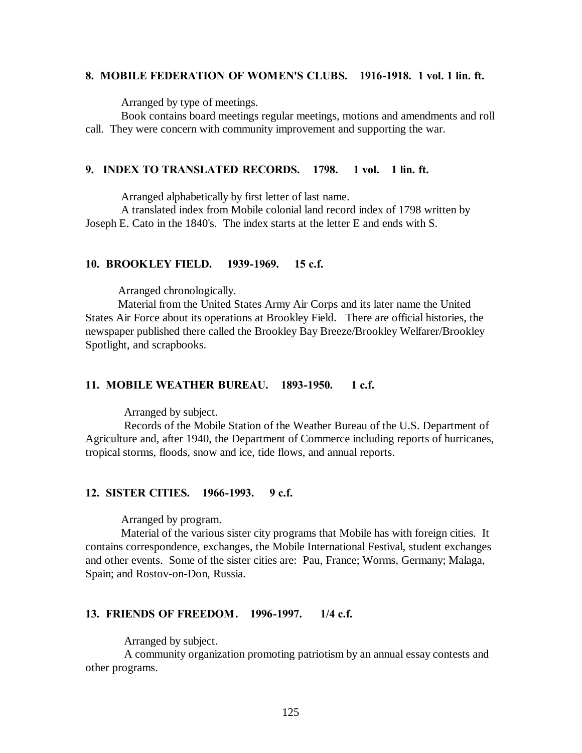**8. MOBILE FEDERATION OF WOMEN'S CLUBS. 1916-1918. 1 vol. 1 lin. ft.**

Arranged by type of meetings.

Book contains board meetings regular meetings, motions and amendments and roll call. They were concern with community improvement and supporting the war.

**9. INDEX TO TRANSLATED RECORDS. 1798. 1 vol. 1 lin. ft.**

Arranged alphabetically by first letter of last name.

A translated index from Mobile colonial land record index of 1798 written by Joseph E. Cato in the 1840's. The index starts at the letter E and ends with S.

**10. BROOKLEY FIELD. 1939-1969. 15 c.f.**

Arranged chronologically.

Material from the United States Army Air Corps and its later name the United States Air Force about its operations at Brookley Field. There are official histories, the newspaper published there called the Brookley Bay Breeze/Brookley Welfarer/Brookley Spotlight, and scrapbooks.

**11. MOBILE WEATHER BUREAU. 1893-1950. 1 c.f.**

Arranged by subject.

Records of the Mobile Station of the Weather Bureau of the U.S. Department of Agriculture and, after 1940, the Department of Commerce including reports of hurricanes, tropical storms, floods, snow and ice, tide flows, and annual reports.

**12. SISTER CITIES. 1966-1993. 9 c.f.**

Arranged by program.

Material of the various sister city programs that Mobile has with foreign cities. It contains correspondence, exchanges, the Mobile International Festival, student exchanges and other events. Some of the sister cities are: Pau, France; Worms, Germany; Malaga, Spain; and Rostov-on-Don, Russia.

**13. FRIENDS OF FREEDOM. 1996-1997. 1/4 c.f.**

Arranged by subject.

A community organization promoting patriotism by an annual essay contests and other programs.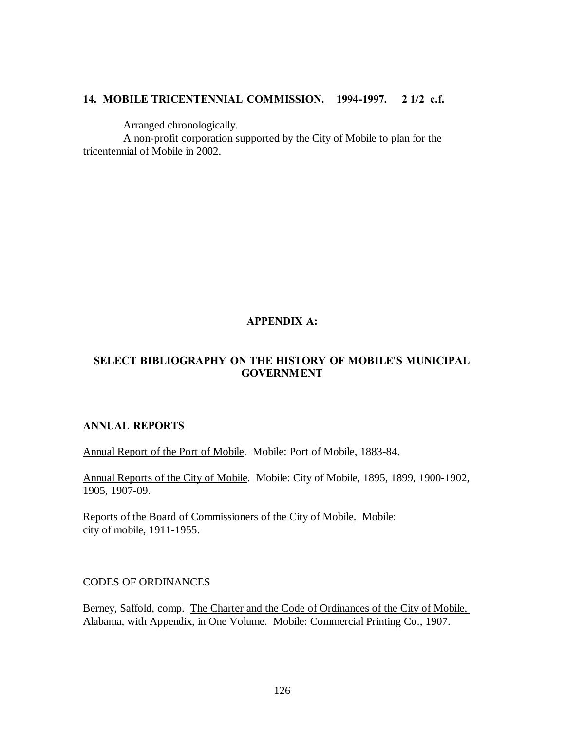### 14. MOBILE TRICENTENNIAL COMMISSION. 1994-1997. 2 1/2 c.f.

Arranged chronologically.

A non-profit corporation supported by the City of Mobile to plan for the tricentennial of Mobile in 2002.

## APPENDIX A:

## SELECT BIBLIOGRAPHY ON THE HISTORY OF MOBILE'S MUNICIPAL GOVERNMENT

### ANNUAL REPORTS

Annual Report of the Port of Mobile. Mobile: Port of Mobile, 1883-84.

Annual Reports of the City of Mobile. Mobile: City of Mobile, 1895, 1899, 1900-1902, 1905, 1907-09.

Reports of the Board of Commissioners of the City of Mobile. Mobile: city of mobile, 1911-1955.

### CODES OF ORDINANCES

Berney, Saffold, comp. The Charter and the Code of Ordinances of the City of Mobile, Alabama, with Appendix, in One Volume. Mobile: Commercial Printing Co., 1907.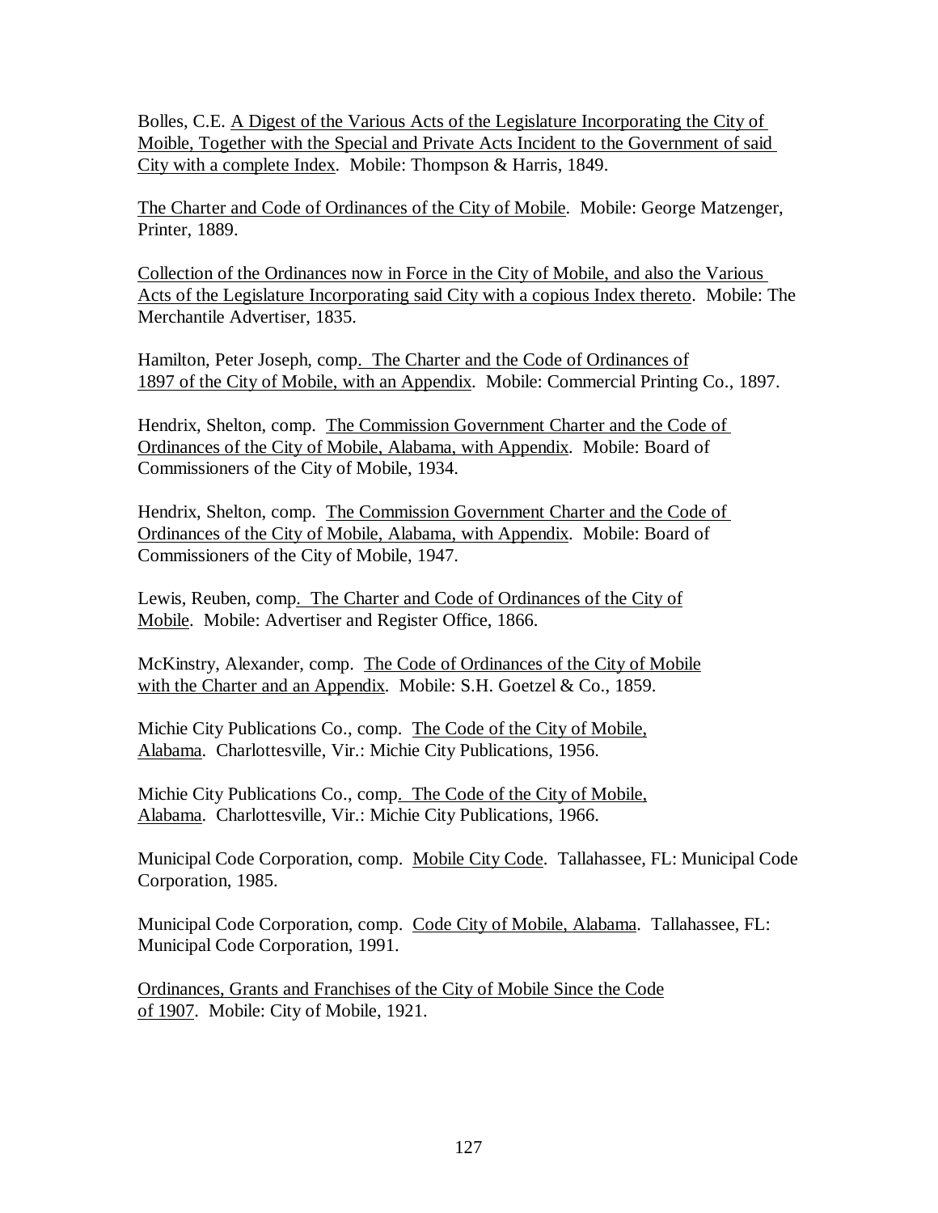Bolles, C.E. <u>A Digest of the Various Acts of the Legislature Incorporating the City of Moible, Together with the Special and Private Acts Incident to the Government of said City with a complete Index</u>. Mobile: Thompson & Harris, 1849.

<u>The Charter and Code of Ordinances of the City of Mobile</u>. Mobile: George Matzenger, Printer, 1889.

<u>Collection of the Ordinances now in Force in the City of Mobile, and also the Various Acts of the Legislature Incorporating said City with a copious Index thereto</u>. Mobile: The Merchantile Advertiser, 1835.

Hamilton, Peter Joseph, comp. <u>The Charter and the Code of Ordinances of 1897 of the City of Mobile, with an Appendix</u>. Mobile: Commercial Printing Co., 1897.

Hendrix, Shelton, comp. <u>The Commission Government Charter and the Code of Ordinances of the City of Mobile, Alabama, with Appendix</u>. Mobile: Board of Commissioners of the City of Mobile, 1934.

Hendrix, Shelton, comp. <u>The Commission Government Charter and the Code of Ordinances of the City of Mobile, Alabama, with Appendix</u>. Mobile: Board of Commissioners of the City of Mobile, 1947.

Lewis, Reuben, comp. <u>The Charter and Code of Ordinances of the City of Mobile</u>. Mobile: Advertiser and Register Office, 1866.

McKinstry, Alexander, comp. <u>The Code of Ordinances of the City of Mobile with the Charter and an Appendix</u>. Mobile: S.H. Goetzel & Co., 1859.

Michie City Publications Co., comp. <u>The Code of the City of Mobile, Alabama</u>. Charlottesville, Vir.: Michie City Publications, 1956.

Michie City Publications Co., comp. <u>The Code of the City of Mobile, Alabama</u>. Charlottesville, Vir.: Michie City Publications, 1966.

Municipal Code Corporation, comp. <u>Mobile City Code</u>. Tallahassee, FL: Municipal Code Corporation, 1985.

Municipal Code Corporation, comp. <u>Code City of Mobile, Alabama</u>. Tallahassee, FL: Municipal Code Corporation, 1991.

<u>Ordinances, Grants and Franchises of the City of Mobile Since the Code of 1907</u>. Mobile: City of Mobile, 1921.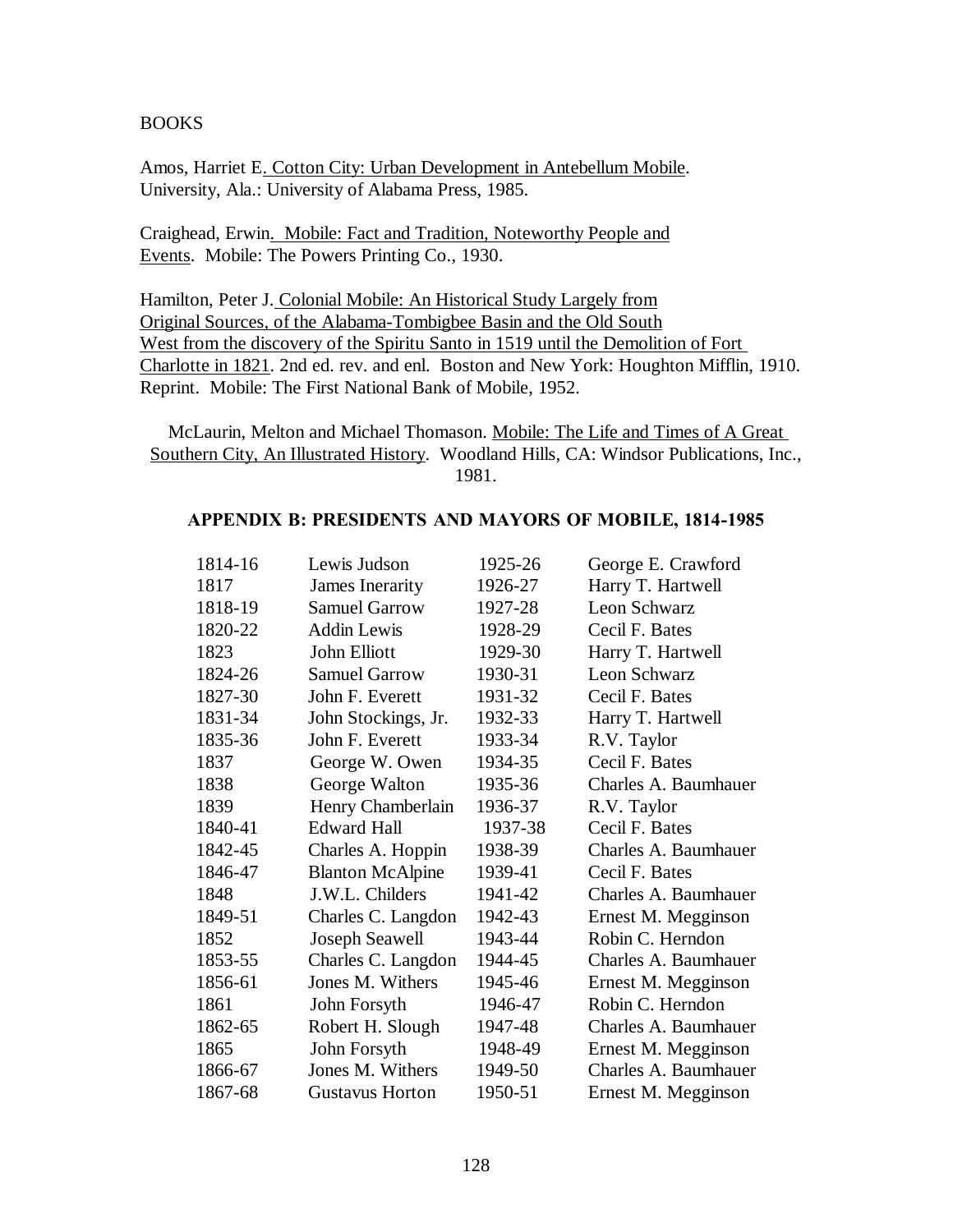BOOKS

Amos, Harriet E. Cotton City: Urban Development in Antebellum Mobile. University, Ala.: University of Alabama Press, 1985.

Craighead, Erwin. Mobile: Fact and Tradition, Noteworthy People and Events. Mobile: The Powers Printing Co., 1930.

Hamilton, Peter J. Colonial Mobile: An Historical Study Largely from Original Sources, of the Alabama-Tombigbee Basin and the Old South West from the discovery of the Spiritu Santo in 1519 until the Demolition of Fort Charlotte in 1821. 2nd ed. rev. and enl. Boston and New York: Houghton Mifflin, 1910. Reprint. Mobile: The First National Bank of Mobile, 1952.

McLaurin, Melton and Michael Thomason. Mobile: The Life and Times of A Great Southern City, An Illustrated History. Woodland Hills, CA: Windsor Publications, Inc., 1981.

## APPENDIX B: PRESIDENTS AND MAYORS OF MOBILE, 1814-1985

| | | | |
|---|---|---|---|
| 1814-16 | Lewis Judson | 1925-26 | George E. Crawford |
| 1817 | James Inerarity | 1926-27 | Harry T. Hartwell |
| 1818-19 | Samuel Garrow | 1927-28 | Leon Schwarz |
| 1820-22 | Addin Lewis | 1928-29 | Cecil F. Bates |
| 1823 | John Elliott | 1929-30 | Harry T. Hartwell |
| 1824-26 | Samuel Garrow | 1930-31 | Leon Schwarz |
| 1827-30 | John F. Everett | 1931-32 | Cecil F. Bates |
| 1831-34 | John Stockings, Jr. | 1932-33 | Harry T. Hartwell |
| 1835-36 | John F. Everett | 1933-34 | R.V. Taylor |
| 1837 | George W. Owen | 1934-35 | Cecil F. Bates |
| 1838 | George Walton | 1935-36 | Charles A. Baumhauer |
| 1839 | Henry Chamberlain | 1936-37 | R.V. Taylor |
| 1840-41 | Edward Hall | 1937-38 | Cecil F. Bates |
| 1842-45 | Charles A. Hoppin | 1938-39 | Charles A. Baumhauer |
| 1846-47 | Blanton McAlpine | 1939-41 | Cecil F. Bates |
| 1848 | J.W.L. Childers | 1941-42 | Charles A. Baumhauer |
| 1849-51 | Charles C. Langdon | 1942-43 | Ernest M. Megginson |
| 1852 | Joseph Seawell | 1943-44 | Robin C. Herndon |
| 1853-55 | Charles C. Langdon | 1944-45 | Charles A. Baumhauer |
| 1856-61 | Jones M. Withers | 1945-46 | Ernest M. Megginson |
| 1861 | John Forsyth | 1946-47 | Robin C. Herndon |
| 1862-65 | Robert H. Slough | 1947-48 | Charles A. Baumhauer |
| 1865 | John Forsyth | 1948-49 | Ernest M. Megginson |
| 1866-67 | Jones M. Withers | 1949-50 | Charles A. Baumhauer |
| 1867-68 | Gustavus Horton | 1950-51 | Ernest M. Megginson |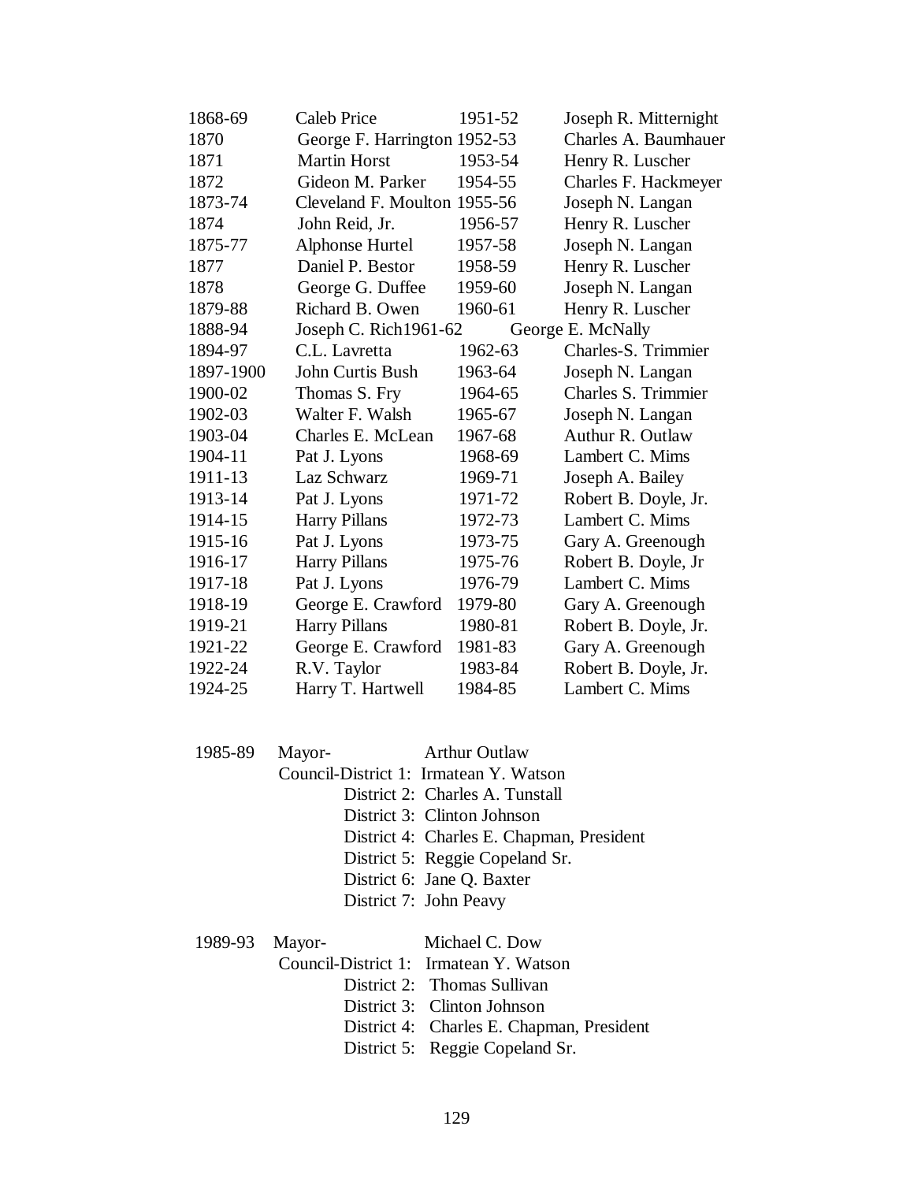| | | | |
|---|---|---|---|
| 1868-69 | Caleb Price | 1951-52 | Joseph R. Mitternight |
| 1870 | George F. Harrington | 1952-53 | Charles A. Baumhauer |
| 1871 | Martin Horst | 1953-54 | Henry R. Luscher |
| 1872 | Gideon M. Parker | 1954-55 | Charles F. Hackmeyer |
| 1873-74 | Cleveland F. Moulton | 1955-56 | Joseph N. Langan |
| 1874 | John Reid, Jr. | 1956-57 | Henry R. Luscher |
| 1875-77 | Alphonse Hurtel | 1957-58 | Joseph N. Langan |
| 1877 | Daniel P. Bestor | 1958-59 | Henry R. Luscher |
| 1878 | George G. Duffee | 1959-60 | Joseph N. Langan |
| 1879-88 | Richard B. Owen | 1960-61 | Henry R. Luscher |
| 1888-94 | Joseph C. Rich | 1961-62 | George E. McNally |
| 1894-97 | C.L. Lavretta | 1962-63 | Charles-S. Trimmier |
| 1897-1900 | John Curtis Bush | 1963-64 | Joseph N. Langan |
| 1900-02 | Thomas S. Fry | 1964-65 | Charles S. Trimmier |
| 1902-03 | Walter F. Walsh | 1965-67 | Joseph N. Langan |
| 1903-04 | Charles E. McLean | 1967-68 | Authur R. Outlaw |
| 1904-11 | Pat J. Lyons | 1968-69 | Lambert C. Mims |
| 1911-13 | Laz Schwarz | 1969-71 | Joseph A. Bailey |
| 1913-14 | Pat J. Lyons | 1971-72 | Robert B. Doyle, Jr. |
| 1914-15 | Harry Pillans | 1972-73 | Lambert C. Mims |
| 1915-16 | Pat J. Lyons | 1973-75 | Gary A. Greenough |
| 1916-17 | Harry Pillans | 1975-76 | Robert B. Doyle, Jr |
| 1917-18 | Pat J. Lyons | 1976-79 | Lambert C. Mims |
| 1918-19 | George E. Crawford | 1979-80 | Gary A. Greenough |
| 1919-21 | Harry Pillans | 1980-81 | Robert B. Doyle, Jr. |
| 1921-22 | George E. Crawford | 1981-83 | Gary A. Greenough |
| 1922-24 | R.V. Taylor | 1983-84 | Robert B. Doyle, Jr. |
| 1924-25 | Harry T. Hartwell | 1984-85 | Lambert C. Mims |

1985-89 Mayor- Arthur Outlaw
Council-District 1: Irmatean Y. Watson
District 2: Charles A. Tunstall
District 3: Clinton Johnson
District 4: Charles E. Chapman, President
District 5: Reggie Copeland Sr.
District 6: Jane Q. Baxter
District 7: John Peavy

1989-93 Mayor- Michael C. Dow
Council-District 1: Irmatean Y. Watson
District 2: Thomas Sullivan
District 3: Clinton Johnson
District 4: Charles E. Chapman, President
District 5: Reggie Copeland Sr.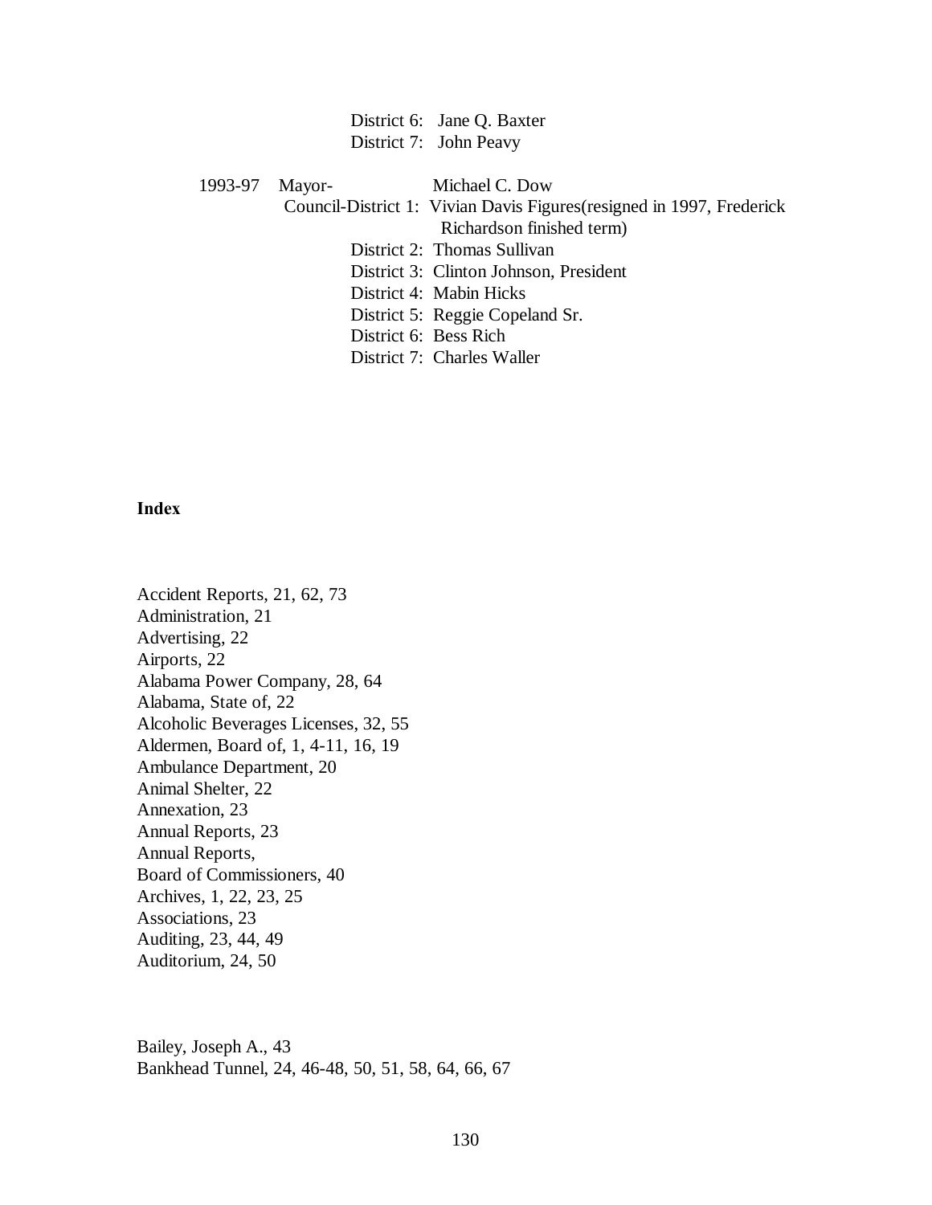District 6: Jane Q. Baxter
District 7: John Peavy

1993-97 Mayor- Michael C. Dow
Council-District 1: Vivian Davis Figures(resigned in 1997, Frederick Richardson finished term)
District 2: Thomas Sullivan
District 3: Clinton Johnson, President
District 4: Mabin Hicks
District 5: Reggie Copeland Sr.
District 6: Bess Rich
District 7: Charles Waller

**Index**

Accident Reports, 21, 62, 73
Administration, 21
Advertising, 22
Airports, 22
Alabama Power Company, 28, 64
Alabama, State of, 22
Alcoholic Beverages Licenses, 32, 55
Aldermen, Board of, 1, 4-11, 16, 19
Ambulance Department, 20
Animal Shelter, 22
Annexation, 23
Annual Reports, 23
Annual Reports,
Board of Commissioners, 40
Archives, 1, 22, 23, 25
Associations, 23
Auditing, 23, 44, 49
Auditorium, 24, 50

Bailey, Joseph A., 43
Bankhead Tunnel, 24, 46-48, 50, 51, 58, 64, 66, 67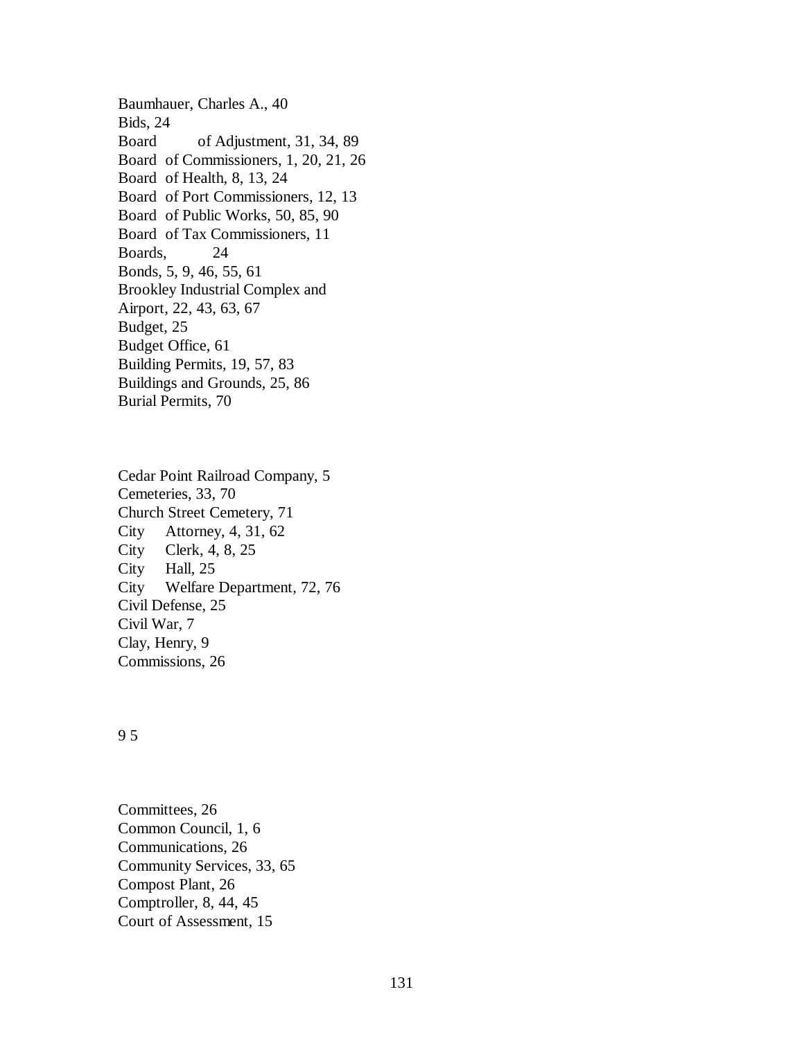Baumhauer, Charles A., 40
Bids, 24
Board of Adjustment, 31, 34, 89
Board of Commissioners, 1, 20, 21, 26
Board of Health, 8, 13, 24
Board of Port Commissioners, 12, 13
Board of Public Works, 50, 85, 90
Board of Tax Commissioners, 11
Boards, 24
Bonds, 5, 9, 46, 55, 61
Brookley Industrial Complex and
Airport, 22, 43, 63, 67
Budget, 25
Budget Office, 61
Building Permits, 19, 57, 83
Buildings and Grounds, 25, 86
Burial Permits, 70

Cedar Point Railroad Company, 5
Cemeteries, 33, 70
Church Street Cemetery, 71
City Attorney, 4, 31, 62
City Clerk, 4, 8, 25
City Hall, 25
City Welfare Department, 72, 76
Civil Defense, 25
Civil War, 7
Clay, Henry, 9
Commissions, 26

9 5

Committees, 26
Common Council, 1, 6
Communications, 26
Community Services, 33, 65
Compost Plant, 26
Comptroller, 8, 44, 45
Court of Assessment, 15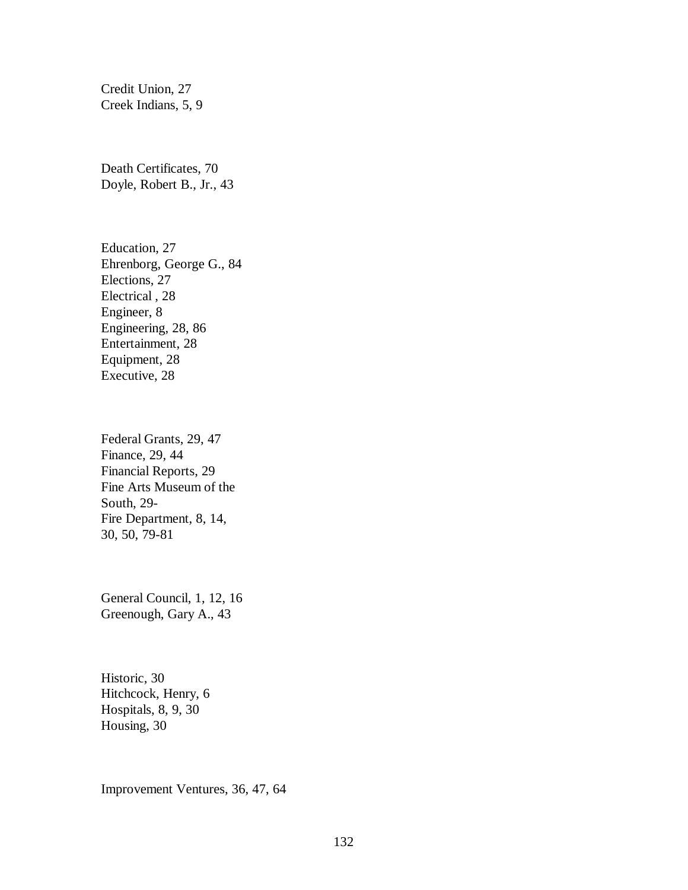Credit Union, 27
Creek Indians, 5, 9

Death Certificates, 70
Doyle, Robert B., Jr., 43

Education, 27
Ehrenborg, George G., 84
Elections, 27
Electrical , 28
Engineer, 8
Engineering, 28, 86
Entertainment, 28
Equipment, 28
Executive, 28

Federal Grants, 29, 47
Finance, 29, 44
Financial Reports, 29
Fine Arts Museum of the South, 29-
Fire Department, 8, 14, 30, 50, 79-81

General Council, 1, 12, 16
Greenough, Gary A., 43

Historic, 30
Hitchcock, Henry, 6
Hospitals, 8, 9, 30
Housing, 30

Improvement Ventures, 36, 47, 64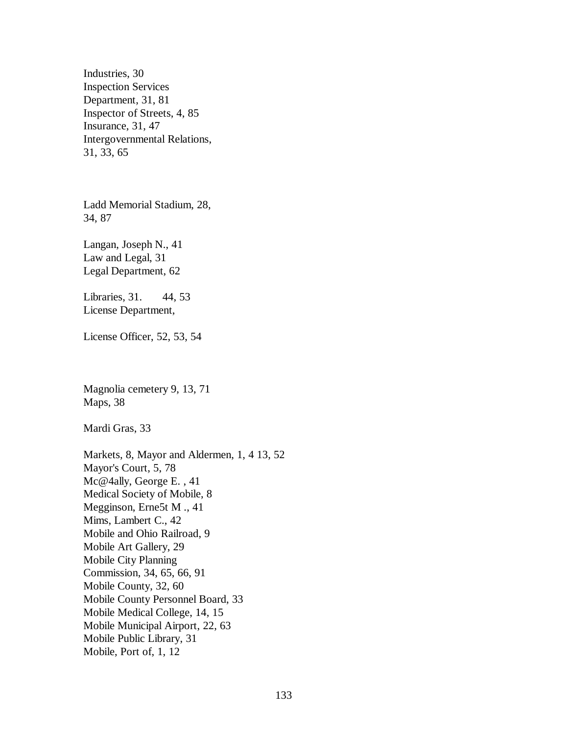Industries, 30
Inspection Services
Department, 31, 81
Inspector of Streets, 4, 85
Insurance, 31, 47
Intergovernmental Relations,
31, 33, 65

Ladd Memorial Stadium, 28,
34, 87

Langan, Joseph N., 41
Law and Legal, 31
Legal Department, 62

Libraries, 31. 44, 53
License Department,

License Officer, 52, 53, 54

Magnolia cemetery 9, 13, 71
Maps, 38

Mardi Gras, 33

Markets, 8, Mayor and Aldermen, 1, 4 13, 52
Mayor's Court, 5, 78
Mc@4ally, George E. , 41
Medical Society of Mobile, 8
Megginson, Erne5t M ., 41
Mims, Lambert C., 42
Mobile and Ohio Railroad, 9
Mobile Art Gallery, 29
Mobile City Planning
Commission, 34, 65, 66, 91
Mobile County, 32, 60
Mobile County Personnel Board, 33
Mobile Medical College, 14, 15
Mobile Municipal Airport, 22, 63
Mobile Public Library, 31
Mobile, Port of, 1, 12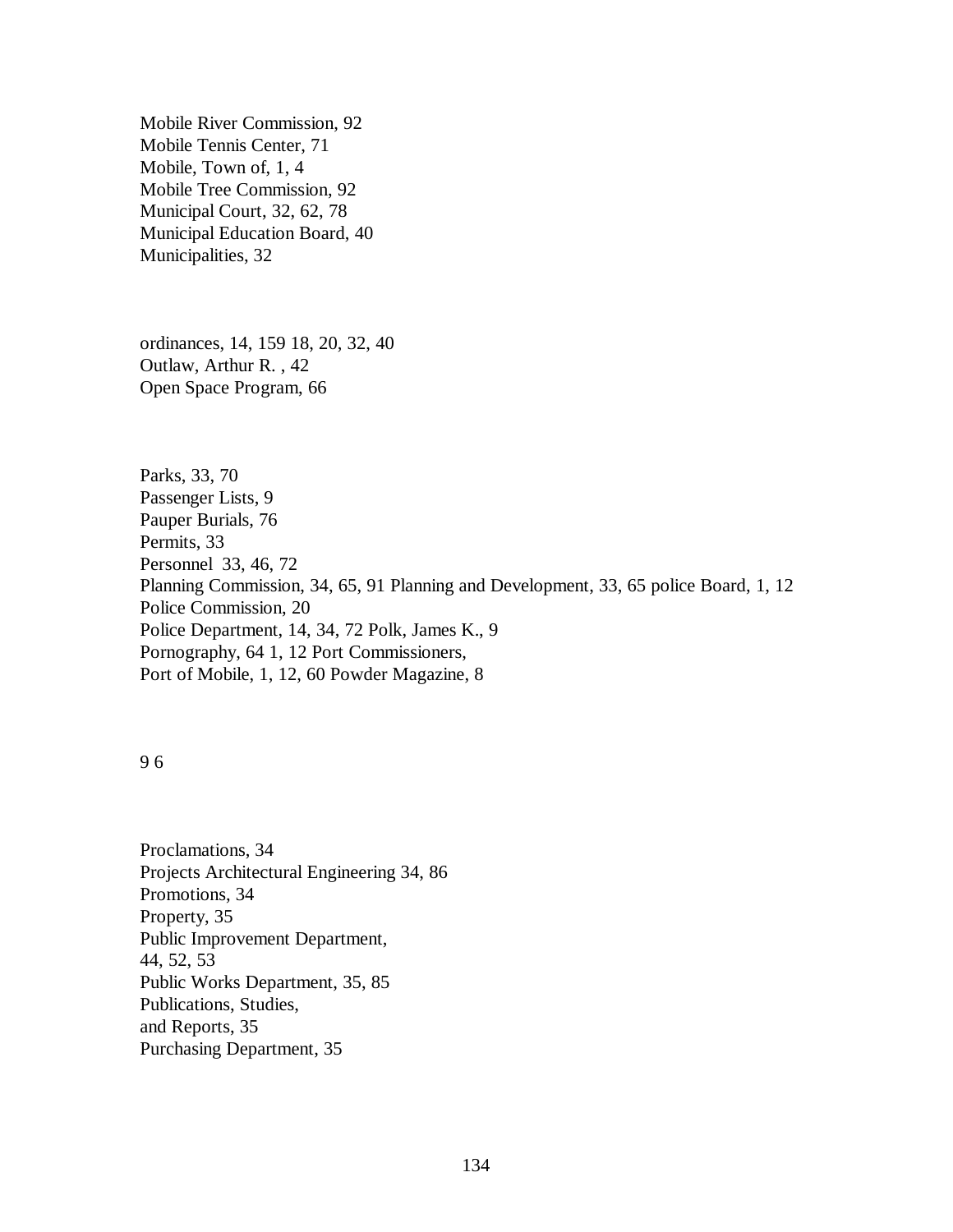Mobile River Commission, 92
Mobile Tennis Center, 71
Mobile, Town of, 1, 4
Mobile Tree Commission, 92
Municipal Court, 32, 62, 78
Municipal Education Board, 40
Municipalities, 32

ordinances, 14, 159 18, 20, 32, 40
Outlaw, Arthur R. , 42
Open Space Program, 66

Parks, 33, 70
Passenger Lists, 9
Pauper Burials, 76
Permits, 33
Personnel 33, 46, 72
Planning Commission, 34, 65, 91 Planning and Development, 33, 65 police Board, 1, 12
Police Commission, 20
Police Department, 14, 34, 72 Polk, James K., 9
Pornography, 64 1, 12 Port Commissioners,
Port of Mobile, 1, 12, 60 Powder Magazine, 8

9 6

Proclamations, 34
Projects Architectural Engineering 34, 86
Promotions, 34
Property, 35
Public Improvement Department,
44, 52, 53
Public Works Department, 35, 85
Publications, Studies,
and Reports, 35
Purchasing Department, 35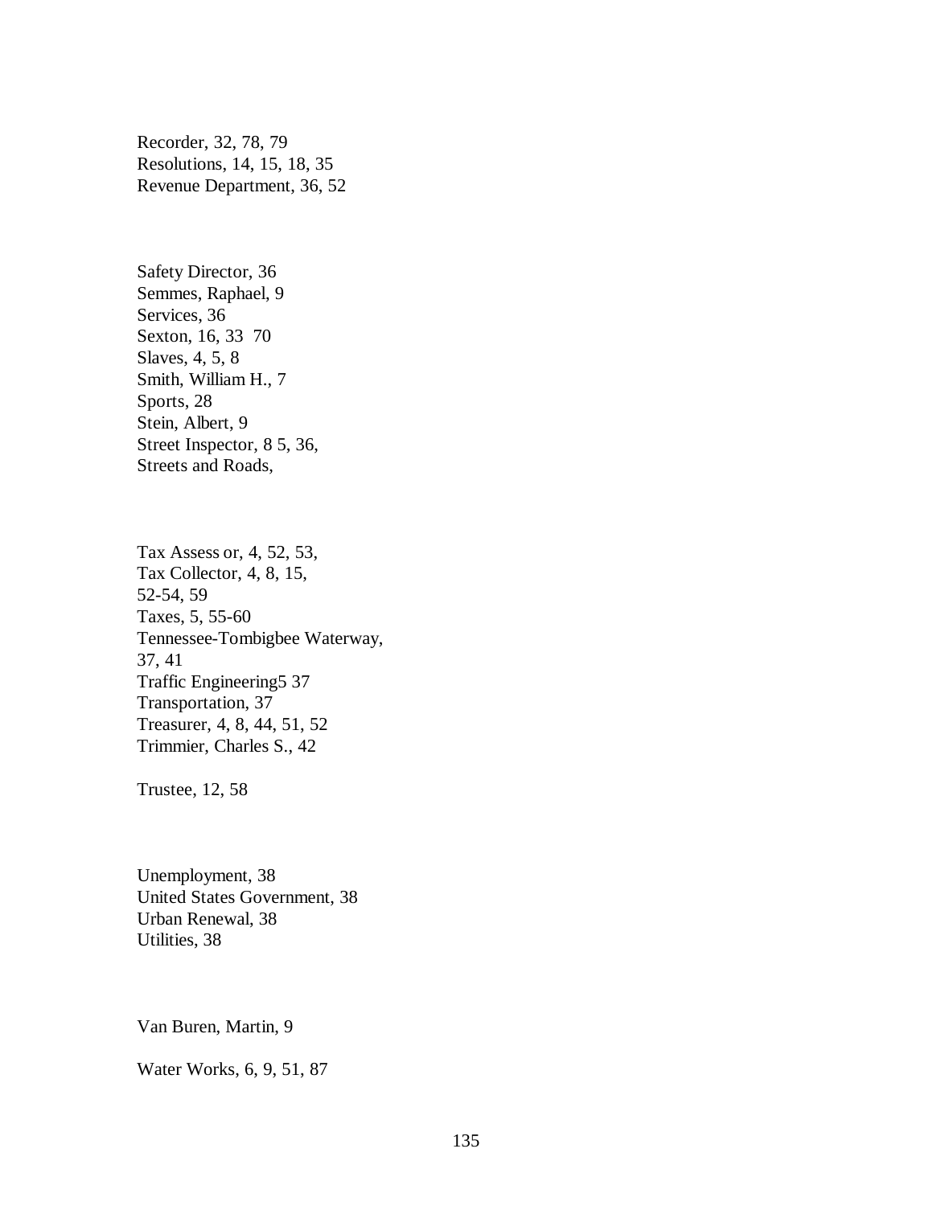Recorder, 32, 78, 79
Resolutions, 14, 15, 18, 35
Revenue Department, 36, 52

Safety Director, 36
Semmes, Raphael, 9
Services, 36
Sexton, 16, 33 70
Slaves, 4, 5, 8
Smith, William H., 7
Sports, 28
Stein, Albert, 9
Street Inspector, 8 5, 36,
Streets and Roads,

Tax Assess or, 4, 52, 53,
Tax Collector, 4, 8, 15,
52-54, 59
Taxes, 5, 55-60
Tennessee-Tombigbee Waterway,
37, 41
Traffic Engineering5 37
Transportation, 37
Treasurer, 4, 8, 44, 51, 52
Trimmier, Charles S., 42

Trustee, 12, 58

Unemployment, 38
United States Government, 38
Urban Renewal, 38
Utilities, 38

Van Buren, Martin, 9

Water Works, 6, 9, 51, 87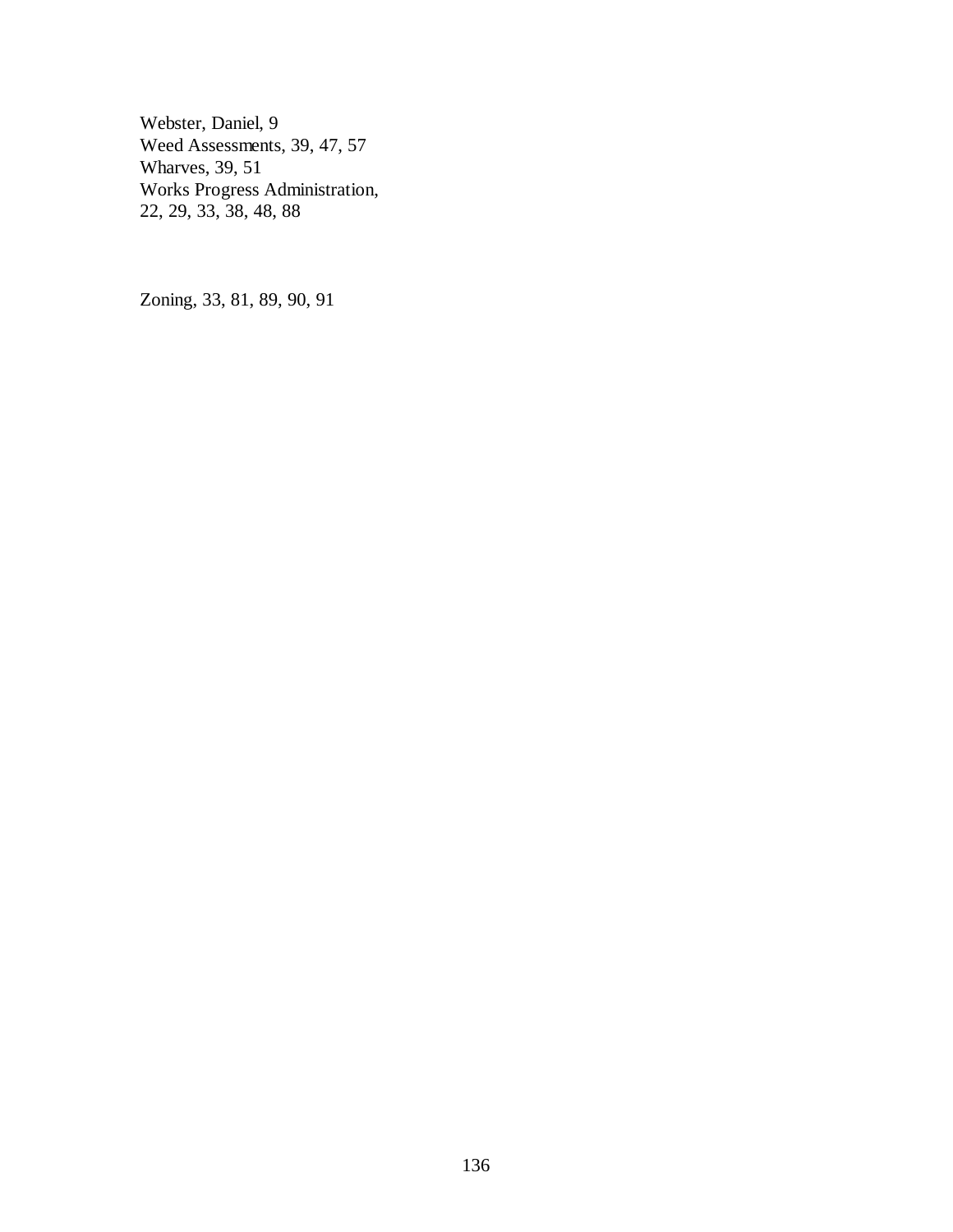Webster, Daniel, 9
Weed Assessments, 39, 47, 57
Wharves, 39, 51
Works Progress Administration,
22, 29, 33, 38, 48, 88

Zoning, 33, 81, 89, 90, 91